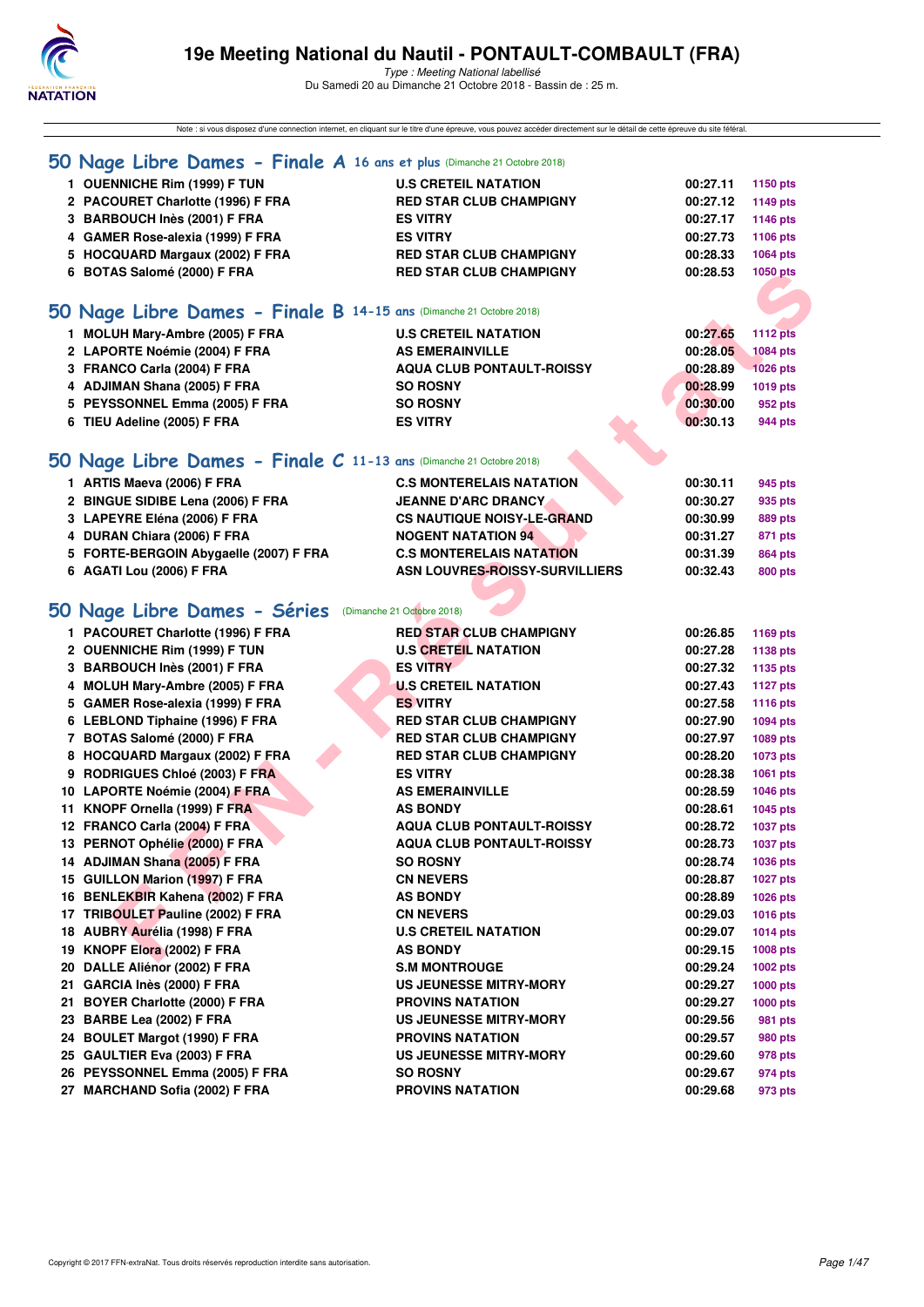# 19e Meeting National du Nautil - PONTAULT-COMBAULT (FRA)

*Type : Meeting National labellisé*

Du Samedi 20 au Dimanche 21 Octobre 2018 - Bassin de : 25 m.

Note : si vous disposez d'une connexion internet, en cliquant sur le titre d'une épreuve, vous pouvez accéder directement sur le détail de cette épreuve du site féféral.

## 50 Nage Libre Dames - Finale A 16 ans et plus (Dimanche 21 Octobre 2018)

| | | | | |
|---|---|---|---|---|
| 1 | OUENNICHE Rim (1999) F TUN | U.S CRETEIL NATATION | 00:27.11 | 1150 pts |
| 2 | PACOURET Charlotte (1996) F FRA | RED STAR CLUB CHAMPIGNY | 00:27.12 | 1149 pts |
| 3 | BARBOUCH Inès (2001) F FRA | ES VITRY | 00:27.17 | 1146 pts |
| 4 | GAMER Rose-alexia (1999) F FRA | ES VITRY | 00:27.73 | 1106 pts |
| 5 | HOCQUARD Margaux (2002) F FRA | RED STAR CLUB CHAMPIGNY | 00:28.33 | 1064 pts |
| 6 | BOTAS Salomé (2000) F FRA | RED STAR CLUB CHAMPIGNY | 00:28.53 | 1050 pts |

## 50 Nage Libre Dames - Finale B 14-15 ans (Dimanche 21 Octobre 2018)

| | | | | |
|---|---|---|---|---|
| 1 | MOLUH Mary-Ambre (2005) F FRA | U.S CRETEIL NATATION | 00:27.65 | 1112 pts |
| 2 | LAPORTE Noémie (2004) F FRA | AS EMERAINVILLE | 00:28.05 | 1084 pts |
| 3 | FRANCO Carla (2004) F FRA | AQUA CLUB PONTAULT-ROISSY | 00:28.89 | 1026 pts |
| 4 | ADJIMAN Shana (2005) F FRA | SO ROSNY | 00:28.99 | 1019 pts |
| 5 | PEYSSONNEL Emma (2005) F FRA | SO ROSNY | 00:30.00 | 952 pts |
| 6 | TIEU Adeline (2005) F FRA | ES VITRY | 00:30.13 | 944 pts |

## 50 Nage Libre Dames - Finale C 11-13 ans (Dimanche 21 Octobre 2018)

| | | | | |
|---|---|---|---|---|
| 1 | ARTIS Maeva (2006) F FRA | C.S MONTERELAIS NATATION | 00:30.11 | 945 pts |
| 2 | BINGUE SIDIBE Lena (2006) F FRA | JEANNE D'ARC DRANCY | 00:30.27 | 935 pts |
| 3 | LAPEYRE Eléna (2006) F FRA | CS NAUTIQUE NOISY-LE-GRAND | 00:30.99 | 889 pts |
| 4 | DURAN Chiara (2006) F FRA | NOGENT NATATION 94 | 00:31.27 | 871 pts |
| 5 | FORTE-BERGOIN Abygaelle (2007) F FRA | C.S MONTERELAIS NATATION | 00:31.39 | 864 pts |
| 6 | AGATI Lou (2006) F FRA | ASN LOUVRES-ROISSY-SURVILLIERS | 00:32.43 | 800 pts |

## 50 Nage Libre Dames - Séries (Dimanche 21 Octobre 2018)

| | | | | |
|---|---|---|---|---|
| 1 | PACOURET Charlotte (1996) F FRA | RED STAR CLUB CHAMPIGNY | 00:26.85 | 1169 pts |
| 2 | OUENNICHE Rim (1999) F TUN | U.S CRETEIL NATATION | 00:27.28 | 1138 pts |
| 3 | BARBOUCH Inès (2001) F FRA | ES VITRY | 00:27.32 | 1135 pts |
| 4 | MOLUH Mary-Ambre (2005) F FRA | U.S CRETEIL NATATION | 00:27.43 | 1127 pts |
| 5 | GAMER Rose-alexia (1999) F FRA | ES VITRY | 00:27.58 | 1116 pts |
| 6 | LEBLOND Tiphaine (1996) F FRA | RED STAR CLUB CHAMPIGNY | 00:27.90 | 1094 pts |
| 7 | BOTAS Salomé (2000) F FRA | RED STAR CLUB CHAMPIGNY | 00:27.97 | 1089 pts |
| 8 | HOCQUARD Margaux (2002) F FRA | RED STAR CLUB CHAMPIGNY | 00:28.20 | 1073 pts |
| 9 | RODRIGUES Chloé (2003) F FRA | ES VITRY | 00:28.38 | 1061 pts |
| 10 | LAPORTE Noémie (2004) F FRA | AS EMERAINVILLE | 00:28.59 | 1046 pts |
| 11 | KNOPF Ornella (1999) F FRA | AS BONDY | 00:28.61 | 1045 pts |
| 12 | FRANCO Carla (2004) F FRA | AQUA CLUB PONTAULT-ROISSY | 00:28.72 | 1037 pts |
| 13 | PERNOT Ophélie (2000) F FRA | AQUA CLUB PONTAULT-ROISSY | 00:28.73 | 1037 pts |
| 14 | ADJIMAN Shana (2005) F FRA | SO ROSNY | 00:28.74 | 1036 pts |
| 15 | GUILLON Marion (1997) F FRA | CN NEVERS | 00:28.87 | 1027 pts |
| 16 | BENLEKBIR Kahena (2002) F FRA | AS BONDY | 00:28.89 | 1026 pts |
| 17 | TRIBOULET Pauline (2002) F FRA | CN NEVERS | 00:29.03 | 1016 pts |
| 18 | AUBRY Aurélia (1998) F FRA | U.S CRETEIL NATATION | 00:29.07 | 1014 pts |
| 19 | KNOPF Elora (2002) F FRA | AS BONDY | 00:29.15 | 1008 pts |
| 20 | DALLE Aliénor (2002) F FRA | S.M MONTROUGE | 00:29.24 | 1002 pts |
| 21 | GARCIA Inès (2000) F FRA | US JEUNESSE MITRY-MORY | 00:29.27 | 1000 pts |
| 21 | BOYER Charlotte (2000) F FRA | PROVINS NATATION | 00:29.27 | 1000 pts |
| 23 | BARBE Lea (2002) F FRA | US JEUNESSE MITRY-MORY | 00:29.56 | 981 pts |
| 24 | BOULET Margot (1990) F FRA | PROVINS NATATION | 00:29.57 | 980 pts |
| 25 | GAULTIER Eva (2003) F FRA | US JEUNESSE MITRY-MORY | 00:29.60 | 978 pts |
| 26 | PEYSSONNEL Emma (2005) F FRA | SO ROSNY | 00:29.67 | 974 pts |
| 27 | MARCHAND Sofia (2002) F FRA | PROVINS NATATION | 00:29.68 | 973 pts |

Copyright © 2017 FFN-extraNat. Tous droits réservés reproduction interdite sans autorisation.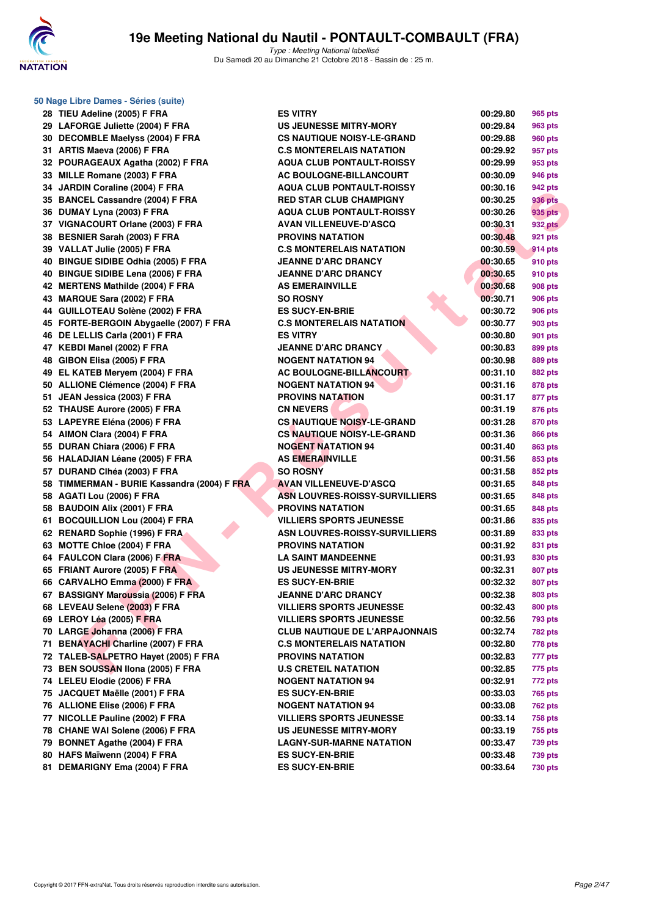# 19e Meeting National du Nautil - PONTAULT-COMBAULT (FRA)

*Type : Meeting National labellisé*
Du Samedi 20 au Dimanche 21 Octobre 2018 - Bassin de : 25 m.

## 50 Nage Libre Dames - Séries (suite)

| | | | | |
|---|---|---|---|---|
| 28 | TIEU Adeline (2005) F FRA | ES VITRY | 00:29.80 | 965 pts |
| 29 | LAFORGE Juliette (2004) F FRA | US JEUNESSE MITRY-MORY | 00:29.84 | 963 pts |
| 30 | DECOMBLE Maelyss (2004) F FRA | CS NAUTIQUE NOISY-LE-GRAND | 00:29.88 | 960 pts |
| 31 | ARTIS Maeva (2006) F FRA | C.S MONTERELAIS NATATION | 00:29.92 | 957 pts |
| 32 | POURAGEAUX Agatha (2002) F FRA | AQUA CLUB PONTAULT-ROISSY | 00:29.99 | 953 pts |
| 33 | MILLE Romane (2003) F FRA | AC BOULOGNE-BILLANCOURT | 00:30.09 | 946 pts |
| 34 | JARDIN Coraline (2004) F FRA | AQUA CLUB PONTAULT-ROISSY | 00:30.16 | 942 pts |
| 35 | BANCEL Cassandre (2004) F FRA | RED STAR CLUB CHAMPIGNY | 00:30.25 | 936 pts |
| 36 | DUMAY Lyna (2003) F FRA | AQUA CLUB PONTAULT-ROISSY | 00:30.26 | 935 pts |
| 37 | VIGNACOURT Orlane (2003) F FRA | AVAN VILLENEUVE-D'ASCQ | 00:30.31 | 932 pts |
| 38 | BESNIER Sarah (2003) F FRA | PROVINS NATATION | 00:30.48 | 921 pts |
| 39 | VALLAT Julie (2005) F FRA | C.S MONTERELAIS NATATION | 00:30.59 | 914 pts |
| 40 | BINGUE SIDIBE Odhia (2005) F FRA | JEANNE D'ARC DRANCY | 00:30.65 | 910 pts |
| 40 | BINGUE SIDIBE Lena (2006) F FRA | JEANNE D'ARC DRANCY | 00:30.65 | 910 pts |
| 42 | MERTENS Mathilde (2004) F FRA | AS EMERAINVILLE | 00:30.68 | 908 pts |
| 43 | MARQUE Sara (2002) F FRA | SO ROSNY | 00:30.71 | 906 pts |
| 44 | GUILLOTEAU Solène (2002) F FRA | ES SUCY-EN-BRIE | 00:30.72 | 906 pts |
| 45 | FORTE-BERGOIN Abygaelle (2007) F FRA | C.S MONTERELAIS NATATION | 00:30.77 | 903 pts |
| 46 | DE LELLIS Carla (2001) F FRA | ES VITRY | 00:30.80 | 901 pts |
| 47 | KEBDI Manel (2002) F FRA | JEANNE D'ARC DRANCY | 00:30.83 | 899 pts |
| 48 | GIBON Elisa (2005) F FRA | NOGENT NATATION 94 | 00:30.98 | 889 pts |
| 49 | EL KATEB Meryem (2004) F FRA | AC BOULOGNE-BILLANCOURT | 00:31.10 | 882 pts |
| 50 | ALLIONE Clémence (2004) F FRA | NOGENT NATATION 94 | 00:31.16 | 878 pts |
| 51 | JEAN Jessica (2003) F FRA | PROVINS NATATION | 00:31.17 | 877 pts |
| 52 | THAUSE Aurore (2005) F FRA | CN NEVERS | 00:31.19 | 876 pts |
| 53 | LAPEYRE Eléna (2006) F FRA | CS NAUTIQUE NOISY-LE-GRAND | 00:31.28 | 870 pts |
| 54 | AIMON Clara (2004) F FRA | CS NAUTIQUE NOISY-LE-GRAND | 00:31.36 | 866 pts |
| 55 | DURAN Chiara (2006) F FRA | NOGENT NATATION 94 | 00:31.40 | 863 pts |
| 56 | HALADJIAN Léane (2005) F FRA | AS EMERAINVILLE | 00:31.56 | 853 pts |
| 57 | DURAND Clhéa (2003) F FRA | SO ROSNY | 00:31.58 | 852 pts |
| 58 | TIMMERMAN - BURIE Kassandra (2004) F FRA | AVAN VILLENEUVE-D'ASCQ | 00:31.65 | 848 pts |
| 58 | AGATI Lou (2006) F FRA | ASN LOUVRES-ROISSY-SURVILLIERS | 00:31.65 | 848 pts |
| 58 | BAUDOIN Alix (2001) F FRA | PROVINS NATATION | 00:31.65 | 848 pts |
| 61 | BOCQUILLION Lou (2004) F FRA | VILLIERS SPORTS JEUNESSE | 00:31.86 | 835 pts |
| 62 | RENARD Sophie (1996) F FRA | ASN LOUVRES-ROISSY-SURVILLIERS | 00:31.89 | 833 pts |
| 63 | MOTTE Chloe (2004) F FRA | PROVINS NATATION | 00:31.92 | 831 pts |
| 64 | FAULCON Clara (2006) F FRA | LA SAINT MANDEENNE | 00:31.93 | 830 pts |
| 65 | FRIANT Aurore (2005) F FRA | US JEUNESSE MITRY-MORY | 00:32.31 | 807 pts |
| 66 | CARVALHO Emma (2000) F FRA | ES SUCY-EN-BRIE | 00:32.32 | 807 pts |
| 67 | BASSIGNY Maroussia (2006) F FRA | JEANNE D'ARC DRANCY | 00:32.38 | 803 pts |
| 68 | LEVEAU Selene (2003) F FRA | VILLIERS SPORTS JEUNESSE | 00:32.43 | 800 pts |
| 69 | LEROY Léa (2005) F FRA | VILLIERS SPORTS JEUNESSE | 00:32.56 | 793 pts |
| 70 | LARGE Johanna (2006) F FRA | CLUB NAUTIQUE DE L'ARPAJONNAIS | 00:32.74 | 782 pts |
| 71 | BENAYACHI Charline (2007) F FRA | C.S MONTERELAIS NATATION | 00:32.80 | 778 pts |
| 72 | TALEB-SALPETRO Hayet (2005) F FRA | PROVINS NATATION | 00:32.83 | 777 pts |
| 73 | BEN SOUSSAN Ilona (2005) F FRA | U.S CRETEIL NATATION | 00:32.85 | 775 pts |
| 74 | LELEU Elodie (2006) F FRA | NOGENT NATATION 94 | 00:32.91 | 772 pts |
| 75 | JACQUET Maëlle (2001) F FRA | ES SUCY-EN-BRIE | 00:33.03 | 765 pts |
| 76 | ALLIONE Elise (2006) F FRA | NOGENT NATATION 94 | 00:33.08 | 762 pts |
| 77 | NICOLLE Pauline (2002) F FRA | VILLIERS SPORTS JEUNESSE | 00:33.14 | 758 pts |
| 78 | CHANE WAI Solene (2006) F FRA | US JEUNESSE MITRY-MORY | 00:33.19 | 755 pts |
| 79 | BONNET Agathe (2004) F FRA | LAGNY-SUR-MARNE NATATION | 00:33.47 | 739 pts |
| 80 | HAFS Maïwenn (2004) F FRA | ES SUCY-EN-BRIE | 00:33.48 | 739 pts |
| 81 | DEMARIGNY Ema (2004) F FRA | ES SUCY-EN-BRIE | 00:33.64 | 730 pts |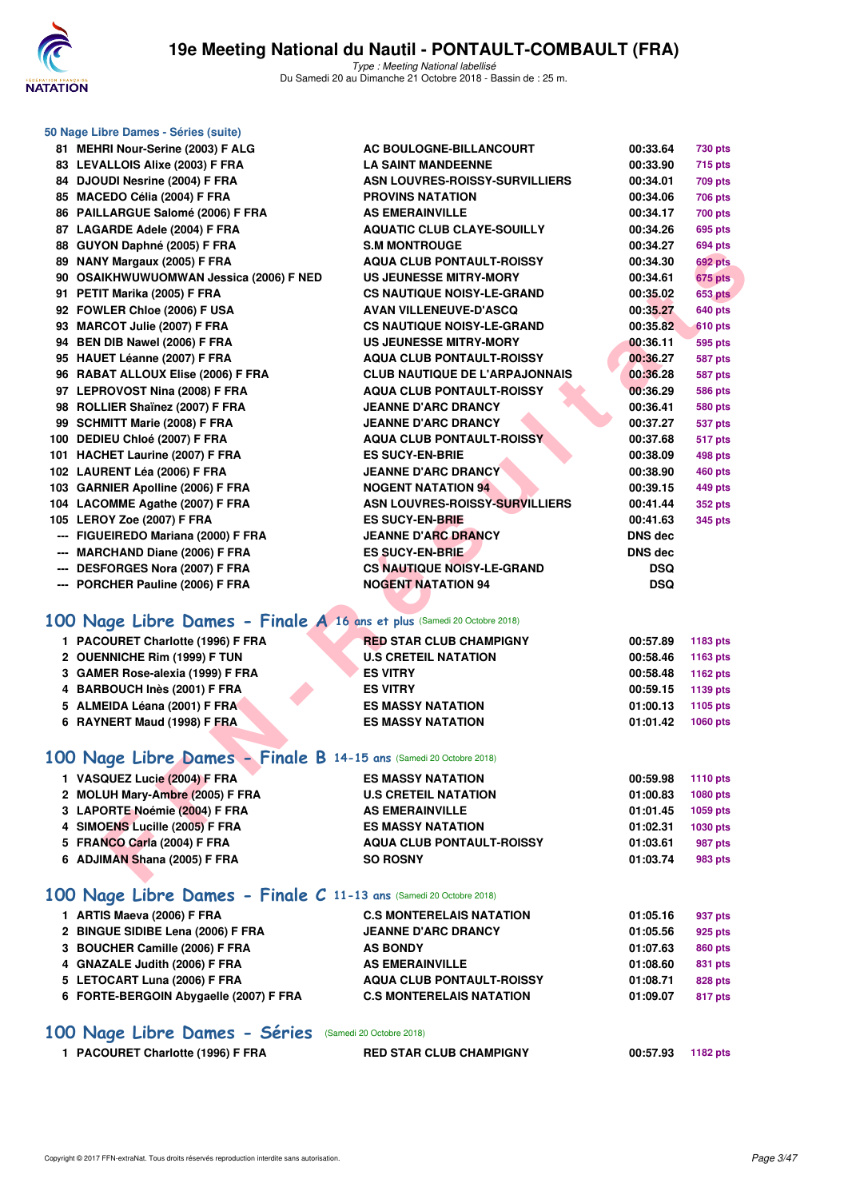# 19e Meeting National du Nautil - PONTAULT-COMBAULT (FRA)

*Type : Meeting National labellisé*
Du Samedi 20 au Dimanche 21 Octobre 2018 - Bassin de : 25 m.

### 50 Nage Libre Dames - Séries (suite)

| | | | | |
|---|---|---|---|---|
| 81 | MEHRI Nour-Serine (2003) F ALG | AC BOULOGNE-BILLANCOURT | 00:33.64 | 730 pts |
| 83 | LEVALLOIS Alixe (2003) F FRA | LA SAINT MANDEENNE | 00:33.90 | 715 pts |
| 84 | DJOUDI Nesrine (2004) F FRA | ASN LOUVRES-ROISSY-SURVILLIERS | 00:34.01 | 709 pts |
| 85 | MACEDO Célia (2004) F FRA | PROVINS NATATION | 00:34.06 | 706 pts |
| 86 | PAILLARGUE Salomé (2006) F FRA | AS EMERAINVILLE | 00:34.17 | 700 pts |
| 87 | LAGARDE Adele (2004) F FRA | AQUATIC CLUB CLAYE-SOUILLY | 00:34.26 | 695 pts |
| 88 | GUYON Daphné (2005) F FRA | S.M MONTROUGE | 00:34.27 | 694 pts |
| 89 | NANY Margaux (2005) F FRA | AQUA CLUB PONTAULT-ROISSY | 00:34.30 | 692 pts |
| 90 | OSAIKHWUWUOMWAN Jessica (2006) F NED | US JEUNESSE MITRY-MORY | 00:34.61 | 675 pts |
| 91 | PETIT Marika (2005) F FRA | CS NAUTIQUE NOISY-LE-GRAND | 00:35.02 | 653 pts |
| 92 | FOWLER Chloe (2006) F USA | AVAN VILLENEUVE-D'ASCQ | 00:35.27 | 640 pts |
| 93 | MARCOT Julie (2007) F FRA | CS NAUTIQUE NOISY-LE-GRAND | 00:35.82 | 610 pts |
| 94 | BEN DIB Nawel (2006) F FRA | US JEUNESSE MITRY-MORY | 00:36.11 | 595 pts |
| 95 | HAUET Léanne (2007) F FRA | AQUA CLUB PONTAULT-ROISSY | 00:36.27 | 587 pts |
| 96 | RABAT ALLOUX Elise (2006) F FRA | CLUB NAUTIQUE DE L'ARPAJONNAIS | 00:36.28 | 587 pts |
| 97 | LEPROVOST Nina (2008) F FRA | AQUA CLUB PONTAULT-ROISSY | 00:36.29 | 586 pts |
| 98 | ROLLIER Shaïnez (2007) F FRA | JEANNE D'ARC DRANCY | 00:36.41 | 580 pts |
| 99 | SCHMITT Marie (2008) F FRA | JEANNE D'ARC DRANCY | 00:37.27 | 537 pts |
| 100 | DEDIEU Chloé (2007) F FRA | AQUA CLUB PONTAULT-ROISSY | 00:37.68 | 517 pts |
| 101 | HACHET Laurine (2007) F FRA | ES SUCY-EN-BRIE | 00:38.09 | 498 pts |
| 102 | LAURENT Léa (2006) F FRA | JEANNE D'ARC DRANCY | 00:38.90 | 460 pts |
| 103 | GARNIER Apolline (2006) F FRA | NOGENT NATATION 94 | 00:39.15 | 449 pts |
| 104 | LACOMME Agathe (2007) F FRA | ASN LOUVRES-ROISSY-SURVILLIERS | 00:41.44 | 352 pts |
| 105 | LEROY Zoe (2007) F FRA | ES SUCY-EN-BRIE | 00:41.63 | 345 pts |
| --- | FIGUEIREDO Mariana (2000) F FRA | JEANNE D'ARC DRANCY | DNS dec | |
| --- | MARCHAND Diane (2006) F FRA | ES SUCY-EN-BRIE | DNS dec | |
| --- | DESFORGES Nora (2007) F FRA | CS NAUTIQUE NOISY-LE-GRAND | DSQ | |
| --- | PORCHER Pauline (2006) F FRA | NOGENT NATATION 94 | DSQ | |

## 100 Nage Libre Dames - Finale A 16 ans et plus (Samedi 20 Octobre 2018)

| | | | | |
|---|---|---|---|---|
| 1 | PACOURET Charlotte (1996) F FRA | RED STAR CLUB CHAMPIGNY | 00:57.89 | 1183 pts |
| 2 | OUENNICHE Rim (1999) F TUN | U.S CRETEIL NATATION | 00:58.46 | 1163 pts |
| 3 | GAMER Rose-alexia (1999) F FRA | ES VITRY | 00:58.48 | 1162 pts |
| 4 | BARBOUCH Inès (2001) F FRA | ES VITRY | 00:59.15 | 1139 pts |
| 5 | ALMEIDA Léana (2001) F FRA | ES MASSY NATATION | 01:00.13 | 1105 pts |
| 6 | RAYNERT Maud (1998) F FRA | ES MASSY NATATION | 01:01.42 | 1060 pts |

## 100 Nage Libre Dames - Finale B 14-15 ans (Samedi 20 Octobre 2018)

| | | | | |
|---|---|---|---|---|
| 1 | VASQUEZ Lucie (2004) F FRA | ES MASSY NATATION | 00:59.98 | 1110 pts |
| 2 | MOLUH Mary-Ambre (2005) F FRA | U.S CRETEIL NATATION | 01:00.83 | 1080 pts |
| 3 | LAPORTE Noémie (2004) F FRA | AS EMERAINVILLE | 01:01.45 | 1059 pts |
| 4 | SIMOENS Lucille (2005) F FRA | ES MASSY NATATION | 01:02.31 | 1030 pts |
| 5 | FRANCO Carla (2004) F FRA | AQUA CLUB PONTAULT-ROISSY | 01:03.61 | 987 pts |
| 6 | ADJIMAN Shana (2005) F FRA | SO ROSNY | 01:03.74 | 983 pts |

## 100 Nage Libre Dames - Finale C 11-13 ans (Samedi 20 Octobre 2018)

| | | | | |
|---|---|---|---|---|
| 1 | ARTIS Maeva (2006) F FRA | C.S MONTERELAIS NATATION | 01:05.16 | 937 pts |
| 2 | BINGUE SIDIBE Lena (2006) F FRA | JEANNE D'ARC DRANCY | 01:05.56 | 925 pts |
| 3 | BOUCHER Camille (2006) F FRA | AS BONDY | 01:07.63 | 860 pts |
| 4 | GNAZALE Judith (2006) F FRA | AS EMERAINVILLE | 01:08.60 | 831 pts |
| 5 | LETOCART Luna (2006) F FRA | AQUA CLUB PONTAULT-ROISSY | 01:08.71 | 828 pts |
| 6 | FORTE-BERGOIN Abygaelle (2007) F FRA | C.S MONTERELAIS NATATION | 01:09.07 | 817 pts |

## 100 Nage Libre Dames - Séries (Samedi 20 Octobre 2018)

| | | | | |
|---|---|---|---|---|
| 1 | PACOURET Charlotte (1996) F FRA | RED STAR CLUB CHAMPIGNY | 00:57.93 | 1182 pts |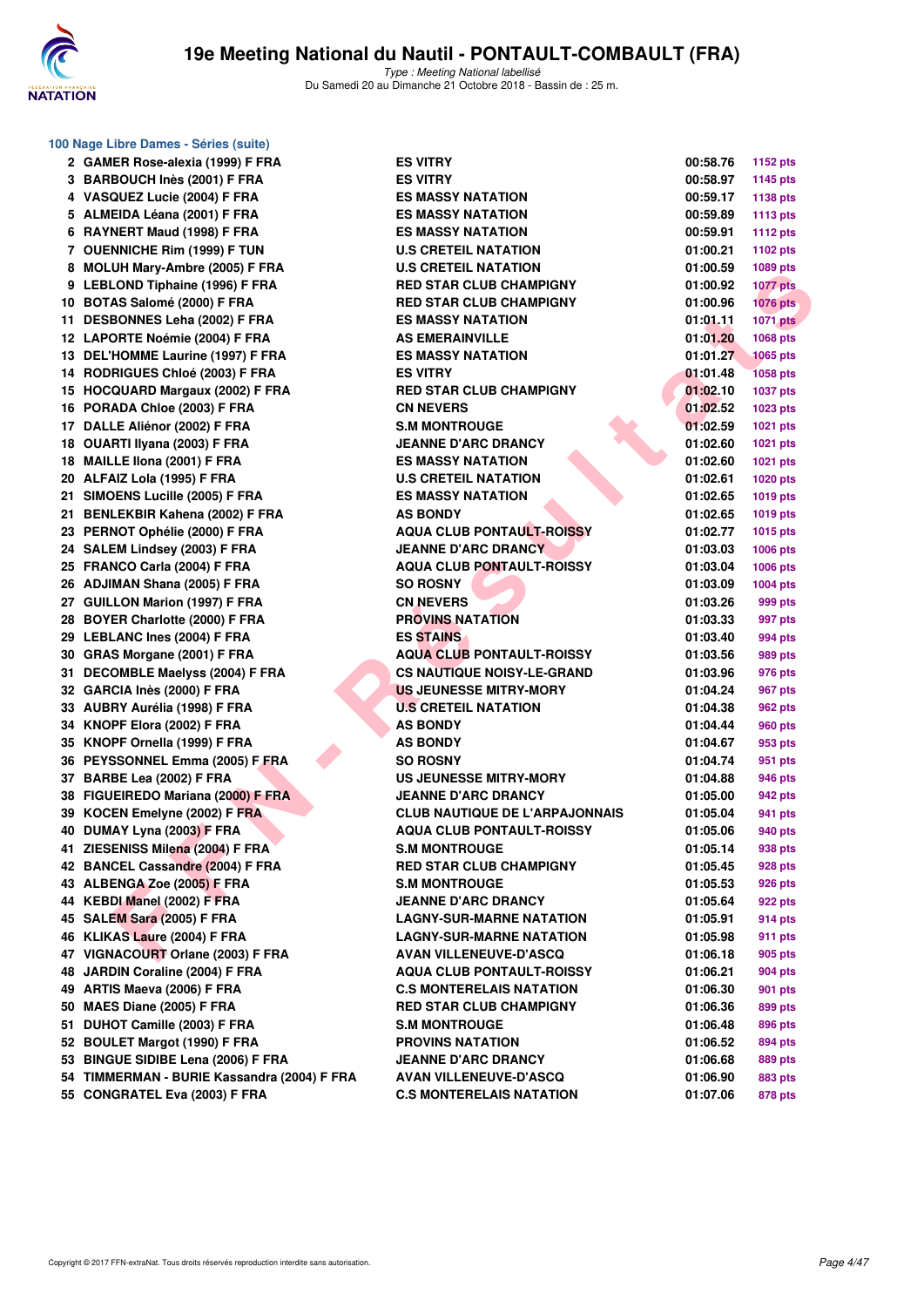# 19e Meeting National du Nautil - PONTAULT-COMBAULT (FRA)

*Type : Meeting National labellisé*
Du Samedi 20 au Dimanche 21 Octobre 2018 - Bassin de : 25 m.

### 100 Nage Libre Dames - Séries (suite)

| | | | | |
|---|---|---|---|---|
| 2 | GAMER Rose-alexia (1999) F FRA | ES VITRY | 00:58.76 | 1152 pts |
| 3 | BARBOUCH Inès (2001) F FRA | ES VITRY | 00:58.97 | 1145 pts |
| 4 | VASQUEZ Lucie (2004) F FRA | ES MASSY NATATION | 00:59.17 | 1138 pts |
| 5 | ALMEIDA Léana (2001) F FRA | ES MASSY NATATION | 00:59.89 | 1113 pts |
| 6 | RAYNERT Maud (1998) F FRA | ES MASSY NATATION | 00:59.91 | 1112 pts |
| 7 | OUENNICHE Rim (1999) F TUN | U.S CRETEIL NATATION | 01:00.21 | 1102 pts |
| 8 | MOLUH Mary-Ambre (2005) F FRA | U.S CRETEIL NATATION | 01:00.59 | 1089 pts |
| 9 | LEBLOND Tiphaine (1996) F FRA | RED STAR CLUB CHAMPIGNY | 01:00.92 | 1077 pts |
| 10 | BOTAS Salomé (2000) F FRA | RED STAR CLUB CHAMPIGNY | 01:00.96 | 1076 pts |
| 11 | DESBONNES Leha (2002) F FRA | ES MASSY NATATION | 01:01.11 | 1071 pts |
| 12 | LAPORTE Noémie (2004) F FRA | AS EMERAINVILLE | 01:01.20 | 1068 pts |
| 13 | DEL'HOMME Laurine (1997) F FRA | ES MASSY NATATION | 01:01.27 | 1065 pts |
| 14 | RODRIGUES Chloé (2003) F FRA | ES VITRY | 01:01.48 | 1058 pts |
| 15 | HOCQUARD Margaux (2002) F FRA | RED STAR CLUB CHAMPIGNY | 01:02.10 | 1037 pts |
| 16 | PORADA Chloe (2003) F FRA | CN NEVERS | 01:02.52 | 1023 pts |
| 17 | DALLE Aliénor (2002) F FRA | S.M MONTROUGE | 01:02.59 | 1021 pts |
| 18 | OUARTI Ilyana (2003) F FRA | JEANNE D'ARC DRANCY | 01:02.60 | 1021 pts |
| 18 | MAILLE Ilona (2001) F FRA | ES MASSY NATATION | 01:02.60 | 1021 pts |
| 20 | ALFAIZ Lola (1995) F FRA | U.S CRETEIL NATATION | 01:02.61 | 1020 pts |
| 21 | SIMOENS Lucille (2005) F FRA | ES MASSY NATATION | 01:02.65 | 1019 pts |
| 21 | BENLEKBIR Kahena (2002) F FRA | AS BONDY | 01:02.65 | 1019 pts |
| 23 | PERNOT Ophélie (2000) F FRA | AQUA CLUB PONTAULT-ROISSY | 01:02.77 | 1015 pts |
| 24 | SALEM Lindsey (2003) F FRA | JEANNE D'ARC DRANCY | 01:03.03 | 1006 pts |
| 25 | FRANCO Carla (2004) F FRA | AQUA CLUB PONTAULT-ROISSY | 01:03.04 | 1006 pts |
| 26 | ADJIMAN Shana (2005) F FRA | SO ROSNY | 01:03.09 | 1004 pts |
| 27 | GUILLON Marion (1997) F FRA | CN NEVERS | 01:03.26 | 999 pts |
| 28 | BOYER Charlotte (2000) F FRA | PROVINS NATATION | 01:03.33 | 997 pts |
| 29 | LEBLANC Ines (2004) F FRA | ES STAINS | 01:03.40 | 994 pts |
| 30 | GRAS Morgane (2001) F FRA | AQUA CLUB PONTAULT-ROISSY | 01:03.56 | 989 pts |
| 31 | DECOMBLE Maelyss (2004) F FRA | CS NAUTIQUE NOISY-LE-GRAND | 01:03.96 | 976 pts |
| 32 | GARCIA Inès (2000) F FRA | US JEUNESSE MITRY-MORY | 01:04.24 | 967 pts |
| 33 | AUBRY Aurélia (1998) F FRA | U.S CRETEIL NATATION | 01:04.38 | 962 pts |
| 34 | KNOPF Elora (2002) F FRA | AS BONDY | 01:04.44 | 960 pts |
| 35 | KNOPF Ornella (1999) F FRA | AS BONDY | 01:04.67 | 953 pts |
| 36 | PEYSSONNEL Emma (2005) F FRA | SO ROSNY | 01:04.74 | 951 pts |
| 37 | BARBE Lea (2002) F FRA | US JEUNESSE MITRY-MORY | 01:04.88 | 946 pts |
| 38 | FIGUEIREDO Mariana (2000) F FRA | JEANNE D'ARC DRANCY | 01:05.00 | 942 pts |
| 39 | KOCEN Emelyne (2002) F FRA | CLUB NAUTIQUE DE L'ARPAJONNAIS | 01:05.04 | 941 pts |
| 40 | DUMAY Lyna (2003) F FRA | AQUA CLUB PONTAULT-ROISSY | 01:05.06 | 940 pts |
| 41 | ZIESENISS Milena (2004) F FRA | S.M MONTROUGE | 01:05.14 | 938 pts |
| 42 | BANCEL Cassandre (2004) F FRA | RED STAR CLUB CHAMPIGNY | 01:05.45 | 928 pts |
| 43 | ALBENGA Zoe (2005) F FRA | S.M MONTROUGE | 01:05.53 | 926 pts |
| 44 | KEBDI Manel (2002) F FRA | JEANNE D'ARC DRANCY | 01:05.64 | 922 pts |
| 45 | SALEM Sara (2005) F FRA | LAGNY-SUR-MARNE NATATION | 01:05.91 | 914 pts |
| 46 | KLIKAS Laure (2004) F FRA | LAGNY-SUR-MARNE NATATION | 01:05.98 | 911 pts |
| 47 | VIGNACOURT Orlane (2003) F FRA | AVAN VILLENEUVE-D'ASCQ | 01:06.18 | 905 pts |
| 48 | JARDIN Coraline (2004) F FRA | AQUA CLUB PONTAULT-ROISSY | 01:06.21 | 904 pts |
| 49 | ARTIS Maeva (2006) F FRA | C.S MONTERELAIS NATATION | 01:06.30 | 901 pts |
| 50 | MAES Diane (2005) F FRA | RED STAR CLUB CHAMPIGNY | 01:06.36 | 899 pts |
| 51 | DUHOT Camille (2003) F FRA | S.M MONTROUGE | 01:06.48 | 896 pts |
| 52 | BOULET Margot (1990) F FRA | PROVINS NATATION | 01:06.52 | 894 pts |
| 53 | BINGUE SIDIBE Lena (2006) F FRA | JEANNE D'ARC DRANCY | 01:06.68 | 889 pts |
| 54 | TIMMERMAN - BURIE Kassandra (2004) F FRA | AVAN VILLENEUVE-D'ASCQ | 01:06.90 | 883 pts |
| 55 | CONGRATEL Eva (2003) F FRA | C.S MONTERELAIS NATATION | 01:07.06 | 878 pts |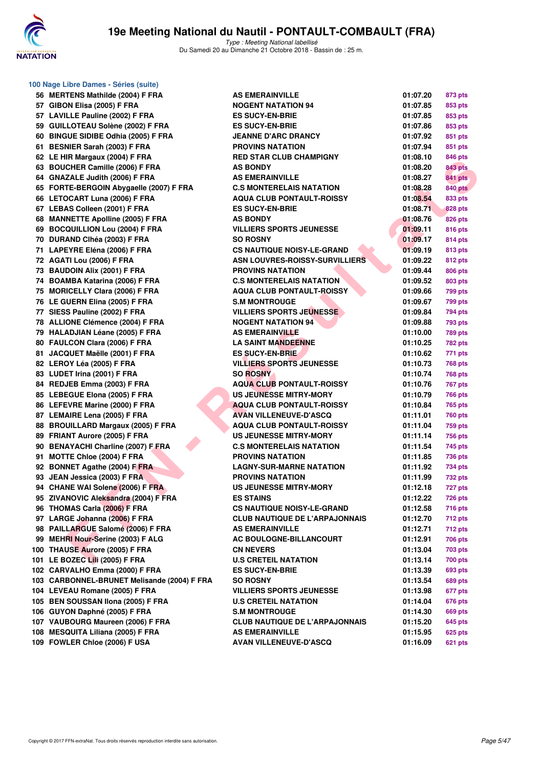# 19e Meeting National du Nautil - PONTAULT-COMBAULT (FRA)

*Type : Meeting National labellisé*
Du Samedi 20 au Dimanche 21 Octobre 2018 - Bassin de : 25 m.

### 100 Nage Libre Dames - Séries (suite)

| Pl. | Nom | Club | Temps | Points |
|---|---|---|---|---|
| 56 | MERTENS Mathilde (2004) F FRA | AS EMERAINVILLE | 01:07.20 | 873 pts |
| 57 | GIBON Elisa (2005) F FRA | NOGENT NATATION 94 | 01:07.85 | 853 pts |
| 57 | LAVILLE Pauline (2002) F FRA | ES SUCY-EN-BRIE | 01:07.85 | 853 pts |
| 59 | GUILLOTEAU Solène (2002) F FRA | ES SUCY-EN-BRIE | 01:07.86 | 853 pts |
| 60 | BINGUE SIDIBE Odhia (2005) F FRA | JEANNE D'ARC DRANCY | 01:07.92 | 851 pts |
| 61 | BESNIER Sarah (2003) F FRA | PROVINS NATATION | 01:07.94 | 851 pts |
| 62 | LE HIR Margaux (2004) F FRA | RED STAR CLUB CHAMPIGNY | 01:08.10 | 846 pts |
| 63 | BOUCHER Camille (2006) F FRA | AS BONDY | 01:08.20 | 843 pts |
| 64 | GNAZALE Judith (2006) F FRA | AS EMERAINVILLE | 01:08.27 | 841 pts |
| 65 | FORTE-BERGOIN Abygaelle (2007) F FRA | C.S MONTERELAIS NATATION | 01:08.28 | 840 pts |
| 66 | LETOCART Luna (2006) F FRA | AQUA CLUB PONTAULT-ROISSY | 01:08.54 | 833 pts |
| 67 | LEBAS Colleen (2001) F FRA | ES SUCY-EN-BRIE | 01:08.71 | 828 pts |
| 68 | MANNETTE Apolline (2005) F FRA | AS BONDY | 01:08.76 | 826 pts |
| 69 | BOCQUILLION Lou (2004) F FRA | VILLIERS SPORTS JEUNESSE | 01:09.11 | 816 pts |
| 70 | DURAND Clhéa (2003) F FRA | SO ROSNY | 01:09.17 | 814 pts |
| 71 | LAPEYRE Eléna (2006) F FRA | CS NAUTIQUE NOISY-LE-GRAND | 01:09.19 | 813 pts |
| 72 | AGATI Lou (2006) F FRA | ASN LOUVRES-ROISSY-SURVILLIERS | 01:09.22 | 812 pts |
| 73 | BAUDOIN Alix (2001) F FRA | PROVINS NATATION | 01:09.44 | 806 pts |
| 74 | BOAMBA Katarina (2006) F FRA | C.S MONTERELAIS NATATION | 01:09.52 | 803 pts |
| 75 | MORICELLY Clara (2006) F FRA | AQUA CLUB PONTAULT-ROISSY | 01:09.66 | 799 pts |
| 76 | LE GUERN Elina (2005) F FRA | S.M MONTROUGE | 01:09.67 | 799 pts |
| 77 | SIESS Pauline (2002) F FRA | VILLIERS SPORTS JEUNESSE | 01:09.84 | 794 pts |
| 78 | ALLIONE Clémence (2004) F FRA | NOGENT NATATION 94 | 01:09.88 | 793 pts |
| 79 | HALADJIAN Léane (2005) F FRA | AS EMERAINVILLE | 01:10.00 | 789 pts |
| 80 | FAULCON Clara (2006) F FRA | LA SAINT MANDEENNE | 01:10.25 | 782 pts |
| 81 | JACQUET Maëlle (2001) F FRA | ES SUCY-EN-BRIE | 01:10.62 | 771 pts |
| 82 | LEROY Léa (2005) F FRA | VILLIERS SPORTS JEUNESSE | 01:10.73 | 768 pts |
| 83 | LUDET Irina (2001) F FRA | SO ROSNY | 01:10.74 | 768 pts |
| 84 | REDJEB Emma (2003) F FRA | AQUA CLUB PONTAULT-ROISSY | 01:10.76 | 767 pts |
| 85 | LEBEGUE Elona (2005) F FRA | US JEUNESSE MITRY-MORY | 01:10.79 | 766 pts |
| 86 | LEFEVRE Marine (2000) F FRA | AQUA CLUB PONTAULT-ROISSY | 01:10.84 | 765 pts |
| 87 | LEMAIRE Lena (2005) F FRA | AVAN VILLENEUVE-D'ASCQ | 01:11.01 | 760 pts |
| 88 | BROUILLARD Margaux (2005) F FRA | AQUA CLUB PONTAULT-ROISSY | 01:11.04 | 759 pts |
| 89 | FRIANT Aurore (2005) F FRA | US JEUNESSE MITRY-MORY | 01:11.14 | 756 pts |
| 90 | BENAYACHI Charline (2007) F FRA | C.S MONTERELAIS NATATION | 01:11.54 | 745 pts |
| 91 | MOTTE Chloe (2004) F FRA | PROVINS NATATION | 01:11.85 | 736 pts |
| 92 | BONNET Agathe (2004) F FRA | LAGNY-SUR-MARNE NATATION | 01:11.92 | 734 pts |
| 93 | JEAN Jessica (2003) F FRA | PROVINS NATATION | 01:11.99 | 732 pts |
| 94 | CHANE WAI Solene (2006) F FRA | US JEUNESSE MITRY-MORY | 01:12.18 | 727 pts |
| 95 | ZIVANOVIC Aleksandra (2004) F FRA | ES STAINS | 01:12.22 | 726 pts |
| 96 | THOMAS Carla (2006) F FRA | CS NAUTIQUE NOISY-LE-GRAND | 01:12.58 | 716 pts |
| 97 | LARGE Johanna (2006) F FRA | CLUB NAUTIQUE DE L'ARPAJONNAIS | 01:12.70 | 712 pts |
| 98 | PAILLARGUE Salomé (2006) F FRA | AS EMERAINVILLE | 01:12.71 | 712 pts |
| 99 | MEHRI Nour-Serine (2003) F ALG | AC BOULOGNE-BILLANCOURT | 01:12.91 | 706 pts |
| 100 | THAUSE Aurore (2005) F FRA | CN NEVERS | 01:13.04 | 703 pts |
| 101 | LE BOZEC Lili (2005) F FRA | U.S CRETEIL NATATION | 01:13.14 | 700 pts |
| 102 | CARVALHO Emma (2000) F FRA | ES SUCY-EN-BRIE | 01:13.39 | 693 pts |
| 103 | CARBONNEL-BRUNET Melisande (2004) F FRA | SO ROSNY | 01:13.54 | 689 pts |
| 104 | LEVEAU Romane (2005) F FRA | VILLIERS SPORTS JEUNESSE | 01:13.98 | 677 pts |
| 105 | BEN SOUSSAN Ilona (2005) F FRA | U.S CRETEIL NATATION | 01:14.04 | 676 pts |
| 106 | GUYON Daphné (2005) F FRA | S.M MONTROUGE | 01:14.30 | 669 pts |
| 107 | VAUBOURG Maureen (2006) F FRA | CLUB NAUTIQUE DE L'ARPAJONNAIS | 01:15.20 | 645 pts |
| 108 | MESQUITA Liliana (2005) F FRA | AS EMERAINVILLE | 01:15.95 | 625 pts |
| 109 | FOWLER Chloe (2006) F USA | AVAN VILLENEUVE-D'ASCQ | 01:16.09 | 621 pts |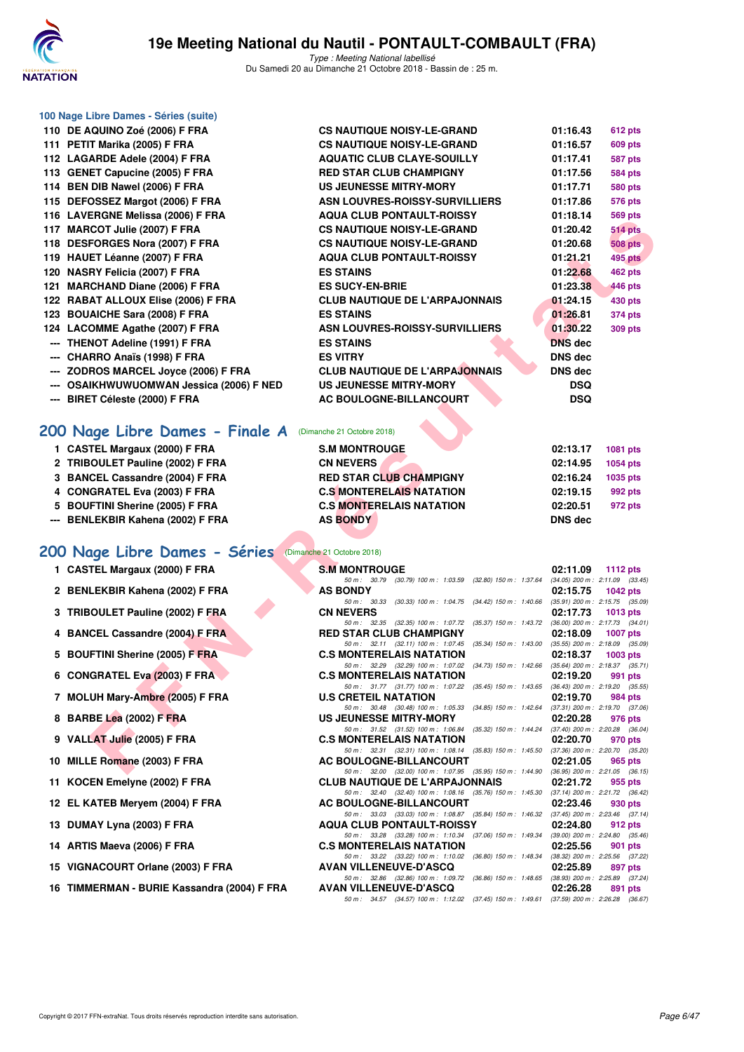### 100 Nage Libre Dames - Séries (suite)

| | | | | |
|---|---|---|---|---|
| 110 | DE AQUINO Zoé (2006) F FRA | CS NAUTIQUE NOISY-LE-GRAND | 01:16.43 | 612 pts |
| 111 | PETIT Marika (2005) F FRA | CS NAUTIQUE NOISY-LE-GRAND | 01:16.57 | 609 pts |
| 112 | LAGARDE Adele (2004) F FRA | AQUATIC CLUB CLAYE-SOUILLY | 01:17.41 | 587 pts |
| 113 | GENET Capucine (2005) F FRA | RED STAR CLUB CHAMPIGNY | 01:17.56 | 584 pts |
| 114 | BEN DIB Nawel (2006) F FRA | US JEUNESSE MITRY-MORY | 01:17.71 | 580 pts |
| 115 | DEFOSSEZ Margot (2006) F FRA | ASN LOUVRES-ROISSY-SURVILLIERS | 01:17.86 | 576 pts |
| 116 | LAVERGNE Melissa (2006) F FRA | AQUA CLUB PONTAULT-ROISSY | 01:18.14 | 569 pts |
| 117 | MARCOT Julie (2007) F FRA | CS NAUTIQUE NOISY-LE-GRAND | 01:20.42 | 514 pts |
| 118 | DESFORGES Nora (2007) F FRA | CS NAUTIQUE NOISY-LE-GRAND | 01:20.68 | 508 pts |
| 119 | HAUET Léanne (2007) F FRA | AQUA CLUB PONTAULT-ROISSY | 01:21.21 | 495 pts |
| 120 | NASRY Felicia (2007) F FRA | ES STAINS | 01:22.68 | 462 pts |
| 121 | MARCHAND Diane (2006) F FRA | ES SUCY-EN-BRIE | 01:23.38 | 446 pts |
| 122 | RABAT ALLOUX Elise (2006) F FRA | CLUB NAUTIQUE DE L'ARPAJONNAIS | 01:24.15 | 430 pts |
| 123 | BOUAICHE Sara (2008) F FRA | ES STAINS | 01:26.81 | 374 pts |
| 124 | LACOMME Agathe (2007) F FRA | ASN LOUVRES-ROISSY-SURVILLIERS | 01:30.22 | 309 pts |
| --- | THENOT Adeline (1991) F FRA | ES STAINS | DNS dec | |
| --- | CHARRO Anaïs (1998) F FRA | ES VITRY | DNS dec | |
| --- | ZODROS MARCEL Joyce (2006) F FRA | CLUB NAUTIQUE DE L'ARPAJONNAIS | DNS dec | |
| --- | OSAIKHWUWUOMWAN Jessica (2006) F NED | US JEUNESSE MITRY-MORY | DSQ | |
| --- | BIRET Céleste (2000) F FRA | AC BOULOGNE-BILLANCOURT | DSQ | |

## 200 Nage Libre Dames - Finale A (Dimanche 21 Octobre 2018)

| | | | | |
|---|---|---|---|---|
| 1 | CASTEL Margaux (2000) F FRA | S.M MONTROUGE | 02:13.17 | 1081 pts |
| 2 | TRIBOULET Pauline (2002) F FRA | CN NEVERS | 02:14.95 | 1054 pts |
| 3 | BANCEL Cassandre (2004) F FRA | RED STAR CLUB CHAMPIGNY | 02:16.24 | 1035 pts |
| 4 | CONGRATEL Eva (2003) F FRA | C.S MONTERELAIS NATATION | 02:19.15 | 992 pts |
| 5 | BOUFTINI Sherine (2005) F FRA | C.S MONTERELAIS NATATION | 02:20.51 | 972 pts |
| --- | BENLEKBIR Kahena (2002) F FRA | AS BONDY | DNS dec | |

## 200 Nage Libre Dames - Séries (Dimanche 21 Octobre 2018)

| | | | | |
|---|---|---|---|---|
| 1 | CASTEL Margaux (2000) F FRA | S.M MONTROUGE | 02:11.09 | 1112 pts |
| | | 50 m : 30.79 (30.79) 100 m : 1:03.59 (32.80) 150 m : 1:37.64 (34.05) 200 m : 2:11.09 (33.45) | | |
| 2 | BENLEKBIR Kahena (2002) F FRA | AS BONDY | 02:15.75 | 1042 pts |
| | | 50 m : 30.33 (30.33) 100 m : 1:04.75 (34.42) 150 m : 1:40.66 (35.91) 200 m : 2:15.75 (35.09) | | |
| 3 | TRIBOULET Pauline (2002) F FRA | CN NEVERS | 02:17.73 | 1013 pts |
| | | 50 m : 32.35 (32.35) 100 m : 1:07.72 (35.37) 150 m : 1:43.72 (36.00) 200 m : 2:17.73 (34.01) | | |
| 4 | BANCEL Cassandre (2004) F FRA | RED STAR CLUB CHAMPIGNY | 02:18.09 | 1007 pts |
| | | 50 m : 32.11 (32.11) 100 m : 1:07.45 (35.34) 150 m : 1:43.00 (35.55) 200 m : 2:18.09 (35.09) | | |
| 5 | BOUFTINI Sherine (2005) F FRA | C.S MONTERELAIS NATATION | 02:18.37 | 1003 pts |
| | | 50 m : 32.29 (32.29) 100 m : 1:07.02 (34.73) 150 m : 1:42.66 (35.64) 200 m : 2:18.37 (35.71) | | |
| 6 | CONGRATEL Eva (2003) F FRA | C.S MONTERELAIS NATATION | 02:19.20 | 991 pts |
| | | 50 m : 31.77 (31.77) 100 m : 1:07.22 (35.45) 150 m : 1:43.65 (36.43) 200 m : 2:19.20 (35.55) | | |
| 7 | MOLUH Mary-Ambre (2005) F FRA | U.S CRETEIL NATATION | 02:19.70 | 984 pts |
| | | 50 m : 30.48 (30.48) 100 m : 1:05.33 (34.85) 150 m : 1:42.64 (37.31) 200 m : 2:19.70 (37.06) | | |
| 8 | BARBE Lea (2002) F FRA | US JEUNESSE MITRY-MORY | 02:20.28 | 976 pts |
| | | 50 m : 31.52 (31.52) 100 m : 1:06.84 (35.32) 150 m : 1:44.24 (37.40) 200 m : 2:20.28 (36.04) | | |
| 9 | VALLAT Julie (2005) F FRA | C.S MONTERELAIS NATATION | 02:20.70 | 970 pts |
| | | 50 m : 32.31 (32.31) 100 m : 1:08.14 (35.83) 150 m : 1:45.50 (37.36) 200 m : 2:20.70 (35.20) | | |
| 10 | MILLE Romane (2003) F FRA | AC BOULOGNE-BILLANCOURT | 02:21.05 | 965 pts |
| | | 50 m : 32.00 (32.00) 100 m : 1:07.95 (35.95) 150 m : 1:44.90 (36.95) 200 m : 2:21.05 (36.15) | | |
| 11 | KOCEN Emelyne (2002) F FRA | CLUB NAUTIQUE DE L'ARPAJONNAIS | 02:21.72 | 955 pts |
| | | 50 m : 32.40 (32.40) 100 m : 1:08.16 (35.76) 150 m : 1:45.30 (37.14) 200 m : 2:21.72 (36.42) | | |
| 12 | EL KATEB Meryem (2004) F FRA | AC BOULOGNE-BILLANCOURT | 02:23.46 | 930 pts |
| | | 50 m : 33.03 (33.03) 100 m : 1:08.87 (35.84) 150 m : 1:46.32 (37.45) 200 m : 2:23.46 (37.14) | | |
| 13 | DUMAY Lyna (2003) F FRA | AQUA CLUB PONTAULT-ROISSY | 02:24.80 | 912 pts |
| | | 50 m : 33.28 (33.28) 100 m : 1:10.34 (37.06) 150 m : 1:49.34 (39.00) 200 m : 2:24.80 (35.46) | | |
| 14 | ARTIS Maeva (2006) F FRA | C.S MONTERELAIS NATATION | 02:25.56 | 901 pts |
| | | 50 m : 33.22 (33.22) 100 m : 1:10.02 (36.80) 150 m : 1:48.34 (38.32) 200 m : 2:25.56 (37.22) | | |
| 15 | VIGNACOURT Orlane (2003) F FRA | AVAN VILLENEUVE-D'ASCQ | 02:25.89 | 897 pts |
| | | 50 m : 32.86 (32.86) 100 m : 1:09.72 (36.86) 150 m : 1:48.65 (38.93) 200 m : 2:25.89 (37.24) | | |
| 16 | TIMMERMAN - BURIE Kassandra (2004) F FRA | AVAN VILLENEUVE-D'ASCQ | 02:26.28 | 891 pts |
| | | 50 m : 34.57 (34.57) 100 m : 1:12.02 (37.45) 150 m : 1:49.61 (37.59) 200 m : 2:26.28 (36.67) | | |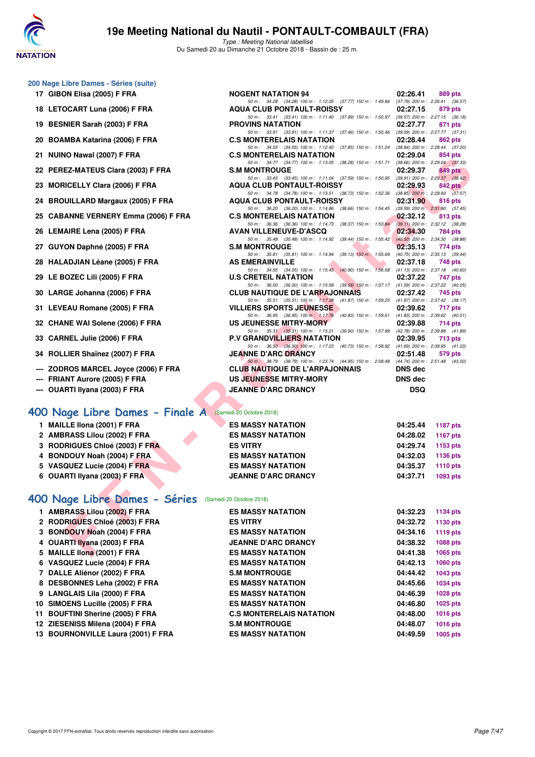## 200 Nage Libre Dames - Séries (suite)

| Rang | Nom | Club | Temps | Points |
|---|---|---|---|---|
| 17 | GIBON Elisa (2005) F FRA | NOGENT NATATION 94 | 02:26.41 | 889 pts |
| | | 50 m : 34.28 (34.28) 100 m : 1:12.05 (37.77) 150 m : 1:49.84 (37.79) 200 m : 2:26.41 (36.57) | | |
| 18 | LETOCART Luna (2006) F FRA | AQUA CLUB PONTAULT-ROISSY | 02:27.15 | 879 pts |
| | | 50 m : 33.41 (33.41) 100 m : 1:11.40 (37.99) 150 m : 1:50.97 (39.57) 200 m : 2:27.15 (36.18) | | |
| 19 | BESNIER Sarah (2003) F FRA | PROVINS NATATION | 02:27.77 | 871 pts |
| | | 50 m : 33.91 (33.91) 100 m : 1:11.37 (37.46) 150 m : 1:50.46 (39.09) 200 m : 2:27.77 (37.31) | | |
| 20 | BOAMBA Katarina (2006) F FRA | C.S MONTERELAIS NATATION | 02:28.44 | 862 pts |
| | | 50 m : 34.55 (34.55) 100 m : 1:12.40 (37.85) 150 m : 1:51.24 (38.84) 200 m : 2:28.44 (37.20) | | |
| 21 | NUINO Nawal (2007) F FRA | C.S MONTERELAIS NATATION | 02:29.04 | 854 pts |
| | | 50 m : 34.77 (34.77) 100 m : 1:13.05 (38.28) 150 m : 1:51.71 (38.66) 200 m : 2:29.04 (37.33) | | |
| 22 | PEREZ-MATEUS Clara (2003) F FRA | S.M MONTROUGE | 02:29.37 | 849 pts |
| | | 50 m : 33.45 (33.45) 100 m : 1:11.04 (37.59) 150 m : 1:50.95 (39.91) 200 m : 2:29.37 (38.42) | | |
| 23 | MORICELLY Clara (2006) F FRA | AQUA CLUB PONTAULT-ROISSY | 02:29.93 | 842 pts |
| | | 50 m : 34.78 (34.78) 100 m : 1:13.51 (38.73) 150 m : 1:52.36 (38.85) 200 m : 2:29.93 (37.57) | | |
| 24 | BROUILLARD Margaux (2005) F FRA | AQUA CLUB PONTAULT-ROISSY | 02:31.90 | 816 pts |
| | | 50 m : 36.20 (36.20) 100 m : 1:14.86 (38.66) 150 m : 1:54.45 (39.59) 200 m : 2:31.90 (37.45) | | |
| 25 | CABANNE VERNERY Emma (2006) F FRA | C.S MONTERELAIS NATATION | 02:32.12 | 813 pts |
| | | 50 m : 36.36 (36.36) 100 m : 1:14.73 (38.37) 150 m : 1:53.84 (39.11) 200 m : 2:32.12 (38.28) | | |
| 26 | LEMAIRE Lena (2005) F FRA | AVAN VILLENEUVE-D'ASCQ | 02:34.30 | 784 pts |
| | | 50 m : 35.48 (35.48) 100 m : 1:14.92 (39.44) 150 m : 1:55.42 (40.50) 200 m : 2:34.30 (38.88) | | |
| 27 | GUYON Daphné (2005) F FRA | S.M MONTROUGE | 02:35.13 | 774 pts |
| | | 50 m : 35.81 (35.81) 100 m : 1:14.94 (39.13) 150 m : 1:55.69 (40.75) 200 m : 2:35.13 (39.44) | | |
| 28 | HALADJIAN Léane (2005) F FRA | AS EMERAINVILLE | 02:37.18 | 748 pts |
| | | 50 m : 34.55 (34.55) 100 m : 1:15.45 (40.90) 150 m : 1:56.58 (41.13) 200 m : 2:37.18 (40.60) | | |
| 29 | LE BOZEC Lili (2005) F FRA | U.S CRETEIL NATATION | 02:37.22 | 747 pts |
| | | 50 m : 36.00 (36.00) 100 m : 1:15.58 (39.58) 150 m : 1:57.17 (41.59) 200 m : 2:37.22 (40.05) | | |
| 30 | LARGE Johanna (2006) F FRA | CLUB NAUTIQUE DE L'ARPAJONNAIS | 02:37.42 | 745 pts |
| | | 50 m : 35.51 (35.51) 100 m : 1:17.38 (41.87) 150 m : 1:59.25 (41.87) 200 m : 2:37.42 (38.17) | | |
| 31 | LEVEAU Romane (2005) F FRA | VILLIERS SPORTS JEUNESSE | 02:39.62 | 717 pts |
| | | 50 m : 36.95 (36.95) 100 m : 1:17.78 (40.83) 150 m : 1:59.61 (41.83) 200 m : 2:39.62 (40.01) | | |
| 32 | CHANE WAI Solene (2006) F FRA | US JEUNESSE MITRY-MORY | 02:39.88 | 714 pts |
| | | 50 m : 35.31 (35.31) 100 m : 1:15.21 (39.90) 150 m : 1:57.99 (42.78) 200 m : 2:39.88 (41.89) | | |
| 33 | CARNEL Julie (2006) F FRA | P.V GRANDVILLIERS NATATION | 02:39.95 | 713 pts |
| | | 50 m : 36.50 (36.50) 100 m : 1:17.23 (40.73) 150 m : 1:58.92 (41.69) 200 m : 2:39.95 (41.03) | | |
| 34 | ROLLIER Shaïnez (2007) F FRA | JEANNE D'ARC DRANCY | 02:51.48 | 579 pts |
| | | 50 m : 38.79 (38.79) 100 m : 1:23.74 (44.95) 150 m : 2:08.48 (44.74) 200 m : 2:51.48 (43.00) | | |
| --- | ZODROS MARCEL Joyce (2006) F FRA | CLUB NAUTIQUE DE L'ARPAJONNAIS | DNS dec | |
| --- | FRIANT Aurore (2005) F FRA | US JEUNESSE MITRY-MORY | DNS dec | |
| --- | OUARTI Ilyana (2003) F FRA | JEANNE D'ARC DRANCY | DSQ | |

## 400 Nage Libre Dames - Finale A (Samedi 20 Octobre 2018)

| Rang | Nom | Club | Temps | Points |
|---|---|---|---|---|
| 1 | MAILLE Ilona (2001) F FRA | ES MASSY NATATION | 04:25.44 | 1187 pts |
| 2 | AMBRASS Lilou (2002) F FRA | ES MASSY NATATION | 04:28.02 | 1167 pts |
| 3 | RODRIGUES Chloé (2003) F FRA | ES VITRY | 04:29.74 | 1153 pts |
| 4 | BONDOUY Noah (2004) F FRA | ES MASSY NATATION | 04:32.03 | 1136 pts |
| 5 | VASQUEZ Lucie (2004) F FRA | ES MASSY NATATION | 04:35.37 | 1110 pts |
| 6 | OUARTI Ilyana (2003) F FRA | JEANNE D'ARC DRANCY | 04:37.71 | 1093 pts |

## 400 Nage Libre Dames - Séries (Samedi 20 Octobre 2018)

| Rang | Nom | Club | Temps | Points |
|---|---|---|---|---|
| 1 | AMBRASS Lilou (2002) F FRA | ES MASSY NATATION | 04:32.23 | 1134 pts |
| 2 | RODRIGUES Chloé (2003) F FRA | ES VITRY | 04:32.72 | 1130 pts |
| 3 | BONDOUY Noah (2004) F FRA | ES MASSY NATATION | 04:34.16 | 1119 pts |
| 4 | OUARTI Ilyana (2003) F FRA | JEANNE D'ARC DRANCY | 04:38.32 | 1088 pts |
| 5 | MAILLE Ilona (2001) F FRA | ES MASSY NATATION | 04:41.38 | 1065 pts |
| 6 | VASQUEZ Lucie (2004) F FRA | ES MASSY NATATION | 04:42.13 | 1060 pts |
| 7 | DALLE Aliénor (2002) F FRA | S.M MONTROUGE | 04:44.42 | 1043 pts |
| 8 | DESBONNES Leha (2002) F FRA | ES MASSY NATATION | 04:45.66 | 1034 pts |
| 9 | LANGLAIS Lila (2000) F FRA | ES MASSY NATATION | 04:46.39 | 1028 pts |
| 10 | SIMOENS Lucille (2005) F FRA | ES MASSY NATATION | 04:46.80 | 1025 pts |
| 11 | BOUFTINI Sherine (2005) F FRA | C.S MONTERELAIS NATATION | 04:48.00 | 1016 pts |
| 12 | ZIESENISS Milena (2004) F FRA | S.M MONTROUGE | 04:48.07 | 1016 pts |
| 13 | BOURNONVILLE Laura (2001) F FRA | ES MASSY NATATION | 04:49.59 | 1005 pts |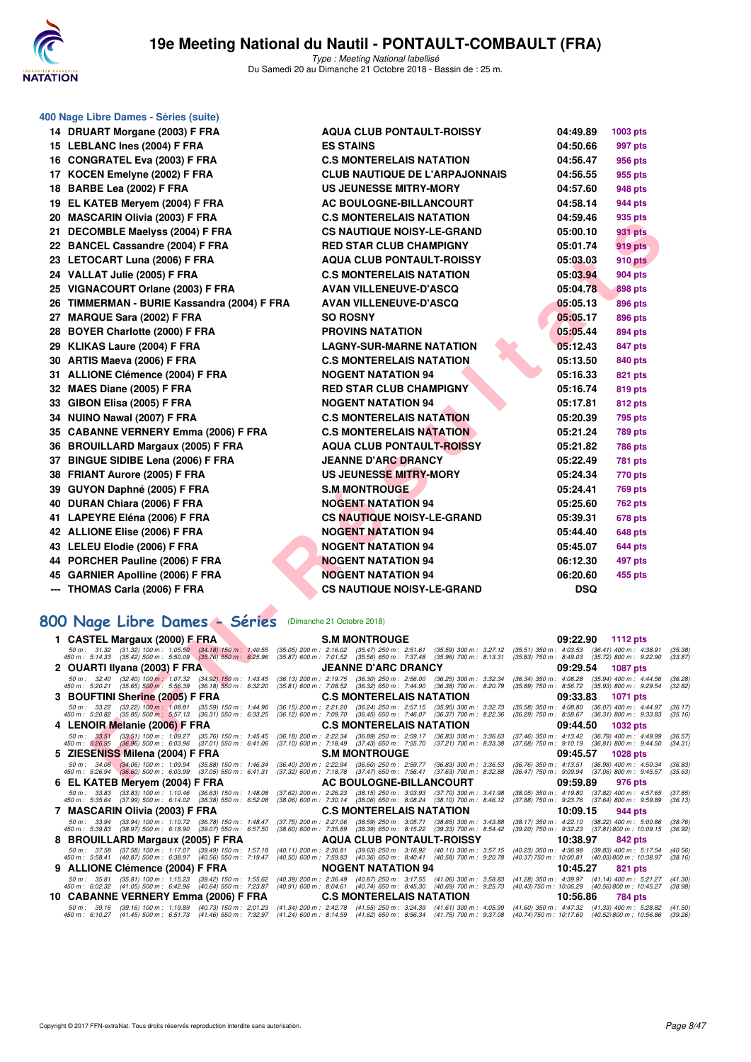### 400 Nage Libre Dames - Séries (suite)

| | Nom | Club | Temps | Points |
|---|---|---|---|---|
| 14 | DRUART Morgane (2003) F FRA | AQUA CLUB PONTAULT-ROISSY | 04:49.89 | 1003 pts |
| 15 | LEBLANC Ines (2004) F FRA | ES STAINS | 04:50.66 | 997 pts |
| 16 | CONGRATEL Eva (2003) F FRA | C.S MONTERELAIS NATATION | 04:56.47 | 956 pts |
| 17 | KOCEN Emelyne (2002) F FRA | CLUB NAUTIQUE DE L'ARPAJONNAIS | 04:56.55 | 955 pts |
| 18 | BARBE Lea (2002) F FRA | US JEUNESSE MITRY-MORY | 04:57.60 | 948 pts |
| 19 | EL KATEB Meryem (2004) F FRA | AC BOULOGNE-BILLANCOURT | 04:58.14 | 944 pts |
| 20 | MASCARIN Olivia (2003) F FRA | C.S MONTERELAIS NATATION | 04:59.46 | 935 pts |
| 21 | DECOMBLE Maelyss (2004) F FRA | CS NAUTIQUE NOISY-LE-GRAND | 05:00.10 | 931 pts |
| 22 | BANCEL Cassandre (2004) F FRA | RED STAR CLUB CHAMPIGNY | 05:01.74 | 919 pts |
| 23 | LETOCART Luna (2006) F FRA | AQUA CLUB PONTAULT-ROISSY | 05:03.03 | 910 pts |
| 24 | VALLAT Julie (2005) F FRA | C.S MONTERELAIS NATATION | 05:03.94 | 904 pts |
| 25 | VIGNACOURT Orlane (2003) F FRA | AVAN VILLENEUVE-D'ASCQ | 05:04.78 | 898 pts |
| 26 | TIMMERMAN - BURIE Kassandra (2004) F FRA | AVAN VILLENEUVE-D'ASCQ | 05:05.13 | 896 pts |
| 27 | MARQUE Sara (2002) F FRA | SO ROSNY | 05:05.17 | 896 pts |
| 28 | BOYER Charlotte (2000) F FRA | PROVINS NATATION | 05:05.44 | 894 pts |
| 29 | KLIKAS Laure (2004) F FRA | LAGNY-SUR-MARNE NATATION | 05:12.43 | 847 pts |
| 30 | ARTIS Maeva (2006) F FRA | C.S MONTERELAIS NATATION | 05:13.50 | 840 pts |
| 31 | ALLIONE Clémence (2004) F FRA | NOGENT NATATION 94 | 05:16.33 | 821 pts |
| 32 | MAES Diane (2005) F FRA | RED STAR CLUB CHAMPIGNY | 05:16.74 | 819 pts |
| 33 | GIBON Elisa (2005) F FRA | NOGENT NATATION 94 | 05:17.81 | 812 pts |
| 34 | NUINO Nawal (2007) F FRA | C.S MONTERELAIS NATATION | 05:20.39 | 795 pts |
| 35 | CABANNE VERNERY Emma (2006) F FRA | C.S MONTERELAIS NATATION | 05:21.24 | 789 pts |
| 36 | BROUILLARD Margaux (2005) F FRA | AQUA CLUB PONTAULT-ROISSY | 05:21.82 | 786 pts |
| 37 | BINGUE SIDIBE Lena (2006) F FRA | JEANNE D'ARC DRANCY | 05:22.49 | 781 pts |
| 38 | FRIANT Aurore (2005) F FRA | US JEUNESSE MITRY-MORY | 05:24.34 | 770 pts |
| 39 | GUYON Daphné (2005) F FRA | S.M MONTROUGE | 05:24.41 | 769 pts |
| 40 | DURAN Chiara (2006) F FRA | NOGENT NATATION 94 | 05:25.60 | 762 pts |
| 41 | LAPEYRE Eléna (2006) F FRA | CS NAUTIQUE NOISY-LE-GRAND | 05:39.31 | 678 pts |
| 42 | ALLIONE Elise (2006) F FRA | NOGENT NATATION 94 | 05:44.40 | 648 pts |
| 43 | LELEU Elodie (2006) F FRA | NOGENT NATATION 94 | 05:45.07 | 644 pts |
| 44 | PORCHER Pauline (2006) F FRA | NOGENT NATATION 94 | 06:12.30 | 497 pts |
| 45 | GARNIER Apolline (2006) F FRA | NOGENT NATATION 94 | 06:20.60 | 455 pts |
| --- | THOMAS Carla (2006) F FRA | CS NAUTIQUE NOISY-LE-GRAND | DSQ | |

## 800 Nage Libre Dames - Séries (Dimanche 21 Octobre 2018)

| | Nom | Club | Temps | Points |
|---|---|---|---|---|
| 1 | CASTEL Margaux (2000) F FRA | S.M MONTROUGE | 09:22.90 | 1112 pts |
| | 50 m : 31.32 (31.32) 100 m : 1:05.50 (34.18) 150 m : 1:40.55 (35.05) 200 m : 2:16.02 (35.47) 250 m : 2:51.61 (35.59) 300 m : 3:27.12 (35.51) 350 m : 4:03.53 (36.41) 400 m : 4:38.91 (35.38) 450 m : 5:14.33 (35.42) 500 m : 5:50.09 (35.76) 550 m : 6:25.96 (35.87) 600 m : 7:01.52 (35.56) 650 m : 7:37.48 (35.96) 700 m : 8:13.31 (35.83) 750 m : 8:49.03 (35.72) 800 m : 9:22.90 (33.87) | | | |
| 2 | OUARTI Ilyana (2003) F FRA | JEANNE D'ARC DRANCY | 09:29.54 | 1087 pts |
| | 50 m : 32.40 (32.40) 100 m : 1:07.32 (34.92) 150 m : 1:43.45 (36.13) 200 m : 2:19.75 (36.30) 250 m : 2:56.00 (36.25) 300 m : 3:32.34 (36.34) 350 m : 4:08.28 (35.94) 400 m : 4:44.56 (36.28) 450 m : 5:20.21 (35.65) 500 m : 5:56.39 (36.18) 550 m : 6:32.20 (35.81) 600 m : 7:08.52 (36.32) 650 m : 7:44.90 (36.38) 700 m : 8:20.79 (35.89) 750 m : 8:56.72 (35.93) 800 m : 9:29.54 (32.82) | | | |
| 3 | BOUFTINI Sherine (2005) F FRA | C.S MONTERELAIS NATATION | 09:33.83 | 1071 pts |
| | 50 m : 33.22 (33.22) 100 m : 1:08.81 (35.59) 150 m : 1:44.96 (36.15) 200 m : 2:21.20 (36.24) 250 m : 2:57.15 (35.95) 300 m : 3:32.73 (35.58) 350 m : 4:08.80 (36.07) 400 m : 4:44.97 (36.17) 450 m : 5:20.82 (35.85) 500 m : 5:57.13 (36.31) 550 m : 6:33.25 (36.12) 600 m : 7:09.70 (36.45) 650 m : 7:46.07 (36.37) 700 m : 8:22.36 (36.29) 750 m : 8:58.67 (36.31) 800 m : 9:33.83 (35.16) | | | |
| 4 | LENOIR Melanie (2006) F FRA | C.S MONTERELAIS NATATION | 09:44.50 | 1032 pts |
| | 50 m : 33.51 (33.51) 100 m : 1:09.27 (35.76) 150 m : 1:45.45 (36.18) 200 m : 2:22.34 (36.89) 250 m : 2:59.17 (36.83) 300 m : 3:36.63 (37.46) 350 m : 4:13.42 (36.79) 400 m : 4:49.99 (36.57) 450 m : 5:26.95 (36.96) 500 m : 6:03.96 (37.01) 550 m : 6:41.06 (37.10) 600 m : 7:18.49 (37.43) 650 m : 7:55.70 (37.21) 700 m : 8:33.38 (37.68) 750 m : 9:10.19 (36.81) 800 m : 9:44.50 (34.31) | | | |
| 5 | ZIESENISS Milena (2004) F FRA | S.M MONTROUGE | 09:45.57 | 1028 pts |
| | 50 m : 34.06 (34.06) 100 m : 1:09.94 (35.88) 150 m : 1:46.34 (36.40) 200 m : 2:22.94 (36.60) 250 m : 2:59.77 (36.83) 300 m : 3:36.53 (36.76) 350 m : 4:13.51 (36.98) 400 m : 4:50.34 (36.83) 450 m : 5:26.94 (36.60) 500 m : 6:03.99 (37.05) 550 m : 6:41.31 (37.32) 600 m : 7:18.78 (37.47) 650 m : 7:56.41 (37.63) 700 m : 8:32.88 (36.47) 750 m : 9:09.94 (37.06) 800 m : 9:45.57 (35.63) | | | |
| 6 | EL KATEB Meryem (2004) F FRA | AC BOULOGNE-BILLANCOURT | 09:59.89 | 976 pts |
| | 50 m : 33.83 (33.83) 100 m : 1:10.46 (36.63) 150 m : 1:48.08 (37.62) 200 m : 2:26.23 (38.15) 250 m : 3:03.93 (37.70) 300 m : 3:41.98 (38.05) 350 m : 4:19.80 (37.82) 400 m : 4:57.65 (37.85) 450 m : 5:35.64 (37.99) 500 m : 6:14.02 (38.38) 550 m : 6:52.08 (38.06) 600 m : 7:30.14 (38.06) 650 m : 8:08.24 (38.10) 700 m : 8:46.12 (37.88) 750 m : 9:23.76 (37.64) 800 m : 9:59.89 (36.13) | | | |
| 7 | MASCARIN Olivia (2003) F FRA | C.S MONTERELAIS NATATION | 10:09.15 | 944 pts |
| | 50 m : 33.94 (33.94) 100 m : 1:10.72 (36.78) 150 m : 1:48.47 (37.75) 200 m : 2:27.06 (38.59) 250 m : 3:05.71 (38.65) 300 m : 3:43.88 (38.17) 350 m : 4:22.10 (38.22) 400 m : 5:00.86 (38.76) 450 m : 5:39.83 (38.97) 500 m : 6:18.90 (39.07) 550 m : 6:57.50 (38.60) 600 m : 7:35.89 (38.39) 650 m : 8:15.22 (39.33) 700 m : 8:54.42 (39.20) 750 m : 9:32.23 (37.81) 800 m : 10:09.15 (36.92) | | | |
| 8 | BROUILLARD Margaux (2005) F FRA | AQUA CLUB PONTAULT-ROISSY | 10:38.97 | 842 pts |
| | 50 m : 37.58 (37.58) 100 m : 1:17.07 (39.49) 150 m : 1:57.18 (40.11) 200 m : 2:36.81 (39.63) 250 m : 3:16.92 (40.11) 300 m : 3:57.15 (40.23) 350 m : 4:36.98 (39.83) 400 m : 5:17.54 (40.56) 450 m : 5:58.41 (40.87) 500 m : 6:38.97 (40.56) 550 m : 7:19.47 (40.50) 600 m : 7:59.83 (40.36) 650 m : 8:40.41 (40.58) 700 m : 9:20.78 (40.37) 750 m : 10:00.81 (40.03) 800 m : 10:38.97 (38.16) | | | |
| 9 | ALLIONE Clémence (2004) F FRA | NOGENT NATATION 94 | 10:45.27 | 821 pts |
| | 50 m : 35.81 (35.81) 100 m : 1:15.23 (39.42) 150 m : 1:55.62 (40.39) 200 m : 2:36.49 (40.87) 250 m : 3:17.55 (41.06) 300 m : 3:58.83 (41.28) 350 m : 4:39.97 (41.14) 400 m : 5:21.27 (41.30) 450 m : 6:02.32 (41.05) 500 m : 6:42.96 (40.64) 550 m : 7:23.87 (40.91) 600 m : 8:04.61 (40.74) 650 m : 8:45.30 (40.69) 700 m : 9:25.73 (40.43) 750 m : 10:06.29 (40.56) 800 m : 10:45.27 (38.98) | | | |
| 10 | CABANNE VERNERY Emma (2006) F FRA | C.S MONTERELAIS NATATION | 10:56.86 | 784 pts |
| | 50 m : 39.16 (39.16) 100 m : 1:19.89 (40.73) 150 m : 2:01.23 (41.34) 200 m : 2:42.78 (41.55) 250 m : 3:24.39 (41.61) 300 m : 4:05.99 (41.60) 350 m : 4:47.32 (41.33) 400 m : 5:28.82 (41.50) 450 m : 6:10.27 (41.45) 500 m : 6:51.73 (41.46) 550 m : 7:32.97 (41.24) 600 m : 8:14.59 (41.62) 650 m : 8:56.34 (41.75) 700 m : 9:37.08 (40.74) 750 m : 10:17.60 (40.52) 800 m : 10:56.86 (39.26) | | | |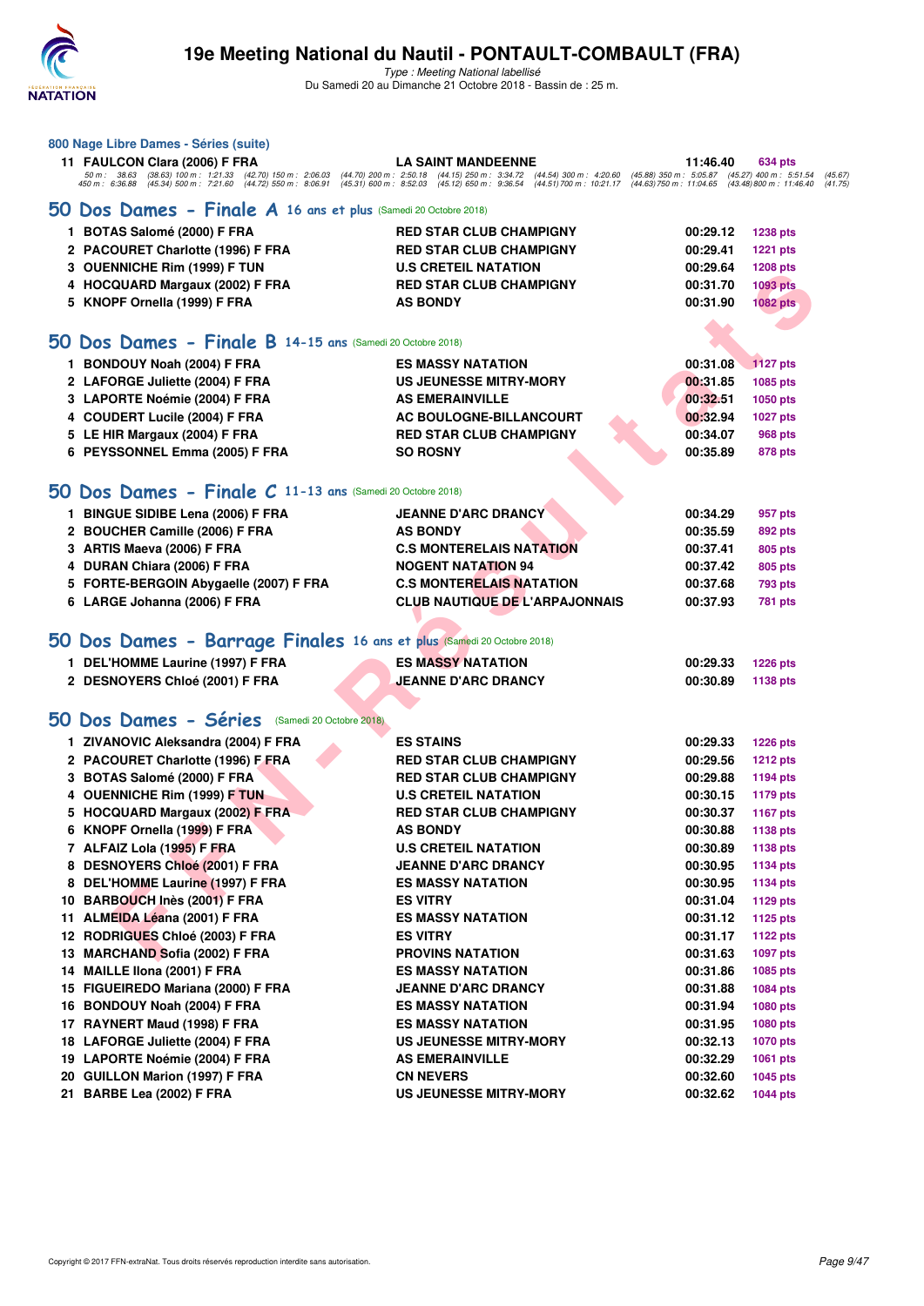### 800 Nage Libre Dames - Séries (suite)

| | | | | |
|---|---|---|---|---|
| 11 | FAULCON Clara (2006) F FRA | LA SAINT MANDEENNE | 11:46.40 | 634 pts |

50 m : 38.63 (38.63) 100 m : 1:21.33 (42.70) 150 m : 2:06.03 (44.70) 200 m : 2:50.18 (44.15) 250 m : 3:34.72 (44.54) 300 m : 4:20.60 (45.88) 350 m : 5:05.87 (45.27) 400 m : 5:51.54 (45.67)
450 m : 6:36.88 (45.34) 500 m : 7:21.60 (44.72) 550 m : 8:06.91 (45.31) 600 m : 8:52.03 (45.12) 650 m : 9:36.54 (44.51) 700 m : 10:21.17 (44.63) 750 m : 11:04.65 (43.48) 800 m : 11:46.40 (41.75)

## 50 Dos Dames - Finale A 16 ans et plus (Samedi 20 Octobre 2018)

| | | | | |
|---|---|---|---|---|
| 1 | BOTAS Salomé (2000) F FRA | RED STAR CLUB CHAMPIGNY | 00:29.12 | 1238 pts |
| 2 | PACOURET Charlotte (1996) F FRA | RED STAR CLUB CHAMPIGNY | 00:29.41 | 1221 pts |
| 3 | OUENNICHE Rim (1999) F TUN | U.S CRETEIL NATATION | 00:29.64 | 1208 pts |
| 4 | HOCQUARD Margaux (2002) F FRA | RED STAR CLUB CHAMPIGNY | 00:31.70 | 1093 pts |
| 5 | KNOPF Ornella (1999) F FRA | AS BONDY | 00:31.90 | 1082 pts |

## 50 Dos Dames - Finale B 14-15 ans (Samedi 20 Octobre 2018)

| | | | | |
|---|---|---|---|---|
| 1 | BONDOUY Noah (2004) F FRA | ES MASSY NATATION | 00:31.08 | 1127 pts |
| 2 | LAFORGE Juliette (2004) F FRA | US JEUNESSE MITRY-MORY | 00:31.85 | 1085 pts |
| 3 | LAPORTE Noémie (2004) F FRA | AS EMERAINVILLE | 00:32.51 | 1050 pts |
| 4 | COUDERT Lucile (2004) F FRA | AC BOULOGNE-BILLANCOURT | 00:32.94 | 1027 pts |
| 5 | LE HIR Margaux (2004) F FRA | RED STAR CLUB CHAMPIGNY | 00:34.07 | 968 pts |
| 6 | PEYSSONNEL Emma (2005) F FRA | SO ROSNY | 00:35.89 | 878 pts |

## 50 Dos Dames - Finale C 11-13 ans (Samedi 20 Octobre 2018)

| | | | | |
|---|---|---|---|---|
| 1 | BINGUE SIDIBE Lena (2006) F FRA | JEANNE D'ARC DRANCY | 00:34.29 | 957 pts |
| 2 | BOUCHER Camille (2006) F FRA | AS BONDY | 00:35.59 | 892 pts |
| 3 | ARTIS Maeva (2006) F FRA | C.S MONTERELAIS NATATION | 00:37.41 | 805 pts |
| 4 | DURAN Chiara (2006) F FRA | NOGENT NATATION 94 | 00:37.42 | 805 pts |
| 5 | FORTE-BERGOIN Abygaelle (2007) F FRA | C.S MONTERELAIS NATATION | 00:37.68 | 793 pts |
| 6 | LARGE Johanna (2006) F FRA | CLUB NAUTIQUE DE L'ARPAJONNAIS | 00:37.93 | 781 pts |

## 50 Dos Dames - Barrage Finales 16 ans et plus (Samedi 20 Octobre 2018)

| | | | | |
|---|---|---|---|---|
| 1 | DEL'HOMME Laurine (1997) F FRA | ES MASSY NATATION | 00:29.33 | 1226 pts |
| 2 | DESNOYERS Chloé (2001) F FRA | JEANNE D'ARC DRANCY | 00:30.89 | 1138 pts |

## 50 Dos Dames - Séries (Samedi 20 Octobre 2018)

| | | | | |
|---|---|---|---|---|
| 1 | ZIVANOVIC Aleksandra (2004) F FRA | ES STAINS | 00:29.33 | 1226 pts |
| 2 | PACOURET Charlotte (1996) F FRA | RED STAR CLUB CHAMPIGNY | 00:29.56 | 1212 pts |
| 3 | BOTAS Salomé (2000) F FRA | RED STAR CLUB CHAMPIGNY | 00:29.88 | 1194 pts |
| 4 | OUENNICHE Rim (1999) F TUN | U.S CRETEIL NATATION | 00:30.15 | 1179 pts |
| 5 | HOCQUARD Margaux (2002) F FRA | RED STAR CLUB CHAMPIGNY | 00:30.37 | 1167 pts |
| 6 | KNOPF Ornella (1999) F FRA | AS BONDY | 00:30.88 | 1138 pts |
| 7 | ALFAIZ Lola (1995) F FRA | U.S CRETEIL NATATION | 00:30.89 | 1138 pts |
| 8 | DESNOYERS Chloé (2001) F FRA | JEANNE D'ARC DRANCY | 00:30.95 | 1134 pts |
| 8 | DEL'HOMME Laurine (1997) F FRA | ES MASSY NATATION | 00:30.95 | 1134 pts |
| 10 | BARBOUCH Inès (2001) F FRA | ES VITRY | 00:31.04 | 1129 pts |
| 11 | ALMEIDA Léana (2001) F FRA | ES MASSY NATATION | 00:31.12 | 1125 pts |
| 12 | RODRIGUES Chloé (2003) F FRA | ES VITRY | 00:31.17 | 1122 pts |
| 13 | MARCHAND Sofia (2002) F FRA | PROVINS NATATION | 00:31.63 | 1097 pts |
| 14 | MAILLE Ilona (2001) F FRA | ES MASSY NATATION | 00:31.86 | 1085 pts |
| 15 | FIGUEIREDO Mariana (2000) F FRA | JEANNE D'ARC DRANCY | 00:31.88 | 1084 pts |
| 16 | BONDOUY Noah (2004) F FRA | ES MASSY NATATION | 00:31.94 | 1080 pts |
| 17 | RAYNERT Maud (1998) F FRA | ES MASSY NATATION | 00:31.95 | 1080 pts |
| 18 | LAFORGE Juliette (2004) F FRA | US JEUNESSE MITRY-MORY | 00:32.13 | 1070 pts |
| 19 | LAPORTE Noémie (2004) F FRA | AS EMERAINVILLE | 00:32.29 | 1061 pts |
| 20 | GUILLON Marion (1997) F FRA | CN NEVERS | 00:32.60 | 1045 pts |
| 21 | BARBE Lea (2002) F FRA | US JEUNESSE MITRY-MORY | 00:32.62 | 1044 pts |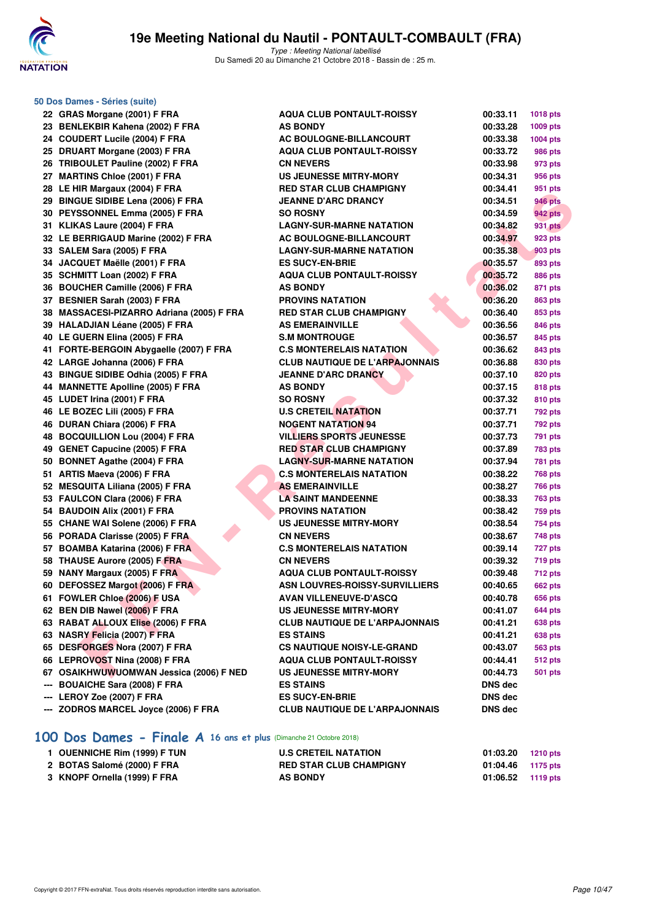# 19e Meeting National du Nautil - PONTAULT-COMBAULT (FRA)

*Type : Meeting National labellisé*
Du Samedi 20 au Dimanche 21 Octobre 2018 - Bassin de : 25 m.

## 50 Dos Dames - Séries (suite)

| | | | | |
|---|---|---|---|---|
| 22 | GRAS Morgane (2001) F FRA | AQUA CLUB PONTAULT-ROISSY | 00:33.11 | 1018 pts |
| 23 | BENLEKBIR Kahena (2002) F FRA | AS BONDY | 00:33.28 | 1009 pts |
| 24 | COUDERT Lucile (2004) F FRA | AC BOULOGNE-BILLANCOURT | 00:33.38 | 1004 pts |
| 25 | DRUART Morgane (2003) F FRA | AQUA CLUB PONTAULT-ROISSY | 00:33.72 | 986 pts |
| 26 | TRIBOULET Pauline (2002) F FRA | CN NEVERS | 00:33.98 | 973 pts |
| 27 | MARTINS Chloe (2001) F FRA | US JEUNESSE MITRY-MORY | 00:34.31 | 956 pts |
| 28 | LE HIR Margaux (2004) F FRA | RED STAR CLUB CHAMPIGNY | 00:34.41 | 951 pts |
| 29 | BINGUE SIDIBE Lena (2006) F FRA | JEANNE D'ARC DRANCY | 00:34.51 | 946 pts |
| 30 | PEYSSONNEL Emma (2005) F FRA | SO ROSNY | 00:34.59 | 942 pts |
| 31 | KLIKAS Laure (2004) F FRA | LAGNY-SUR-MARNE NATATION | 00:34.82 | 931 pts |
| 32 | LE BERRIGAUD Marine (2002) F FRA | AC BOULOGNE-BILLANCOURT | 00:34.97 | 923 pts |
| 33 | SALEM Sara (2005) F FRA | LAGNY-SUR-MARNE NATATION | 00:35.38 | 903 pts |
| 34 | JACQUET Maëlle (2001) F FRA | ES SUCY-EN-BRIE | 00:35.57 | 893 pts |
| 35 | SCHMITT Loan (2002) F FRA | AQUA CLUB PONTAULT-ROISSY | 00:35.72 | 886 pts |
| 36 | BOUCHER Camille (2006) F FRA | AS BONDY | 00:36.02 | 871 pts |
| 37 | BESNIER Sarah (2003) F FRA | PROVINS NATATION | 00:36.20 | 863 pts |
| 38 | MASSACESI-PIZARRO Adriana (2005) F FRA | RED STAR CLUB CHAMPIGNY | 00:36.40 | 853 pts |
| 39 | HALADJIAN Léane (2005) F FRA | AS EMERAINVILLE | 00:36.56 | 846 pts |
| 40 | LE GUERN Elina (2005) F FRA | S.M MONTROUGE | 00:36.57 | 845 pts |
| 41 | FORTE-BERGOIN Abygaelle (2007) F FRA | C.S MONTERELAIS NATATION | 00:36.62 | 843 pts |
| 42 | LARGE Johanna (2006) F FRA | CLUB NAUTIQUE DE L'ARPAJONNAIS | 00:36.88 | 830 pts |
| 43 | BINGUE SIDIBE Odhia (2005) F FRA | JEANNE D'ARC DRANCY | 00:37.10 | 820 pts |
| 44 | MANNETTE Apolline (2005) F FRA | AS BONDY | 00:37.15 | 818 pts |
| 45 | LUDET Irina (2001) F FRA | SO ROSNY | 00:37.32 | 810 pts |
| 46 | LE BOZEC Lili (2005) F FRA | U.S CRETEIL NATATION | 00:37.71 | 792 pts |
| 46 | DURAN Chiara (2006) F FRA | NOGENT NATATION 94 | 00:37.71 | 792 pts |
| 48 | BOCQUILLION Lou (2004) F FRA | VILLIERS SPORTS JEUNESSE | 00:37.73 | 791 pts |
| 49 | GENET Capucine (2005) F FRA | RED STAR CLUB CHAMPIGNY | 00:37.89 | 783 pts |
| 50 | BONNET Agathe (2004) F FRA | LAGNY-SUR-MARNE NATATION | 00:37.94 | 781 pts |
| 51 | ARTIS Maeva (2006) F FRA | C.S MONTERELAIS NATATION | 00:38.22 | 768 pts |
| 52 | MESQUITA Liliana (2005) F FRA | AS EMERAINVILLE | 00:38.27 | 766 pts |
| 53 | FAULCON Clara (2006) F FRA | LA SAINT MANDEENNE | 00:38.33 | 763 pts |
| 54 | BAUDOIN Alix (2001) F FRA | PROVINS NATATION | 00:38.42 | 759 pts |
| 55 | CHANE WAI Solene (2006) F FRA | US JEUNESSE MITRY-MORY | 00:38.54 | 754 pts |
| 56 | PORADA Clarisse (2005) F FRA | CN NEVERS | 00:38.67 | 748 pts |
| 57 | BOAMBA Katarina (2006) F FRA | C.S MONTERELAIS NATATION | 00:39.14 | 727 pts |
| 58 | THAUSE Aurore (2005) F FRA | CN NEVERS | 00:39.32 | 719 pts |
| 59 | NANY Margaux (2005) F FRA | AQUA CLUB PONTAULT-ROISSY | 00:39.48 | 712 pts |
| 60 | DEFOSSEZ Margot (2006) F FRA | ASN LOUVRES-ROISSY-SURVILLIERS | 00:40.65 | 662 pts |
| 61 | FOWLER Chloe (2006) F USA | AVAN VILLENEUVE-D'ASCQ | 00:40.78 | 656 pts |
| 62 | BEN DIB Nawel (2006) F FRA | US JEUNESSE MITRY-MORY | 00:41.07 | 644 pts |
| 63 | RABAT ALLOUX Elise (2006) F FRA | CLUB NAUTIQUE DE L'ARPAJONNAIS | 00:41.21 | 638 pts |
| 63 | NASRY Felicia (2007) F FRA | ES STAINS | 00:41.21 | 638 pts |
| 65 | DESFORGES Nora (2007) F FRA | CS NAUTIQUE NOISY-LE-GRAND | 00:43.07 | 563 pts |
| 66 | LEPROVOST Nina (2008) F FRA | AQUA CLUB PONTAULT-ROISSY | 00:44.41 | 512 pts |
| 67 | OSAIKHWUWUOMWAN Jessica (2006) F NED | US JEUNESSE MITRY-MORY | 00:44.73 | 501 pts |
| --- | BOUAICHE Sara (2008) F FRA | ES STAINS | DNS dec | |
| --- | LEROY Zoe (2007) F FRA | ES SUCY-EN-BRIE | DNS dec | |
| --- | ZODROS MARCEL Joyce (2006) F FRA | CLUB NAUTIQUE DE L'ARPAJONNAIS | DNS dec | |

## 100 Dos Dames - Finale A 16 ans et plus (Dimanche 21 Octobre 2018)

| | | | | |
|---|---|---|---|---|
| 1 | OUENNICHE Rim (1999) F TUN | U.S CRETEIL NATATION | 01:03.20 | 1210 pts |
| 2 | BOTAS Salomé (2000) F FRA | RED STAR CLUB CHAMPIGNY | 01:04.46 | 1175 pts |
| 3 | KNOPF Ornella (1999) F FRA | AS BONDY | 01:06.52 | 1119 pts |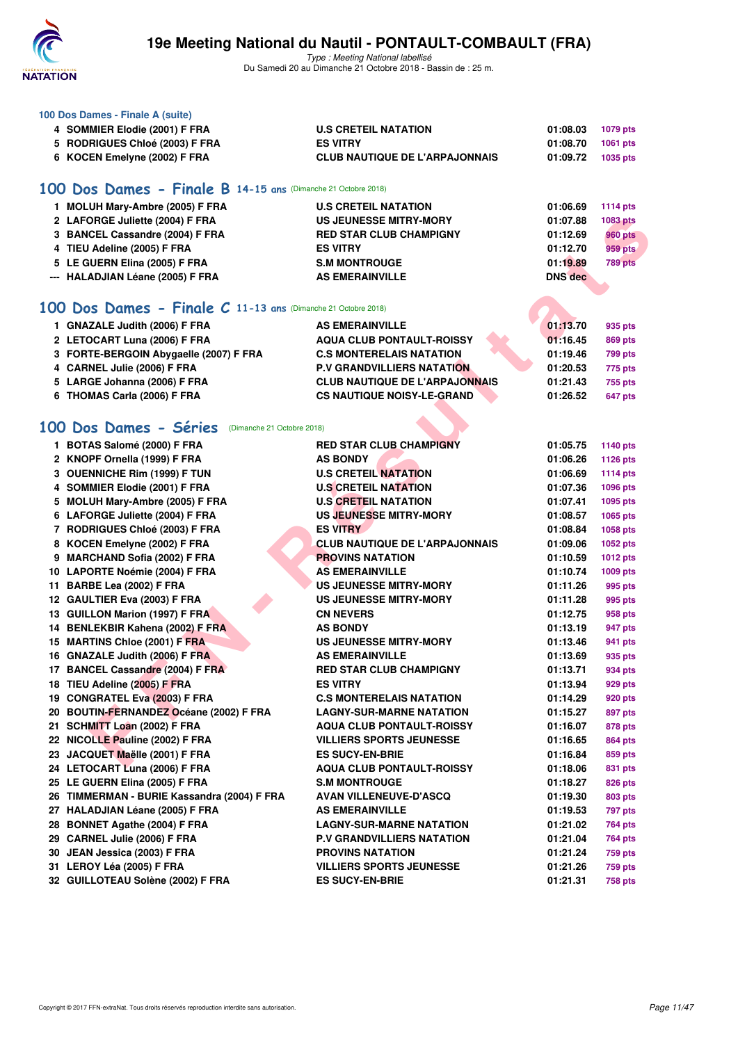### 100 Dos Dames - Finale A (suite)

| | | | | |
|---|---|---|---|---|
| 4 | SOMMIER Elodie (2001) F FRA | U.S CRETEIL NATATION | 01:08.03 | 1079 pts |
| 5 | RODRIGUES Chloé (2003) F FRA | ES VITRY | 01:08.70 | 1061 pts |
| 6 | KOCEN Emelyne (2002) F FRA | CLUB NAUTIQUE DE L'ARPAJONNAIS | 01:09.72 | 1035 pts |

## 100 Dos Dames - Finale B 14-15 ans (Dimanche 21 Octobre 2018)

| | | | | |
|---|---|---|---|---|
| 1 | MOLUH Mary-Ambre (2005) F FRA | U.S CRETEIL NATATION | 01:06.69 | 1114 pts |
| 2 | LAFORGE Juliette (2004) F FRA | US JEUNESSE MITRY-MORY | 01:07.88 | 1083 pts |
| 3 | BANCEL Cassandre (2004) F FRA | RED STAR CLUB CHAMPIGNY | 01:12.69 | 960 pts |
| 4 | TIEU Adeline (2005) F FRA | ES VITRY | 01:12.70 | 959 pts |
| 5 | LE GUERN Elina (2005) F FRA | S.M MONTROUGE | 01:19.89 | 789 pts |
| --- | HALADJIAN Léane (2005) F FRA | AS EMERAINVILLE | DNS dec | |

## 100 Dos Dames - Finale C 11-13 ans (Dimanche 21 Octobre 2018)

| | | | | |
|---|---|---|---|---|
| 1 | GNAZALE Judith (2006) F FRA | AS EMERAINVILLE | 01:13.70 | 935 pts |
| 2 | LETOCART Luna (2006) F FRA | AQUA CLUB PONTAULT-ROISSY | 01:16.45 | 869 pts |
| 3 | FORTE-BERGOIN Abygaelle (2007) F FRA | C.S MONTERELAIS NATATION | 01:19.46 | 799 pts |
| 4 | CARNEL Julie (2006) F FRA | P.V GRANDVILLIERS NATATION | 01:20.53 | 775 pts |
| 5 | LARGE Johanna (2006) F FRA | CLUB NAUTIQUE DE L'ARPAJONNAIS | 01:21.43 | 755 pts |
| 6 | THOMAS Carla (2006) F FRA | CS NAUTIQUE NOISY-LE-GRAND | 01:26.52 | 647 pts |

## 100 Dos Dames - Séries (Dimanche 21 Octobre 2018)

| | | | | |
|---|---|---|---|---|
| 1 | BOTAS Salomé (2000) F FRA | RED STAR CLUB CHAMPIGNY | 01:05.75 | 1140 pts |
| 2 | KNOPF Ornella (1999) F FRA | AS BONDY | 01:06.26 | 1126 pts |
| 3 | OUENNICHE Rim (1999) F TUN | U.S CRETEIL NATATION | 01:06.69 | 1114 pts |
| 4 | SOMMIER Elodie (2001) F FRA | U.S CRETEIL NATATION | 01:07.36 | 1096 pts |
| 5 | MOLUH Mary-Ambre (2005) F FRA | U.S CRETEIL NATATION | 01:07.41 | 1095 pts |
| 6 | LAFORGE Juliette (2004) F FRA | US JEUNESSE MITRY-MORY | 01:08.57 | 1065 pts |
| 7 | RODRIGUES Chloé (2003) F FRA | ES VITRY | 01:08.84 | 1058 pts |
| 8 | KOCEN Emelyne (2002) F FRA | CLUB NAUTIQUE DE L'ARPAJONNAIS | 01:09.06 | 1052 pts |
| 9 | MARCHAND Sofia (2002) F FRA | PROVINS NATATION | 01:10.59 | 1012 pts |
| 10 | LAPORTE Noémie (2004) F FRA | AS EMERAINVILLE | 01:10.74 | 1009 pts |
| 11 | BARBE Lea (2002) F FRA | US JEUNESSE MITRY-MORY | 01:11.26 | 995 pts |
| 12 | GAULTIER Eva (2003) F FRA | US JEUNESSE MITRY-MORY | 01:11.28 | 995 pts |
| 13 | GUILLON Marion (1997) F FRA | CN NEVERS | 01:12.75 | 958 pts |
| 14 | BENLEKBIR Kahena (2002) F FRA | AS BONDY | 01:13.19 | 947 pts |
| 15 | MARTINS Chloe (2001) F FRA | US JEUNESSE MITRY-MORY | 01:13.46 | 941 pts |
| 16 | GNAZALE Judith (2006) F FRA | AS EMERAINVILLE | 01:13.69 | 935 pts |
| 17 | BANCEL Cassandre (2004) F FRA | RED STAR CLUB CHAMPIGNY | 01:13.71 | 934 pts |
| 18 | TIEU Adeline (2005) F FRA | ES VITRY | 01:13.94 | 929 pts |
| 19 | CONGRATEL Eva (2003) F FRA | C.S MONTERELAIS NATATION | 01:14.29 | 920 pts |
| 20 | BOUTIN-FERNANDEZ Océane (2002) F FRA | LAGNY-SUR-MARNE NATATION | 01:15.27 | 897 pts |
| 21 | SCHMITT Loan (2002) F FRA | AQUA CLUB PONTAULT-ROISSY | 01:16.07 | 878 pts |
| 22 | NICOLLE Pauline (2002) F FRA | VILLIERS SPORTS JEUNESSE | 01:16.65 | 864 pts |
| 23 | JACQUET Maëlle (2001) F FRA | ES SUCY-EN-BRIE | 01:16.84 | 859 pts |
| 24 | LETOCART Luna (2006) F FRA | AQUA CLUB PONTAULT-ROISSY | 01:18.06 | 831 pts |
| 25 | LE GUERN Elina (2005) F FRA | S.M MONTROUGE | 01:18.27 | 826 pts |
| 26 | TIMMERMAN - BURIE Kassandra (2004) F FRA | AVAN VILLENEUVE-D'ASCQ | 01:19.30 | 803 pts |
| 27 | HALADJIAN Léane (2005) F FRA | AS EMERAINVILLE | 01:19.53 | 797 pts |
| 28 | BONNET Agathe (2004) F FRA | LAGNY-SUR-MARNE NATATION | 01:21.02 | 764 pts |
| 29 | CARNEL Julie (2006) F FRA | P.V GRANDVILLIERS NATATION | 01:21.04 | 764 pts |
| 30 | JEAN Jessica (2003) F FRA | PROVINS NATATION | 01:21.24 | 759 pts |
| 31 | LEROY Léa (2005) F FRA | VILLIERS SPORTS JEUNESSE | 01:21.26 | 759 pts |
| 32 | GUILLOTEAU Solène (2002) F FRA | ES SUCY-EN-BRIE | 01:21.31 | 758 pts |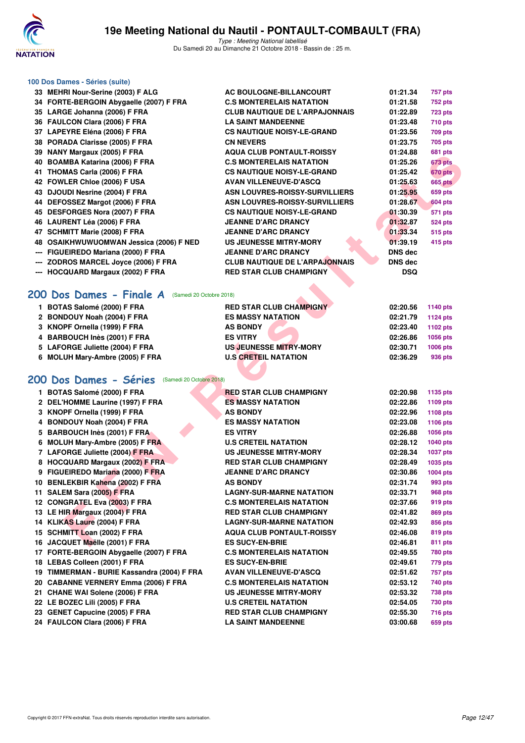### 100 Dos Dames - Séries (suite)

| | | | | |
|---|---|---|---|---|
| 33 | MEHRI Nour-Serine (2003) F ALG | AC BOULOGNE-BILLANCOURT | 01:21.34 | 757 pts |
| 34 | FORTE-BERGOIN Abygaelle (2007) F FRA | C.S MONTERELAIS NATATION | 01:21.58 | 752 pts |
| 35 | LARGE Johanna (2006) F FRA | CLUB NAUTIQUE DE L'ARPAJONNAIS | 01:22.89 | 723 pts |
| 36 | FAULCON Clara (2006) F FRA | LA SAINT MANDEENNE | 01:23.48 | 710 pts |
| 37 | LAPEYRE Eléna (2006) F FRA | CS NAUTIQUE NOISY-LE-GRAND | 01:23.56 | 709 pts |
| 38 | PORADA Clarisse (2005) F FRA | CN NEVERS | 01:23.75 | 705 pts |
| 39 | NANY Margaux (2005) F FRA | AQUA CLUB PONTAULT-ROISSY | 01:24.88 | 681 pts |
| 40 | BOAMBA Katarina (2006) F FRA | C.S MONTERELAIS NATATION | 01:25.26 | 673 pts |
| 41 | THOMAS Carla (2006) F FRA | CS NAUTIQUE NOISY-LE-GRAND | 01:25.42 | 670 pts |
| 42 | FOWLER Chloe (2006) F USA | AVAN VILLENEUVE-D'ASCQ | 01:25.63 | 665 pts |
| 43 | DJOUDI Nesrine (2004) F FRA | ASN LOUVRES-ROISSY-SURVILLIERS | 01:25.95 | 659 pts |
| 44 | DEFOSSEZ Margot (2006) F FRA | ASN LOUVRES-ROISSY-SURVILLIERS | 01:28.67 | 604 pts |
| 45 | DESFORGES Nora (2007) F FRA | CS NAUTIQUE NOISY-LE-GRAND | 01:30.39 | 571 pts |
| 46 | LAURENT Léa (2006) F FRA | JEANNE D'ARC DRANCY | 01:32.87 | 524 pts |
| 47 | SCHMITT Marie (2008) F FRA | JEANNE D'ARC DRANCY | 01:33.34 | 515 pts |
| 48 | OSAIKHWUWUOMWAN Jessica (2006) F NED | US JEUNESSE MITRY-MORY | 01:39.19 | 415 pts |
| --- | FIGUEIREDO Mariana (2000) F FRA | JEANNE D'ARC DRANCY | DNS dec | |
| --- | ZODROS MARCEL Joyce (2006) F FRA | CLUB NAUTIQUE DE L'ARPAJONNAIS | DNS dec | |
| --- | HOCQUARD Margaux (2002) F FRA | RED STAR CLUB CHAMPIGNY | DSQ | |

## 200 Dos Dames - Finale A (Samedi 20 Octobre 2018)

| | | | | |
|---|---|---|---|---|
| 1 | BOTAS Salomé (2000) F FRA | RED STAR CLUB CHAMPIGNY | 02:20.56 | 1140 pts |
| 2 | BONDOUY Noah (2004) F FRA | ES MASSY NATATION | 02:21.79 | 1124 pts |
| 3 | KNOPF Ornella (1999) F FRA | AS BONDY | 02:23.40 | 1102 pts |
| 4 | BARBOUCH Inès (2001) F FRA | ES VITRY | 02:26.86 | 1056 pts |
| 5 | LAFORGE Juliette (2004) F FRA | US JEUNESSE MITRY-MORY | 02:30.71 | 1006 pts |
| 6 | MOLUH Mary-Ambre (2005) F FRA | U.S CRETEIL NATATION | 02:36.29 | 936 pts |

## 200 Dos Dames - Séries (Samedi 20 Octobre 2018)

| | | | | |
|---|---|---|---|---|
| 1 | BOTAS Salomé (2000) F FRA | RED STAR CLUB CHAMPIGNY | 02:20.98 | 1135 pts |
| 2 | DEL'HOMME Laurine (1997) F FRA | ES MASSY NATATION | 02:22.86 | 1109 pts |
| 3 | KNOPF Ornella (1999) F FRA | AS BONDY | 02:22.96 | 1108 pts |
| 4 | BONDOUY Noah (2004) F FRA | ES MASSY NATATION | 02:23.08 | 1106 pts |
| 5 | BARBOUCH Inès (2001) F FRA | ES VITRY | 02:26.88 | 1056 pts |
| 6 | MOLUH Mary-Ambre (2005) F FRA | U.S CRETEIL NATATION | 02:28.12 | 1040 pts |
| 7 | LAFORGE Juliette (2004) F FRA | US JEUNESSE MITRY-MORY | 02:28.34 | 1037 pts |
| 8 | HOCQUARD Margaux (2002) F FRA | RED STAR CLUB CHAMPIGNY | 02:28.49 | 1035 pts |
| 9 | FIGUEIREDO Mariana (2000) F FRA | JEANNE D'ARC DRANCY | 02:30.86 | 1004 pts |
| 10 | BENLEKBIR Kahena (2002) F FRA | AS BONDY | 02:31.74 | 993 pts |
| 11 | SALEM Sara (2005) F FRA | LAGNY-SUR-MARNE NATATION | 02:33.71 | 968 pts |
| 12 | CONGRATEL Eva (2003) F FRA | C.S MONTERELAIS NATATION | 02:37.66 | 919 pts |
| 13 | LE HIR Margaux (2004) F FRA | RED STAR CLUB CHAMPIGNY | 02:41.82 | 869 pts |
| 14 | KLIKAS Laure (2004) F FRA | LAGNY-SUR-MARNE NATATION | 02:42.93 | 856 pts |
| 15 | SCHMITT Loan (2002) F FRA | AQUA CLUB PONTAULT-ROISSY | 02:46.08 | 819 pts |
| 16 | JACQUET Maëlle (2001) F FRA | ES SUCY-EN-BRIE | 02:46.81 | 811 pts |
| 17 | FORTE-BERGOIN Abygaelle (2007) F FRA | C.S MONTERELAIS NATATION | 02:49.55 | 780 pts |
| 18 | LEBAS Colleen (2001) F FRA | ES SUCY-EN-BRIE | 02:49.61 | 779 pts |
| 19 | TIMMERMAN - BURIE Kassandra (2004) F FRA | AVAN VILLENEUVE-D'ASCQ | 02:51.62 | 757 pts |
| 20 | CABANNE VERNERY Emma (2006) F FRA | C.S MONTERELAIS NATATION | 02:53.12 | 740 pts |
| 21 | CHANE WAI Solene (2006) F FRA | US JEUNESSE MITRY-MORY | 02:53.32 | 738 pts |
| 22 | LE BOZEC Lili (2005) F FRA | U.S CRETEIL NATATION | 02:54.05 | 730 pts |
| 23 | GENET Capucine (2005) F FRA | RED STAR CLUB CHAMPIGNY | 02:55.30 | 716 pts |
| 24 | FAULCON Clara (2006) F FRA | LA SAINT MANDEENNE | 03:00.68 | 659 pts |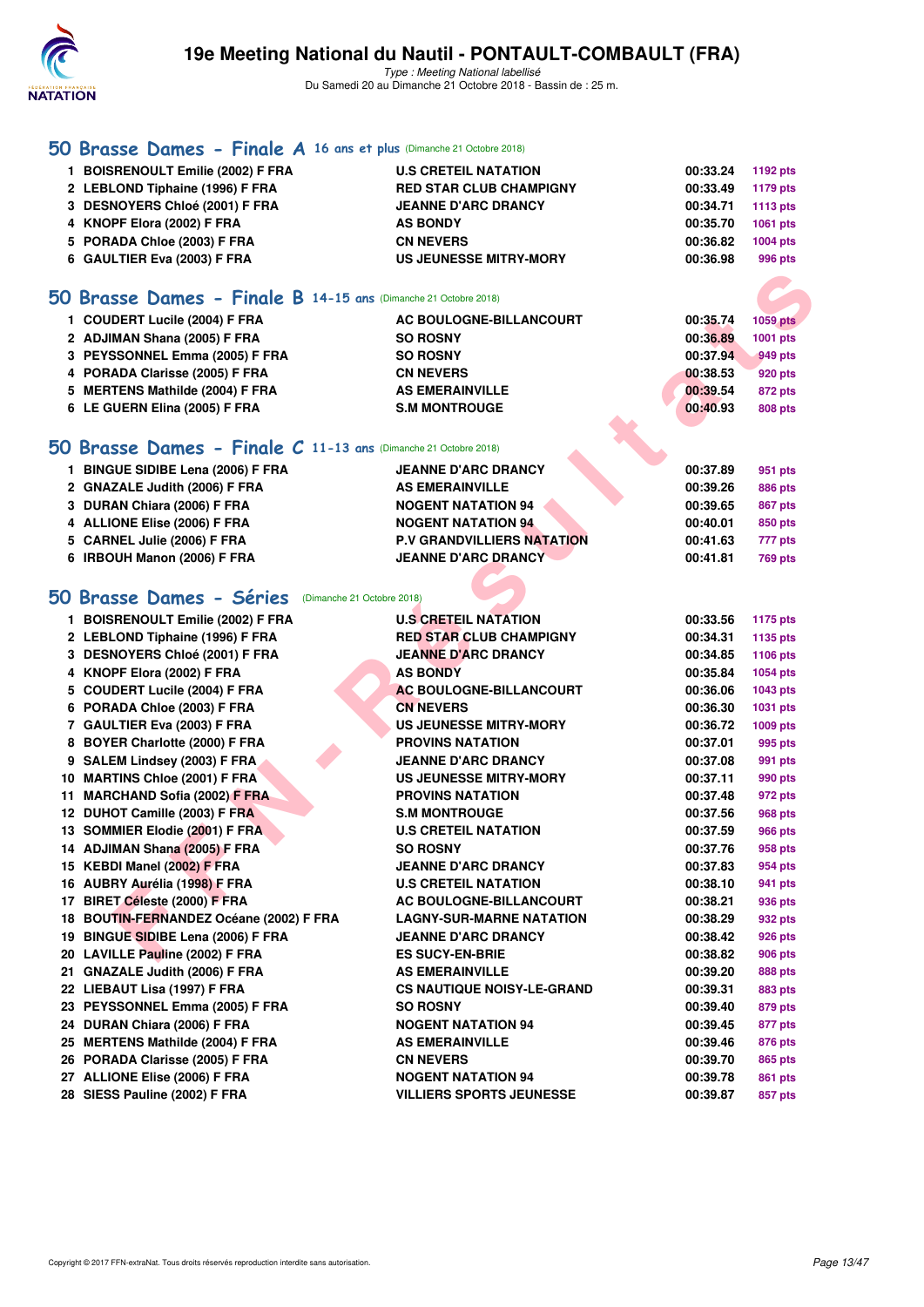# 19e Meeting National du Nautil - PONTAULT-COMBAULT (FRA)

*Type : Meeting National labellisé*
Du Samedi 20 au Dimanche 21 Octobre 2018 - Bassin de : 25 m.

## 50 Brasse Dames - Finale A 16 ans et plus (Dimanche 21 Octobre 2018)

| | | | | |
|---|---|---|---|---|
| 1 | BOISRENOULT Emilie (2002) F FRA | U.S CRETEIL NATATION | 00:33.24 | 1192 pts |
| 2 | LEBLOND Tiphaine (1996) F FRA | RED STAR CLUB CHAMPIGNY | 00:33.49 | 1179 pts |
| 3 | DESNOYERS Chloé (2001) F FRA | JEANNE D'ARC DRANCY | 00:34.71 | 1113 pts |
| 4 | KNOPF Elora (2002) F FRA | AS BONDY | 00:35.70 | 1061 pts |
| 5 | PORADA Chloe (2003) F FRA | CN NEVERS | 00:36.82 | 1004 pts |
| 6 | GAULTIER Eva (2003) F FRA | US JEUNESSE MITRY-MORY | 00:36.98 | 996 pts |

## 50 Brasse Dames - Finale B 14-15 ans (Dimanche 21 Octobre 2018)

| | | | | |
|---|---|---|---|---|
| 1 | COUDERT Lucile (2004) F FRA | AC BOULOGNE-BILLANCOURT | 00:35.74 | 1059 pts |
| 2 | ADJIMAN Shana (2005) F FRA | SO ROSNY | 00:36.89 | 1001 pts |
| 3 | PEYSSONNEL Emma (2005) F FRA | SO ROSNY | 00:37.94 | 949 pts |
| 4 | PORADA Clarisse (2005) F FRA | CN NEVERS | 00:38.53 | 920 pts |
| 5 | MERTENS Mathilde (2004) F FRA | AS EMERAINVILLE | 00:39.54 | 872 pts |
| 6 | LE GUERN Elina (2005) F FRA | S.M MONTROUGE | 00:40.93 | 808 pts |

## 50 Brasse Dames - Finale C 11-13 ans (Dimanche 21 Octobre 2018)

| | | | | |
|---|---|---|---|---|
| 1 | BINGUE SIDIBE Lena (2006) F FRA | JEANNE D'ARC DRANCY | 00:37.89 | 951 pts |
| 2 | GNAZALE Judith (2006) F FRA | AS EMERAINVILLE | 00:39.26 | 886 pts |
| 3 | DURAN Chiara (2006) F FRA | NOGENT NATATION 94 | 00:39.65 | 867 pts |
| 4 | ALLIONE Elise (2006) F FRA | NOGENT NATATION 94 | 00:40.01 | 850 pts |
| 5 | CARNEL Julie (2006) F FRA | P.V GRANDVILLIERS NATATION | 00:41.63 | 777 pts |
| 6 | IRBOUH Manon (2006) F FRA | JEANNE D'ARC DRANCY | 00:41.81 | 769 pts |

## 50 Brasse Dames - Séries (Dimanche 21 Octobre 2018)

| | | | | |
|---|---|---|---|---|
| 1 | BOISRENOULT Emilie (2002) F FRA | U.S CRETEIL NATATION | 00:33.56 | 1175 pts |
| 2 | LEBLOND Tiphaine (1996) F FRA | RED STAR CLUB CHAMPIGNY | 00:34.31 | 1135 pts |
| 3 | DESNOYERS Chloé (2001) F FRA | JEANNE D'ARC DRANCY | 00:34.85 | 1106 pts |
| 4 | KNOPF Elora (2002) F FRA | AS BONDY | 00:35.84 | 1054 pts |
| 5 | COUDERT Lucile (2004) F FRA | AC BOULOGNE-BILLANCOURT | 00:36.06 | 1043 pts |
| 6 | PORADA Chloe (2003) F FRA | CN NEVERS | 00:36.30 | 1031 pts |
| 7 | GAULTIER Eva (2003) F FRA | US JEUNESSE MITRY-MORY | 00:36.72 | 1009 pts |
| 8 | BOYER Charlotte (2000) F FRA | PROVINS NATATION | 00:37.01 | 995 pts |
| 9 | SALEM Lindsey (2003) F FRA | JEANNE D'ARC DRANCY | 00:37.08 | 991 pts |
| 10 | MARTINS Chloe (2001) F FRA | US JEUNESSE MITRY-MORY | 00:37.11 | 990 pts |
| 11 | MARCHAND Sofia (2002) F FRA | PROVINS NATATION | 00:37.48 | 972 pts |
| 12 | DUHOT Camille (2003) F FRA | S.M MONTROUGE | 00:37.56 | 968 pts |
| 13 | SOMMIER Elodie (2001) F FRA | U.S CRETEIL NATATION | 00:37.59 | 966 pts |
| 14 | ADJIMAN Shana (2005) F FRA | SO ROSNY | 00:37.76 | 958 pts |
| 15 | KEBDI Manel (2002) F FRA | JEANNE D'ARC DRANCY | 00:37.83 | 954 pts |
| 16 | AUBRY Aurélia (1998) F FRA | U.S CRETEIL NATATION | 00:38.10 | 941 pts |
| 17 | BIRET Céleste (2000) F FRA | AC BOULOGNE-BILLANCOURT | 00:38.21 | 936 pts |
| 18 | BOUTIN-FERNANDEZ Océane (2002) F FRA | LAGNY-SUR-MARNE NATATION | 00:38.29 | 932 pts |
| 19 | BINGUE SIDIBE Lena (2006) F FRA | JEANNE D'ARC DRANCY | 00:38.42 | 926 pts |
| 20 | LAVILLE Pauline (2002) F FRA | ES SUCY-EN-BRIE | 00:38.82 | 906 pts |
| 21 | GNAZALE Judith (2006) F FRA | AS EMERAINVILLE | 00:39.20 | 888 pts |
| 22 | LIEBAUT Lisa (1997) F FRA | CS NAUTIQUE NOISY-LE-GRAND | 00:39.31 | 883 pts |
| 23 | PEYSSONNEL Emma (2005) F FRA | SO ROSNY | 00:39.40 | 879 pts |
| 24 | DURAN Chiara (2006) F FRA | NOGENT NATATION 94 | 00:39.45 | 877 pts |
| 25 | MERTENS Mathilde (2004) F FRA | AS EMERAINVILLE | 00:39.46 | 876 pts |
| 26 | PORADA Clarisse (2005) F FRA | CN NEVERS | 00:39.70 | 865 pts |
| 27 | ALLIONE Elise (2006) F FRA | NOGENT NATATION 94 | 00:39.78 | 861 pts |
| 28 | SIESS Pauline (2002) F FRA | VILLIERS SPORTS JEUNESSE | 00:39.87 | 857 pts |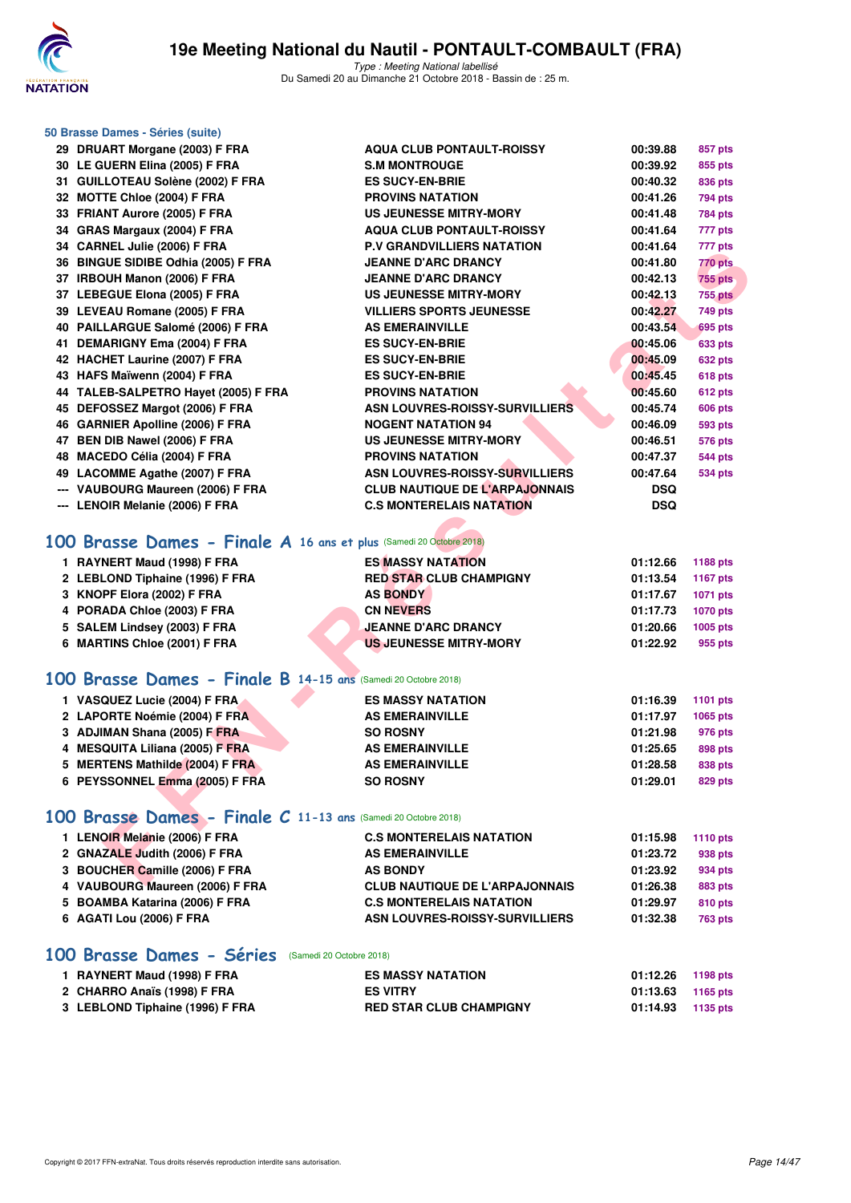### 50 Brasse Dames - Séries (suite)

| | | | | |
|---|---|---|---|---|
| 29 | DRUART Morgane (2003) F FRA | AQUA CLUB PONTAULT-ROISSY | 00:39.88 | 857 pts |
| 30 | LE GUERN Elina (2005) F FRA | S.M MONTROUGE | 00:39.92 | 855 pts |
| 31 | GUILLOTEAU Solène (2002) F FRA | ES SUCY-EN-BRIE | 00:40.32 | 836 pts |
| 32 | MOTTE Chloe (2004) F FRA | PROVINS NATATION | 00:41.26 | 794 pts |
| 33 | FRIANT Aurore (2005) F FRA | US JEUNESSE MITRY-MORY | 00:41.48 | 784 pts |
| 34 | GRAS Margaux (2004) F FRA | AQUA CLUB PONTAULT-ROISSY | 00:41.64 | 777 pts |
| 34 | CARNEL Julie (2006) F FRA | P.V GRANDVILLIERS NATATION | 00:41.64 | 777 pts |
| 36 | BINGUE SIDIBE Odhia (2005) F FRA | JEANNE D'ARC DRANCY | 00:41.80 | 770 pts |
| 37 | IRBOUH Manon (2006) F FRA | JEANNE D'ARC DRANCY | 00:42.13 | 755 pts |
| 37 | LEBEGUE Elona (2005) F FRA | US JEUNESSE MITRY-MORY | 00:42.13 | 755 pts |
| 39 | LEVEAU Romane (2005) F FRA | VILLIERS SPORTS JEUNESSE | 00:42.27 | 749 pts |
| 40 | PAILLARGUE Salomé (2006) F FRA | AS EMERAINVILLE | 00:43.54 | 695 pts |
| 41 | DEMARIGNY Ema (2004) F FRA | ES SUCY-EN-BRIE | 00:45.06 | 633 pts |
| 42 | HACHET Laurine (2007) F FRA | ES SUCY-EN-BRIE | 00:45.09 | 632 pts |
| 43 | HAFS Maïwenn (2004) F FRA | ES SUCY-EN-BRIE | 00:45.45 | 618 pts |
| 44 | TALEB-SALPETRO Hayet (2005) F FRA | PROVINS NATATION | 00:45.60 | 612 pts |
| 45 | DEFOSSEZ Margot (2006) F FRA | ASN LOUVRES-ROISSY-SURVILLIERS | 00:45.74 | 606 pts |
| 46 | GARNIER Apolline (2006) F FRA | NOGENT NATATION 94 | 00:46.09 | 593 pts |
| 47 | BEN DIB Nawel (2006) F FRA | US JEUNESSE MITRY-MORY | 00:46.51 | 576 pts |
| 48 | MACEDO Célia (2004) F FRA | PROVINS NATATION | 00:47.37 | 544 pts |
| 49 | LACOMME Agathe (2007) F FRA | ASN LOUVRES-ROISSY-SURVILLIERS | 00:47.64 | 534 pts |
| --- | VAUBOURG Maureen (2006) F FRA | CLUB NAUTIQUE DE L'ARPAJONNAIS | DSQ | |
| --- | LENOIR Melanie (2006) F FRA | C.S MONTERELAIS NATATION | DSQ | |

## 100 Brasse Dames - Finale A 16 ans et plus (Samedi 20 Octobre 2018)

| | | | | |
|---|---|---|---|---|
| 1 | RAYNERT Maud (1998) F FRA | ES MASSY NATATION | 01:12.66 | 1188 pts |
| 2 | LEBLOND Tiphaine (1996) F FRA | RED STAR CLUB CHAMPIGNY | 01:13.54 | 1167 pts |
| 3 | KNOPF Elora (2002) F FRA | AS BONDY | 01:17.67 | 1071 pts |
| 4 | PORADA Chloe (2003) F FRA | CN NEVERS | 01:17.73 | 1070 pts |
| 5 | SALEM Lindsey (2003) F FRA | JEANNE D'ARC DRANCY | 01:20.66 | 1005 pts |
| 6 | MARTINS Chloe (2001) F FRA | US JEUNESSE MITRY-MORY | 01:22.92 | 955 pts |

## 100 Brasse Dames - Finale B 14-15 ans (Samedi 20 Octobre 2018)

| | | | | |
|---|---|---|---|---|
| 1 | VASQUEZ Lucie (2004) F FRA | ES MASSY NATATION | 01:16.39 | 1101 pts |
| 2 | LAPORTE Noémie (2004) F FRA | AS EMERAINVILLE | 01:17.97 | 1065 pts |
| 3 | ADJIMAN Shana (2005) F FRA | SO ROSNY | 01:21.98 | 976 pts |
| 4 | MESQUITA Liliana (2005) F FRA | AS EMERAINVILLE | 01:25.65 | 898 pts |
| 5 | MERTENS Mathilde (2004) F FRA | AS EMERAINVILLE | 01:28.58 | 838 pts |
| 6 | PEYSSONNEL Emma (2005) F FRA | SO ROSNY | 01:29.01 | 829 pts |

## 100 Brasse Dames - Finale C 11-13 ans (Samedi 20 Octobre 2018)

| | | | | |
|---|---|---|---|---|
| 1 | LENOIR Melanie (2006) F FRA | C.S MONTERELAIS NATATION | 01:15.98 | 1110 pts |
| 2 | GNAZALE Judith (2006) F FRA | AS EMERAINVILLE | 01:23.72 | 938 pts |
| 3 | BOUCHER Camille (2006) F FRA | AS BONDY | 01:23.92 | 934 pts |
| 4 | VAUBOURG Maureen (2006) F FRA | CLUB NAUTIQUE DE L'ARPAJONNAIS | 01:26.38 | 883 pts |
| 5 | BOAMBA Katarina (2006) F FRA | C.S MONTERELAIS NATATION | 01:29.97 | 810 pts |
| 6 | AGATI Lou (2006) F FRA | ASN LOUVRES-ROISSY-SURVILLIERS | 01:32.38 | 763 pts |

## 100 Brasse Dames - Séries (Samedi 20 Octobre 2018)

| | | | | |
|---|---|---|---|---|
| 1 | RAYNERT Maud (1998) F FRA | ES MASSY NATATION | 01:12.26 | 1198 pts |
| 2 | CHARRO Anaïs (1998) F FRA | ES VITRY | 01:13.63 | 1165 pts |
| 3 | LEBLOND Tiphaine (1996) F FRA | RED STAR CLUB CHAMPIGNY | 01:14.93 | 1135 pts |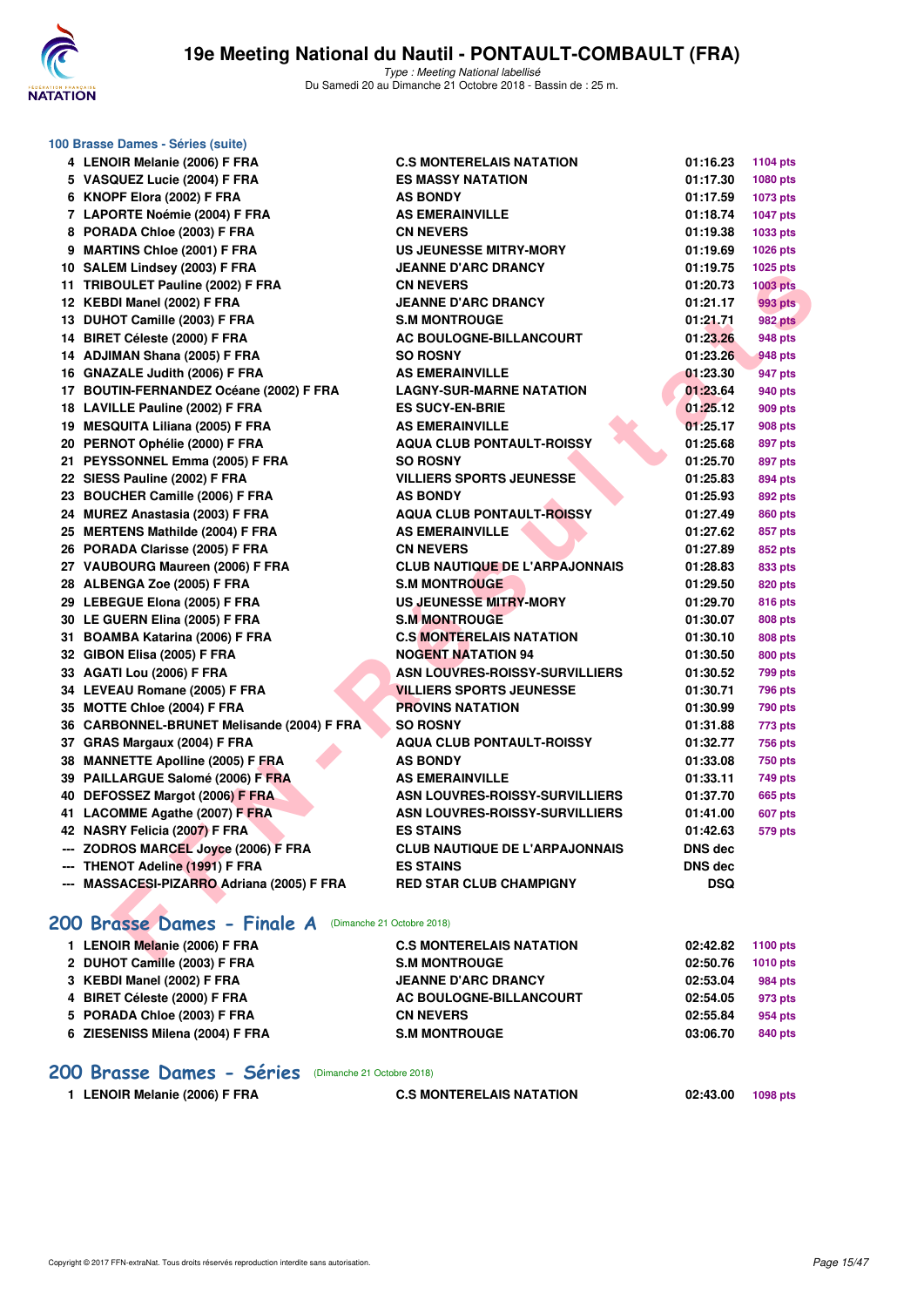### 100 Brasse Dames - Séries (suite)

| | | | | |
|---|---|---|---|---|
| 4 | LENOIR Melanie (2006) F FRA | C.S MONTERELAIS NATATION | 01:16.23 | 1104 pts |
| 5 | VASQUEZ Lucie (2004) F FRA | ES MASSY NATATION | 01:17.30 | 1080 pts |
| 6 | KNOPF Elora (2002) F FRA | AS BONDY | 01:17.59 | 1073 pts |
| 7 | LAPORTE Noémie (2004) F FRA | AS EMERAINVILLE | 01:18.74 | 1047 pts |
| 8 | PORADA Chloe (2003) F FRA | CN NEVERS | 01:19.38 | 1033 pts |
| 9 | MARTINS Chloe (2001) F FRA | US JEUNESSE MITRY-MORY | 01:19.69 | 1026 pts |
| 10 | SALEM Lindsey (2003) F FRA | JEANNE D'ARC DRANCY | 01:19.75 | 1025 pts |
| 11 | TRIBOULET Pauline (2002) F FRA | CN NEVERS | 01:20.73 | 1003 pts |
| 12 | KEBDI Manel (2002) F FRA | JEANNE D'ARC DRANCY | 01:21.17 | 993 pts |
| 13 | DUHOT Camille (2003) F FRA | S.M MONTROUGE | 01:21.71 | 982 pts |
| 14 | BIRET Céleste (2000) F FRA | AC BOULOGNE-BILLANCOURT | 01:23.26 | 948 pts |
| 14 | ADJIMAN Shana (2005) F FRA | SO ROSNY | 01:23.26 | 948 pts |
| 16 | GNAZALE Judith (2006) F FRA | AS EMERAINVILLE | 01:23.30 | 947 pts |
| 17 | BOUTIN-FERNANDEZ Océane (2002) F FRA | LAGNY-SUR-MARNE NATATION | 01:23.64 | 940 pts |
| 18 | LAVILLE Pauline (2002) F FRA | ES SUCY-EN-BRIE | 01:25.12 | 909 pts |
| 19 | MESQUITA Liliana (2005) F FRA | AS EMERAINVILLE | 01:25.17 | 908 pts |
| 20 | PERNOT Ophélie (2000) F FRA | AQUA CLUB PONTAULT-ROISSY | 01:25.68 | 897 pts |
| 21 | PEYSSONNEL Emma (2005) F FRA | SO ROSNY | 01:25.70 | 897 pts |
| 22 | SIESS Pauline (2002) F FRA | VILLIERS SPORTS JEUNESSE | 01:25.83 | 894 pts |
| 23 | BOUCHER Camille (2006) F FRA | AS BONDY | 01:25.93 | 892 pts |
| 24 | MUREZ Anastasia (2003) F FRA | AQUA CLUB PONTAULT-ROISSY | 01:27.49 | 860 pts |
| 25 | MERTENS Mathilde (2004) F FRA | AS EMERAINVILLE | 01:27.62 | 857 pts |
| 26 | PORADA Clarisse (2005) F FRA | CN NEVERS | 01:27.89 | 852 pts |
| 27 | VAUBOURG Maureen (2006) F FRA | CLUB NAUTIQUE DE L'ARPAJONNAIS | 01:28.83 | 833 pts |
| 28 | ALBENGA Zoe (2005) F FRA | S.M MONTROUGE | 01:29.50 | 820 pts |
| 29 | LEBEGUE Elona (2005) F FRA | US JEUNESSE MITRY-MORY | 01:29.70 | 816 pts |
| 30 | LE GUERN Elina (2005) F FRA | S.M MONTROUGE | 01:30.07 | 808 pts |
| 31 | BOAMBA Katarina (2006) F FRA | C.S MONTERELAIS NATATION | 01:30.10 | 808 pts |
| 32 | GIBON Elisa (2005) F FRA | NOGENT NATATION 94 | 01:30.50 | 800 pts |
| 33 | AGATI Lou (2006) F FRA | ASN LOUVRES-ROISSY-SURVILLIERS | 01:30.52 | 799 pts |
| 34 | LEVEAU Romane (2005) F FRA | VILLIERS SPORTS JEUNESSE | 01:30.71 | 796 pts |
| 35 | MOTTE Chloe (2004) F FRA | PROVINS NATATION | 01:30.99 | 790 pts |
| 36 | CARBONNEL-BRUNET Melisande (2004) F FRA | SO ROSNY | 01:31.88 | 773 pts |
| 37 | GRAS Margaux (2004) F FRA | AQUA CLUB PONTAULT-ROISSY | 01:32.77 | 756 pts |
| 38 | MANNETTE Apolline (2005) F FRA | AS BONDY | 01:33.08 | 750 pts |
| 39 | PAILLARGUE Salomé (2006) F FRA | AS EMERAINVILLE | 01:33.11 | 749 pts |
| 40 | DEFOSSEZ Margot (2006) F FRA | ASN LOUVRES-ROISSY-SURVILLIERS | 01:37.70 | 665 pts |
| 41 | LACOMME Agathe (2007) F FRA | ASN LOUVRES-ROISSY-SURVILLIERS | 01:41.00 | 607 pts |
| 42 | NASRY Felicia (2007) F FRA | ES STAINS | 01:42.63 | 579 pts |
| --- | ZODROS MARCEL Joyce (2006) F FRA | CLUB NAUTIQUE DE L'ARPAJONNAIS | DNS dec | |
| --- | THENOT Adeline (1991) F FRA | ES STAINS | DNS dec | |
| --- | MASSACESI-PIZARRO Adriana (2005) F FRA | RED STAR CLUB CHAMPIGNY | DSQ | |

## 200 Brasse Dames - Finale A (Dimanche 21 Octobre 2018)

| | | | | |
|---|---|---|---|---|
| 1 | LENOIR Melanie (2006) F FRA | C.S MONTERELAIS NATATION | 02:42.82 | 1100 pts |
| 2 | DUHOT Camille (2003) F FRA | S.M MONTROUGE | 02:50.76 | 1010 pts |
| 3 | KEBDI Manel (2002) F FRA | JEANNE D'ARC DRANCY | 02:53.04 | 984 pts |
| 4 | BIRET Céleste (2000) F FRA | AC BOULOGNE-BILLANCOURT | 02:54.05 | 973 pts |
| 5 | PORADA Chloe (2003) F FRA | CN NEVERS | 02:55.84 | 954 pts |
| 6 | ZIESENISS Milena (2004) F FRA | S.M MONTROUGE | 03:06.70 | 840 pts |

## 200 Brasse Dames - Séries (Dimanche 21 Octobre 2018)

| | | | | |
|---|---|---|---|---|
| 1 | LENOIR Melanie (2006) F FRA | C.S MONTERELAIS NATATION | 02:43.00 | 1098 pts |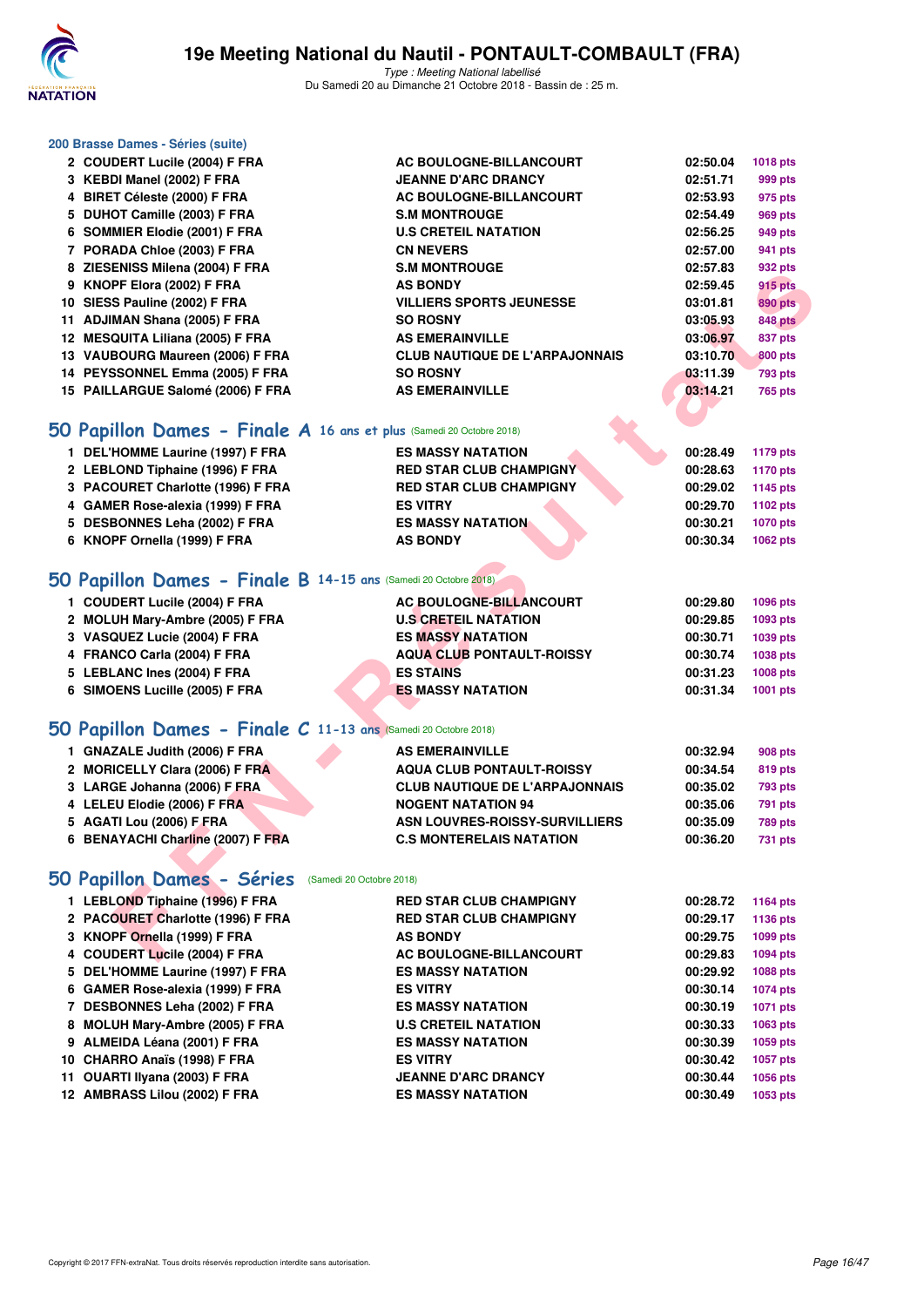# 19e Meeting National du Nautil - PONTAULT-COMBAULT (FRA)

*Type : Meeting National labellisé*
Du Samedi 20 au Dimanche 21 Octobre 2018 - Bassin de : 25 m.

### 200 Brasse Dames - Séries (suite)

| | | | | |
|---|---|---|---|---|
| 2 | COUDERT Lucile (2004) F FRA | AC BOULOGNE-BILLANCOURT | 02:50.04 | 1018 pts |
| 3 | KEBDI Manel (2002) F FRA | JEANNE D'ARC DRANCY | 02:51.71 | 999 pts |
| 4 | BIRET Céleste (2000) F FRA | AC BOULOGNE-BILLANCOURT | 02:53.93 | 975 pts |
| 5 | DUHOT Camille (2003) F FRA | S.M MONTROUGE | 02:54.49 | 969 pts |
| 6 | SOMMIER Elodie (2001) F FRA | U.S CRETEIL NATATION | 02:56.25 | 949 pts |
| 7 | PORADA Chloe (2003) F FRA | CN NEVERS | 02:57.00 | 941 pts |
| 8 | ZIESENISS Milena (2004) F FRA | S.M MONTROUGE | 02:57.83 | 932 pts |
| 9 | KNOPF Elora (2002) F FRA | AS BONDY | 02:59.45 | 915 pts |
| 10 | SIESS Pauline (2002) F FRA | VILLIERS SPORTS JEUNESSE | 03:01.81 | 890 pts |
| 11 | ADJIMAN Shana (2005) F FRA | SO ROSNY | 03:05.93 | 848 pts |
| 12 | MESQUITA Liliana (2005) F FRA | AS EMERAINVILLE | 03:06.97 | 837 pts |
| 13 | VAUBOURG Maureen (2006) F FRA | CLUB NAUTIQUE DE L'ARPAJONNAIS | 03:10.70 | 800 pts |
| 14 | PEYSSONNEL Emma (2005) F FRA | SO ROSNY | 03:11.39 | 793 pts |
| 15 | PAILLARGUE Salomé (2006) F FRA | AS EMERAINVILLE | 03:14.21 | 765 pts |

## 50 Papillon Dames - Finale A 16 ans et plus (Samedi 20 Octobre 2018)

| | | | | |
|---|---|---|---|---|
| 1 | DEL'HOMME Laurine (1997) F FRA | ES MASSY NATATION | 00:28.49 | 1179 pts |
| 2 | LEBLOND Tiphaine (1996) F FRA | RED STAR CLUB CHAMPIGNY | 00:28.63 | 1170 pts |
| 3 | PACOURET Charlotte (1996) F FRA | RED STAR CLUB CHAMPIGNY | 00:29.02 | 1145 pts |
| 4 | GAMER Rose-alexia (1999) F FRA | ES VITRY | 00:29.70 | 1102 pts |
| 5 | DESBONNES Leha (2002) F FRA | ES MASSY NATATION | 00:30.21 | 1070 pts |
| 6 | KNOPF Ornella (1999) F FRA | AS BONDY | 00:30.34 | 1062 pts |

## 50 Papillon Dames - Finale B 14-15 ans (Samedi 20 Octobre 2018)

| | | | | |
|---|---|---|---|---|
| 1 | COUDERT Lucile (2004) F FRA | AC BOULOGNE-BILLANCOURT | 00:29.80 | 1096 pts |
| 2 | MOLUH Mary-Ambre (2005) F FRA | U.S CRETEIL NATATION | 00:29.85 | 1093 pts |
| 3 | VASQUEZ Lucie (2004) F FRA | ES MASSY NATATION | 00:30.71 | 1039 pts |
| 4 | FRANCO Carla (2004) F FRA | AQUA CLUB PONTAULT-ROISSY | 00:30.74 | 1038 pts |
| 5 | LEBLANC Ines (2004) F FRA | ES STAINS | 00:31.23 | 1008 pts |
| 6 | SIMOENS Lucille (2005) F FRA | ES MASSY NATATION | 00:31.34 | 1001 pts |

## 50 Papillon Dames - Finale C 11-13 ans (Samedi 20 Octobre 2018)

| | | | | |
|---|---|---|---|---|
| 1 | GNAZALE Judith (2006) F FRA | AS EMERAINVILLE | 00:32.94 | 908 pts |
| 2 | MORICELLY Clara (2006) F FRA | AQUA CLUB PONTAULT-ROISSY | 00:34.54 | 819 pts |
| 3 | LARGE Johanna (2006) F FRA | CLUB NAUTIQUE DE L'ARPAJONNAIS | 00:35.02 | 793 pts |
| 4 | LELEU Elodie (2006) F FRA | NOGENT NATATION 94 | 00:35.06 | 791 pts |
| 5 | AGATI Lou (2006) F FRA | ASN LOUVRES-ROISSY-SURVILLIERS | 00:35.09 | 789 pts |
| 6 | BENAYACHI Charline (2007) F FRA | C.S MONTERELAIS NATATION | 00:36.20 | 731 pts |

## 50 Papillon Dames - Séries (Samedi 20 Octobre 2018)

| | | | | |
|---|---|---|---|---|
| 1 | LEBLOND Tiphaine (1996) F FRA | RED STAR CLUB CHAMPIGNY | 00:28.72 | 1164 pts |
| 2 | PACOURET Charlotte (1996) F FRA | RED STAR CLUB CHAMPIGNY | 00:29.17 | 1136 pts |
| 3 | KNOPF Ornella (1999) F FRA | AS BONDY | 00:29.75 | 1099 pts |
| 4 | COUDERT Lucile (2004) F FRA | AC BOULOGNE-BILLANCOURT | 00:29.83 | 1094 pts |
| 5 | DEL'HOMME Laurine (1997) F FRA | ES MASSY NATATION | 00:29.92 | 1088 pts |
| 6 | GAMER Rose-alexia (1999) F FRA | ES VITRY | 00:30.14 | 1074 pts |
| 7 | DESBONNES Leha (2002) F FRA | ES MASSY NATATION | 00:30.19 | 1071 pts |
| 8 | MOLUH Mary-Ambre (2005) F FRA | U.S CRETEIL NATATION | 00:30.33 | 1063 pts |
| 9 | ALMEIDA Léana (2001) F FRA | ES MASSY NATATION | 00:30.39 | 1059 pts |
| 10 | CHARRO Anaïs (1998) F FRA | ES VITRY | 00:30.42 | 1057 pts |
| 11 | OUARTI Ilyana (2003) F FRA | JEANNE D'ARC DRANCY | 00:30.44 | 1056 pts |
| 12 | AMBRASS Lilou (2002) F FRA | ES MASSY NATATION | 00:30.49 | 1053 pts |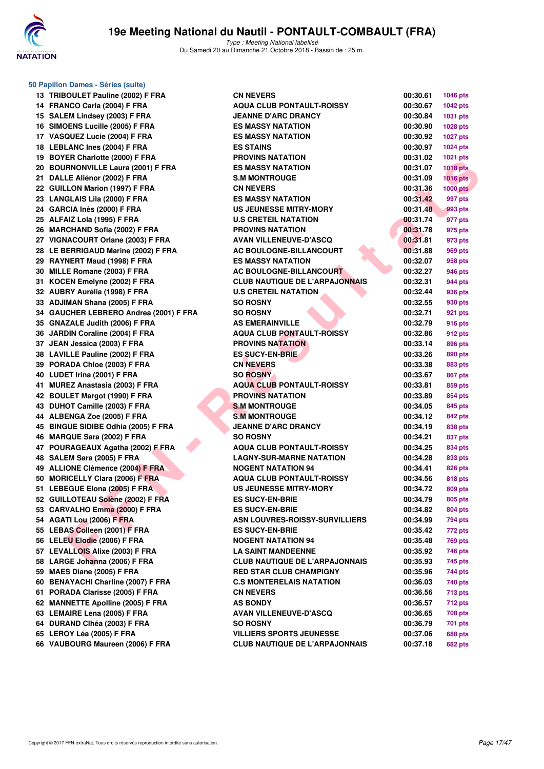# 19e Meeting National du Nautil - PONTAULT-COMBAULT (FRA)

*Type : Meeting National labellisé*
Du Samedi 20 au Dimanche 21 Octobre 2018 - Bassin de : 25 m.

## 50 Papillon Dames - Séries (suite)

| | | | | |
|---|---|---|---|---|
| 13 | TRIBOULET Pauline (2002) F FRA | CN NEVERS | 00:30.61 | 1046 pts |
| 14 | FRANCO Carla (2004) F FRA | AQUA CLUB PONTAULT-ROISSY | 00:30.67 | 1042 pts |
| 15 | SALEM Lindsey (2003) F FRA | JEANNE D'ARC DRANCY | 00:30.84 | 1031 pts |
| 16 | SIMOENS Lucille (2005) F FRA | ES MASSY NATATION | 00:30.90 | 1028 pts |
| 17 | VASQUEZ Lucie (2004) F FRA | ES MASSY NATATION | 00:30.92 | 1027 pts |
| 18 | LEBLANC Ines (2004) F FRA | ES STAINS | 00:30.97 | 1024 pts |
| 19 | BOYER Charlotte (2000) F FRA | PROVINS NATATION | 00:31.02 | 1021 pts |
| 20 | BOURNONVILLE Laura (2001) F FRA | ES MASSY NATATION | 00:31.07 | 1018 pts |
| 21 | DALLE Aliénor (2002) F FRA | S.M MONTROUGE | 00:31.09 | 1016 pts |
| 22 | GUILLON Marion (1997) F FRA | CN NEVERS | 00:31.36 | 1000 pts |
| 23 | LANGLAIS Lila (2000) F FRA | ES MASSY NATATION | 00:31.42 | 997 pts |
| 24 | GARCIA Inès (2000) F FRA | US JEUNESSE MITRY-MORY | 00:31.48 | 993 pts |
| 25 | ALFAIZ Lola (1995) F FRA | U.S CRETEIL NATATION | 00:31.74 | 977 pts |
| 26 | MARCHAND Sofia (2002) F FRA | PROVINS NATATION | 00:31.78 | 975 pts |
| 27 | VIGNACOURT Orlane (2003) F FRA | AVAN VILLENEUVE-D'ASCQ | 00:31.81 | 973 pts |
| 28 | LE BERRIGAUD Marine (2002) F FRA | AC BOULOGNE-BILLANCOURT | 00:31.88 | 969 pts |
| 29 | RAYNERT Maud (1998) F FRA | ES MASSY NATATION | 00:32.07 | 958 pts |
| 30 | MILLE Romane (2003) F FRA | AC BOULOGNE-BILLANCOURT | 00:32.27 | 946 pts |
| 31 | KOCEN Emelyne (2002) F FRA | CLUB NAUTIQUE DE L'ARPAJONNAIS | 00:32.31 | 944 pts |
| 32 | AUBRY Aurélia (1998) F FRA | U.S CRETEIL NATATION | 00:32.44 | 936 pts |
| 33 | ADJIMAN Shana (2005) F FRA | SO ROSNY | 00:32.55 | 930 pts |
| 34 | GAUCHER LEBRERO Andrea (2001) F FRA | SO ROSNY | 00:32.71 | 921 pts |
| 35 | GNAZALE Judith (2006) F FRA | AS EMERAINVILLE | 00:32.79 | 916 pts |
| 36 | JARDIN Coraline (2004) F FRA | AQUA CLUB PONTAULT-ROISSY | 00:32.86 | 912 pts |
| 37 | JEAN Jessica (2003) F FRA | PROVINS NATATION | 00:33.14 | 896 pts |
| 38 | LAVILLE Pauline (2002) F FRA | ES SUCY-EN-BRIE | 00:33.26 | 890 pts |
| 39 | PORADA Chloe (2003) F FRA | CN NEVERS | 00:33.38 | 883 pts |
| 40 | LUDET Irina (2001) F FRA | SO ROSNY | 00:33.67 | 867 pts |
| 41 | MUREZ Anastasia (2003) F FRA | AQUA CLUB PONTAULT-ROISSY | 00:33.81 | 859 pts |
| 42 | BOULET Margot (1990) F FRA | PROVINS NATATION | 00:33.89 | 854 pts |
| 43 | DUHOT Camille (2003) F FRA | S.M MONTROUGE | 00:34.05 | 845 pts |
| 44 | ALBENGA Zoe (2005) F FRA | S.M MONTROUGE | 00:34.12 | 842 pts |
| 45 | BINGUE SIDIBE Odhia (2005) F FRA | JEANNE D'ARC DRANCY | 00:34.19 | 838 pts |
| 46 | MARQUE Sara (2002) F FRA | SO ROSNY | 00:34.21 | 837 pts |
| 47 | POURAGEAUX Agatha (2002) F FRA | AQUA CLUB PONTAULT-ROISSY | 00:34.25 | 834 pts |
| 48 | SALEM Sara (2005) F FRA | LAGNY-SUR-MARNE NATATION | 00:34.28 | 833 pts |
| 49 | ALLIONE Clémence (2004) F FRA | NOGENT NATATION 94 | 00:34.41 | 826 pts |
| 50 | MORICELLY Clara (2006) F FRA | AQUA CLUB PONTAULT-ROISSY | 00:34.56 | 818 pts |
| 51 | LEBEGUE Elona (2005) F FRA | US JEUNESSE MITRY-MORY | 00:34.72 | 809 pts |
| 52 | GUILLOTEAU Solène (2002) F FRA | ES SUCY-EN-BRIE | 00:34.79 | 805 pts |
| 53 | CARVALHO Emma (2000) F FRA | ES SUCY-EN-BRIE | 00:34.82 | 804 pts |
| 54 | AGATI Lou (2006) F FRA | ASN LOUVRES-ROISSY-SURVILLIERS | 00:34.99 | 794 pts |
| 55 | LEBAS Colleen (2001) F FRA | ES SUCY-EN-BRIE | 00:35.42 | 772 pts |
| 56 | LELEU Elodie (2006) F FRA | NOGENT NATATION 94 | 00:35.48 | 769 pts |
| 57 | LEVALLOIS Alixe (2003) F FRA | LA SAINT MANDEENNE | 00:35.92 | 746 pts |
| 58 | LARGE Johanna (2006) F FRA | CLUB NAUTIQUE DE L'ARPAJONNAIS | 00:35.93 | 745 pts |
| 59 | MAES Diane (2005) F FRA | RED STAR CLUB CHAMPIGNY | 00:35.96 | 744 pts |
| 60 | BENAYACHI Charline (2007) F FRA | C.S MONTERELAIS NATATION | 00:36.03 | 740 pts |
| 61 | PORADA Clarisse (2005) F FRA | CN NEVERS | 00:36.56 | 713 pts |
| 62 | MANNETTE Apolline (2005) F FRA | AS BONDY | 00:36.57 | 712 pts |
| 63 | LEMAIRE Lena (2005) F FRA | AVAN VILLENEUVE-D'ASCQ | 00:36.65 | 708 pts |
| 64 | DURAND Clhéa (2003) F FRA | SO ROSNY | 00:36.79 | 701 pts |
| 65 | LEROY Léa (2005) F FRA | VILLIERS SPORTS JEUNESSE | 00:37.06 | 688 pts |
| 66 | VAUBOURG Maureen (2006) F FRA | CLUB NAUTIQUE DE L'ARPAJONNAIS | 00:37.18 | 682 pts |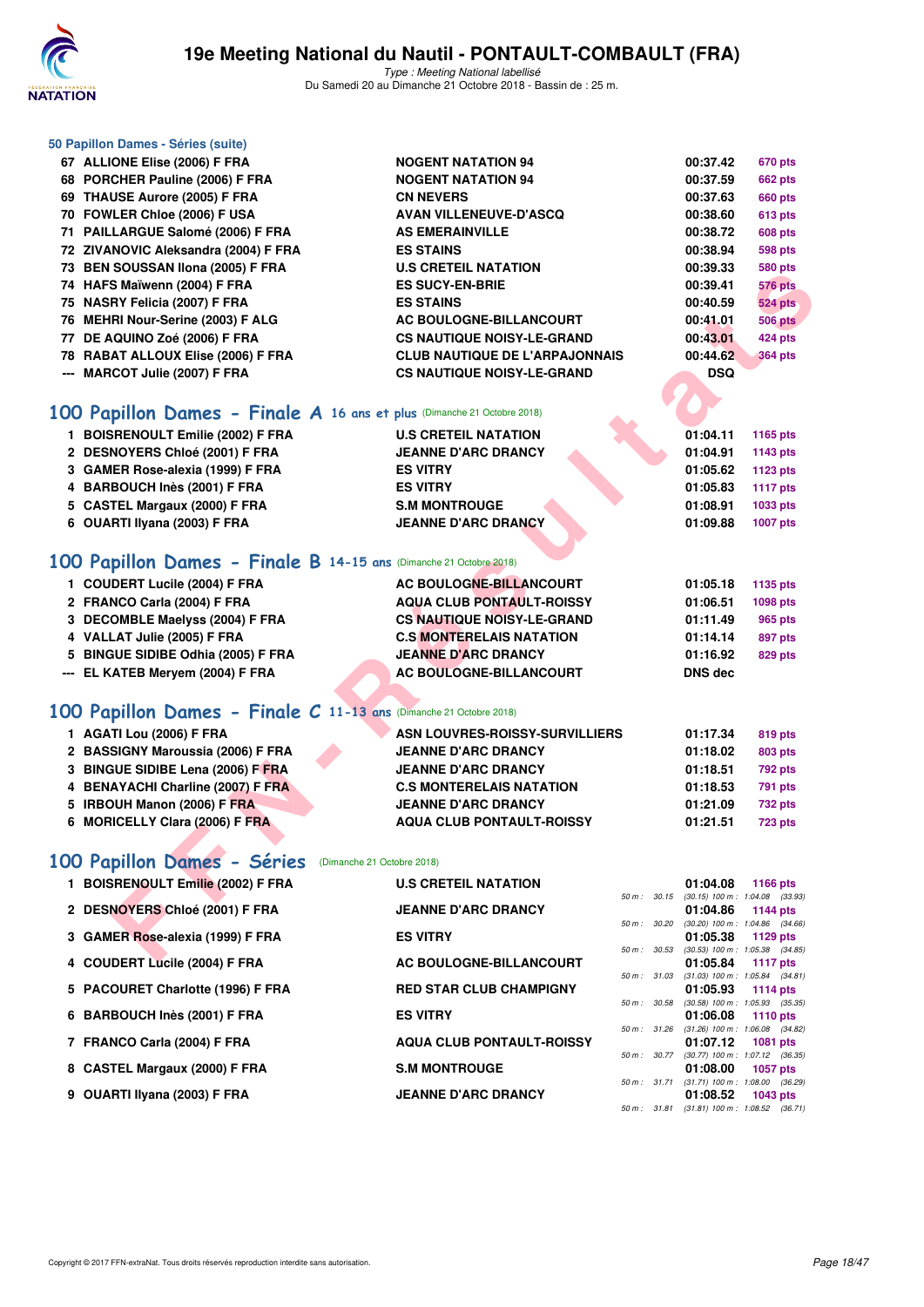# 19e Meeting National du Nautil - PONTAULT-COMBAULT (FRA)

*Type : Meeting National labellisé*
Du Samedi 20 au Dimanche 21 Octobre 2018 - Bassin de : 25 m.

### 50 Papillon Dames - Séries (suite)

| | | | | |
|---|---|---|---|---|
| 67 | ALLIONE Elise (2006) F FRA | NOGENT NATATION 94 | 00:37.42 | 670 pts |
| 68 | PORCHER Pauline (2006) F FRA | NOGENT NATATION 94 | 00:37.59 | 662 pts |
| 69 | THAUSE Aurore (2005) F FRA | CN NEVERS | 00:37.63 | 660 pts |
| 70 | FOWLER Chloe (2006) F USA | AVAN VILLENEUVE-D'ASCQ | 00:38.60 | 613 pts |
| 71 | PAILLARGUE Salomé (2006) F FRA | AS EMERAINVILLE | 00:38.72 | 608 pts |
| 72 | ZIVANOVIC Aleksandra (2004) F FRA | ES STAINS | 00:38.94 | 598 pts |
| 73 | BEN SOUSSAN Ilona (2005) F FRA | U.S CRETEIL NATATION | 00:39.33 | 580 pts |
| 74 | HAFS Maïwenn (2004) F FRA | ES SUCY-EN-BRIE | 00:39.41 | 576 pts |
| 75 | NASRY Felicia (2007) F FRA | ES STAINS | 00:40.59 | 524 pts |
| 76 | MEHRI Nour-Serine (2003) F ALG | AC BOULOGNE-BILLANCOURT | 00:41.01 | 506 pts |
| 77 | DE AQUINO Zoé (2006) F FRA | CS NAUTIQUE NOISY-LE-GRAND | 00:43.01 | 424 pts |
| 78 | RABAT ALLOUX Elise (2006) F FRA | CLUB NAUTIQUE DE L'ARPAJONNAIS | 00:44.62 | 364 pts |
| --- | MARCOT Julie (2007) F FRA | CS NAUTIQUE NOISY-LE-GRAND | DSQ | |

## 100 Papillon Dames - Finale A 16 ans et plus (Dimanche 21 Octobre 2018)

| | | | | |
|---|---|---|---|---|
| 1 | BOISRENOULT Emilie (2002) F FRA | U.S CRETEIL NATATION | 01:04.11 | 1165 pts |
| 2 | DESNOYERS Chloé (2001) F FRA | JEANNE D'ARC DRANCY | 01:04.91 | 1143 pts |
| 3 | GAMER Rose-alexia (1999) F FRA | ES VITRY | 01:05.62 | 1123 pts |
| 4 | BARBOUCH Inès (2001) F FRA | ES VITRY | 01:05.83 | 1117 pts |
| 5 | CASTEL Margaux (2000) F FRA | S.M MONTROUGE | 01:08.91 | 1033 pts |
| 6 | OUARTI Ilyana (2003) F FRA | JEANNE D'ARC DRANCY | 01:09.88 | 1007 pts |

## 100 Papillon Dames - Finale B 14-15 ans (Dimanche 21 Octobre 2018)

| | | | | |
|---|---|---|---|---|
| 1 | COUDERT Lucile (2004) F FRA | AC BOULOGNE-BILLANCOURT | 01:05.18 | 1135 pts |
| 2 | FRANCO Carla (2004) F FRA | AQUA CLUB PONTAULT-ROISSY | 01:06.51 | 1098 pts |
| 3 | DECOMBLE Maelyss (2004) F FRA | CS NAUTIQUE NOISY-LE-GRAND | 01:11.49 | 965 pts |
| 4 | VALLAT Julie (2005) F FRA | C.S MONTERELAIS NATATION | 01:14.14 | 897 pts |
| 5 | BINGUE SIDIBE Odhia (2005) F FRA | JEANNE D'ARC DRANCY | 01:16.92 | 829 pts |
| --- | EL KATEB Meryem (2004) F FRA | AC BOULOGNE-BILLANCOURT | DNS dec | |

## 100 Papillon Dames - Finale C 11-13 ans (Dimanche 21 Octobre 2018)

| | | | | |
|---|---|---|---|---|
| 1 | AGATI Lou (2006) F FRA | ASN LOUVRES-ROISSY-SURVILLIERS | 01:17.34 | 819 pts |
| 2 | BASSIGNY Maroussia (2006) F FRA | JEANNE D'ARC DRANCY | 01:18.02 | 803 pts |
| 3 | BINGUE SIDIBE Lena (2006) F FRA | JEANNE D'ARC DRANCY | 01:18.51 | 792 pts |
| 4 | BENAYACHI Charline (2007) F FRA | C.S MONTERELAIS NATATION | 01:18.53 | 791 pts |
| 5 | IRBOUH Manon (2006) F FRA | JEANNE D'ARC DRANCY | 01:21.09 | 732 pts |
| 6 | MORICELLY Clara (2006) F FRA | AQUA CLUB PONTAULT-ROISSY | 01:21.51 | 723 pts |

## 100 Papillon Dames - Séries (Dimanche 21 Octobre 2018)

| | | | | | |
|---|---|---|---|---|---|
| 1 | BOISRENOULT Emilie (2002) F FRA | U.S CRETEIL NATATION | 01:04.08 | 1166 pts | 50 m : 30.15 (30.15) 100 m : 1:04.08 (33.93) |
| 2 | DESNOYERS Chloé (2001) F FRA | JEANNE D'ARC DRANCY | 01:04.86 | 1144 pts | 50 m : 30.20 (30.20) 100 m : 1:04.86 (34.66) |
| 3 | GAMER Rose-alexia (1999) F FRA | ES VITRY | 01:05.38 | 1129 pts | 50 m : 30.53 (30.53) 100 m : 1:05.38 (34.85) |
| 4 | COUDERT Lucile (2004) F FRA | AC BOULOGNE-BILLANCOURT | 01:05.84 | 1117 pts | 50 m : 31.03 (31.03) 100 m : 1:05.84 (34.81) |
| 5 | PACOURET Charlotte (1996) F FRA | RED STAR CLUB CHAMPIGNY | 01:05.93 | 1114 pts | 50 m : 30.58 (30.58) 100 m : 1:05.93 (35.35) |
| 6 | BARBOUCH Inès (2001) F FRA | ES VITRY | 01:06.08 | 1110 pts | 50 m : 31.26 (31.26) 100 m : 1:06.08 (34.82) |
| 7 | FRANCO Carla (2004) F FRA | AQUA CLUB PONTAULT-ROISSY | 01:07.12 | 1081 pts | 50 m : 30.77 (30.77) 100 m : 1:07.12 (36.35) |
| 8 | CASTEL Margaux (2000) F FRA | S.M MONTROUGE | 01:08.00 | 1057 pts | 50 m : 31.71 (31.71) 100 m : 1:08.00 (36.29) |
| 9 | OUARTI Ilyana (2003) F FRA | JEANNE D'ARC DRANCY | 01:08.52 | 1043 pts | 50 m : 31.81 (31.81) 100 m : 1:08.52 (36.71) |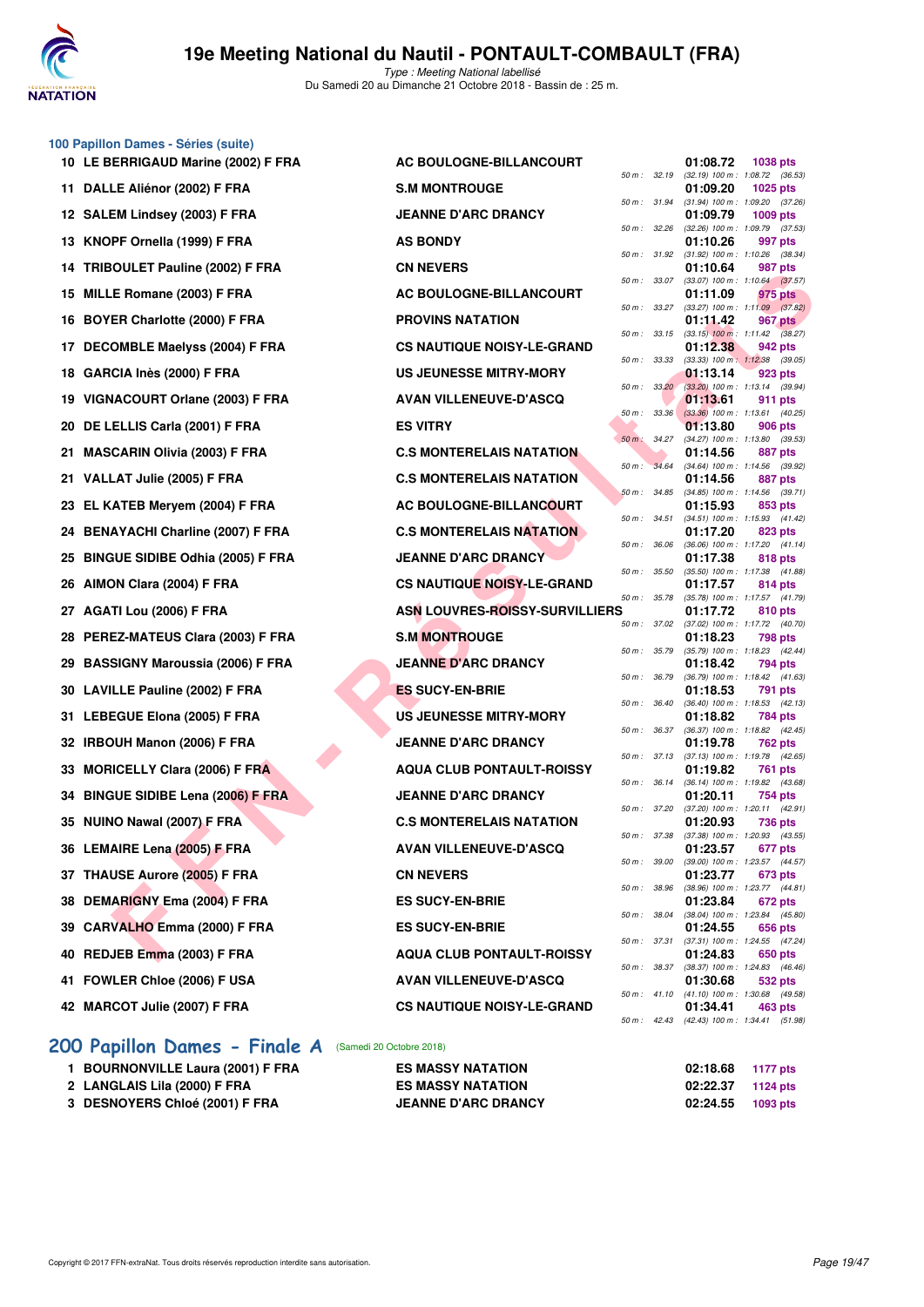## 100 Papillon Dames - Séries (suite)

| Rang | Nom | Club | 50 m | Temps | Points | Splits |
|---|---|---|---|---|---|---|
| 10 | LE BERRIGAUD Marine (2002) F FRA | AC BOULOGNE-BILLANCOURT | 32.19 | 01:08.72 | 1038 pts | (32.19) 100 m : 1:08.72 (36.53) |
| 11 | DALLE Aliénor (2002) F FRA | S.M MONTROUGE | 31.94 | 01:09.20 | 1025 pts | (31.94) 100 m : 1:09.20 (37.26) |
| 12 | SALEM Lindsey (2003) F FRA | JEANNE D'ARC DRANCY | 32.26 | 01:09.79 | 1009 pts | (32.26) 100 m : 1:09.79 (37.53) |
| 13 | KNOPF Ornella (1999) F FRA | AS BONDY | 31.92 | 01:10.26 | 997 pts | (31.92) 100 m : 1:10.26 (38.34) |
| 14 | TRIBOULET Pauline (2002) F FRA | CN NEVERS | 33.07 | 01:10.64 | 987 pts | (33.07) 100 m : 1:10.64 (37.57) |
| 15 | MILLE Romane (2003) F FRA | AC BOULOGNE-BILLANCOURT | 33.27 | 01:11.09 | 975 pts | (33.27) 100 m : 1:11.09 (37.82) |
| 16 | BOYER Charlotte (2000) F FRA | PROVINS NATATION | 33.15 | 01:11.42 | 967 pts | (33.15) 100 m : 1:11.42 (38.27) |
| 17 | DECOMBLE Maelyss (2004) F FRA | CS NAUTIQUE NOISY-LE-GRAND | 33.33 | 01:12.38 | 942 pts | (33.33) 100 m : 1:12.38 (39.05) |
| 18 | GARCIA Inès (2000) F FRA | US JEUNESSE MITRY-MORY | 33.20 | 01:13.14 | 923 pts | (33.20) 100 m : 1:13.14 (39.94) |
| 19 | VIGNACOURT Orlane (2003) F FRA | AVAN VILLENEUVE-D'ASCQ | 33.36 | 01:13.61 | 911 pts | (33.36) 100 m : 1:13.61 (40.25) |
| 20 | DE LELLIS Carla (2001) F FRA | ES VITRY | 34.27 | 01:13.80 | 906 pts | (34.27) 100 m : 1:13.80 (39.53) |
| 21 | MASCARIN Olivia (2003) F FRA | C.S MONTERELAIS NATATION | 34.64 | 01:14.56 | 887 pts | (34.64) 100 m : 1:14.56 (39.92) |
| 21 | VALLAT Julie (2005) F FRA | C.S MONTERELAIS NATATION | 34.85 | 01:14.56 | 887 pts | (34.85) 100 m : 1:14.56 (39.71) |
| 23 | EL KATEB Meryem (2004) F FRA | AC BOULOGNE-BILLANCOURT | 34.51 | 01:15.93 | 853 pts | (34.51) 100 m : 1:15.93 (41.42) |
| 24 | BENAYACHI Charline (2007) F FRA | C.S MONTERELAIS NATATION | 36.06 | 01:17.20 | 823 pts | (36.06) 100 m : 1:17.20 (41.14) |
| 25 | BINGUE SIDIBE Odhia (2005) F FRA | JEANNE D'ARC DRANCY | 35.50 | 01:17.38 | 818 pts | (35.50) 100 m : 1:17.38 (41.88) |
| 26 | AIMON Clara (2004) F FRA | CS NAUTIQUE NOISY-LE-GRAND | 35.78 | 01:17.57 | 814 pts | (35.78) 100 m : 1:17.57 (41.79) |
| 27 | AGATI Lou (2006) F FRA | ASN LOUVRES-ROISSY-SURVILLIERS | 37.02 | 01:17.72 | 810 pts | (37.02) 100 m : 1:17.72 (40.70) |
| 28 | PEREZ-MATEUS Clara (2003) F FRA | S.M MONTROUGE | 35.79 | 01:18.23 | 798 pts | (35.79) 100 m : 1:18.23 (42.44) |
| 29 | BASSIGNY Maroussia (2006) F FRA | JEANNE D'ARC DRANCY | 36.79 | 01:18.42 | 794 pts | (36.79) 100 m : 1:18.42 (41.63) |
| 30 | LAVILLE Pauline (2002) F FRA | ES SUCY-EN-BRIE | 36.40 | 01:18.53 | 791 pts | (36.40) 100 m : 1:18.53 (42.13) |
| 31 | LEBEGUE Elona (2005) F FRA | US JEUNESSE MITRY-MORY | 36.37 | 01:18.82 | 784 pts | (36.37) 100 m : 1:18.82 (42.45) |
| 32 | IRBOUH Manon (2006) F FRA | JEANNE D'ARC DRANCY | 37.13 | 01:19.78 | 762 pts | (37.13) 100 m : 1:19.78 (42.65) |
| 33 | MORICELLY Clara (2006) F FRA | AQUA CLUB PONTAULT-ROISSY | 36.14 | 01:19.82 | 761 pts | (36.14) 100 m : 1:19.82 (43.68) |
| 34 | BINGUE SIDIBE Lena (2006) F FRA | JEANNE D'ARC DRANCY | 37.20 | 01:20.11 | 754 pts | (37.20) 100 m : 1:20.11 (42.91) |
| 35 | NUINO Nawal (2007) F FRA | C.S MONTERELAIS NATATION | 37.38 | 01:20.93 | 736 pts | (37.38) 100 m : 1:20.93 (43.55) |
| 36 | LEMAIRE Lena (2005) F FRA | AVAN VILLENEUVE-D'ASCQ | 39.00 | 01:23.57 | 677 pts | (39.00) 100 m : 1:23.57 (44.57) |
| 37 | THAUSE Aurore (2005) F FRA | CN NEVERS | 38.96 | 01:23.77 | 673 pts | (38.96) 100 m : 1:23.77 (44.81) |
| 38 | DEMARIGNY Ema (2004) F FRA | ES SUCY-EN-BRIE | 38.04 | 01:23.84 | 672 pts | (38.04) 100 m : 1:23.84 (45.80) |
| 39 | CARVALHO Emma (2000) F FRA | ES SUCY-EN-BRIE | 37.31 | 01:24.55 | 656 pts | (37.31) 100 m : 1:24.55 (47.24) |
| 40 | REDJEB Emma (2003) F FRA | AQUA CLUB PONTAULT-ROISSY | 38.37 | 01:24.83 | 650 pts | (38.37) 100 m : 1:24.83 (46.46) |
| 41 | FOWLER Chloe (2006) F USA | AVAN VILLENEUVE-D'ASCQ | 41.10 | 01:30.68 | 532 pts | (41.10) 100 m : 1:30.68 (49.58) |
| 42 | MARCOT Julie (2007) F FRA | CS NAUTIQUE NOISY-LE-GRAND | 42.43 | 01:34.41 | 463 pts | (42.43) 100 m : 1:34.41 (51.98) |

## 200 Papillon Dames - Finale A (Samedi 20 Octobre 2018)

| Rang | Nom | Club | Temps | Points |
|---|---|---|---|---|
| 1 | BOURNONVILLE Laura (2001) F FRA | ES MASSY NATATION | 02:18.68 | 1177 pts |
| 2 | LANGLAIS Lila (2000) F FRA | ES MASSY NATATION | 02:22.37 | 1124 pts |
| 3 | DESNOYERS Chloé (2001) F FRA | JEANNE D'ARC DRANCY | 02:24.55 | 1093 pts |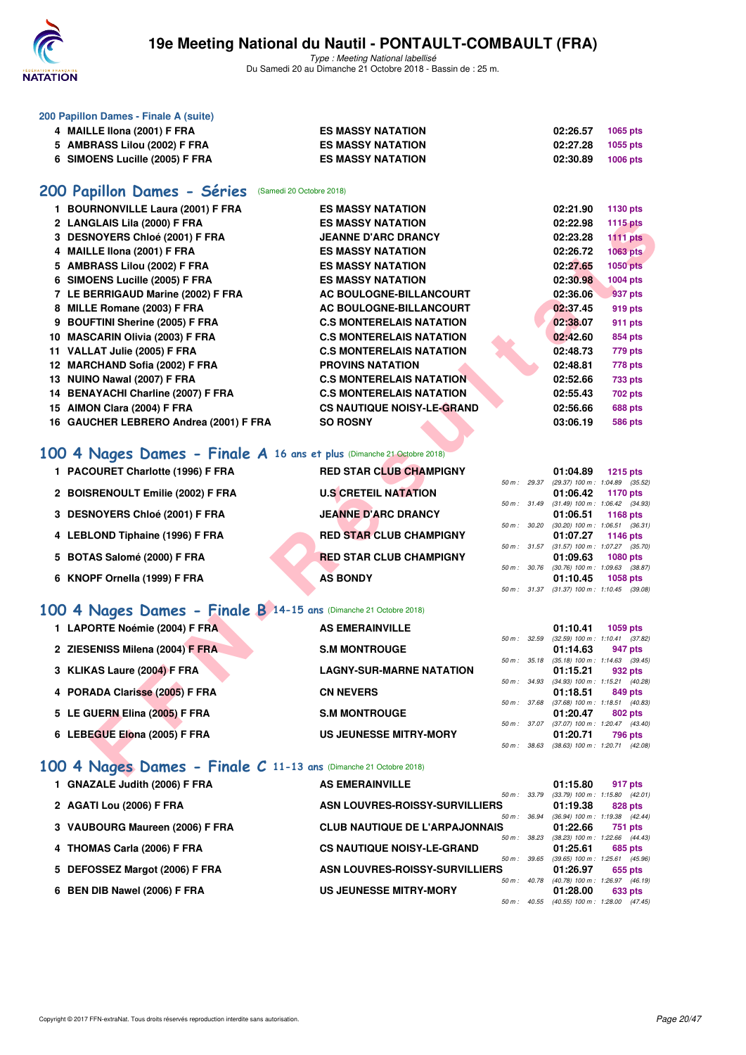# 19e Meeting National du Nautil - PONTAULT-COMBAULT (FRA)

*Type : Meeting National labellisé*
Du Samedi 20 au Dimanche 21 Octobre 2018 - Bassin de : 25 m.

## 200 Papillon Dames - Finale A (suite)

| | | | |
|---|---|---|---|
| 4 MAILLE Ilona (2001) F FRA | ES MASSY NATATION | 02:26.57 | 1065 pts |
| 5 AMBRASS Lilou (2002) F FRA | ES MASSY NATATION | 02:27.28 | 1055 pts |
| 6 SIMOENS Lucille (2005) F FRA | ES MASSY NATATION | 02:30.89 | 1006 pts |

## 200 Papillon Dames - Séries (Samedi 20 Octobre 2018)

| | | | |
|---|---|---|---|
| 1 BOURNONVILLE Laura (2001) F FRA | ES MASSY NATATION | 02:21.90 | 1130 pts |
| 2 LANGLAIS Lila (2000) F FRA | ES MASSY NATATION | 02:22.98 | 1115 pts |
| 3 DESNOYERS Chloé (2001) F FRA | JEANNE D'ARC DRANCY | 02:23.28 | 1111 pts |
| 4 MAILLE Ilona (2001) F FRA | ES MASSY NATATION | 02:26.72 | 1063 pts |
| 5 AMBRASS Lilou (2002) F FRA | ES MASSY NATATION | 02:27.65 | 1050 pts |
| 6 SIMOENS Lucille (2005) F FRA | ES MASSY NATATION | 02:30.98 | 1004 pts |
| 7 LE BERRIGAUD Marine (2002) F FRA | AC BOULOGNE-BILLANCOURT | 02:36.06 | 937 pts |
| 8 MILLE Romane (2003) F FRA | AC BOULOGNE-BILLANCOURT | 02:37.45 | 919 pts |
| 9 BOUFTINI Sherine (2005) F FRA | C.S MONTERELAIS NATATION | 02:38.07 | 911 pts |
| 10 MASCARIN Olivia (2003) F FRA | C.S MONTERELAIS NATATION | 02:42.60 | 854 pts |
| 11 VALLAT Julie (2005) F FRA | C.S MONTERELAIS NATATION | 02:48.73 | 779 pts |
| 12 MARCHAND Sofia (2002) F FRA | PROVINS NATATION | 02:48.81 | 778 pts |
| 13 NUINO Nawal (2007) F FRA | C.S MONTERELAIS NATATION | 02:52.66 | 733 pts |
| 14 BENAYACHI Charline (2007) F FRA | C.S MONTERELAIS NATATION | 02:55.43 | 702 pts |
| 15 AIMON Clara (2004) F FRA | CS NAUTIQUE NOISY-LE-GRAND | 02:56.66 | 688 pts |
| 16 GAUCHER LEBRERO Andrea (2001) F FRA | SO ROSNY | 03:06.19 | 586 pts |

## 100 4 Nages Dames - Finale A 16 ans et plus (Dimanche 21 Octobre 2018)

| | | | | |
|---|---|---|---|---|
| 1 PACOURET Charlotte (1996) F FRA | RED STAR CLUB CHAMPIGNY | 01:04.89 | 1215 pts | 50 m : 29.37 (29.37) 100 m : 1:04.89 (35.52) |
| 2 BOISRENOULT Emilie (2002) F FRA | U.S CRETEIL NATATION | 01:06.42 | 1170 pts | 50 m : 31.49 (31.49) 100 m : 1:06.42 (34.93) |
| 3 DESNOYERS Chloé (2001) F FRA | JEANNE D'ARC DRANCY | 01:06.51 | 1168 pts | 50 m : 30.20 (30.20) 100 m : 1:06.51 (36.31) |
| 4 LEBLOND Tiphaine (1996) F FRA | RED STAR CLUB CHAMPIGNY | 01:07.27 | 1146 pts | 50 m : 31.57 (31.57) 100 m : 1:07.27 (35.70) |
| 5 BOTAS Salomé (2000) F FRA | RED STAR CLUB CHAMPIGNY | 01:09.63 | 1080 pts | 50 m : 30.76 (30.76) 100 m : 1:09.63 (38.87) |
| 6 KNOPF Ornella (1999) F FRA | AS BONDY | 01:10.45 | 1058 pts | 50 m : 31.37 (31.37) 100 m : 1:10.45 (39.08) |

## 100 4 Nages Dames - Finale B 14-15 ans (Dimanche 21 Octobre 2018)

| | | | | |
|---|---|---|---|---|
| 1 LAPORTE Noémie (2004) F FRA | AS EMERAINVILLE | 01:10.41 | 1059 pts | 50 m : 32.59 (32.59) 100 m : 1:10.41 (37.82) |
| 2 ZIESENISS Milena (2004) F FRA | S.M MONTROUGE | 01:14.63 | 947 pts | 50 m : 35.18 (35.18) 100 m : 1:14.63 (39.45) |
| 3 KLIKAS Laure (2004) F FRA | LAGNY-SUR-MARNE NATATION | 01:15.21 | 932 pts | 50 m : 34.93 (34.93) 100 m : 1:15.21 (40.28) |
| 4 PORADA Clarisse (2005) F FRA | CN NEVERS | 01:18.51 | 849 pts | 50 m : 37.68 (37.68) 100 m : 1:18.51 (40.83) |
| 5 LE GUERN Elina (2005) F FRA | S.M MONTROUGE | 01:20.47 | 802 pts | 50 m : 37.07 (37.07) 100 m : 1:20.47 (43.40) |
| 6 LEBEGUE Elona (2005) F FRA | US JEUNESSE MITRY-MORY | 01:20.71 | 796 pts | 50 m : 38.63 (38.63) 100 m : 1:20.71 (42.08) |

## 100 4 Nages Dames - Finale C 11-13 ans (Dimanche 21 Octobre 2018)

| | | | | |
|---|---|---|---|---|
| 1 GNAZALE Judith (2006) F FRA | AS EMERAINVILLE | 01:15.80 | 917 pts | 50 m : 33.79 (33.79) 100 m : 1:15.80 (42.01) |
| 2 AGATI Lou (2006) F FRA | ASN LOUVRES-ROISSY-SURVILLIERS | 01:19.38 | 828 pts | 50 m : 36.94 (36.94) 100 m : 1:19.38 (42.44) |
| 3 VAUBOURG Maureen (2006) F FRA | CLUB NAUTIQUE DE L'ARPAJONNAIS | 01:22.66 | 751 pts | 50 m : 38.23 (38.23) 100 m : 1:22.66 (44.43) |
| 4 THOMAS Carla (2006) F FRA | CS NAUTIQUE NOISY-LE-GRAND | 01:25.61 | 685 pts | 50 m : 39.65 (39.65) 100 m : 1:25.61 (45.96) |
| 5 DEFOSSEZ Margot (2006) F FRA | ASN LOUVRES-ROISSY-SURVILLIERS | 01:26.97 | 655 pts | 50 m : 40.78 (40.78) 100 m : 1:26.97 (46.19) |
| 6 BEN DIB Nawel (2006) F FRA | US JEUNESSE MITRY-MORY | 01:28.00 | 633 pts | 50 m : 40.55 (40.55) 100 m : 1:28.00 (47.45) |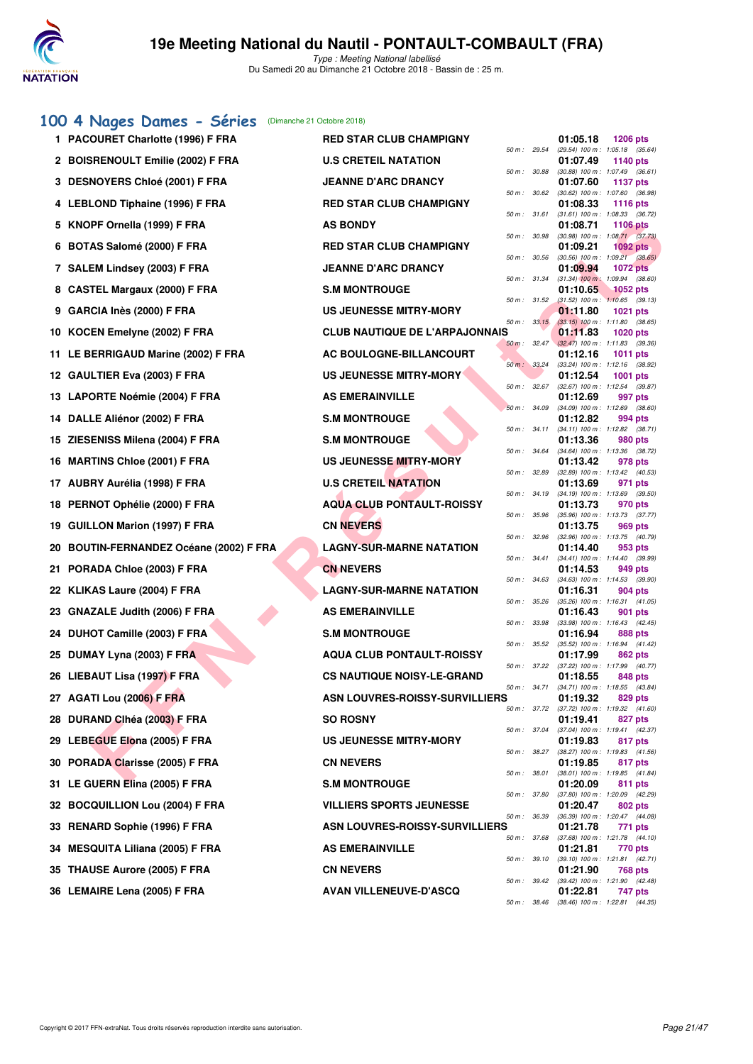# 19e Meeting National du Nautil - PONTAULT-COMBAULT (FRA)

*Type : Meeting National labellisé*

Du Samedi 20 au Dimanche 21 Octobre 2018 - Bassin de : 25 m.

## 100 4 Nages Dames - Séries (Dimanche 21 Octobre 2018)

| Rang | Nageuse | Club | Temps | Points | Splits |
|---|---|---|---|---|---|
| 1 | PACOURET Charlotte (1996) F FRA | RED STAR CLUB CHAMPIGNY | 01:05.18 | 1206 pts | 50 m : 29.54 (29.54) 100 m : 1:05.18 (35.64) |
| 2 | BOISRENOULT Emilie (2002) F FRA | U.S CRETEIL NATATION | 01:07.49 | 1140 pts | 50 m : 30.88 (30.88) 100 m : 1:07.49 (36.61) |
| 3 | DESNOYERS Chloé (2001) F FRA | JEANNE D'ARC DRANCY | 01:07.60 | 1137 pts | 50 m : 30.62 (30.62) 100 m : 1:07.60 (36.98) |
| 4 | LEBLOND Tiphaine (1996) F FRA | RED STAR CLUB CHAMPIGNY | 01:08.33 | 1116 pts | 50 m : 31.61 (31.61) 100 m : 1:08.33 (36.72) |
| 5 | KNOPF Ornella (1999) F FRA | AS BONDY | 01:08.71 | 1106 pts | 50 m : 30.98 (30.98) 100 m : 1:08.71 (37.73) |
| 6 | BOTAS Salomé (2000) F FRA | RED STAR CLUB CHAMPIGNY | 01:09.21 | 1092 pts | 50 m : 30.56 (30.56) 100 m : 1:09.21 (38.65) |
| 7 | SALEM Lindsey (2003) F FRA | JEANNE D'ARC DRANCY | 01:09.94 | 1072 pts | 50 m : 31.34 (31.34) 100 m : 1:09.94 (38.60) |
| 8 | CASTEL Margaux (2000) F FRA | S.M MONTROUGE | 01:10.65 | 1052 pts | 50 m : 31.52 (31.52) 100 m : 1:10.65 (39.13) |
| 9 | GARCIA Inès (2000) F FRA | US JEUNESSE MITRY-MORY | 01:11.80 | 1021 pts | 50 m : 33.15 (33.15) 100 m : 1:11.80 (38.65) |
| 10 | KOCEN Emelyne (2002) F FRA | CLUB NAUTIQUE DE L'ARPAJONNAIS | 01:11.83 | 1020 pts | 50 m : 32.47 (32.47) 100 m : 1:11.83 (39.36) |
| 11 | LE BERRIGAUD Marine (2002) F FRA | AC BOULOGNE-BILLANCOURT | 01:12.16 | 1011 pts | 50 m : 33.24 (33.24) 100 m : 1:12.16 (38.92) |
| 12 | GAULTIER Eva (2003) F FRA | US JEUNESSE MITRY-MORY | 01:12.54 | 1001 pts | 50 m : 32.67 (32.67) 100 m : 1:12.54 (39.87) |
| 13 | LAPORTE Noémie (2004) F FRA | AS EMERAINVILLE | 01:12.69 | 997 pts | 50 m : 34.09 (34.09) 100 m : 1:12.69 (38.60) |
| 14 | DALLE Aliénor (2002) F FRA | S.M MONTROUGE | 01:12.82 | 994 pts | 50 m : 34.11 (34.11) 100 m : 1:12.82 (38.71) |
| 15 | ZIESENISS Milena (2004) F FRA | S.M MONTROUGE | 01:13.36 | 980 pts | 50 m : 34.64 (34.64) 100 m : 1:13.36 (38.72) |
| 16 | MARTINS Chloe (2001) F FRA | US JEUNESSE MITRY-MORY | 01:13.42 | 978 pts | 50 m : 32.89 (32.89) 100 m : 1:13.42 (40.53) |
| 17 | AUBRY Aurélia (1998) F FRA | U.S CRETEIL NATATION | 01:13.69 | 971 pts | 50 m : 34.19 (34.19) 100 m : 1:13.69 (39.50) |
| 18 | PERNOT Ophélie (2000) F FRA | AQUA CLUB PONTAULT-ROISSY | 01:13.73 | 970 pts | 50 m : 35.96 (35.96) 100 m : 1:13.73 (37.77) |
| 19 | GUILLON Marion (1997) F FRA | CN NEVERS | 01:13.75 | 969 pts | 50 m : 32.96 (32.96) 100 m : 1:13.75 (40.79) |
| 20 | BOUTIN-FERNANDEZ Océane (2002) F FRA | LAGNY-SUR-MARNE NATATION | 01:14.40 | 953 pts | 50 m : 34.41 (34.41) 100 m : 1:14.40 (39.99) |
| 21 | PORADA Chloe (2003) F FRA | CN NEVERS | 01:14.53 | 949 pts | 50 m : 34.63 (34.63) 100 m : 1:14.53 (39.90) |
| 22 | KLIKAS Laure (2004) F FRA | LAGNY-SUR-MARNE NATATION | 01:16.31 | 904 pts | 50 m : 35.26 (35.26) 100 m : 1:16.31 (41.05) |
| 23 | GNAZALE Judith (2006) F FRA | AS EMERAINVILLE | 01:16.43 | 901 pts | 50 m : 33.98 (33.98) 100 m : 1:16.43 (42.45) |
| 24 | DUHOT Camille (2003) F FRA | S.M MONTROUGE | 01:16.94 | 888 pts | 50 m : 35.52 (35.52) 100 m : 1:16.94 (41.42) |
| 25 | DUMAY Lyna (2003) F FRA | AQUA CLUB PONTAULT-ROISSY | 01:17.99 | 862 pts | 50 m : 37.22 (37.22) 100 m : 1:17.99 (40.77) |
| 26 | LIEBAUT Lisa (1997) F FRA | CS NAUTIQUE NOISY-LE-GRAND | 01:18.55 | 848 pts | 50 m : 34.71 (34.71) 100 m : 1:18.55 (43.84) |
| 27 | AGATI Lou (2006) F FRA | ASN LOUVRES-ROISSY-SURVILLIERS | 01:19.32 | 829 pts | 50 m : 37.72 (37.72) 100 m : 1:19.32 (41.60) |
| 28 | DURAND Clhéa (2003) F FRA | SO ROSNY | 01:19.41 | 827 pts | 50 m : 37.04 (37.04) 100 m : 1:19.41 (42.37) |
| 29 | LEBEGUE Elona (2005) F FRA | US JEUNESSE MITRY-MORY | 01:19.83 | 817 pts | 50 m : 38.27 (38.27) 100 m : 1:19.83 (41.56) |
| 30 | PORADA Clarisse (2005) F FRA | CN NEVERS | 01:19.85 | 817 pts | 50 m : 38.01 (38.01) 100 m : 1:19.85 (41.84) |
| 31 | LE GUERN Elina (2005) F FRA | S.M MONTROUGE | 01:20.09 | 811 pts | 50 m : 37.80 (37.80) 100 m : 1:20.09 (42.29) |
| 32 | BOCQUILLION Lou (2004) F FRA | VILLIERS SPORTS JEUNESSE | 01:20.47 | 802 pts | 50 m : 36.39 (36.39) 100 m : 1:20.47 (44.08) |
| 33 | RENARD Sophie (1996) F FRA | ASN LOUVRES-ROISSY-SURVILLIERS | 01:21.78 | 771 pts | 50 m : 37.68 (37.68) 100 m : 1:21.78 (44.10) |
| 34 | MESQUITA Liliana (2005) F FRA | AS EMERAINVILLE | 01:21.81 | 770 pts | 50 m : 39.10 (39.10) 100 m : 1:21.81 (42.71) |
| 35 | THAUSE Aurore (2005) F FRA | CN NEVERS | 01:21.90 | 768 pts | 50 m : 39.42 (39.42) 100 m : 1:21.90 (42.48) |
| 36 | LEMAIRE Lena (2005) F FRA | AVAN VILLENEUVE-D'ASCQ | 01:22.81 | 747 pts | 50 m : 38.46 (38.46) 100 m : 1:22.81 (44.35) |

Copyright © 2017 FFN-extraNat. Tous droits réservés reproduction interdite sans autorisation.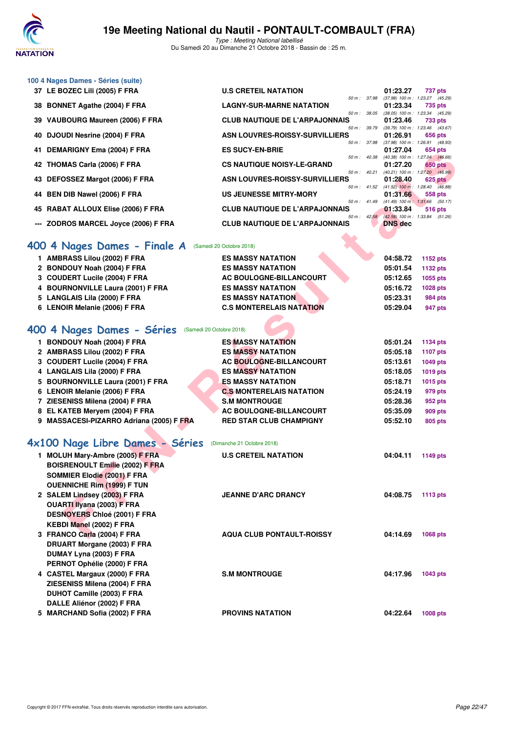### 100 4 Nages Dames - Séries (suite)

| Rk | Nom | Club | Temps | Points |
|---|---|---|---|---|
| 37 | LE BOZEC Lili (2005) F FRA | U.S CRETEIL NATATION | 01:23.27 | 737 pts |
| | | 50 m : 37.98 (37.98) 100 m : 1:23.27 (45.29) | | |
| 38 | BONNET Agathe (2004) F FRA | LAGNY-SUR-MARNE NATATION | 01:23.34 | 735 pts |
| | | 50 m : 38.05 (38.05) 100 m : 1:23.34 (45.29) | | |
| 39 | VAUBOURG Maureen (2006) F FRA | CLUB NAUTIQUE DE L'ARPAJONNAIS | 01:23.46 | 733 pts |
| | | 50 m : 39.79 (39.79) 100 m : 1:23.46 (43.67) | | |
| 40 | DJOUDI Nesrine (2004) F FRA | ASN LOUVRES-ROISSY-SURVILLIERS | 01:26.91 | 656 pts |
| | | 50 m : 37.98 (37.98) 100 m : 1:26.91 (48.93) | | |
| 41 | DEMARIGNY Ema (2004) F FRA | ES SUCY-EN-BRIE | 01:27.04 | 654 pts |
| | | 50 m : 40.38 (40.38) 100 m : 1:27.04 (46.66) | | |
| 42 | THOMAS Carla (2006) F FRA | CS NAUTIQUE NOISY-LE-GRAND | 01:27.20 | 650 pts |
| | | 50 m : 40.21 (40.21) 100 m : 1:27.20 (46.99) | | |
| 43 | DEFOSSEZ Margot (2006) F FRA | ASN LOUVRES-ROISSY-SURVILLIERS | 01:28.40 | 625 pts |
| | | 50 m : 41.52 (41.52) 100 m : 1:28.40 (46.88) | | |
| 44 | BEN DIB Nawel (2006) F FRA | US JEUNESSE MITRY-MORY | 01:31.66 | 558 pts |
| | | 50 m : 41.49 (41.49) 100 m : 1:31.66 (50.17) | | |
| 45 | RABAT ALLOUX Elise (2006) F FRA | CLUB NAUTIQUE DE L'ARPAJONNAIS | 01:33.84 | 516 pts |
| | | 50 m : 42.58 (42.58) 100 m : 1:33.84 (51.26) | | |
| --- | ZODROS MARCEL Joyce (2006) F FRA | CLUB NAUTIQUE DE L'ARPAJONNAIS | DNS dec | |

## 400 4 Nages Dames - Finale A (Samedi 20 Octobre 2018)

| Rk | Nom | Club | Temps | Points |
|---|---|---|---|---|
| 1 | AMBRASS Lilou (2002) F FRA | ES MASSY NATATION | 04:58.72 | 1152 pts |
| 2 | BONDOUY Noah (2004) F FRA | ES MASSY NATATION | 05:01.54 | 1132 pts |
| 3 | COUDERT Lucile (2004) F FRA | AC BOULOGNE-BILLANCOURT | 05:12.65 | 1055 pts |
| 4 | BOURNONVILLE Laura (2001) F FRA | ES MASSY NATATION | 05:16.72 | 1028 pts |
| 5 | LANGLAIS Lila (2000) F FRA | ES MASSY NATATION | 05:23.31 | 984 pts |
| 6 | LENOIR Melanie (2006) F FRA | C.S MONTERELAIS NATATION | 05:29.04 | 947 pts |

## 400 4 Nages Dames - Séries (Samedi 20 Octobre 2018)

| Rk | Nom | Club | Temps | Points |
|---|---|---|---|---|
| 1 | BONDOUY Noah (2004) F FRA | ES MASSY NATATION | 05:01.24 | 1134 pts |
| 2 | AMBRASS Lilou (2002) F FRA | ES MASSY NATATION | 05:05.18 | 1107 pts |
| 3 | COUDERT Lucile (2004) F FRA | AC BOULOGNE-BILLANCOURT | 05:13.61 | 1049 pts |
| 4 | LANGLAIS Lila (2000) F FRA | ES MASSY NATATION | 05:18.05 | 1019 pts |
| 5 | BOURNONVILLE Laura (2001) F FRA | ES MASSY NATATION | 05:18.71 | 1015 pts |
| 6 | LENOIR Melanie (2006) F FRA | C.S MONTERELAIS NATATION | 05:24.19 | 979 pts |
| 7 | ZIESENISS Milena (2004) F FRA | S.M MONTROUGE | 05:28.36 | 952 pts |
| 8 | EL KATEB Meryem (2004) F FRA | AC BOULOGNE-BILLANCOURT | 05:35.09 | 909 pts |
| 9 | MASSACESI-PIZARRO Adriana (2005) F FRA | RED STAR CLUB CHAMPIGNY | 05:52.10 | 805 pts |

## 4x100 Nage Libre Dames - Séries (Dimanche 21 Octobre 2018)

| Rk | Nom | Club | Temps | Points |
|---|---|---|---|---|
| 1 | MOLUH Mary-Ambre (2005) F FRA | U.S CRETEIL NATATION | 04:04.11 | 1149 pts |
| | BOISRENOULT Emilie (2002) F FRA | | | |
| | SOMMIER Elodie (2001) F FRA | | | |
| | OUENNICHE Rim (1999) F TUN | | | |
| 2 | SALEM Lindsey (2003) F FRA | JEANNE D'ARC DRANCY | 04:08.75 | 1113 pts |
| | OUARTI Ilyana (2003) F FRA | | | |
| | DESNOYERS Chloé (2001) F FRA | | | |
| | KEBDI Manel (2002) F FRA | | | |
| 3 | FRANCO Carla (2004) F FRA | AQUA CLUB PONTAULT-ROISSY | 04:14.69 | 1068 pts |
| | DRUART Morgane (2003) F FRA | | | |
| | DUMAY Lyna (2003) F FRA | | | |
| | PERNOT Ophélie (2000) F FRA | | | |
| 4 | CASTEL Margaux (2000) F FRA | S.M MONTROUGE | 04:17.96 | 1043 pts |
| | ZIESENISS Milena (2004) F FRA | | | |
| | DUHOT Camille (2003) F FRA | | | |
| | DALLE Aliénor (2002) F FRA | | | |
| 5 | MARCHAND Sofia (2002) F FRA | PROVINS NATATION | 04:22.64 | 1008 pts |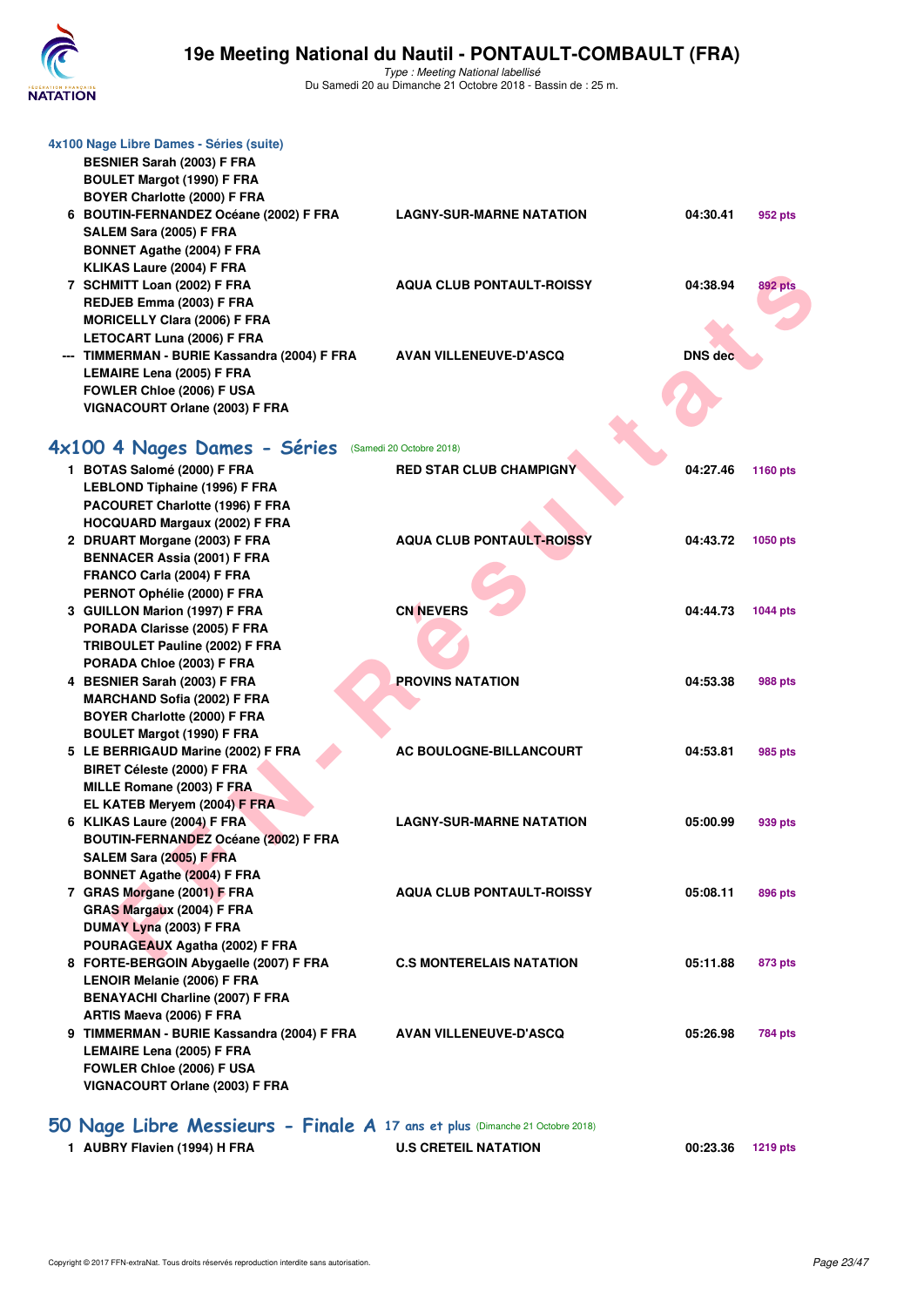### 4x100 Nage Libre Dames - Séries (suite)

| | Nageurs | Club | Temps | Points |
|---|---|---|---|---|
| | BESNIER Sarah (2003) F FRA<br>BOULET Margot (1990) F FRA<br>BOYER Charlotte (2000) F FRA | | | |
| 6 | BOUTIN-FERNANDEZ Océane (2002) F FRA<br>SALEM Sara (2005) F FRA<br>BONNET Agathe (2004) F FRA<br>KLIKAS Laure (2004) F FRA | LAGNY-SUR-MARNE NATATION | 04:30.41 | 952 pts |
| 7 | SCHMITT Loan (2002) F FRA<br>REDJEB Emma (2003) F FRA<br>MORICELLY Clara (2006) F FRA<br>LETOCART Luna (2006) F FRA | AQUA CLUB PONTAULT-ROISSY | 04:38.94 | 892 pts |
| --- | TIMMERMAN - BURIE Kassandra (2004) F FRA<br>LEMAIRE Lena (2005) F FRA<br>FOWLER Chloe (2006) F USA<br>VIGNACOURT Orlane (2003) F FRA | AVAN VILLENEUVE-D'ASCQ | DNS dec | |

## 4x100 4 Nages Dames - Séries (Samedi 20 Octobre 2018)

| | Nageurs | Club | Temps | Points |
|---|---|---|---|---|
| 1 | BOTAS Salomé (2000) F FRA<br>LEBLOND Tiphaine (1996) F FRA<br>PACOURET Charlotte (1996) F FRA<br>HOCQUARD Margaux (2002) F FRA | RED STAR CLUB CHAMPIGNY | 04:27.46 | 1160 pts |
| 2 | DRUART Morgane (2003) F FRA<br>BENNACER Assia (2001) F FRA<br>FRANCO Carla (2004) F FRA<br>PERNOT Ophélie (2000) F FRA | AQUA CLUB PONTAULT-ROISSY | 04:43.72 | 1050 pts |
| 3 | GUILLON Marion (1997) F FRA<br>PORADA Clarisse (2005) F FRA<br>TRIBOULET Pauline (2002) F FRA<br>PORADA Chloe (2003) F FRA | CN NEVERS | 04:44.73 | 1044 pts |
| 4 | BESNIER Sarah (2003) F FRA<br>MARCHAND Sofia (2002) F FRA<br>BOYER Charlotte (2000) F FRA<br>BOULET Margot (1990) F FRA | PROVINS NATATION | 04:53.38 | 988 pts |
| 5 | LE BERRIGAUD Marine (2002) F FRA<br>BIRET Céleste (2000) F FRA<br>MILLE Romane (2003) F FRA<br>EL KATEB Meryem (2004) F FRA | AC BOULOGNE-BILLANCOURT | 04:53.81 | 985 pts |
| 6 | KLIKAS Laure (2004) F FRA<br>BOUTIN-FERNANDEZ Océane (2002) F FRA<br>SALEM Sara (2005) F FRA<br>BONNET Agathe (2004) F FRA | LAGNY-SUR-MARNE NATATION | 05:00.99 | 939 pts |
| 7 | GRAS Morgane (2001) F FRA<br>GRAS Margaux (2004) F FRA<br>DUMAY Lyna (2003) F FRA<br>POURAGEAUX Agatha (2002) F FRA | AQUA CLUB PONTAULT-ROISSY | 05:08.11 | 896 pts |
| 8 | FORTE-BERGOIN Abygaelle (2007) F FRA<br>LENOIR Melanie (2006) F FRA<br>BENAYACHI Charline (2007) F FRA<br>ARTIS Maeva (2006) F FRA | C.S MONTERELAIS NATATION | 05:11.88 | 873 pts |
| 9 | TIMMERMAN - BURIE Kassandra (2004) F FRA<br>LEMAIRE Lena (2005) F FRA<br>FOWLER Chloe (2006) F USA<br>VIGNACOURT Orlane (2003) F FRA | AVAN VILLENEUVE-D'ASCQ | 05:26.98 | 784 pts |

## 50 Nage Libre Messieurs - Finale A 17 ans et plus (Dimanche 21 Octobre 2018)

| | Nageur | Club | Temps | Points |
|---|---|---|---|---|
| 1 | AUBRY Flavien (1994) H FRA | U.S CRETEIL NATATION | 00:23.36 | 1219 pts |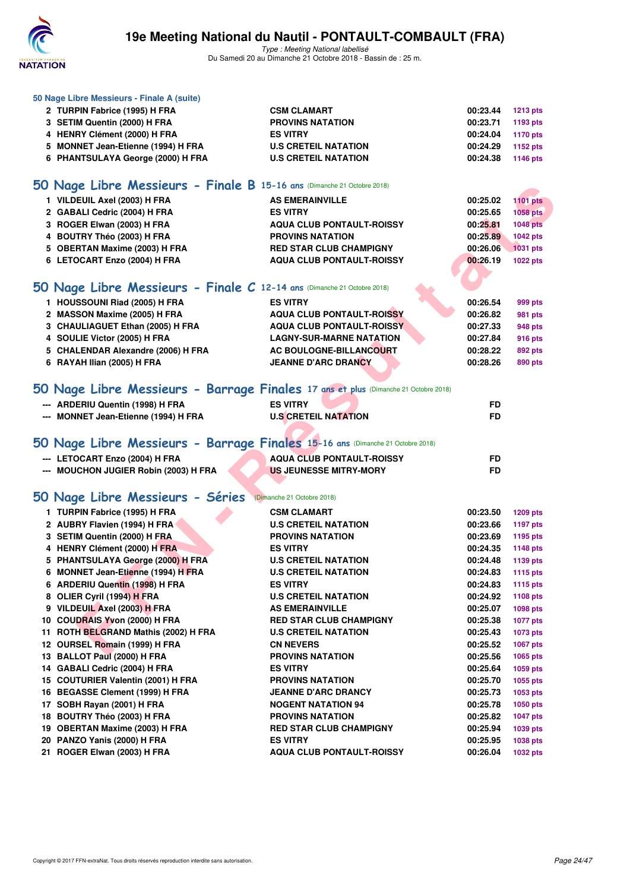### 50 Nage Libre Messieurs - Finale A (suite)

| | | | | |
|---|---|---|---|---|
| 2 | TURPIN Fabrice (1995) H FRA | CSM CLAMART | 00:23.44 | 1213 pts |
| 3 | SETIM Quentin (2000) H FRA | PROVINS NATATION | 00:23.71 | 1193 pts |
| 4 | HENRY Clément (2000) H FRA | ES VITRY | 00:24.04 | 1170 pts |
| 5 | MONNET Jean-Etienne (1994) H FRA | U.S CRETEIL NATATION | 00:24.29 | 1152 pts |
| 6 | PHANTSULAYA George (2000) H FRA | U.S CRETEIL NATATION | 00:24.38 | 1146 pts |

## 50 Nage Libre Messieurs - Finale B 15-16 ans (Dimanche 21 Octobre 2018)

| | | | | |
|---|---|---|---|---|
| 1 | VILDEUIL Axel (2003) H FRA | AS EMERAINVILLE | 00:25.02 | 1101 pts |
| 2 | GABALI Cedric (2004) H FRA | ES VITRY | 00:25.65 | 1058 pts |
| 3 | ROGER Elwan (2003) H FRA | AQUA CLUB PONTAULT-ROISSY | 00:25.81 | 1048 pts |
| 4 | BOUTRY Théo (2003) H FRA | PROVINS NATATION | 00:25.89 | 1042 pts |
| 5 | OBERTAN Maxime (2003) H FRA | RED STAR CLUB CHAMPIGNY | 00:26.06 | 1031 pts |
| 6 | LETOCART Enzo (2004) H FRA | AQUA CLUB PONTAULT-ROISSY | 00:26.19 | 1022 pts |

## 50 Nage Libre Messieurs - Finale C 12-14 ans (Dimanche 21 Octobre 2018)

| | | | | |
|---|---|---|---|---|
| 1 | HOUSSOUNI Riad (2005) H FRA | ES VITRY | 00:26.54 | 999 pts |
| 2 | MASSON Maxime (2005) H FRA | AQUA CLUB PONTAULT-ROISSY | 00:26.82 | 981 pts |
| 3 | CHAULIAGUET Ethan (2005) H FRA | AQUA CLUB PONTAULT-ROISSY | 00:27.33 | 948 pts |
| 4 | SOULIE Victor (2005) H FRA | LAGNY-SUR-MARNE NATATION | 00:27.84 | 916 pts |
| 5 | CHALENDAR Alexandre (2006) H FRA | AC BOULOGNE-BILLANCOURT | 00:28.22 | 892 pts |
| 6 | RAYAH Ilian (2005) H FRA | JEANNE D'ARC DRANCY | 00:28.26 | 890 pts |

## 50 Nage Libre Messieurs - Barrage Finales 17 ans et plus (Dimanche 21 Octobre 2018)

| | | | |
|---|---|---|---|
| --- | ARDERIU Quentin (1998) H FRA | ES VITRY | FD |
| --- | MONNET Jean-Etienne (1994) H FRA | U.S CRETEIL NATATION | FD |

## 50 Nage Libre Messieurs - Barrage Finales 15-16 ans (Dimanche 21 Octobre 2018)

| | | | |
|---|---|---|---|
| --- | LETOCART Enzo (2004) H FRA | AQUA CLUB PONTAULT-ROISSY | FD |
| --- | MOUCHON JUGIER Robin (2003) H FRA | US JEUNESSE MITRY-MORY | FD |

## 50 Nage Libre Messieurs - Séries (Dimanche 21 Octobre 2018)

| | | | | |
|---|---|---|---|---|
| 1 | TURPIN Fabrice (1995) H FRA | CSM CLAMART | 00:23.50 | 1209 pts |
| 2 | AUBRY Flavien (1994) H FRA | U.S CRETEIL NATATION | 00:23.66 | 1197 pts |
| 3 | SETIM Quentin (2000) H FRA | PROVINS NATATION | 00:23.69 | 1195 pts |
| 4 | HENRY Clément (2000) H FRA | ES VITRY | 00:24.35 | 1148 pts |
| 5 | PHANTSULAYA George (2000) H FRA | U.S CRETEIL NATATION | 00:24.48 | 1139 pts |
| 6 | MONNET Jean-Etienne (1994) H FRA | U.S CRETEIL NATATION | 00:24.83 | 1115 pts |
| 6 | ARDERIU Quentin (1998) H FRA | ES VITRY | 00:24.83 | 1115 pts |
| 8 | OLIER Cyril (1994) H FRA | U.S CRETEIL NATATION | 00:24.92 | 1108 pts |
| 9 | VILDEUIL Axel (2003) H FRA | AS EMERAINVILLE | 00:25.07 | 1098 pts |
| 10 | COUDRAIS Yvon (2000) H FRA | RED STAR CLUB CHAMPIGNY | 00:25.38 | 1077 pts |
| 11 | ROTH BELTRAND Mathis (2002) H FRA | U.S CRETEIL NATATION | 00:25.43 | 1073 pts |
| 12 | OURSEL Romain (1999) H FRA | CN NEVERS | 00:25.52 | 1067 pts |
| 13 | BALLOT Paul (2000) H FRA | PROVINS NATATION | 00:25.56 | 1065 pts |
| 14 | GABALI Cedric (2004) H FRA | ES VITRY | 00:25.64 | 1059 pts |
| 15 | COUTURIER Valentin (2001) H FRA | PROVINS NATATION | 00:25.70 | 1055 pts |
| 16 | BEGASSE Clement (1999) H FRA | JEANNE D'ARC DRANCY | 00:25.73 | 1053 pts |
| 17 | SOBH Rayan (2001) H FRA | NOGENT NATATION 94 | 00:25.78 | 1050 pts |
| 18 | BOUTRY Théo (2003) H FRA | PROVINS NATATION | 00:25.82 | 1047 pts |
| 19 | OBERTAN Maxime (2003) H FRA | RED STAR CLUB CHAMPIGNY | 00:25.94 | 1039 pts |
| 20 | PANZO Yanis (2000) H FRA | ES VITRY | 00:25.95 | 1038 pts |
| 21 | ROGER Elwan (2003) H FRA | AQUA CLUB PONTAULT-ROISSY | 00:26.04 | 1032 pts |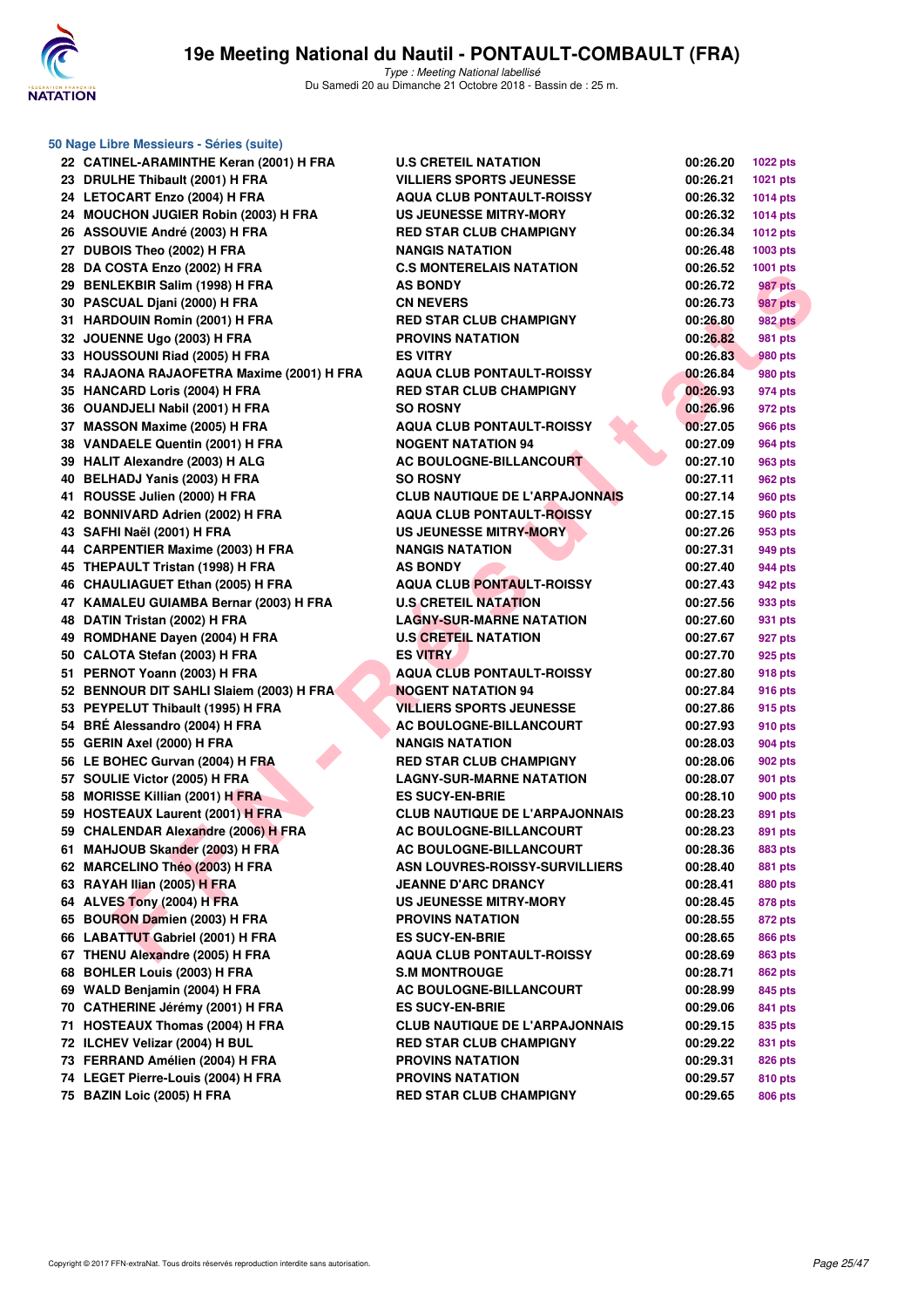### 50 Nage Libre Messieurs - Séries (suite)

| Rang | Nom | Club | Temps | Points |
|---|---|---|---|---|
| 22 | CATINEL-ARAMINTHE Keran (2001) H FRA | U.S CRETEIL NATATION | 00:26.20 | 1022 pts |
| 23 | DRULHE Thibault (2001) H FRA | VILLIERS SPORTS JEUNESSE | 00:26.21 | 1021 pts |
| 24 | LETOCART Enzo (2004) H FRA | AQUA CLUB PONTAULT-ROISSY | 00:26.32 | 1014 pts |
| 24 | MOUCHON JUGIER Robin (2003) H FRA | US JEUNESSE MITRY-MORY | 00:26.32 | 1014 pts |
| 26 | ASSOUVIE André (2003) H FRA | RED STAR CLUB CHAMPIGNY | 00:26.34 | 1012 pts |
| 27 | DUBOIS Theo (2002) H FRA | NANGIS NATATION | 00:26.48 | 1003 pts |
| 28 | DA COSTA Enzo (2002) H FRA | C.S MONTERELAIS NATATION | 00:26.52 | 1001 pts |
| 29 | BENLEKBIR Salim (1998) H FRA | AS BONDY | 00:26.72 | 987 pts |
| 30 | PASCUAL Djani (2000) H FRA | CN NEVERS | 00:26.73 | 987 pts |
| 31 | HARDOUIN Romin (2001) H FRA | RED STAR CLUB CHAMPIGNY | 00:26.80 | 982 pts |
| 32 | JOUENNE Ugo (2003) H FRA | PROVINS NATATION | 00:26.82 | 981 pts |
| 33 | HOUSSOUNI Riad (2005) H FRA | ES VITRY | 00:26.83 | 980 pts |
| 34 | RAJAONA RAJAOFETRA Maxime (2001) H FRA | AQUA CLUB PONTAULT-ROISSY | 00:26.84 | 980 pts |
| 35 | HANCARD Loris (2004) H FRA | RED STAR CLUB CHAMPIGNY | 00:26.93 | 974 pts |
| 36 | OUANDJELI Nabil (2001) H FRA | SO ROSNY | 00:26.96 | 972 pts |
| 37 | MASSON Maxime (2005) H FRA | AQUA CLUB PONTAULT-ROISSY | 00:27.05 | 966 pts |
| 38 | VANDAELE Quentin (2001) H FRA | NOGENT NATATION 94 | 00:27.09 | 964 pts |
| 39 | HALIT Alexandre (2003) H ALG | AC BOULOGNE-BILLANCOURT | 00:27.10 | 963 pts |
| 40 | BELHADJ Yanis (2003) H FRA | SO ROSNY | 00:27.11 | 962 pts |
| 41 | ROUSSE Julien (2000) H FRA | CLUB NAUTIQUE DE L'ARPAJONNAIS | 00:27.14 | 960 pts |
| 42 | BONNIVARD Adrien (2002) H FRA | AQUA CLUB PONTAULT-ROISSY | 00:27.15 | 960 pts |
| 43 | SAFHI Naël (2001) H FRA | US JEUNESSE MITRY-MORY | 00:27.26 | 953 pts |
| 44 | CARPENTIER Maxime (2003) H FRA | NANGIS NATATION | 00:27.31 | 949 pts |
| 45 | THEPAULT Tristan (1998) H FRA | AS BONDY | 00:27.40 | 944 pts |
| 46 | CHAULIAGUET Ethan (2005) H FRA | AQUA CLUB PONTAULT-ROISSY | 00:27.43 | 942 pts |
| 47 | KAMALEU GUIAMBA Bernar (2003) H FRA | U.S CRETEIL NATATION | 00:27.56 | 933 pts |
| 48 | DATIN Tristan (2002) H FRA | LAGNY-SUR-MARNE NATATION | 00:27.60 | 931 pts |
| 49 | ROMDHANE Dayen (2004) H FRA | U.S CRETEIL NATATION | 00:27.67 | 927 pts |
| 50 | CALOTA Stefan (2003) H FRA | ES VITRY | 00:27.70 | 925 pts |
| 51 | PERNOT Yoann (2003) H FRA | AQUA CLUB PONTAULT-ROISSY | 00:27.80 | 918 pts |
| 52 | BENNOUR DIT SAHLI Slaiem (2003) H FRA | NOGENT NATATION 94 | 00:27.84 | 916 pts |
| 53 | PEYPELUT Thibault (1995) H FRA | VILLIERS SPORTS JEUNESSE | 00:27.86 | 915 pts |
| 54 | BRÉ Alessandro (2004) H FRA | AC BOULOGNE-BILLANCOURT | 00:27.93 | 910 pts |
| 55 | GERIN Axel (2000) H FRA | NANGIS NATATION | 00:28.03 | 904 pts |
| 56 | LE BOHEC Gurvan (2004) H FRA | RED STAR CLUB CHAMPIGNY | 00:28.06 | 902 pts |
| 57 | SOULIE Victor (2005) H FRA | LAGNY-SUR-MARNE NATATION | 00:28.07 | 901 pts |
| 58 | MORISSE Killian (2001) H FRA | ES SUCY-EN-BRIE | 00:28.10 | 900 pts |
| 59 | HOSTEAUX Laurent (2001) H FRA | CLUB NAUTIQUE DE L'ARPAJONNAIS | 00:28.23 | 891 pts |
| 59 | CHALENDAR Alexandre (2006) H FRA | AC BOULOGNE-BILLANCOURT | 00:28.23 | 891 pts |
| 61 | MAHJOUB Skander (2003) H FRA | AC BOULOGNE-BILLANCOURT | 00:28.36 | 883 pts |
| 62 | MARCELINO Théo (2003) H FRA | ASN LOUVRES-ROISSY-SURVILLIERS | 00:28.40 | 881 pts |
| 63 | RAYAH Ilian (2005) H FRA | JEANNE D'ARC DRANCY | 00:28.41 | 880 pts |
| 64 | ALVES Tony (2004) H FRA | US JEUNESSE MITRY-MORY | 00:28.45 | 878 pts |
| 65 | BOURON Damien (2003) H FRA | PROVINS NATATION | 00:28.55 | 872 pts |
| 66 | LABATTUT Gabriel (2001) H FRA | ES SUCY-EN-BRIE | 00:28.65 | 866 pts |
| 67 | THENU Alexandre (2005) H FRA | AQUA CLUB PONTAULT-ROISSY | 00:28.69 | 863 pts |
| 68 | BOHLER Louis (2003) H FRA | S.M MONTROUGE | 00:28.71 | 862 pts |
| 69 | WALD Benjamin (2004) H FRA | AC BOULOGNE-BILLANCOURT | 00:28.99 | 845 pts |
| 70 | CATHERINE Jérémy (2001) H FRA | ES SUCY-EN-BRIE | 00:29.06 | 841 pts |
| 71 | HOSTEAUX Thomas (2004) H FRA | CLUB NAUTIQUE DE L'ARPAJONNAIS | 00:29.15 | 835 pts |
| 72 | ILCHEV Velizar (2004) H BUL | RED STAR CLUB CHAMPIGNY | 00:29.22 | 831 pts |
| 73 | FERRAND Amélien (2004) H FRA | PROVINS NATATION | 00:29.31 | 826 pts |
| 74 | LEGET Pierre-Louis (2004) H FRA | PROVINS NATATION | 00:29.57 | 810 pts |
| 75 | BAZIN Loic (2005) H FRA | RED STAR CLUB CHAMPIGNY | 00:29.65 | 806 pts |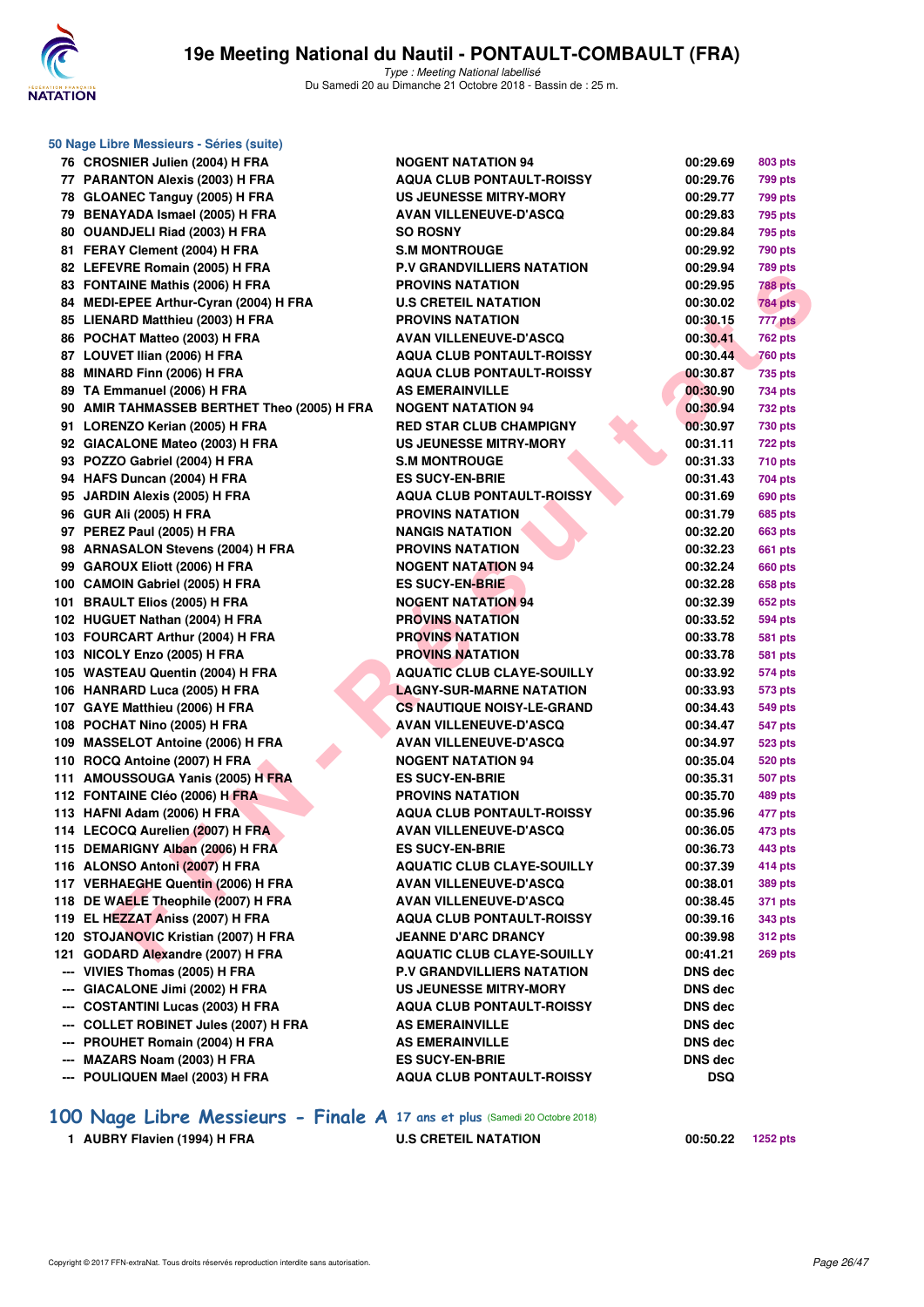### 50 Nage Libre Messieurs - Séries (suite)

| | | | | |
|---|---|---|---|---|
| 76 | CROSNIER Julien (2004) H FRA | NOGENT NATATION 94 | 00:29.69 | 803 pts |
| 77 | PARANTON Alexis (2003) H FRA | AQUA CLUB PONTAULT-ROISSY | 00:29.76 | 799 pts |
| 78 | GLOANEC Tanguy (2005) H FRA | US JEUNESSE MITRY-MORY | 00:29.77 | 799 pts |
| 79 | BENAYADA Ismael (2005) H FRA | AVAN VILLENEUVE-D'ASCQ | 00:29.83 | 795 pts |
| 80 | OUANDJELI Riad (2003) H FRA | SO ROSNY | 00:29.84 | 795 pts |
| 81 | FERAY Clement (2004) H FRA | S.M MONTROUGE | 00:29.92 | 790 pts |
| 82 | LEFEVRE Romain (2005) H FRA | P.V GRANDVILLIERS NATATION | 00:29.94 | 789 pts |
| 83 | FONTAINE Mathis (2006) H FRA | PROVINS NATATION | 00:29.95 | 788 pts |
| 84 | MEDI-EPEE Arthur-Cyran (2004) H FRA | U.S CRETEIL NATATION | 00:30.02 | 784 pts |
| 85 | LIENARD Matthieu (2003) H FRA | PROVINS NATATION | 00:30.15 | 777 pts |
| 86 | POCHAT Matteo (2003) H FRA | AVAN VILLENEUVE-D'ASCQ | 00:30.41 | 762 pts |
| 87 | LOUVET Ilian (2006) H FRA | AQUA CLUB PONTAULT-ROISSY | 00:30.44 | 760 pts |
| 88 | MINARD Finn (2006) H FRA | AQUA CLUB PONTAULT-ROISSY | 00:30.87 | 735 pts |
| 89 | TA Emmanuel (2006) H FRA | AS EMERAINVILLE | 00:30.90 | 734 pts |
| 90 | AMIR TAHMASSEB BERTHET Theo (2005) H FRA | NOGENT NATATION 94 | 00:30.94 | 732 pts |
| 91 | LORENZO Kerian (2005) H FRA | RED STAR CLUB CHAMPIGNY | 00:30.97 | 730 pts |
| 92 | GIACALONE Mateo (2003) H FRA | US JEUNESSE MITRY-MORY | 00:31.11 | 722 pts |
| 93 | POZZO Gabriel (2004) H FRA | S.M MONTROUGE | 00:31.33 | 710 pts |
| 94 | HAFS Duncan (2004) H FRA | ES SUCY-EN-BRIE | 00:31.43 | 704 pts |
| 95 | JARDIN Alexis (2005) H FRA | AQUA CLUB PONTAULT-ROISSY | 00:31.69 | 690 pts |
| 96 | GUR Ali (2005) H FRA | PROVINS NATATION | 00:31.79 | 685 pts |
| 97 | PEREZ Paul (2005) H FRA | NANGIS NATATION | 00:32.20 | 663 pts |
| 98 | ARNASALON Stevens (2004) H FRA | PROVINS NATATION | 00:32.23 | 661 pts |
| 99 | GAROUX Eliott (2006) H FRA | NOGENT NATATION 94 | 00:32.24 | 660 pts |
| 100 | CAMOIN Gabriel (2005) H FRA | ES SUCY-EN-BRIE | 00:32.28 | 658 pts |
| 101 | BRAULT Elios (2005) H FRA | NOGENT NATATION 94 | 00:32.39 | 652 pts |
| 102 | HUGUET Nathan (2004) H FRA | PROVINS NATATION | 00:33.52 | 594 pts |
| 103 | FOURCART Arthur (2004) H FRA | PROVINS NATATION | 00:33.78 | 581 pts |
| 103 | NICOLY Enzo (2005) H FRA | PROVINS NATATION | 00:33.78 | 581 pts |
| 105 | WASTEAU Quentin (2004) H FRA | AQUATIC CLUB CLAYE-SOUILLY | 00:33.92 | 574 pts |
| 106 | HANRARD Luca (2005) H FRA | LAGNY-SUR-MARNE NATATION | 00:33.93 | 573 pts |
| 107 | GAYE Matthieu (2006) H FRA | CS NAUTIQUE NOISY-LE-GRAND | 00:34.43 | 549 pts |
| 108 | POCHAT Nino (2005) H FRA | AVAN VILLENEUVE-D'ASCQ | 00:34.47 | 547 pts |
| 109 | MASSELOT Antoine (2006) H FRA | AVAN VILLENEUVE-D'ASCQ | 00:34.97 | 523 pts |
| 110 | ROCQ Antoine (2007) H FRA | NOGENT NATATION 94 | 00:35.04 | 520 pts |
| 111 | AMOUSSOUGA Yanis (2005) H FRA | ES SUCY-EN-BRIE | 00:35.31 | 507 pts |
| 112 | FONTAINE Cléo (2006) H FRA | PROVINS NATATION | 00:35.70 | 489 pts |
| 113 | HAFNI Adam (2006) H FRA | AQUA CLUB PONTAULT-ROISSY | 00:35.96 | 477 pts |
| 114 | LECOCQ Aurelien (2007) H FRA | AVAN VILLENEUVE-D'ASCQ | 00:36.05 | 473 pts |
| 115 | DEMARIGNY Alban (2006) H FRA | ES SUCY-EN-BRIE | 00:36.73 | 443 pts |
| 116 | ALONSO Antoni (2007) H FRA | AQUATIC CLUB CLAYE-SOUILLY | 00:37.39 | 414 pts |
| 117 | VERHAEGHE Quentin (2006) H FRA | AVAN VILLENEUVE-D'ASCQ | 00:38.01 | 389 pts |
| 118 | DE WAELE Theophile (2007) H FRA | AVAN VILLENEUVE-D'ASCQ | 00:38.45 | 371 pts |
| 119 | EL HEZZAT Aniss (2007) H FRA | AQUA CLUB PONTAULT-ROISSY | 00:39.16 | 343 pts |
| 120 | STOJANOVIC Kristian (2007) H FRA | JEANNE D'ARC DRANCY | 00:39.98 | 312 pts |
| 121 | GODARD Alexandre (2007) H FRA | AQUATIC CLUB CLAYE-SOUILLY | 00:41.21 | 269 pts |
| --- | VIVIES Thomas (2005) H FRA | P.V GRANDVILLIERS NATATION | DNS dec | |
| --- | GIACALONE Jimi (2002) H FRA | US JEUNESSE MITRY-MORY | DNS dec | |
| --- | COSTANTINI Lucas (2003) H FRA | AQUA CLUB PONTAULT-ROISSY | DNS dec | |
| --- | COLLET ROBINET Jules (2007) H FRA | AS EMERAINVILLE | DNS dec | |
| --- | PROUHET Romain (2004) H FRA | AS EMERAINVILLE | DNS dec | |
| --- | MAZARS Noam (2003) H FRA | ES SUCY-EN-BRIE | DNS dec | |
| --- | POULIQUEN Mael (2003) H FRA | AQUA CLUB PONTAULT-ROISSY | DSQ | |

### 100 Nage Libre Messieurs - Finale A 17 ans et plus (Samedi 20 Octobre 2018)

| | | | | |
|---|---|---|---|---|
| 1 | AUBRY Flavien (1994) H FRA | U.S CRETEIL NATATION | 00:50.22 | 1252 pts |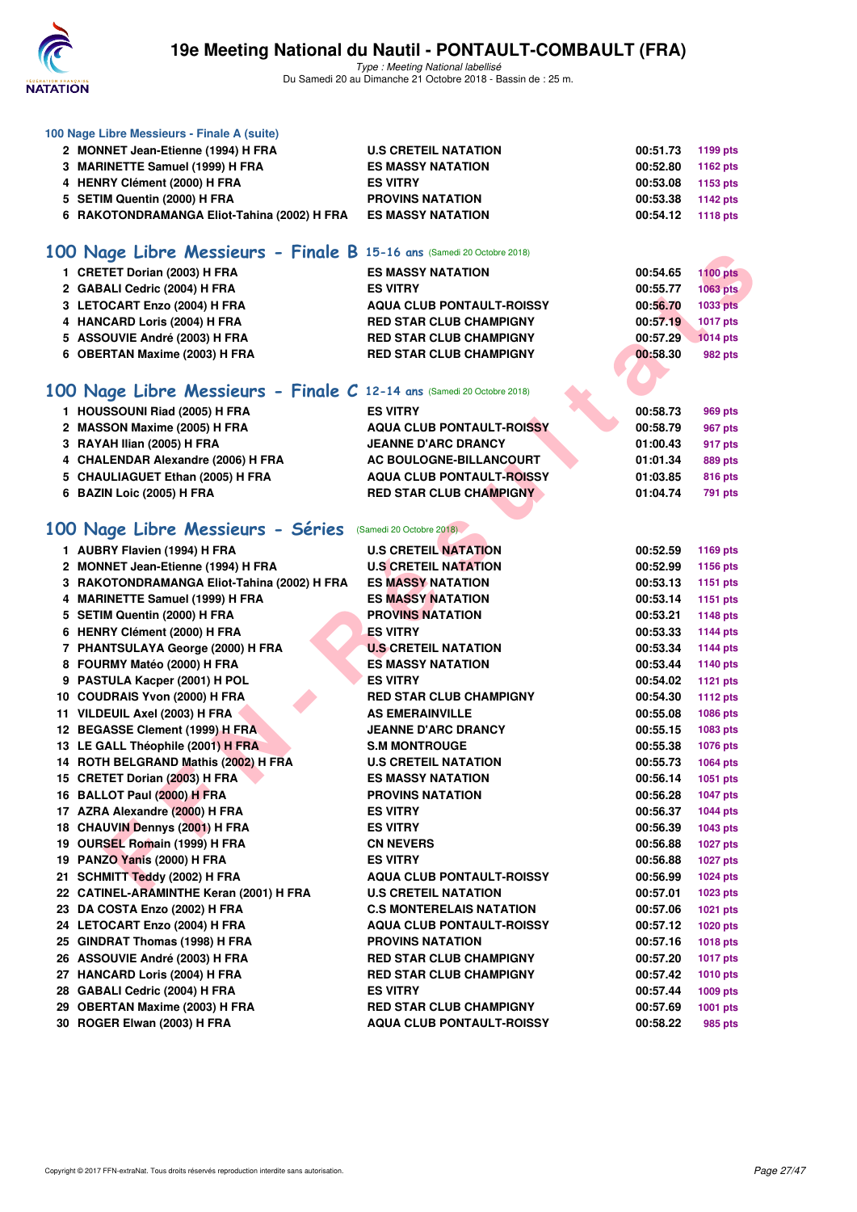### 100 Nage Libre Messieurs - Finale A (suite)

| | | | | |
|---|---|---|---|---|
| 2 | MONNET Jean-Etienne (1994) H FRA | U.S CRETEIL NATATION | 00:51.73 | 1199 pts |
| 3 | MARINETTE Samuel (1999) H FRA | ES MASSY NATATION | 00:52.80 | 1162 pts |
| 4 | HENRY Clément (2000) H FRA | ES VITRY | 00:53.08 | 1153 pts |
| 5 | SETIM Quentin (2000) H FRA | PROVINS NATATION | 00:53.38 | 1142 pts |
| 6 | RAKOTONDRAMANGA Eliot-Tahina (2002) H FRA | ES MASSY NATATION | 00:54.12 | 1118 pts |

## 100 Nage Libre Messieurs - Finale B 15-16 ans (Samedi 20 Octobre 2018)

| | | | | |
|---|---|---|---|---|
| 1 | CRETET Dorian (2003) H FRA | ES MASSY NATATION | 00:54.65 | 1100 pts |
| 2 | GABALI Cedric (2004) H FRA | ES VITRY | 00:55.77 | 1063 pts |
| 3 | LETOCART Enzo (2004) H FRA | AQUA CLUB PONTAULT-ROISSY | 00:56.70 | 1033 pts |
| 4 | HANCARD Loris (2004) H FRA | RED STAR CLUB CHAMPIGNY | 00:57.19 | 1017 pts |
| 5 | ASSOUVIE André (2003) H FRA | RED STAR CLUB CHAMPIGNY | 00:57.29 | 1014 pts |
| 6 | OBERTAN Maxime (2003) H FRA | RED STAR CLUB CHAMPIGNY | 00:58.30 | 982 pts |

## 100 Nage Libre Messieurs - Finale C 12-14 ans (Samedi 20 Octobre 2018)

| | | | | |
|---|---|---|---|---|
| 1 | HOUSSOUNI Riad (2005) H FRA | ES VITRY | 00:58.73 | 969 pts |
| 2 | MASSON Maxime (2005) H FRA | AQUA CLUB PONTAULT-ROISSY | 00:58.79 | 967 pts |
| 3 | RAYAH Ilian (2005) H FRA | JEANNE D'ARC DRANCY | 01:00.43 | 917 pts |
| 4 | CHALENDAR Alexandre (2006) H FRA | AC BOULOGNE-BILLANCOURT | 01:01.34 | 889 pts |
| 5 | CHAULIAGUET Ethan (2005) H FRA | AQUA CLUB PONTAULT-ROISSY | 01:03.85 | 816 pts |
| 6 | BAZIN Loic (2005) H FRA | RED STAR CLUB CHAMPIGNY | 01:04.74 | 791 pts |

## 100 Nage Libre Messieurs - Séries (Samedi 20 Octobre 2018)

| | | | | |
|---|---|---|---|---|
| 1 | AUBRY Flavien (1994) H FRA | U.S CRETEIL NATATION | 00:52.59 | 1169 pts |
| 2 | MONNET Jean-Etienne (1994) H FRA | U.S CRETEIL NATATION | 00:52.99 | 1156 pts |
| 3 | RAKOTONDRAMANGA Eliot-Tahina (2002) H FRA | ES MASSY NATATION | 00:53.13 | 1151 pts |
| 4 | MARINETTE Samuel (1999) H FRA | ES MASSY NATATION | 00:53.14 | 1151 pts |
| 5 | SETIM Quentin (2000) H FRA | PROVINS NATATION | 00:53.21 | 1148 pts |
| 6 | HENRY Clément (2000) H FRA | ES VITRY | 00:53.33 | 1144 pts |
| 7 | PHANTSULAYA George (2000) H FRA | U.S CRETEIL NATATION | 00:53.34 | 1144 pts |
| 8 | FOURMY Matéo (2000) H FRA | ES MASSY NATATION | 00:53.44 | 1140 pts |
| 9 | PASTULA Kacper (2001) H POL | ES VITRY | 00:54.02 | 1121 pts |
| 10 | COUDRAIS Yvon (2000) H FRA | RED STAR CLUB CHAMPIGNY | 00:54.30 | 1112 pts |
| 11 | VILDEUIL Axel (2003) H FRA | AS EMERAINVILLE | 00:55.08 | 1086 pts |
| 12 | BEGASSE Clement (1999) H FRA | JEANNE D'ARC DRANCY | 00:55.15 | 1083 pts |
| 13 | LE GALL Théophile (2001) H FRA | S.M MONTROUGE | 00:55.38 | 1076 pts |
| 14 | ROTH BELGRAND Mathis (2002) H FRA | U.S CRETEIL NATATION | 00:55.73 | 1064 pts |
| 15 | CRETET Dorian (2003) H FRA | ES MASSY NATATION | 00:56.14 | 1051 pts |
| 16 | BALLOT Paul (2000) H FRA | PROVINS NATATION | 00:56.28 | 1047 pts |
| 17 | AZRA Alexandre (2000) H FRA | ES VITRY | 00:56.37 | 1044 pts |
| 18 | CHAUVIN Dennys (2001) H FRA | ES VITRY | 00:56.39 | 1043 pts |
| 19 | OURSEL Romain (1999) H FRA | CN NEVERS | 00:56.88 | 1027 pts |
| 19 | PANZO Yanis (2000) H FRA | ES VITRY | 00:56.88 | 1027 pts |
| 21 | SCHMITT Teddy (2002) H FRA | AQUA CLUB PONTAULT-ROISSY | 00:56.99 | 1024 pts |
| 22 | CATINEL-ARAMINTHE Keran (2001) H FRA | U.S CRETEIL NATATION | 00:57.01 | 1023 pts |
| 23 | DA COSTA Enzo (2002) H FRA | C.S MONTERELAIS NATATION | 00:57.06 | 1021 pts |
| 24 | LETOCART Enzo (2004) H FRA | AQUA CLUB PONTAULT-ROISSY | 00:57.12 | 1020 pts |
| 25 | GINDRAT Thomas (1998) H FRA | PROVINS NATATION | 00:57.16 | 1018 pts |
| 26 | ASSOUVIE André (2003) H FRA | RED STAR CLUB CHAMPIGNY | 00:57.20 | 1017 pts |
| 27 | HANCARD Loris (2004) H FRA | RED STAR CLUB CHAMPIGNY | 00:57.42 | 1010 pts |
| 28 | GABALI Cedric (2004) H FRA | ES VITRY | 00:57.44 | 1009 pts |
| 29 | OBERTAN Maxime (2003) H FRA | RED STAR CLUB CHAMPIGNY | 00:57.69 | 1001 pts |
| 30 | ROGER Elwan (2003) H FRA | AQUA CLUB PONTAULT-ROISSY | 00:58.22 | 985 pts |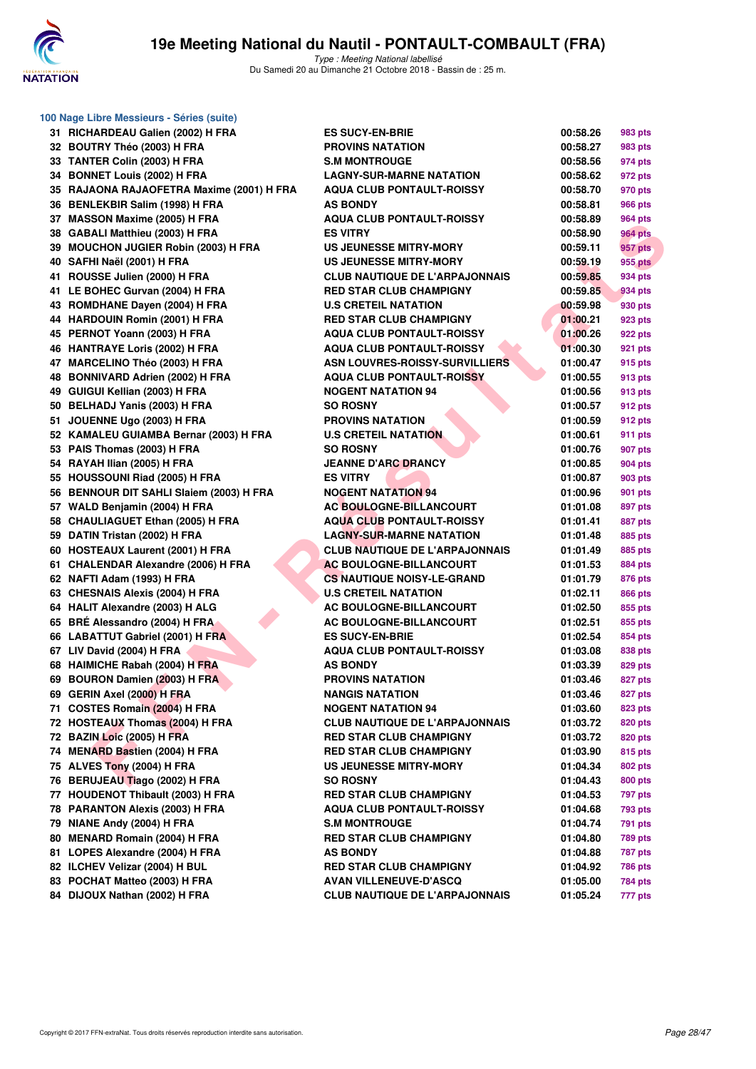### 100 Nage Libre Messieurs - Séries (suite)

| | | | | |
|---|---|---|---|---|
| 31 | RICHARDEAU Galien (2002) H FRA | ES SUCY-EN-BRIE | 00:58.26 | 983 pts |
| 32 | BOUTRY Théo (2003) H FRA | PROVINS NATATION | 00:58.27 | 983 pts |
| 33 | TANTER Colin (2003) H FRA | S.M MONTROUGE | 00:58.56 | 974 pts |
| 34 | BONNET Louis (2002) H FRA | LAGNY-SUR-MARNE NATATION | 00:58.62 | 972 pts |
| 35 | RAJAONA RAJAOFETRA Maxime (2001) H FRA | AQUA CLUB PONTAULT-ROISSY | 00:58.70 | 970 pts |
| 36 | BENLEKBIR Salim (1998) H FRA | AS BONDY | 00:58.81 | 966 pts |
| 37 | MASSON Maxime (2005) H FRA | AQUA CLUB PONTAULT-ROISSY | 00:58.89 | 964 pts |
| 38 | GABALI Matthieu (2003) H FRA | ES VITRY | 00:58.90 | 964 pts |
| 39 | MOUCHON JUGIER Robin (2003) H FRA | US JEUNESSE MITRY-MORY | 00:59.11 | 957 pts |
| 40 | SAFHI Naël (2001) H FRA | US JEUNESSE MITRY-MORY | 00:59.19 | 955 pts |
| 41 | ROUSSE Julien (2000) H FRA | CLUB NAUTIQUE DE L'ARPAJONNAIS | 00:59.85 | 934 pts |
| 41 | LE BOHEC Gurvan (2004) H FRA | RED STAR CLUB CHAMPIGNY | 00:59.85 | 934 pts |
| 43 | ROMDHANE Dayen (2004) H FRA | U.S CRETEIL NATATION | 00:59.98 | 930 pts |
| 44 | HARDOUIN Romin (2001) H FRA | RED STAR CLUB CHAMPIGNY | 01:00.21 | 923 pts |
| 45 | PERNOT Yoann (2003) H FRA | AQUA CLUB PONTAULT-ROISSY | 01:00.26 | 922 pts |
| 46 | HANTRAYE Loris (2002) H FRA | AQUA CLUB PONTAULT-ROISSY | 01:00.30 | 921 pts |
| 47 | MARCELINO Théo (2003) H FRA | ASN LOUVRES-ROISSY-SURVILLIERS | 01:00.47 | 915 pts |
| 48 | BONNIVARD Adrien (2002) H FRA | AQUA CLUB PONTAULT-ROISSY | 01:00.55 | 913 pts |
| 49 | GUIGUI Kellian (2003) H FRA | NOGENT NATATION 94 | 01:00.56 | 913 pts |
| 50 | BELHADJ Yanis (2003) H FRA | SO ROSNY | 01:00.57 | 912 pts |
| 51 | JOUENNE Ugo (2003) H FRA | PROVINS NATATION | 01:00.59 | 912 pts |
| 52 | KAMALEU GUIAMBA Bernar (2003) H FRA | U.S CRETEIL NATATION | 01:00.61 | 911 pts |
| 53 | PAIS Thomas (2003) H FRA | SO ROSNY | 01:00.76 | 907 pts |
| 54 | RAYAH Ilian (2005) H FRA | JEANNE D'ARC DRANCY | 01:00.85 | 904 pts |
| 55 | HOUSSOUNI Riad (2005) H FRA | ES VITRY | 01:00.87 | 903 pts |
| 56 | BENNOUR DIT SAHLI Slaiem (2003) H FRA | NOGENT NATATION 94 | 01:00.96 | 901 pts |
| 57 | WALD Benjamin (2004) H FRA | AC BOULOGNE-BILLANCOURT | 01:01.08 | 897 pts |
| 58 | CHAULIAGUET Ethan (2005) H FRA | AQUA CLUB PONTAULT-ROISSY | 01:01.41 | 887 pts |
| 59 | DATIN Tristan (2002) H FRA | LAGNY-SUR-MARNE NATATION | 01:01.48 | 885 pts |
| 60 | HOSTEAUX Laurent (2001) H FRA | CLUB NAUTIQUE DE L'ARPAJONNAIS | 01:01.49 | 885 pts |
| 61 | CHALENDAR Alexandre (2006) H FRA | AC BOULOGNE-BILLANCOURT | 01:01.53 | 884 pts |
| 62 | NAFTI Adam (1993) H FRA | CS NAUTIQUE NOISY-LE-GRAND | 01:01.79 | 876 pts |
| 63 | CHESNAIS Alexis (2004) H FRA | U.S CRETEIL NATATION | 01:02.11 | 866 pts |
| 64 | HALIT Alexandre (2003) H ALG | AC BOULOGNE-BILLANCOURT | 01:02.50 | 855 pts |
| 65 | BRÉ Alessandro (2004) H FRA | AC BOULOGNE-BILLANCOURT | 01:02.51 | 855 pts |
| 66 | LABATTUT Gabriel (2001) H FRA | ES SUCY-EN-BRIE | 01:02.54 | 854 pts |
| 67 | LIV David (2004) H FRA | AQUA CLUB PONTAULT-ROISSY | 01:03.08 | 838 pts |
| 68 | HAIMICHE Rabah (2004) H FRA | AS BONDY | 01:03.39 | 829 pts |
| 69 | BOURON Damien (2003) H FRA | PROVINS NATATION | 01:03.46 | 827 pts |
| 69 | GERIN Axel (2000) H FRA | NANGIS NATATION | 01:03.46 | 827 pts |
| 71 | COSTES Romain (2004) H FRA | NOGENT NATATION 94 | 01:03.60 | 823 pts |
| 72 | HOSTEAUX Thomas (2004) H FRA | CLUB NAUTIQUE DE L'ARPAJONNAIS | 01:03.72 | 820 pts |
| 72 | BAZIN Loïc (2005) H FRA | RED STAR CLUB CHAMPIGNY | 01:03.72 | 820 pts |
| 74 | MENARD Bastien (2004) H FRA | RED STAR CLUB CHAMPIGNY | 01:03.90 | 815 pts |
| 75 | ALVES Tony (2004) H FRA | US JEUNESSE MITRY-MORY | 01:04.34 | 802 pts |
| 76 | BERUJEAU Tiago (2002) H FRA | SO ROSNY | 01:04.43 | 800 pts |
| 77 | HOUDENOT Thibault (2003) H FRA | RED STAR CLUB CHAMPIGNY | 01:04.53 | 797 pts |
| 78 | PARANTON Alexis (2003) H FRA | AQUA CLUB PONTAULT-ROISSY | 01:04.68 | 793 pts |
| 79 | NIANE Andy (2004) H FRA | S.M MONTROUGE | 01:04.74 | 791 pts |
| 80 | MENARD Romain (2004) H FRA | RED STAR CLUB CHAMPIGNY | 01:04.80 | 789 pts |
| 81 | LOPES Alexandre (2004) H FRA | AS BONDY | 01:04.88 | 787 pts |
| 82 | ILCHEV Velizar (2004) H BUL | RED STAR CLUB CHAMPIGNY | 01:04.92 | 786 pts |
| 83 | POCHAT Matteo (2003) H FRA | AVAN VILLENEUVE-D'ASCQ | 01:05.00 | 784 pts |
| 84 | DIJOUX Nathan (2002) H FRA | CLUB NAUTIQUE DE L'ARPAJONNAIS | 01:05.24 | 777 pts |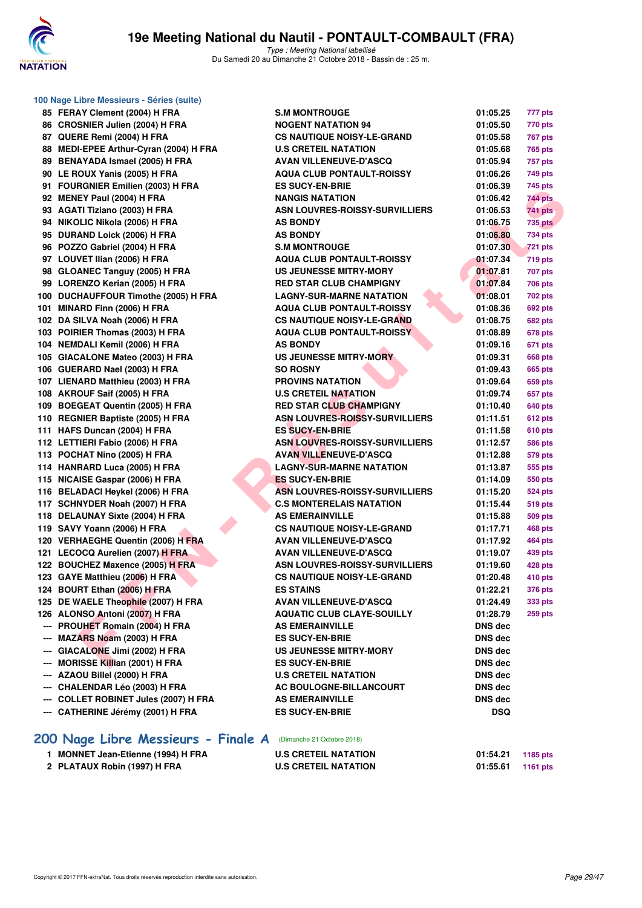### 100 Nage Libre Messieurs - Séries (suite)

| | | | | |
|---|---|---|---|---|
| 85 | FERAY Clement (2004) H FRA | S.M MONTROUGE | 01:05.25 | 777 pts |
| 86 | CROSNIER Julien (2004) H FRA | NOGENT NATATION 94 | 01:05.50 | 770 pts |
| 87 | QUERE Remi (2004) H FRA | CS NAUTIQUE NOISY-LE-GRAND | 01:05.58 | 767 pts |
| 88 | MEDI-EPEE Arthur-Cyran (2004) H FRA | U.S CRETEIL NATATION | 01:05.68 | 765 pts |
| 89 | BENAYADA Ismael (2005) H FRA | AVAN VILLENEUVE-D'ASCQ | 01:05.94 | 757 pts |
| 90 | LE ROUX Yanis (2005) H FRA | AQUA CLUB PONTAULT-ROISSY | 01:06.26 | 749 pts |
| 91 | FOURGNIER Emilien (2003) H FRA | ES SUCY-EN-BRIE | 01:06.39 | 745 pts |
| 92 | MENEY Paul (2004) H FRA | NANGIS NATATION | 01:06.42 | 744 pts |
| 93 | AGATI Tiziano (2003) H FRA | ASN LOUVRES-ROISSY-SURVILLIERS | 01:06.53 | 741 pts |
| 94 | NIKOLIC Nikola (2006) H FRA | AS BONDY | 01:06.75 | 735 pts |
| 95 | DURAND Loick (2006) H FRA | AS BONDY | 01:06.80 | 734 pts |
| 96 | POZZO Gabriel (2004) H FRA | S.M MONTROUGE | 01:07.30 | 721 pts |
| 97 | LOUVET Ilian (2006) H FRA | AQUA CLUB PONTAULT-ROISSY | 01:07.34 | 719 pts |
| 98 | GLOANEC Tanguy (2005) H FRA | US JEUNESSE MITRY-MORY | 01:07.81 | 707 pts |
| 99 | LORENZO Kerian (2005) H FRA | RED STAR CLUB CHAMPIGNY | 01:07.84 | 706 pts |
| 100 | DUCHAUFFOUR Timothe (2005) H FRA | LAGNY-SUR-MARNE NATATION | 01:08.01 | 702 pts |
| 101 | MINARD Finn (2006) H FRA | AQUA CLUB PONTAULT-ROISSY | 01:08.36 | 692 pts |
| 102 | DA SILVA Noah (2006) H FRA | CS NAUTIQUE NOISY-LE-GRAND | 01:08.75 | 682 pts |
| 103 | POIRIER Thomas (2003) H FRA | AQUA CLUB PONTAULT-ROISSY | 01:08.89 | 678 pts |
| 104 | NEMDALI Kemil (2006) H FRA | AS BONDY | 01:09.16 | 671 pts |
| 105 | GIACALONE Mateo (2003) H FRA | US JEUNESSE MITRY-MORY | 01:09.31 | 668 pts |
| 106 | GUERARD Nael (2003) H FRA | SO ROSNY | 01:09.43 | 665 pts |
| 107 | LIENARD Matthieu (2003) H FRA | PROVINS NATATION | 01:09.64 | 659 pts |
| 108 | AKROUF Saif (2005) H FRA | U.S CRETEIL NATATION | 01:09.74 | 657 pts |
| 109 | BOEGEAT Quentin (2005) H FRA | RED STAR CLUB CHAMPIGNY | 01:10.40 | 640 pts |
| 110 | REGNIER Baptiste (2005) H FRA | ASN LOUVRES-ROISSY-SURVILLIERS | 01:11.51 | 612 pts |
| 111 | HAFS Duncan (2004) H FRA | ES SUCY-EN-BRIE | 01:11.58 | 610 pts |
| 112 | LETTIERI Fabio (2006) H FRA | ASN LOUVRES-ROISSY-SURVILLIERS | 01:12.57 | 586 pts |
| 113 | POCHAT Nino (2005) H FRA | AVAN VILLENEUVE-D'ASCQ | 01:12.88 | 579 pts |
| 114 | HANRARD Luca (2005) H FRA | LAGNY-SUR-MARNE NATATION | 01:13.87 | 555 pts |
| 115 | NICAISE Gaspar (2006) H FRA | ES SUCY-EN-BRIE | 01:14.09 | 550 pts |
| 116 | BELADACI Heykel (2006) H FRA | ASN LOUVRES-ROISSY-SURVILLIERS | 01:15.20 | 524 pts |
| 117 | SCHNYDER Noah (2007) H FRA | C.S MONTERELAIS NATATION | 01:15.44 | 519 pts |
| 118 | DELAUNAY Sixte (2004) H FRA | AS EMERAINVILLE | 01:15.88 | 509 pts |
| 119 | SAVY Yoann (2006) H FRA | CS NAUTIQUE NOISY-LE-GRAND | 01:17.71 | 468 pts |
| 120 | VERHAEGHE Quentin (2006) H FRA | AVAN VILLENEUVE-D'ASCQ | 01:17.92 | 464 pts |
| 121 | LECOCQ Aurelien (2007) H FRA | AVAN VILLENEUVE-D'ASCQ | 01:19.07 | 439 pts |
| 122 | BOUCHEZ Maxence (2005) H FRA | ASN LOUVRES-ROISSY-SURVILLIERS | 01:19.60 | 428 pts |
| 123 | GAYE Matthieu (2006) H FRA | CS NAUTIQUE NOISY-LE-GRAND | 01:20.48 | 410 pts |
| 124 | BOURT Ethan (2006) H FRA | ES STAINS | 01:22.21 | 376 pts |
| 125 | DE WAELE Theophile (2007) H FRA | AVAN VILLENEUVE-D'ASCQ | 01:24.49 | 333 pts |
| 126 | ALONSO Antoni (2007) H FRA | AQUATIC CLUB CLAYE-SOUILLY | 01:28.79 | 259 pts |
| --- | PROUHET Romain (2004) H FRA | AS EMERAINVILLE | DNS dec | |
| --- | MAZARS Noam (2003) H FRA | ES SUCY-EN-BRIE | DNS dec | |
| --- | GIACALONE Jimi (2002) H FRA | US JEUNESSE MITRY-MORY | DNS dec | |
| --- | MORISSE Killian (2001) H FRA | ES SUCY-EN-BRIE | DNS dec | |
| --- | AZAOU Billel (2000) H FRA | U.S CRETEIL NATATION | DNS dec | |
| --- | CHALENDAR Léo (2003) H FRA | AC BOULOGNE-BILLANCOURT | DNS dec | |
| --- | COLLET ROBINET Jules (2007) H FRA | AS EMERAINVILLE | DNS dec | |
| --- | CATHERINE Jérémy (2001) H FRA | ES SUCY-EN-BRIE | DSQ | |

## 200 Nage Libre Messieurs - Finale A (Dimanche 21 Octobre 2018)

| | | | | |
|---|---|---|---|---|
| 1 | MONNET Jean-Etienne (1994) H FRA | U.S CRETEIL NATATION | 01:54.21 | 1185 pts |
| 2 | PLATAUX Robin (1997) H FRA | U.S CRETEIL NATATION | 01:55.61 | 1161 pts |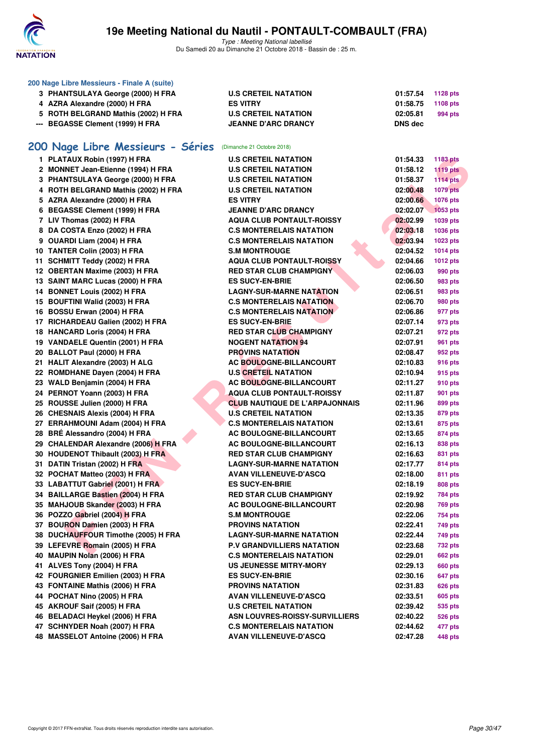### 200 Nage Libre Messieurs - Finale A (suite)

| | | | | |
|---|---|---|---|---|
| 3 | PHANTSULAYA George (2000) H FRA | U.S CRETEIL NATATION | 01:57.54 | 1128 pts |
| 4 | AZRA Alexandre (2000) H FRA | ES VITRY | 01:58.75 | 1108 pts |
| 5 | ROTH BELGRAND Mathis (2002) H FRA | U.S CRETEIL NATATION | 02:05.81 | 994 pts |
| --- | BEGASSE Clement (1999) H FRA | JEANNE D'ARC DRANCY | DNS dec | |

## 200 Nage Libre Messieurs - Séries (Dimanche 21 Octobre 2018)

| | | | | |
|---|---|---|---|---|
| 1 | PLATAUX Robin (1997) H FRA | U.S CRETEIL NATATION | 01:54.33 | 1183 pts |
| 2 | MONNET Jean-Etienne (1994) H FRA | U.S CRETEIL NATATION | 01:58.12 | 1119 pts |
| 3 | PHANTSULAYA George (2000) H FRA | U.S CRETEIL NATATION | 01:58.37 | 1114 pts |
| 4 | ROTH BELGRAND Mathis (2002) H FRA | U.S CRETEIL NATATION | 02:00.48 | 1079 pts |
| 5 | AZRA Alexandre (2000) H FRA | ES VITRY | 02:00.66 | 1076 pts |
| 6 | BEGASSE Clement (1999) H FRA | JEANNE D'ARC DRANCY | 02:02.07 | 1053 pts |
| 7 | LIV Thomas (2002) H FRA | AQUA CLUB PONTAULT-ROISSY | 02:02.99 | 1039 pts |
| 8 | DA COSTA Enzo (2002) H FRA | C.S MONTERELAIS NATATION | 02:03.18 | 1036 pts |
| 9 | OUARDI Liam (2004) H FRA | C.S MONTERELAIS NATATION | 02:03.94 | 1023 pts |
| 10 | TANTER Colin (2003) H FRA | S.M MONTROUGE | 02:04.52 | 1014 pts |
| 11 | SCHMITT Teddy (2002) H FRA | AQUA CLUB PONTAULT-ROISSY | 02:04.66 | 1012 pts |
| 12 | OBERTAN Maxime (2003) H FRA | RED STAR CLUB CHAMPIGNY | 02:06.03 | 990 pts |
| 13 | SAINT MARC Lucas (2000) H FRA | ES SUCY-EN-BRIE | 02:06.50 | 983 pts |
| 14 | BONNET Louis (2002) H FRA | LAGNY-SUR-MARNE NATATION | 02:06.51 | 983 pts |
| 15 | BOUFTINI Walid (2003) H FRA | C.S MONTERELAIS NATATION | 02:06.70 | 980 pts |
| 16 | BOSSU Erwan (2004) H FRA | C.S MONTERELAIS NATATION | 02:06.86 | 977 pts |
| 17 | RICHARDEAU Galien (2002) H FRA | ES SUCY-EN-BRIE | 02:07.14 | 973 pts |
| 18 | HANCARD Loris (2004) H FRA | RED STAR CLUB CHAMPIGNY | 02:07.21 | 972 pts |
| 19 | VANDAELE Quentin (2001) H FRA | NOGENT NATATION 94 | 02:07.91 | 961 pts |
| 20 | BALLOT Paul (2000) H FRA | PROVINS NATATION | 02:08.47 | 952 pts |
| 21 | HALIT Alexandre (2003) H ALG | AC BOULOGNE-BILLANCOURT | 02:10.83 | 916 pts |
| 22 | ROMDHANE Dayen (2004) H FRA | U.S CRETEIL NATATION | 02:10.94 | 915 pts |
| 23 | WALD Benjamin (2004) H FRA | AC BOULOGNE-BILLANCOURT | 02:11.27 | 910 pts |
| 24 | PERNOT Yoann (2003) H FRA | AQUA CLUB PONTAULT-ROISSY | 02:11.87 | 901 pts |
| 25 | ROUSSE Julien (2000) H FRA | CLUB NAUTIQUE DE L'ARPAJONNAIS | 02:11.96 | 899 pts |
| 26 | CHESNAIS Alexis (2004) H FRA | U.S CRETEIL NATATION | 02:13.35 | 879 pts |
| 27 | ERRAHMOUNI Adam (2004) H FRA | C.S MONTERELAIS NATATION | 02:13.61 | 875 pts |
| 28 | BRÉ Alessandro (2004) H FRA | AC BOULOGNE-BILLANCOURT | 02:13.65 | 874 pts |
| 29 | CHALENDAR Alexandre (2006) H FRA | AC BOULOGNE-BILLANCOURT | 02:16.13 | 838 pts |
| 30 | HOUDENOT Thibault (2003) H FRA | RED STAR CLUB CHAMPIGNY | 02:16.63 | 831 pts |
| 31 | DATIN Tristan (2002) H FRA | LAGNY-SUR-MARNE NATATION | 02:17.77 | 814 pts |
| 32 | POCHAT Matteo (2003) H FRA | AVAN VILLENEUVE-D'ASCQ | 02:18.00 | 811 pts |
| 33 | LABATTUT Gabriel (2001) H FRA | ES SUCY-EN-BRIE | 02:18.19 | 808 pts |
| 34 | BAILLARGE Bastien (2004) H FRA | RED STAR CLUB CHAMPIGNY | 02:19.92 | 784 pts |
| 35 | MAHJOUB Skander (2003) H FRA | AC BOULOGNE-BILLANCOURT | 02:20.98 | 769 pts |
| 36 | POZZO Gabriel (2004) H FRA | S.M MONTROUGE | 02:22.06 | 754 pts |
| 37 | BOURON Damien (2003) H FRA | PROVINS NATATION | 02:22.41 | 749 pts |
| 38 | DUCHAUFFOUR Timothe (2005) H FRA | LAGNY-SUR-MARNE NATATION | 02:22.44 | 749 pts |
| 39 | LEFEVRE Romain (2005) H FRA | P.V GRANDVILLIERS NATATION | 02:23.68 | 732 pts |
| 40 | MAUPIN Nolan (2006) H FRA | C.S MONTERELAIS NATATION | 02:29.01 | 662 pts |
| 41 | ALVES Tony (2004) H FRA | US JEUNESSE MITRY-MORY | 02:29.13 | 660 pts |
| 42 | FOURGNIER Emilien (2003) H FRA | ES SUCY-EN-BRIE | 02:30.16 | 647 pts |
| 43 | FONTAINE Mathis (2006) H FRA | PROVINS NATATION | 02:31.83 | 626 pts |
| 44 | POCHAT Nino (2005) H FRA | AVAN VILLENEUVE-D'ASCQ | 02:33.51 | 605 pts |
| 45 | AKROUF Saif (2005) H FRA | U.S CRETEIL NATATION | 02:39.42 | 535 pts |
| 46 | BELADACI Heykel (2006) H FRA | ASN LOUVRES-ROISSY-SURVILLIERS | 02:40.22 | 526 pts |
| 47 | SCHNYDER Noah (2007) H FRA | C.S MONTERELAIS NATATION | 02:44.62 | 477 pts |
| 48 | MASSELOT Antoine (2006) H FRA | AVAN VILLENEUVE-D'ASCQ | 02:47.28 | 448 pts |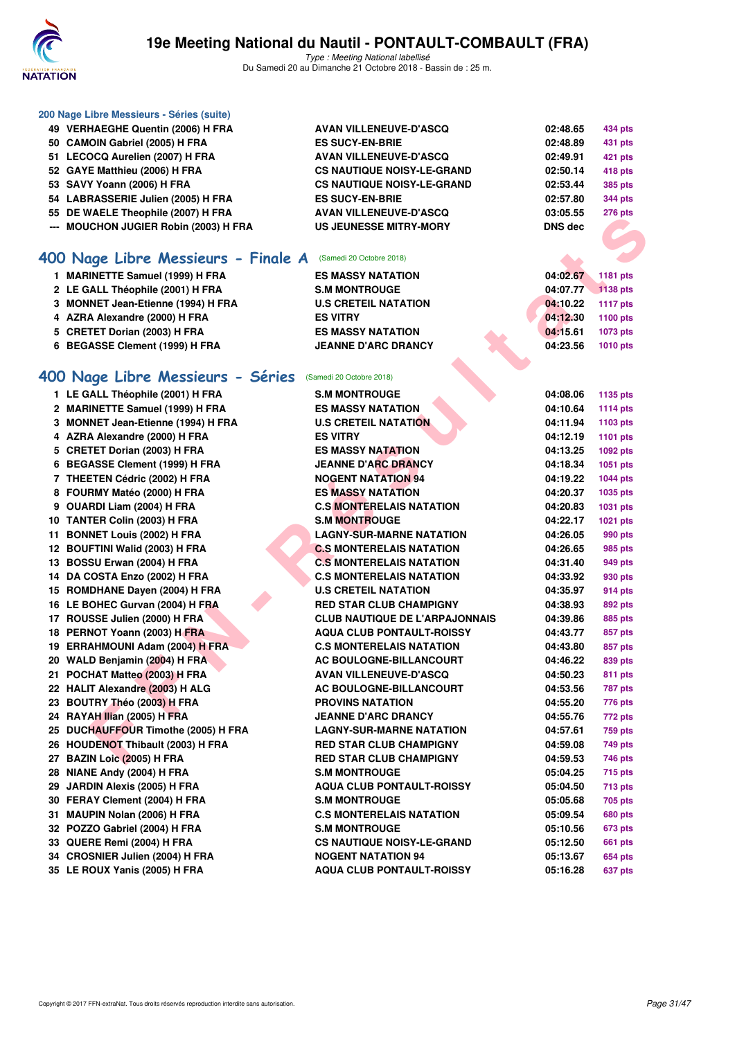# 19e Meeting National du Nautil - PONTAULT-COMBAULT (FRA)

*Type : Meeting National labellisé*
Du Samedi 20 au Dimanche 21 Octobre 2018 - Bassin de : 25 m.

### 200 Nage Libre Messieurs - Séries (suite)

| | | | | |
|---|---|---|---|---|
| 49 | VERHAEGHE Quentin (2006) H FRA | AVAN VILLENEUVE-D'ASCQ | 02:48.65 | 434 pts |
| 50 | CAMOIN Gabriel (2005) H FRA | ES SUCY-EN-BRIE | 02:48.89 | 431 pts |
| 51 | LECOCQ Aurelien (2007) H FRA | AVAN VILLENEUVE-D'ASCQ | 02:49.91 | 421 pts |
| 52 | GAYE Matthieu (2006) H FRA | CS NAUTIQUE NOISY-LE-GRAND | 02:50.14 | 418 pts |
| 53 | SAVY Yoann (2006) H FRA | CS NAUTIQUE NOISY-LE-GRAND | 02:53.44 | 385 pts |
| 54 | LABRASSERIE Julien (2005) H FRA | ES SUCY-EN-BRIE | 02:57.80 | 344 pts |
| 55 | DE WAELE Theophile (2007) H FRA | AVAN VILLENEUVE-D'ASCQ | 03:05.55 | 276 pts |
| --- | MOUCHON JUGIER Robin (2003) H FRA | US JEUNESSE MITRY-MORY | DNS dec | |

## 400 Nage Libre Messieurs - Finale A (Samedi 20 Octobre 2018)

| | | | | |
|---|---|---|---|---|
| 1 | MARINETTE Samuel (1999) H FRA | ES MASSY NATATION | 04:02.67 | 1181 pts |
| 2 | LE GALL Théophile (2001) H FRA | S.M MONTROUGE | 04:07.77 | 1138 pts |
| 3 | MONNET Jean-Etienne (1994) H FRA | U.S CRETEIL NATATION | 04:10.22 | 1117 pts |
| 4 | AZRA Alexandre (2000) H FRA | ES VITRY | 04:12.30 | 1100 pts |
| 5 | CRETET Dorian (2003) H FRA | ES MASSY NATATION | 04:15.61 | 1073 pts |
| 6 | BEGASSE Clement (1999) H FRA | JEANNE D'ARC DRANCY | 04:23.56 | 1010 pts |

## 400 Nage Libre Messieurs - Séries (Samedi 20 Octobre 2018)

| | | | | |
|---|---|---|---|---|
| 1 | LE GALL Théophile (2001) H FRA | S.M MONTROUGE | 04:08.06 | 1135 pts |
| 2 | MARINETTE Samuel (1999) H FRA | ES MASSY NATATION | 04:10.64 | 1114 pts |
| 3 | MONNET Jean-Etienne (1994) H FRA | U.S CRETEIL NATATION | 04:11.94 | 1103 pts |
| 4 | AZRA Alexandre (2000) H FRA | ES VITRY | 04:12.19 | 1101 pts |
| 5 | CRETET Dorian (2003) H FRA | ES MASSY NATATION | 04:13.25 | 1092 pts |
| 6 | BEGASSE Clement (1999) H FRA | JEANNE D'ARC DRANCY | 04:18.34 | 1051 pts |
| 7 | THEETEN Cédric (2002) H FRA | NOGENT NATATION 94 | 04:19.22 | 1044 pts |
| 8 | FOURMY Matéo (2000) H FRA | ES MASSY NATATION | 04:20.37 | 1035 pts |
| 9 | OUARDI Liam (2004) H FRA | C.S MONTERELAIS NATATION | 04:20.83 | 1031 pts |
| 10 | TANTER Colin (2003) H FRA | S.M MONTROUGE | 04:22.17 | 1021 pts |
| 11 | BONNET Louis (2002) H FRA | LAGNY-SUR-MARNE NATATION | 04:26.05 | 990 pts |
| 12 | BOUFTINI Walid (2003) H FRA | C.S MONTERELAIS NATATION | 04:26.65 | 985 pts |
| 13 | BOSSU Erwan (2004) H FRA | C.S MONTERELAIS NATATION | 04:31.40 | 949 pts |
| 14 | DA COSTA Enzo (2002) H FRA | C.S MONTERELAIS NATATION | 04:33.92 | 930 pts |
| 15 | ROMDHANE Dayen (2004) H FRA | U.S CRETEIL NATATION | 04:35.97 | 914 pts |
| 16 | LE BOHEC Gurvan (2004) H FRA | RED STAR CLUB CHAMPIGNY | 04:38.93 | 892 pts |
| 17 | ROUSSE Julien (2000) H FRA | CLUB NAUTIQUE DE L'ARPAJONNAIS | 04:39.86 | 885 pts |
| 18 | PERNOT Yoann (2003) H FRA | AQUA CLUB PONTAULT-ROISSY | 04:43.77 | 857 pts |
| 19 | ERRAHMOUNI Adam (2004) H FRA | C.S MONTERELAIS NATATION | 04:43.80 | 857 pts |
| 20 | WALD Benjamin (2004) H FRA | AC BOULOGNE-BILLANCOURT | 04:46.22 | 839 pts |
| 21 | POCHAT Matteo (2003) H FRA | AVAN VILLENEUVE-D'ASCQ | 04:50.23 | 811 pts |
| 22 | HALIT Alexandre (2003) H ALG | AC BOULOGNE-BILLANCOURT | 04:53.56 | 787 pts |
| 23 | BOUTRY Théo (2003) H FRA | PROVINS NATATION | 04:55.20 | 776 pts |
| 24 | RAYAH Ilian (2005) H FRA | JEANNE D'ARC DRANCY | 04:55.76 | 772 pts |
| 25 | DUCHAUFFOUR Timothe (2005) H FRA | LAGNY-SUR-MARNE NATATION | 04:57.61 | 759 pts |
| 26 | HOUDENOT Thibault (2003) H FRA | RED STAR CLUB CHAMPIGNY | 04:59.08 | 749 pts |
| 27 | BAZIN Loic (2005) H FRA | RED STAR CLUB CHAMPIGNY | 04:59.53 | 746 pts |
| 28 | NIANE Andy (2004) H FRA | S.M MONTROUGE | 05:04.25 | 715 pts |
| 29 | JARDIN Alexis (2005) H FRA | AQUA CLUB PONTAULT-ROISSY | 05:04.50 | 713 pts |
| 30 | FERAY Clement (2004) H FRA | S.M MONTROUGE | 05:05.68 | 705 pts |
| 31 | MAUPIN Nolan (2006) H FRA | C.S MONTERELAIS NATATION | 05:09.54 | 680 pts |
| 32 | POZZO Gabriel (2004) H FRA | S.M MONTROUGE | 05:10.56 | 673 pts |
| 33 | QUERE Remi (2004) H FRA | CS NAUTIQUE NOISY-LE-GRAND | 05:12.50 | 661 pts |
| 34 | CROSNIER Julien (2004) H FRA | NOGENT NATATION 94 | 05:13.67 | 654 pts |
| 35 | LE ROUX Yanis (2005) H FRA | AQUA CLUB PONTAULT-ROISSY | 05:16.28 | 637 pts |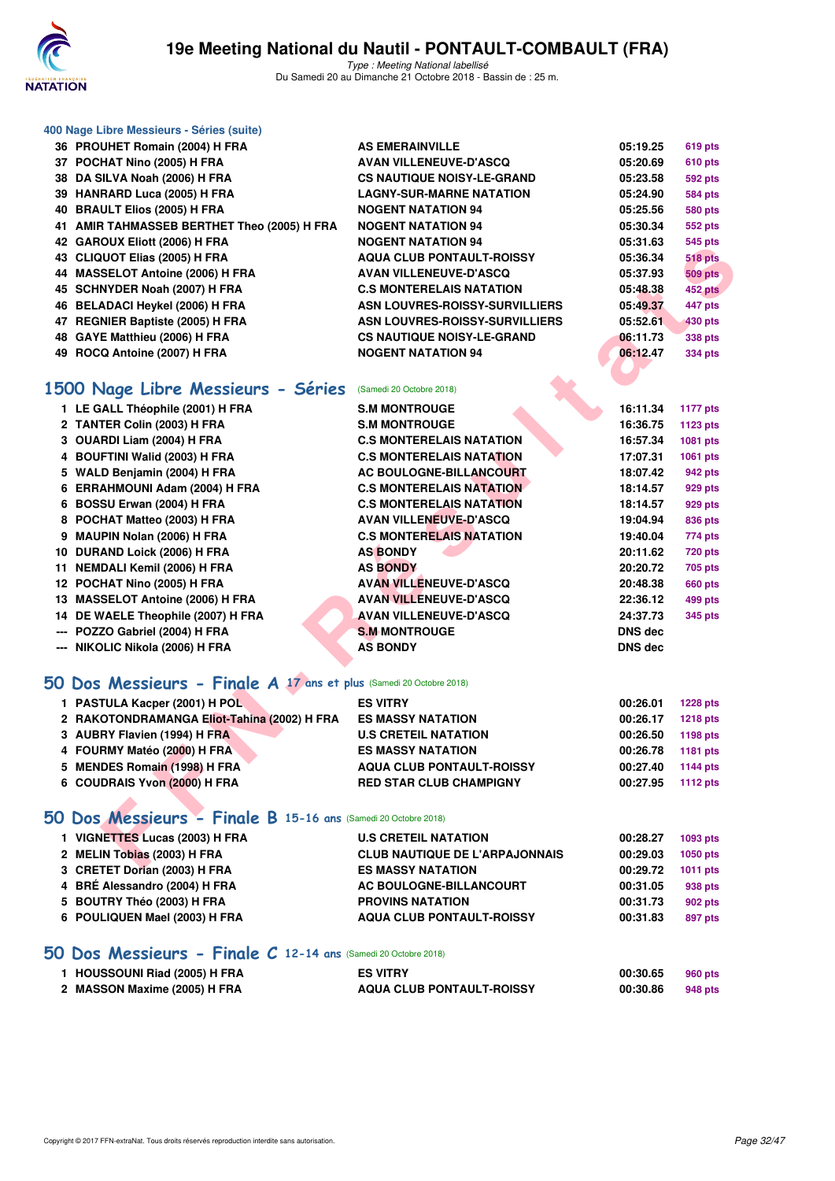### 400 Nage Libre Messieurs - Séries (suite)

| | | | | |
|---|---|---|---|---|
| 36 | PROUHET Romain (2004) H FRA | AS EMERAINVILLE | 05:19.25 | 619 pts |
| 37 | POCHAT Nino (2005) H FRA | AVAN VILLENEUVE-D'ASCQ | 05:20.69 | 610 pts |
| 38 | DA SILVA Noah (2006) H FRA | CS NAUTIQUE NOISY-LE-GRAND | 05:23.58 | 592 pts |
| 39 | HANRARD Luca (2005) H FRA | LAGNY-SUR-MARNE NATATION | 05:24.90 | 584 pts |
| 40 | BRAULT Elios (2005) H FRA | NOGENT NATATION 94 | 05:25.56 | 580 pts |
| 41 | AMIR TAHMASSEB BERTHET Theo (2005) H FRA | NOGENT NATATION 94 | 05:30.34 | 552 pts |
| 42 | GAROUX Eliott (2006) H FRA | NOGENT NATATION 94 | 05:31.63 | 545 pts |
| 43 | CLIQUOT Elias (2005) H FRA | AQUA CLUB PONTAULT-ROISSY | 05:36.34 | 518 pts |
| 44 | MASSELOT Antoine (2006) H FRA | AVAN VILLENEUVE-D'ASCQ | 05:37.93 | 509 pts |
| 45 | SCHNYDER Noah (2007) H FRA | C.S MONTERELAIS NATATION | 05:48.38 | 452 pts |
| 46 | BELADACI Heykel (2006) H FRA | ASN LOUVRES-ROISSY-SURVILLIERS | 05:49.37 | 447 pts |
| 47 | REGNIER Baptiste (2005) H FRA | ASN LOUVRES-ROISSY-SURVILLIERS | 05:52.61 | 430 pts |
| 48 | GAYE Matthieu (2006) H FRA | CS NAUTIQUE NOISY-LE-GRAND | 06:11.73 | 338 pts |
| 49 | ROCQ Antoine (2007) H FRA | NOGENT NATATION 94 | 06:12.47 | 334 pts |

## 1500 Nage Libre Messieurs - Séries (Samedi 20 Octobre 2018)

| | | | | |
|---|---|---|---|---|
| 1 | LE GALL Théophile (2001) H FRA | S.M MONTROUGE | 16:11.34 | 1177 pts |
| 2 | TANTER Colin (2003) H FRA | S.M MONTROUGE | 16:36.75 | 1123 pts |
| 3 | OUARDI Liam (2004) H FRA | C.S MONTERELAIS NATATION | 16:57.34 | 1081 pts |
| 4 | BOUFTINI Walid (2003) H FRA | C.S MONTERELAIS NATATION | 17:07.31 | 1061 pts |
| 5 | WALD Benjamin (2004) H FRA | AC BOULOGNE-BILLANCOURT | 18:07.42 | 942 pts |
| 6 | ERRAHMOUNI Adam (2004) H FRA | C.S MONTERELAIS NATATION | 18:14.57 | 929 pts |
| 6 | BOSSU Erwan (2004) H FRA | C.S MONTERELAIS NATATION | 18:14.57 | 929 pts |
| 8 | POCHAT Matteo (2003) H FRA | AVAN VILLENEUVE-D'ASCQ | 19:04.94 | 836 pts |
| 9 | MAUPIN Nolan (2006) H FRA | C.S MONTERELAIS NATATION | 19:40.04 | 774 pts |
| 10 | DURAND Loick (2006) H FRA | AS BONDY | 20:11.62 | 720 pts |
| 11 | NEMDALI Kemil (2006) H FRA | AS BONDY | 20:20.72 | 705 pts |
| 12 | POCHAT Nino (2005) H FRA | AVAN VILLENEUVE-D'ASCQ | 20:48.38 | 660 pts |
| 13 | MASSELOT Antoine (2006) H FRA | AVAN VILLENEUVE-D'ASCQ | 22:36.12 | 499 pts |
| 14 | DE WAELE Theophile (2007) H FRA | AVAN VILLENEUVE-D'ASCQ | 24:37.73 | 345 pts |
| --- | POZZO Gabriel (2004) H FRA | S.M MONTROUGE | DNS dec | |
| --- | NIKOLIC Nikola (2006) H FRA | AS BONDY | DNS dec | |

## 50 Dos Messieurs - Finale A 17 ans et plus (Samedi 20 Octobre 2018)

| | | | | |
|---|---|---|---|---|
| 1 | PASTULA Kacper (2001) H POL | ES VITRY | 00:26.01 | 1228 pts |
| 2 | RAKOTONDRAMANGA Eliot-Tahina (2002) H FRA | ES MASSY NATATION | 00:26.17 | 1218 pts |
| 3 | AUBRY Flavien (1994) H FRA | U.S CRETEIL NATATION | 00:26.50 | 1198 pts |
| 4 | FOURMY Matéo (2000) H FRA | ES MASSY NATATION | 00:26.78 | 1181 pts |
| 5 | MENDES Romain (1998) H FRA | AQUA CLUB PONTAULT-ROISSY | 00:27.40 | 1144 pts |
| 6 | COUDRAIS Yvon (2000) H FRA | RED STAR CLUB CHAMPIGNY | 00:27.95 | 1112 pts |

## 50 Dos Messieurs - Finale B 15-16 ans (Samedi 20 Octobre 2018)

| | | | | |
|---|---|---|---|---|
| 1 | VIGNETTES Lucas (2003) H FRA | U.S CRETEIL NATATION | 00:28.27 | 1093 pts |
| 2 | MELIN Tobias (2003) H FRA | CLUB NAUTIQUE DE L'ARPAJONNAIS | 00:29.03 | 1050 pts |
| 3 | CRETET Dorian (2003) H FRA | ES MASSY NATATION | 00:29.72 | 1011 pts |
| 4 | BRÉ Alessandro (2004) H FRA | AC BOULOGNE-BILLANCOURT | 00:31.05 | 938 pts |
| 5 | BOUTRY Théo (2003) H FRA | PROVINS NATATION | 00:31.73 | 902 pts |
| 6 | POULIQUEN Mael (2003) H FRA | AQUA CLUB PONTAULT-ROISSY | 00:31.83 | 897 pts |

## 50 Dos Messieurs - Finale C 12-14 ans (Samedi 20 Octobre 2018)

| | | | | |
|---|---|---|---|---|
| 1 | HOUSSOUNI Riad (2005) H FRA | ES VITRY | 00:30.65 | 960 pts |
| 2 | MASSON Maxime (2005) H FRA | AQUA CLUB PONTAULT-ROISSY | 00:30.86 | 948 pts |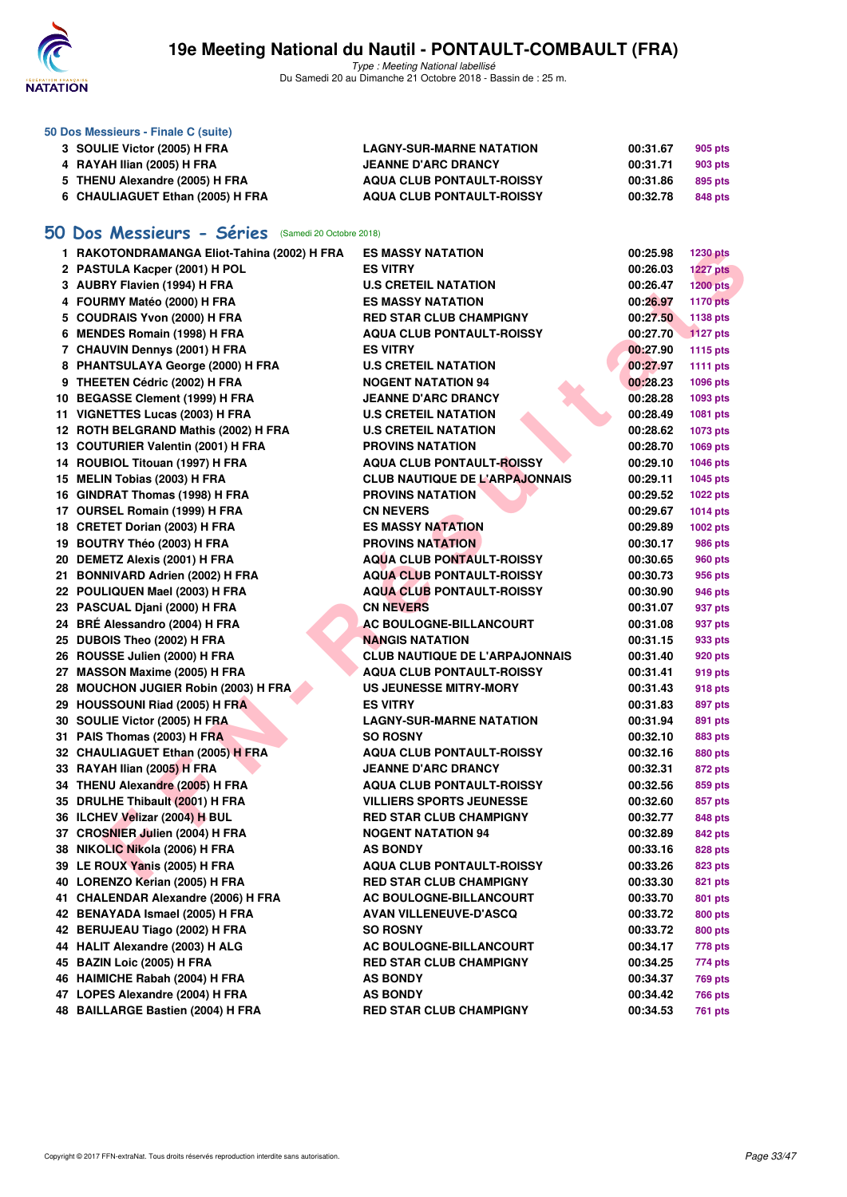### 50 Dos Messieurs - Finale C (suite)

| | | | | |
|---|---|---|---|---|
| 3 | SOULIE Victor (2005) H FRA | LAGNY-SUR-MARNE NATATION | 00:31.67 | 905 pts |
| 4 | RAYAH Ilian (2005) H FRA | JEANNE D'ARC DRANCY | 00:31.71 | 903 pts |
| 5 | THENU Alexandre (2005) H FRA | AQUA CLUB PONTAULT-ROISSY | 00:31.86 | 895 pts |
| 6 | CHAULIAGUET Ethan (2005) H FRA | AQUA CLUB PONTAULT-ROISSY | 00:32.78 | 848 pts |

## 50 Dos Messieurs - Séries (Samedi 20 Octobre 2018)

| | | | | |
|---|---|---|---|---|
| 1 | RAKOTONDRAMANGA Eliot-Tahina (2002) H FRA | ES MASSY NATATION | 00:25.98 | 1230 pts |
| 2 | PASTULA Kacper (2001) H POL | ES VITRY | 00:26.03 | 1227 pts |
| 3 | AUBRY Flavien (1994) H FRA | U.S CRETEIL NATATION | 00:26.47 | 1200 pts |
| 4 | FOURMY Matéo (2000) H FRA | ES MASSY NATATION | 00:26.97 | 1170 pts |
| 5 | COUDRAIS Yvon (2000) H FRA | RED STAR CLUB CHAMPIGNY | 00:27.50 | 1138 pts |
| 6 | MENDES Romain (1998) H FRA | AQUA CLUB PONTAULT-ROISSY | 00:27.70 | 1127 pts |
| 7 | CHAUVIN Dennys (2001) H FRA | ES VITRY | 00:27.90 | 1115 pts |
| 8 | PHANTSULAYA George (2000) H FRA | U.S CRETEIL NATATION | 00:27.97 | 1111 pts |
| 9 | THEETEN Cédric (2002) H FRA | NOGENT NATATION 94 | 00:28.23 | 1096 pts |
| 10 | BEGASSE Clement (1999) H FRA | JEANNE D'ARC DRANCY | 00:28.28 | 1093 pts |
| 11 | VIGNETTES Lucas (2003) H FRA | U.S CRETEIL NATATION | 00:28.49 | 1081 pts |
| 12 | ROTH BELGRAND Mathis (2002) H FRA | U.S CRETEIL NATATION | 00:28.62 | 1073 pts |
| 13 | COUTURIER Valentin (2001) H FRA | PROVINS NATATION | 00:28.70 | 1069 pts |
| 14 | ROUBIOL Titouan (1997) H FRA | AQUA CLUB PONTAULT-ROISSY | 00:29.10 | 1046 pts |
| 15 | MELIN Tobias (2003) H FRA | CLUB NAUTIQUE DE L'ARPAJONNAIS | 00:29.11 | 1045 pts |
| 16 | GINDRAT Thomas (1998) H FRA | PROVINS NATATION | 00:29.52 | 1022 pts |
| 17 | OURSEL Romain (1999) H FRA | CN NEVERS | 00:29.67 | 1014 pts |
| 18 | CRETET Dorian (2003) H FRA | ES MASSY NATATION | 00:29.89 | 1002 pts |
| 19 | BOUTRY Théo (2003) H FRA | PROVINS NATATION | 00:30.17 | 986 pts |
| 20 | DEMETZ Alexis (2001) H FRA | AQUA CLUB PONTAULT-ROISSY | 00:30.65 | 960 pts |
| 21 | BONNIVARD Adrien (2002) H FRA | AQUA CLUB PONTAULT-ROISSY | 00:30.73 | 956 pts |
| 22 | POULIQUEN Mael (2003) H FRA | AQUA CLUB PONTAULT-ROISSY | 00:30.90 | 946 pts |
| 23 | PASCUAL Djani (2000) H FRA | CN NEVERS | 00:31.07 | 937 pts |
| 24 | BRÉ Alessandro (2004) H FRA | AC BOULOGNE-BILLANCOURT | 00:31.08 | 937 pts |
| 25 | DUBOIS Theo (2002) H FRA | NANGIS NATATION | 00:31.15 | 933 pts |
| 26 | ROUSSE Julien (2000) H FRA | CLUB NAUTIQUE DE L'ARPAJONNAIS | 00:31.40 | 920 pts |
| 27 | MASSON Maxime (2005) H FRA | AQUA CLUB PONTAULT-ROISSY | 00:31.41 | 919 pts |
| 28 | MOUCHON JUGIER Robin (2003) H FRA | US JEUNESSE MITRY-MORY | 00:31.43 | 918 pts |
| 29 | HOUSSOUNI Riad (2005) H FRA | ES VITRY | 00:31.83 | 897 pts |
| 30 | SOULIE Victor (2005) H FRA | LAGNY-SUR-MARNE NATATION | 00:31.94 | 891 pts |
| 31 | PAIS Thomas (2003) H FRA | SO ROSNY | 00:32.10 | 883 pts |
| 32 | CHAULIAGUET Ethan (2005) H FRA | AQUA CLUB PONTAULT-ROISSY | 00:32.16 | 880 pts |
| 33 | RAYAH Ilian (2005) H FRA | JEANNE D'ARC DRANCY | 00:32.31 | 872 pts |
| 34 | THENU Alexandre (2005) H FRA | AQUA CLUB PONTAULT-ROISSY | 00:32.56 | 859 pts |
| 35 | DRULHE Thibault (2001) H FRA | VILLIERS SPORTS JEUNESSE | 00:32.60 | 857 pts |
| 36 | ILCHEV Velizar (2004) H BUL | RED STAR CLUB CHAMPIGNY | 00:32.77 | 848 pts |
| 37 | CROSNIER Julien (2004) H FRA | NOGENT NATATION 94 | 00:32.89 | 842 pts |
| 38 | NIKOLIC Nikola (2006) H FRA | AS BONDY | 00:33.16 | 828 pts |
| 39 | LE ROUX Yanis (2005) H FRA | AQUA CLUB PONTAULT-ROISSY | 00:33.26 | 823 pts |
| 40 | LORENZO Kerian (2005) H FRA | RED STAR CLUB CHAMPIGNY | 00:33.30 | 821 pts |
| 41 | CHALENDAR Alexandre (2006) H FRA | AC BOULOGNE-BILLANCOURT | 00:33.70 | 801 pts |
| 42 | BENAYADA Ismael (2005) H FRA | AVAN VILLENEUVE-D'ASCQ | 00:33.72 | 800 pts |
| 42 | BERUJEAU Tiago (2002) H FRA | SO ROSNY | 00:33.72 | 800 pts |
| 44 | HALIT Alexandre (2003) H ALG | AC BOULOGNE-BILLANCOURT | 00:34.17 | 778 pts |
| 45 | BAZIN Loic (2005) H FRA | RED STAR CLUB CHAMPIGNY | 00:34.25 | 774 pts |
| 46 | HAIMICHE Rabah (2004) H FRA | AS BONDY | 00:34.37 | 769 pts |
| 47 | LOPES Alexandre (2004) H FRA | AS BONDY | 00:34.42 | 766 pts |
| 48 | BAILLARGE Bastien (2004) H FRA | RED STAR CLUB CHAMPIGNY | 00:34.53 | 761 pts |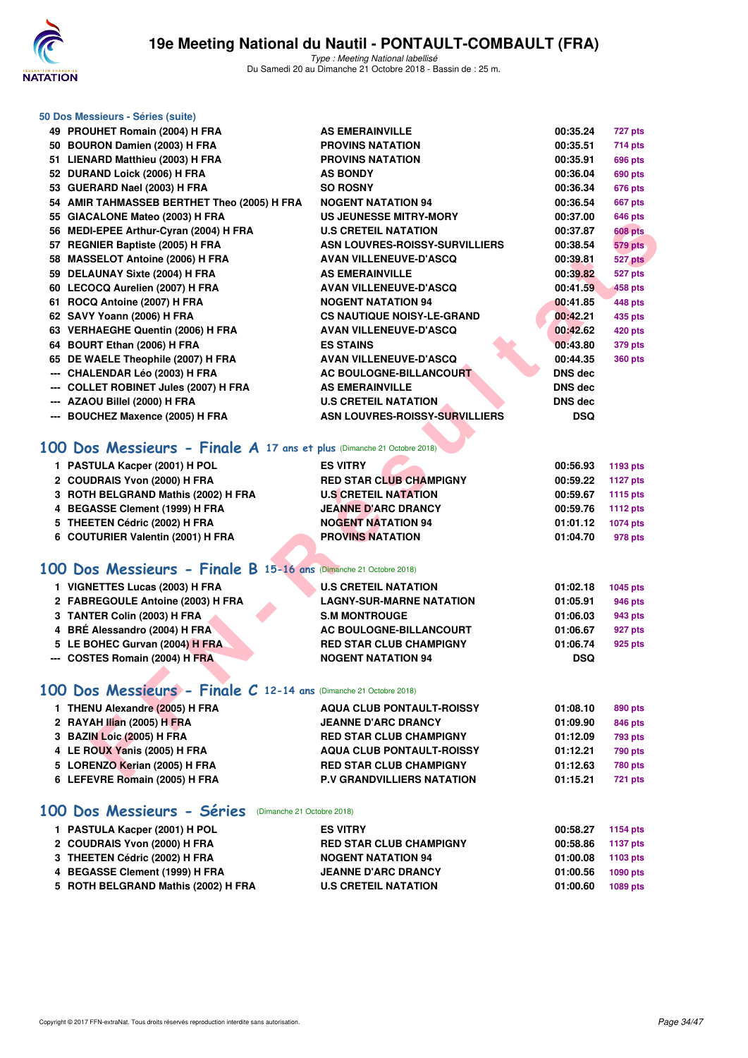### 50 Dos Messieurs - Séries (suite)

| | | | | |
|---|---|---|---|---|
| 49 | PROUHET Romain (2004) H FRA | AS EMERAINVILLE | 00:35.24 | 727 pts |
| 50 | BOURON Damien (2003) H FRA | PROVINS NATATION | 00:35.51 | 714 pts |
| 51 | LIENARD Matthieu (2003) H FRA | PROVINS NATATION | 00:35.91 | 696 pts |
| 52 | DURAND Loick (2006) H FRA | AS BONDY | 00:36.04 | 690 pts |
| 53 | GUERARD Nael (2003) H FRA | SO ROSNY | 00:36.34 | 676 pts |
| 54 | AMIR TAHMASSEB BERTHET Theo (2005) H FRA | NOGENT NATATION 94 | 00:36.54 | 667 pts |
| 55 | GIACALONE Mateo (2003) H FRA | US JEUNESSE MITRY-MORY | 00:37.00 | 646 pts |
| 56 | MEDI-EPEE Arthur-Cyran (2004) H FRA | U.S CRETEIL NATATION | 00:37.87 | 608 pts |
| 57 | REGNIER Baptiste (2005) H FRA | ASN LOUVRES-ROISSY-SURVILLIERS | 00:38.54 | 579 pts |
| 58 | MASSELOT Antoine (2006) H FRA | AVAN VILLENEUVE-D'ASCQ | 00:39.81 | 527 pts |
| 59 | DELAUNAY Sixte (2004) H FRA | AS EMERAINVILLE | 00:39.82 | 527 pts |
| 60 | LECOCQ Aurelien (2007) H FRA | AVAN VILLENEUVE-D'ASCQ | 00:41.59 | 458 pts |
| 61 | ROCQ Antoine (2007) H FRA | NOGENT NATATION 94 | 00:41.85 | 448 pts |
| 62 | SAVY Yoann (2006) H FRA | CS NAUTIQUE NOISY-LE-GRAND | 00:42.21 | 435 pts |
| 63 | VERHAEGHE Quentin (2006) H FRA | AVAN VILLENEUVE-D'ASCQ | 00:42.62 | 420 pts |
| 64 | BOURT Ethan (2006) H FRA | ES STAINS | 00:43.80 | 379 pts |
| 65 | DE WAELE Theophile (2007) H FRA | AVAN VILLENEUVE-D'ASCQ | 00:44.35 | 360 pts |
| --- | CHALENDAR Léo (2003) H FRA | AC BOULOGNE-BILLANCOURT | DNS dec | |
| --- | COLLET ROBINET Jules (2007) H FRA | AS EMERAINVILLE | DNS dec | |
| --- | AZAOU Billel (2000) H FRA | U.S CRETEIL NATATION | DNS dec | |
| --- | BOUCHEZ Maxence (2005) H FRA | ASN LOUVRES-ROISSY-SURVILLIERS | DSQ | |

## 100 Dos Messieurs - Finale A 17 ans et plus (Dimanche 21 Octobre 2018)

| | | | | |
|---|---|---|---|---|
| 1 | PASTULA Kacper (2001) H POL | ES VITRY | 00:56.93 | 1193 pts |
| 2 | COUDRAIS Yvon (2000) H FRA | RED STAR CLUB CHAMPIGNY | 00:59.22 | 1127 pts |
| 3 | ROTH BELGRAND Mathis (2002) H FRA | U.S CRETEIL NATATION | 00:59.67 | 1115 pts |
| 4 | BEGASSE Clement (1999) H FRA | JEANNE D'ARC DRANCY | 00:59.76 | 1112 pts |
| 5 | THEETEN Cédric (2002) H FRA | NOGENT NATATION 94 | 01:01.12 | 1074 pts |
| 6 | COUTURIER Valentin (2001) H FRA | PROVINS NATATION | 01:04.70 | 978 pts |

## 100 Dos Messieurs - Finale B 15-16 ans (Dimanche 21 Octobre 2018)

| | | | | |
|---|---|---|---|---|
| 1 | VIGNETTES Lucas (2003) H FRA | U.S CRETEIL NATATION | 01:02.18 | 1045 pts |
| 2 | FABREGOULE Antoine (2003) H FRA | LAGNY-SUR-MARNE NATATION | 01:05.91 | 946 pts |
| 3 | TANTER Colin (2003) H FRA | S.M MONTROUGE | 01:06.03 | 943 pts |
| 4 | BRÉ Alessandro (2004) H FRA | AC BOULOGNE-BILLANCOURT | 01:06.67 | 927 pts |
| 5 | LE BOHEC Gurvan (2004) H FRA | RED STAR CLUB CHAMPIGNY | 01:06.74 | 925 pts |
| --- | COSTES Romain (2004) H FRA | NOGENT NATATION 94 | DSQ | |

## 100 Dos Messieurs - Finale C 12-14 ans (Dimanche 21 Octobre 2018)

| | | | | |
|---|---|---|---|---|
| 1 | THENU Alexandre (2005) H FRA | AQUA CLUB PONTAULT-ROISSY | 01:08.10 | 890 pts |
| 2 | RAYAH Ilian (2005) H FRA | JEANNE D'ARC DRANCY | 01:09.90 | 846 pts |
| 3 | BAZIN Loic (2005) H FRA | RED STAR CLUB CHAMPIGNY | 01:12.09 | 793 pts |
| 4 | LE ROUX Yanis (2005) H FRA | AQUA CLUB PONTAULT-ROISSY | 01:12.21 | 790 pts |
| 5 | LORENZO Kerian (2005) H FRA | RED STAR CLUB CHAMPIGNY | 01:12.63 | 780 pts |
| 6 | LEFEVRE Romain (2005) H FRA | P.V GRANDVILLIERS NATATION | 01:15.21 | 721 pts |

## 100 Dos Messieurs - Séries (Dimanche 21 Octobre 2018)

| | | | | |
|---|---|---|---|---|
| 1 | PASTULA Kacper (2001) H POL | ES VITRY | 00:58.27 | 1154 pts |
| 2 | COUDRAIS Yvon (2000) H FRA | RED STAR CLUB CHAMPIGNY | 00:58.86 | 1137 pts |
| 3 | THEETEN Cédric (2002) H FRA | NOGENT NATATION 94 | 01:00.08 | 1103 pts |
| 4 | BEGASSE Clement (1999) H FRA | JEANNE D'ARC DRANCY | 01:00.56 | 1090 pts |
| 5 | ROTH BELGRAND Mathis (2002) H FRA | U.S CRETEIL NATATION | 01:00.60 | 1089 pts |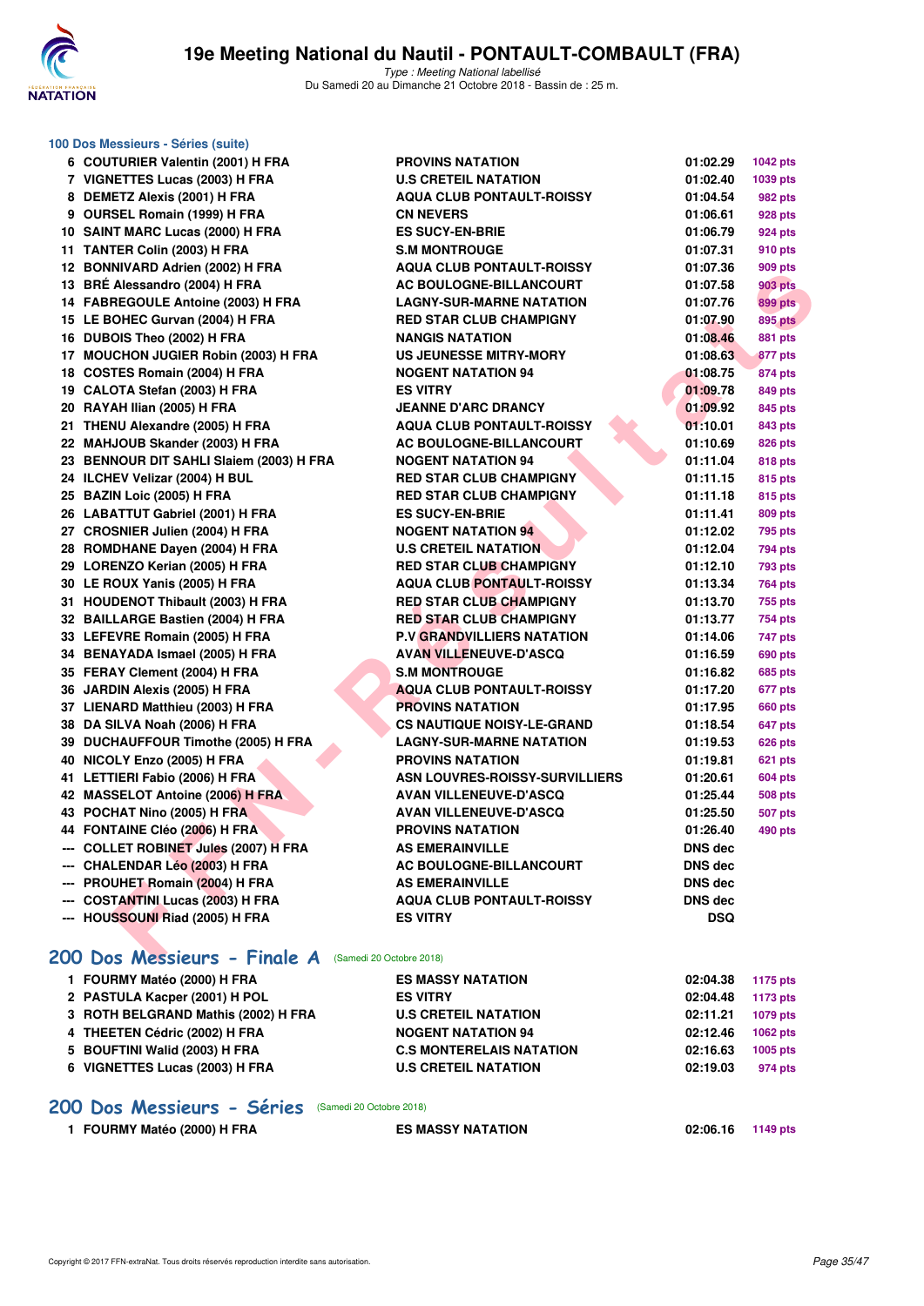## 100 Dos Messieurs - Séries (suite)

| | | | | |
|---|---|---|---|---|
| 6 | COUTURIER Valentin (2001) H FRA | PROVINS NATATION | 01:02.29 | 1042 pts |
| 7 | VIGNETTES Lucas (2003) H FRA | U.S CRETEIL NATATION | 01:02.40 | 1039 pts |
| 8 | DEMETZ Alexis (2001) H FRA | AQUA CLUB PONTAULT-ROISSY | 01:04.54 | 982 pts |
| 9 | OURSEL Romain (1999) H FRA | CN NEVERS | 01:06.61 | 928 pts |
| 10 | SAINT MARC Lucas (2000) H FRA | ES SUCY-EN-BRIE | 01:06.79 | 924 pts |
| 11 | TANTER Colin (2003) H FRA | S.M MONTROUGE | 01:07.31 | 910 pts |
| 12 | BONNIVARD Adrien (2002) H FRA | AQUA CLUB PONTAULT-ROISSY | 01:07.36 | 909 pts |
| 13 | BRÉ Alessandro (2004) H FRA | AC BOULOGNE-BILLANCOURT | 01:07.58 | 903 pts |
| 14 | FABREGOULE Antoine (2003) H FRA | LAGNY-SUR-MARNE NATATION | 01:07.76 | 899 pts |
| 15 | LE BOHEC Gurvan (2004) H FRA | RED STAR CLUB CHAMPIGNY | 01:07.90 | 895 pts |
| 16 | DUBOIS Theo (2002) H FRA | NANGIS NATATION | 01:08.46 | 881 pts |
| 17 | MOUCHON JUGIER Robin (2003) H FRA | US JEUNESSE MITRY-MORY | 01:08.63 | 877 pts |
| 18 | COSTES Romain (2004) H FRA | NOGENT NATATION 94 | 01:08.75 | 874 pts |
| 19 | CALOTA Stefan (2003) H FRA | ES VITRY | 01:09.78 | 849 pts |
| 20 | RAYAH Ilian (2005) H FRA | JEANNE D'ARC DRANCY | 01:09.92 | 845 pts |
| 21 | THENU Alexandre (2005) H FRA | AQUA CLUB PONTAULT-ROISSY | 01:10.01 | 843 pts |
| 22 | MAHJOUB Skander (2003) H FRA | AC BOULOGNE-BILLANCOURT | 01:10.69 | 826 pts |
| 23 | BENNOUR DIT SAHLI Slaiem (2003) H FRA | NOGENT NATATION 94 | 01:11.04 | 818 pts |
| 24 | ILCHEV Velizar (2004) H BUL | RED STAR CLUB CHAMPIGNY | 01:11.15 | 815 pts |
| 25 | BAZIN Loic (2005) H FRA | RED STAR CLUB CHAMPIGNY | 01:11.18 | 815 pts |
| 26 | LABATTUT Gabriel (2001) H FRA | ES SUCY-EN-BRIE | 01:11.41 | 809 pts |
| 27 | CROSNIER Julien (2004) H FRA | NOGENT NATATION 94 | 01:12.02 | 795 pts |
| 28 | ROMDHANE Dayen (2004) H FRA | U.S CRETEIL NATATION | 01:12.04 | 794 pts |
| 29 | LORENZO Kerian (2005) H FRA | RED STAR CLUB CHAMPIGNY | 01:12.10 | 793 pts |
| 30 | LE ROUX Yanis (2005) H FRA | AQUA CLUB PONTAULT-ROISSY | 01:13.34 | 764 pts |
| 31 | HOUDENOT Thibault (2003) H FRA | RED STAR CLUB CHAMPIGNY | 01:13.70 | 755 pts |
| 32 | BAILLARGE Bastien (2004) H FRA | RED STAR CLUB CHAMPIGNY | 01:13.77 | 754 pts |
| 33 | LEFEVRE Romain (2005) H FRA | P.V GRANDVILLIERS NATATION | 01:14.06 | 747 pts |
| 34 | BENAYADA Ismael (2005) H FRA | AVAN VILLENEUVE-D'ASCQ | 01:16.59 | 690 pts |
| 35 | FERAY Clement (2004) H FRA | S.M MONTROUGE | 01:16.82 | 685 pts |
| 36 | JARDIN Alexis (2005) H FRA | AQUA CLUB PONTAULT-ROISSY | 01:17.20 | 677 pts |
| 37 | LIENARD Matthieu (2003) H FRA | PROVINS NATATION | 01:17.95 | 660 pts |
| 38 | DA SILVA Noah (2006) H FRA | CS NAUTIQUE NOISY-LE-GRAND | 01:18.54 | 647 pts |
| 39 | DUCHAUFFOUR Timothe (2005) H FRA | LAGNY-SUR-MARNE NATATION | 01:19.53 | 626 pts |
| 40 | NICOLY Enzo (2005) H FRA | PROVINS NATATION | 01:19.81 | 621 pts |
| 41 | LETTIERI Fabio (2006) H FRA | ASN LOUVRES-ROISSY-SURVILLIERS | 01:20.61 | 604 pts |
| 42 | MASSELOT Antoine (2006) H FRA | AVAN VILLENEUVE-D'ASCQ | 01:25.44 | 508 pts |
| 43 | POCHAT Nino (2005) H FRA | AVAN VILLENEUVE-D'ASCQ | 01:25.50 | 507 pts |
| 44 | FONTAINE Cléo (2006) H FRA | PROVINS NATATION | 01:26.40 | 490 pts |
| --- | COLLET ROBINET Jules (2007) H FRA | AS EMERAINVILLE | DNS dec | |
| --- | CHALENDAR Léo (2003) H FRA | AC BOULOGNE-BILLANCOURT | DNS dec | |
| --- | PROUHET Romain (2004) H FRA | AS EMERAINVILLE | DNS dec | |
| --- | COSTANTINI Lucas (2003) H FRA | AQUA CLUB PONTAULT-ROISSY | DNS dec | |
| --- | HOUSSOUNI Riad (2005) H FRA | ES VITRY | DSQ | |

## 200 Dos Messieurs - Finale A (Samedi 20 Octobre 2018)

| | | | | |
|---|---|---|---|---|
| 1 | FOURMY Matéo (2000) H FRA | ES MASSY NATATION | 02:04.38 | 1175 pts |
| 2 | PASTULA Kacper (2001) H POL | ES VITRY | 02:04.48 | 1173 pts |
| 3 | ROTH BELGRAND Mathis (2002) H FRA | U.S CRETEIL NATATION | 02:11.21 | 1079 pts |
| 4 | THEETEN Cédric (2002) H FRA | NOGENT NATATION 94 | 02:12.46 | 1062 pts |
| 5 | BOUFTINI Walid (2003) H FRA | C.S MONTERELAIS NATATION | 02:16.63 | 1005 pts |
| 6 | VIGNETTES Lucas (2003) H FRA | U.S CRETEIL NATATION | 02:19.03 | 974 pts |

## 200 Dos Messieurs - Séries (Samedi 20 Octobre 2018)

| | | | | |
|---|---|---|---|---|
| 1 | FOURMY Matéo (2000) H FRA | ES MASSY NATATION | 02:06.16 | 1149 pts |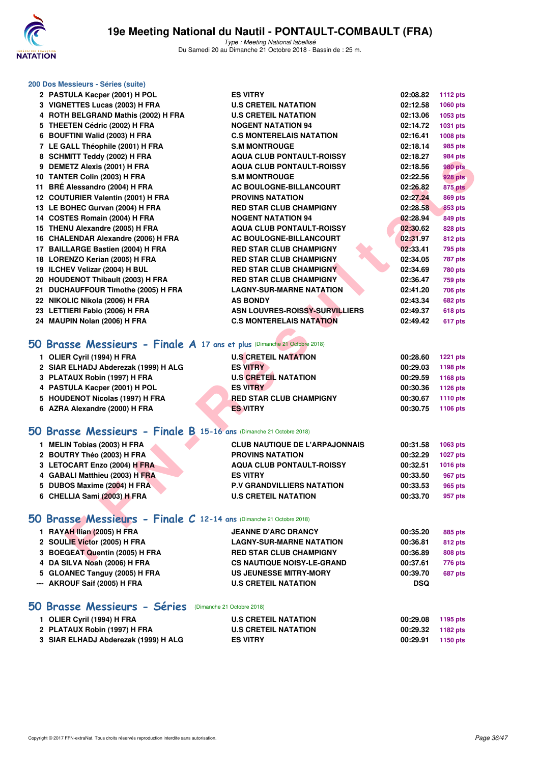### 200 Dos Messieurs - Séries (suite)

| | | | | |
|---|---|---|---|---|
| 2 | PASTULA Kacper (2001) H POL | ES VITRY | 02:08.82 | 1112 pts |
| 3 | VIGNETTES Lucas (2003) H FRA | U.S CRETEIL NATATION | 02:12.58 | 1060 pts |
| 4 | ROTH BELGRAND Mathis (2002) H FRA | U.S CRETEIL NATATION | 02:13.06 | 1053 pts |
| 5 | THEETEN Cédric (2002) H FRA | NOGENT NATATION 94 | 02:14.72 | 1031 pts |
| 6 | BOUFTINI Walid (2003) H FRA | C.S MONTERELAIS NATATION | 02:16.41 | 1008 pts |
| 7 | LE GALL Théophile (2001) H FRA | S.M MONTROUGE | 02:18.14 | 985 pts |
| 8 | SCHMITT Teddy (2002) H FRA | AQUA CLUB PONTAULT-ROISSY | 02:18.27 | 984 pts |
| 9 | DEMETZ Alexis (2001) H FRA | AQUA CLUB PONTAULT-ROISSY | 02:18.56 | 980 pts |
| 10 | TANTER Colin (2003) H FRA | S.M MONTROUGE | 02:22.56 | 928 pts |
| 11 | BRÉ Alessandro (2004) H FRA | AC BOULOGNE-BILLANCOURT | 02:26.82 | 875 pts |
| 12 | COUTURIER Valentin (2001) H FRA | PROVINS NATATION | 02:27.24 | 869 pts |
| 13 | LE BOHEC Gurvan (2004) H FRA | RED STAR CLUB CHAMPIGNY | 02:28.58 | 853 pts |
| 14 | COSTES Romain (2004) H FRA | NOGENT NATATION 94 | 02:28.94 | 849 pts |
| 15 | THENU Alexandre (2005) H FRA | AQUA CLUB PONTAULT-ROISSY | 02:30.62 | 828 pts |
| 16 | CHALENDAR Alexandre (2006) H FRA | AC BOULOGNE-BILLANCOURT | 02:31.97 | 812 pts |
| 17 | BAILLARGE Bastien (2004) H FRA | RED STAR CLUB CHAMPIGNY | 02:33.41 | 795 pts |
| 18 | LORENZO Kerian (2005) H FRA | RED STAR CLUB CHAMPIGNY | 02:34.05 | 787 pts |
| 19 | ILCHEV Velizar (2004) H BUL | RED STAR CLUB CHAMPIGNY | 02:34.69 | 780 pts |
| 20 | HOUDENOT Thibault (2003) H FRA | RED STAR CLUB CHAMPIGNY | 02:36.47 | 759 pts |
| 21 | DUCHAUFFOUR Timothe (2005) H FRA | LAGNY-SUR-MARNE NATATION | 02:41.20 | 706 pts |
| 22 | NIKOLIC Nikola (2006) H FRA | AS BONDY | 02:43.34 | 682 pts |
| 23 | LETTIERI Fabio (2006) H FRA | ASN LOUVRES-ROISSY-SURVILLIERS | 02:49.37 | 618 pts |
| 24 | MAUPIN Nolan (2006) H FRA | C.S MONTERELAIS NATATION | 02:49.42 | 617 pts |

## 50 Brasse Messieurs - Finale A 17 ans et plus (Dimanche 21 Octobre 2018)

| | | | | |
|---|---|---|---|---|
| 1 | OLIER Cyril (1994) H FRA | U.S CRETEIL NATATION | 00:28.60 | 1221 pts |
| 2 | SIAR ELHADJ Abderezak (1999) H ALG | ES VITRY | 00:29.03 | 1198 pts |
| 3 | PLATAUX Robin (1997) H FRA | U.S CRETEIL NATATION | 00:29.59 | 1168 pts |
| 4 | PASTULA Kacper (2001) H POL | ES VITRY | 00:30.36 | 1126 pts |
| 5 | HOUDENOT Nicolas (1997) H FRA | RED STAR CLUB CHAMPIGNY | 00:30.67 | 1110 pts |
| 6 | AZRA Alexandre (2000) H FRA | ES VITRY | 00:30.75 | 1106 pts |

## 50 Brasse Messieurs - Finale B 15-16 ans (Dimanche 21 Octobre 2018)

| | | | | |
|---|---|---|---|---|
| 1 | MELIN Tobias (2003) H FRA | CLUB NAUTIQUE DE L'ARPAJONNAIS | 00:31.58 | 1063 pts |
| 2 | BOUTRY Théo (2003) H FRA | PROVINS NATATION | 00:32.29 | 1027 pts |
| 3 | LETOCART Enzo (2004) H FRA | AQUA CLUB PONTAULT-ROISSY | 00:32.51 | 1016 pts |
| 4 | GABALI Matthieu (2003) H FRA | ES VITRY | 00:33.50 | 967 pts |
| 5 | DUBOS Maxime (2004) H FRA | P.V GRANDVILLIERS NATATION | 00:33.53 | 965 pts |
| 6 | CHELLIA Sami (2003) H FRA | U.S CRETEIL NATATION | 00:33.70 | 957 pts |

## 50 Brasse Messieurs - Finale C 12-14 ans (Dimanche 21 Octobre 2018)

| | | | | |
|---|---|---|---|---|
| 1 | RAYAH Ilian (2005) H FRA | JEANNE D'ARC DRANCY | 00:35.20 | 885 pts |
| 2 | SOULIE Victor (2005) H FRA | LAGNY-SUR-MARNE NATATION | 00:36.81 | 812 pts |
| 3 | BOEGEAT Quentin (2005) H FRA | RED STAR CLUB CHAMPIGNY | 00:36.89 | 808 pts |
| 4 | DA SILVA Noah (2006) H FRA | CS NAUTIQUE NOISY-LE-GRAND | 00:37.61 | 776 pts |
| 5 | GLOANEC Tanguy (2005) H FRA | US JEUNESSE MITRY-MORY | 00:39.70 | 687 pts |
| --- | AKROUF Saif (2005) H FRA | U.S CRETEIL NATATION | DSQ | |

## 50 Brasse Messieurs - Séries (Dimanche 21 Octobre 2018)

| | | | | |
|---|---|---|---|---|
| 1 | OLIER Cyril (1994) H FRA | U.S CRETEIL NATATION | 00:29.08 | 1195 pts |
| 2 | PLATAUX Robin (1997) H FRA | U.S CRETEIL NATATION | 00:29.32 | 1182 pts |
| 3 | SIAR ELHADJ Abderezak (1999) H ALG | ES VITRY | 00:29.91 | 1150 pts |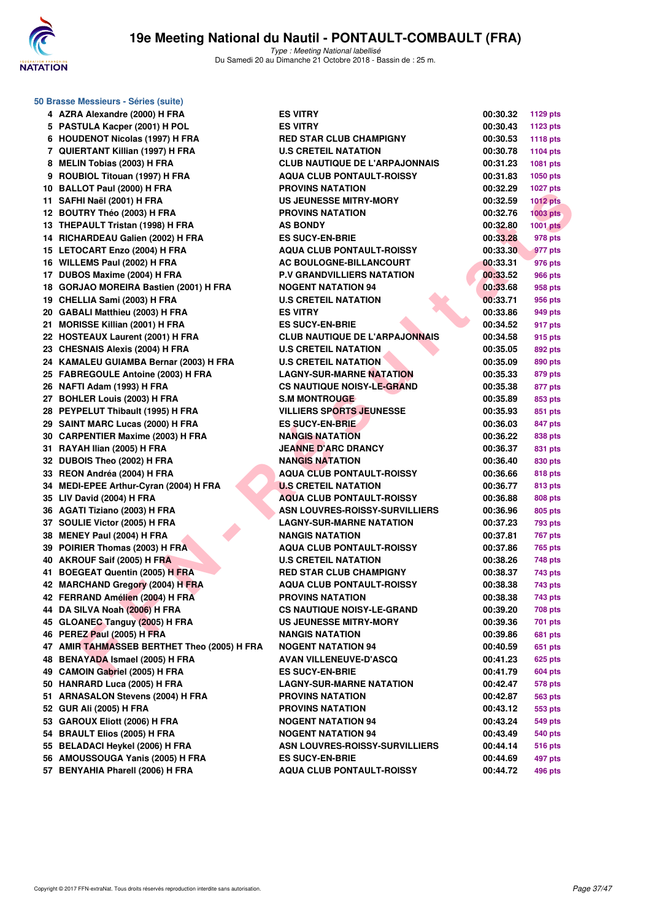## 50 Brasse Messieurs - Séries (suite)

| | | | | |
|---|---|---|---|---|
| 4 | AZRA Alexandre (2000) H FRA | ES VITRY | 00:30.32 | 1129 pts |
| 5 | PASTULA Kacper (2001) H POL | ES VITRY | 00:30.43 | 1123 pts |
| 6 | HOUDENOT Nicolas (1997) H FRA | RED STAR CLUB CHAMPIGNY | 00:30.53 | 1118 pts |
| 7 | QUIERTANT Killian (1997) H FRA | U.S CRETEIL NATATION | 00:30.78 | 1104 pts |
| 8 | MELIN Tobias (2003) H FRA | CLUB NAUTIQUE DE L'ARPAJONNAIS | 00:31.23 | 1081 pts |
| 9 | ROUBIOL Titouan (1997) H FRA | AQUA CLUB PONTAULT-ROISSY | 00:31.83 | 1050 pts |
| 10 | BALLOT Paul (2000) H FRA | PROVINS NATATION | 00:32.29 | 1027 pts |
| 11 | SAFHI Naël (2001) H FRA | US JEUNESSE MITRY-MORY | 00:32.59 | 1012 pts |
| 12 | BOUTRY Théo (2003) H FRA | PROVINS NATATION | 00:32.76 | 1003 pts |
| 13 | THEPAULT Tristan (1998) H FRA | AS BONDY | 00:32.80 | 1001 pts |
| 14 | RICHARDEAU Galien (2002) H FRA | ES SUCY-EN-BRIE | 00:33.28 | 978 pts |
| 15 | LETOCART Enzo (2004) H FRA | AQUA CLUB PONTAULT-ROISSY | 00:33.30 | 977 pts |
| 16 | WILLEMS Paul (2002) H FRA | AC BOULOGNE-BILLANCOURT | 00:33.31 | 976 pts |
| 17 | DUBOS Maxime (2004) H FRA | P.V GRANDVILLIERS NATATION | 00:33.52 | 966 pts |
| 18 | GORJAO MOREIRA Bastien (2001) H FRA | NOGENT NATATION 94 | 00:33.68 | 958 pts |
| 19 | CHELLIA Sami (2003) H FRA | U.S CRETEIL NATATION | 00:33.71 | 956 pts |
| 20 | GABALI Matthieu (2003) H FRA | ES VITRY | 00:33.86 | 949 pts |
| 21 | MORISSE Killian (2001) H FRA | ES SUCY-EN-BRIE | 00:34.52 | 917 pts |
| 22 | HOSTEAUX Laurent (2001) H FRA | CLUB NAUTIQUE DE L'ARPAJONNAIS | 00:34.58 | 915 pts |
| 23 | CHESNAIS Alexis (2004) H FRA | U.S CRETEIL NATATION | 00:35.05 | 892 pts |
| 24 | KAMALEU GUIAMBA Bernar (2003) H FRA | U.S CRETEIL NATATION | 00:35.09 | 890 pts |
| 25 | FABREGOULE Antoine (2003) H FRA | LAGNY-SUR-MARNE NATATION | 00:35.33 | 879 pts |
| 26 | NAFTI Adam (1993) H FRA | CS NAUTIQUE NOISY-LE-GRAND | 00:35.38 | 877 pts |
| 27 | BOHLER Louis (2003) H FRA | S.M MONTROUGE | 00:35.89 | 853 pts |
| 28 | PEYPELUT Thibault (1995) H FRA | VILLIERS SPORTS JEUNESSE | 00:35.93 | 851 pts |
| 29 | SAINT MARC Lucas (2000) H FRA | ES SUCY-EN-BRIE | 00:36.03 | 847 pts |
| 30 | CARPENTIER Maxime (2003) H FRA | NANGIS NATATION | 00:36.22 | 838 pts |
| 31 | RAYAH Ilian (2005) H FRA | JEANNE D'ARC DRANCY | 00:36.37 | 831 pts |
| 32 | DUBOIS Theo (2002) H FRA | NANGIS NATATION | 00:36.40 | 830 pts |
| 33 | REON Andréa (2004) H FRA | AQUA CLUB PONTAULT-ROISSY | 00:36.66 | 818 pts |
| 34 | MEDI-EPEE Arthur-Cyran (2004) H FRA | U.S CRETEIL NATATION | 00:36.77 | 813 pts |
| 35 | LIV David (2004) H FRA | AQUA CLUB PONTAULT-ROISSY | 00:36.88 | 808 pts |
| 36 | AGATI Tiziano (2003) H FRA | ASN LOUVRES-ROISSY-SURVILLIERS | 00:36.96 | 805 pts |
| 37 | SOULIE Victor (2005) H FRA | LAGNY-SUR-MARNE NATATION | 00:37.23 | 793 pts |
| 38 | MENEY Paul (2004) H FRA | NANGIS NATATION | 00:37.81 | 767 pts |
| 39 | POIRIER Thomas (2003) H FRA | AQUA CLUB PONTAULT-ROISSY | 00:37.86 | 765 pts |
| 40 | AKROUF Saif (2005) H FRA | U.S CRETEIL NATATION | 00:38.26 | 748 pts |
| 41 | BOEGEAT Quentin (2005) H FRA | RED STAR CLUB CHAMPIGNY | 00:38.37 | 743 pts |
| 42 | MARCHAND Gregory (2004) H FRA | AQUA CLUB PONTAULT-ROISSY | 00:38.38 | 743 pts |
| 42 | FERRAND Amélien (2004) H FRA | PROVINS NATATION | 00:38.38 | 743 pts |
| 44 | DA SILVA Noah (2006) H FRA | CS NAUTIQUE NOISY-LE-GRAND | 00:39.20 | 708 pts |
| 45 | GLOANEC Tanguy (2005) H FRA | US JEUNESSE MITRY-MORY | 00:39.36 | 701 pts |
| 46 | PEREZ Paul (2005) H FRA | NANGIS NATATION | 00:39.86 | 681 pts |
| 47 | AMIR TAHMASSEB BERTHET Theo (2005) H FRA | NOGENT NATATION 94 | 00:40.59 | 651 pts |
| 48 | BENAYADA Ismael (2005) H FRA | AVAN VILLENEUVE-D'ASCQ | 00:41.23 | 625 pts |
| 49 | CAMOIN Gabriel (2005) H FRA | ES SUCY-EN-BRIE | 00:41.79 | 604 pts |
| 50 | HANRARD Luca (2005) H FRA | LAGNY-SUR-MARNE NATATION | 00:42.47 | 578 pts |
| 51 | ARNASALON Stevens (2004) H FRA | PROVINS NATATION | 00:42.87 | 563 pts |
| 52 | GUR Ali (2005) H FRA | PROVINS NATATION | 00:43.12 | 553 pts |
| 53 | GAROUX Elliott (2006) H FRA | NOGENT NATATION 94 | 00:43.24 | 549 pts |
| 54 | BRAULT Elios (2005) H FRA | NOGENT NATATION 94 | 00:43.49 | 540 pts |
| 55 | BELADACI Heykel (2006) H FRA | ASN LOUVRES-ROISSY-SURVILLIERS | 00:44.14 | 516 pts |
| 56 | AMOUSSOUGA Yanis (2005) H FRA | ES SUCY-EN-BRIE | 00:44.69 | 497 pts |
| 57 | BENYAHIA Pharell (2006) H FRA | AQUA CLUB PONTAULT-ROISSY | 00:44.72 | 496 pts |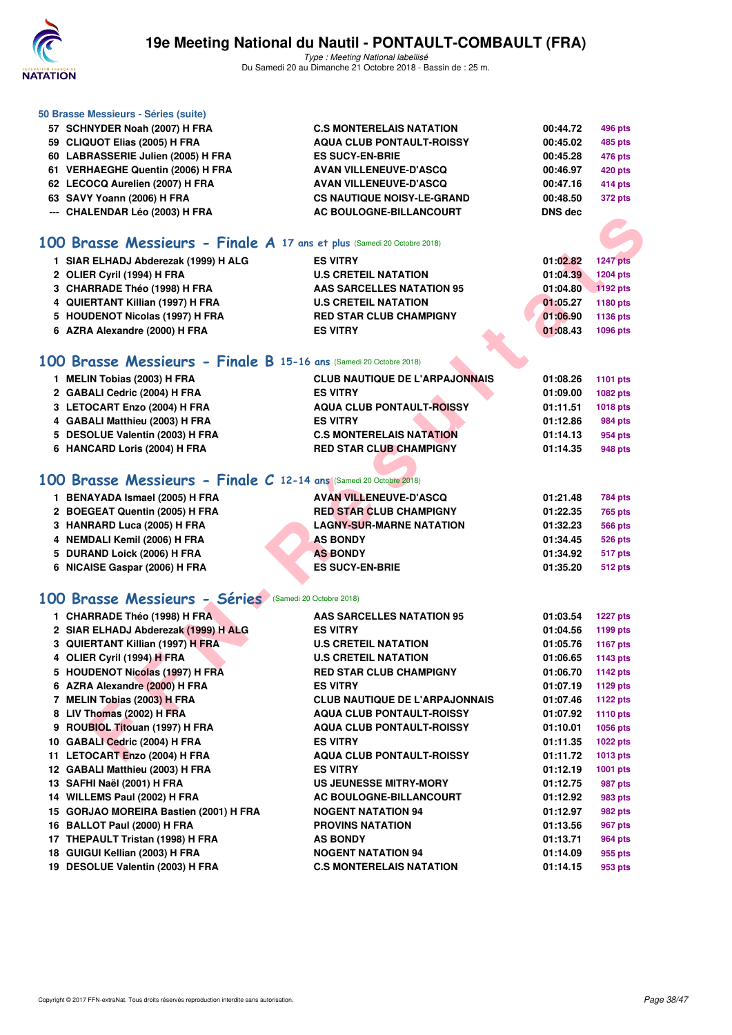# 19e Meeting National du Nautil - PONTAULT-COMBAULT (FRA)

*Type : Meeting National labellisé*
Du Samedi 20 au Dimanche 21 Octobre 2018 - Bassin de : 25 m.

### 50 Brasse Messieurs - Séries (suite)

| | | | | |
|---|---|---|---|---|
| 57 | SCHNYDER Noah (2007) H FRA | C.S MONTERELAIS NATATION | 00:44.72 | 496 pts |
| 59 | CLIQUOT Elias (2005) H FRA | AQUA CLUB PONTAULT-ROISSY | 00:45.02 | 485 pts |
| 60 | LABRASSERIE Julien (2005) H FRA | ES SUCY-EN-BRIE | 00:45.28 | 476 pts |
| 61 | VERHAEGHE Quentin (2006) H FRA | AVAN VILLENEUVE-D'ASCQ | 00:46.97 | 420 pts |
| 62 | LECOCQ Aurelien (2007) H FRA | AVAN VILLENEUVE-D'ASCQ | 00:47.16 | 414 pts |
| 63 | SAVY Yoann (2006) H FRA | CS NAUTIQUE NOISY-LE-GRAND | 00:48.50 | 372 pts |
| --- | CHALENDAR Léo (2003) H FRA | AC BOULOGNE-BILLANCOURT | DNS dec | |

## 100 Brasse Messieurs - Finale A 17 ans et plus (Samedi 20 Octobre 2018)

| | | | | |
|---|---|---|---|---|
| 1 | SIAR ELHADJ Abderezak (1999) H ALG | ES VITRY | 01:02.82 | 1247 pts |
| 2 | OLIER Cyril (1994) H FRA | U.S CRETEIL NATATION | 01:04.39 | 1204 pts |
| 3 | CHARRADE Théo (1998) H FRA | AAS SARCELLES NATATION 95 | 01:04.80 | 1192 pts |
| 4 | QUIERTANT Killian (1997) H FRA | U.S CRETEIL NATATION | 01:05.27 | 1180 pts |
| 5 | HOUDENOT Nicolas (1997) H FRA | RED STAR CLUB CHAMPIGNY | 01:06.90 | 1136 pts |
| 6 | AZRA Alexandre (2000) H FRA | ES VITRY | 01:08.43 | 1096 pts |

## 100 Brasse Messieurs - Finale B 15-16 ans (Samedi 20 Octobre 2018)

| | | | | |
|---|---|---|---|---|
| 1 | MELIN Tobias (2003) H FRA | CLUB NAUTIQUE DE L'ARPAJONNAIS | 01:08.26 | 1101 pts |
| 2 | GABALI Cedric (2004) H FRA | ES VITRY | 01:09.00 | 1082 pts |
| 3 | LETOCART Enzo (2004) H FRA | AQUA CLUB PONTAULT-ROISSY | 01:11.51 | 1018 pts |
| 4 | GABALI Matthieu (2003) H FRA | ES VITRY | 01:12.86 | 984 pts |
| 5 | DESOLUE Valentin (2003) H FRA | C.S MONTERELAIS NATATION | 01:14.13 | 954 pts |
| 6 | HANCARD Loris (2004) H FRA | RED STAR CLUB CHAMPIGNY | 01:14.35 | 948 pts |

## 100 Brasse Messieurs - Finale C 12-14 ans (Samedi 20 Octobre 2018)

| | | | | |
|---|---|---|---|---|
| 1 | BENAYADA Ismael (2005) H FRA | AVAN VILLENEUVE-D'ASCQ | 01:21.48 | 784 pts |
| 2 | BOEGEAT Quentin (2005) H FRA | RED STAR CLUB CHAMPIGNY | 01:22.35 | 765 pts |
| 3 | HANRARD Luca (2005) H FRA | LAGNY-SUR-MARNE NATATION | 01:32.23 | 566 pts |
| 4 | NEMDALI Kemil (2006) H FRA | AS BONDY | 01:34.45 | 526 pts |
| 5 | DURAND Loick (2006) H FRA | AS BONDY | 01:34.92 | 517 pts |
| 6 | NICAISE Gaspar (2006) H FRA | ES SUCY-EN-BRIE | 01:35.20 | 512 pts |

## 100 Brasse Messieurs - Séries (Samedi 20 Octobre 2018)

| | | | | |
|---|---|---|---|---|
| 1 | CHARRADE Théo (1998) H FRA | AAS SARCELLES NATATION 95 | 01:03.54 | 1227 pts |
| 2 | SIAR ELHADJ Abderezak (1999) H ALG | ES VITRY | 01:04.56 | 1199 pts |
| 3 | QUIERTANT Killian (1997) H FRA | U.S CRETEIL NATATION | 01:05.76 | 1167 pts |
| 4 | OLIER Cyril (1994) H FRA | U.S CRETEIL NATATION | 01:06.65 | 1143 pts |
| 5 | HOUDENOT Nicolas (1997) H FRA | RED STAR CLUB CHAMPIGNY | 01:06.70 | 1142 pts |
| 6 | AZRA Alexandre (2000) H FRA | ES VITRY | 01:07.19 | 1129 pts |
| 7 | MELIN Tobias (2003) H FRA | CLUB NAUTIQUE DE L'ARPAJONNAIS | 01:07.46 | 1122 pts |
| 8 | LIV Thomas (2002) H FRA | AQUA CLUB PONTAULT-ROISSY | 01:07.92 | 1110 pts |
| 9 | ROUBIOL Titouan (1997) H FRA | AQUA CLUB PONTAULT-ROISSY | 01:10.01 | 1056 pts |
| 10 | GABALI Cedric (2004) H FRA | ES VITRY | 01:11.35 | 1022 pts |
| 11 | LETOCART Enzo (2004) H FRA | AQUA CLUB PONTAULT-ROISSY | 01:11.72 | 1013 pts |
| 12 | GABALI Matthieu (2003) H FRA | ES VITRY | 01:12.19 | 1001 pts |
| 13 | SAFHI Naël (2001) H FRA | US JEUNESSE MITRY-MORY | 01:12.75 | 987 pts |
| 14 | WILLEMS Paul (2002) H FRA | AC BOULOGNE-BILLANCOURT | 01:12.92 | 983 pts |
| 15 | GORJAO MOREIRA Bastien (2001) H FRA | NOGENT NATATION 94 | 01:12.97 | 982 pts |
| 16 | BALLOT Paul (2000) H FRA | PROVINS NATATION | 01:13.56 | 967 pts |
| 17 | THEPAULT Tristan (1998) H FRA | AS BONDY | 01:13.71 | 964 pts |
| 18 | GUIGUI Kellian (2003) H FRA | NOGENT NATATION 94 | 01:14.09 | 955 pts |
| 19 | DESOLUE Valentin (2003) H FRA | C.S MONTERELAIS NATATION | 01:14.15 | 953 pts |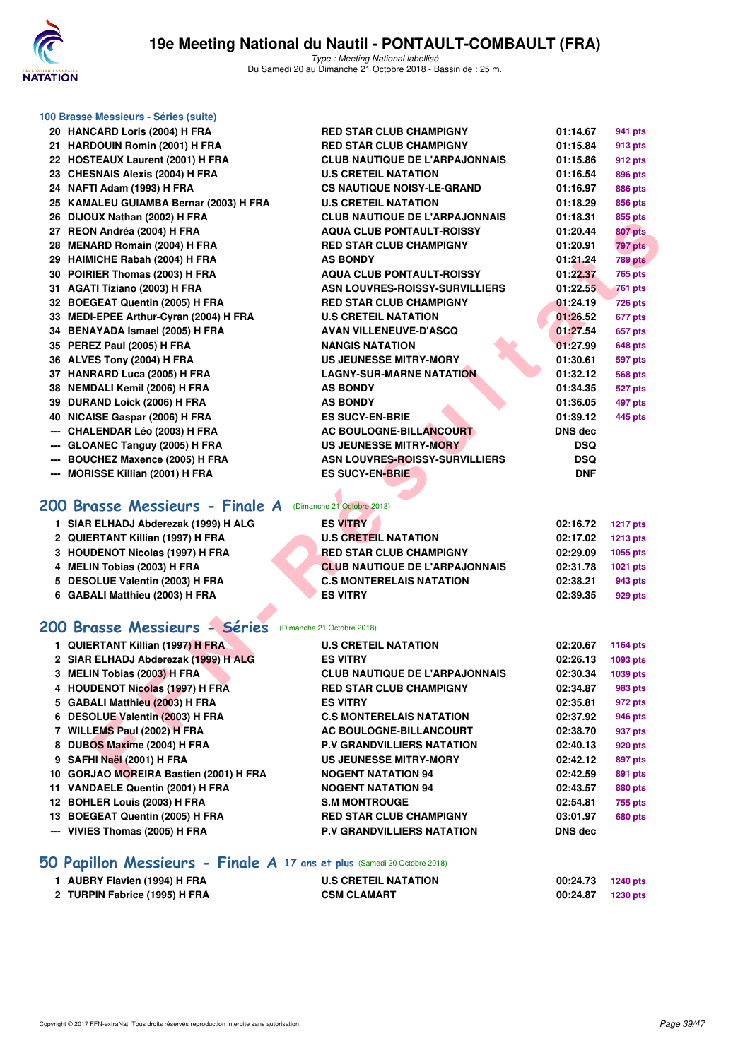### 100 Brasse Messieurs - Séries (suite)

| | | | | |
|---|---|---|---|---|
| 20 | HANCARD Loris (2004) H FRA | RED STAR CLUB CHAMPIGNY | 01:14.67 | 941 pts |
| 21 | HARDOUIN Romin (2001) H FRA | RED STAR CLUB CHAMPIGNY | 01:15.84 | 913 pts |
| 22 | HOSTEAUX Laurent (2001) H FRA | CLUB NAUTIQUE DE L'ARPAJONNAIS | 01:15.86 | 912 pts |
| 23 | CHESNAIS Alexis (2004) H FRA | U.S CRETEIL NATATION | 01:16.54 | 896 pts |
| 24 | NAFTI Adam (1993) H FRA | CS NAUTIQUE NOISY-LE-GRAND | 01:16.97 | 886 pts |
| 25 | KAMALEU GUIAMBA Bernar (2003) H FRA | U.S CRETEIL NATATION | 01:18.29 | 856 pts |
| 26 | DIJOUX Nathan (2002) H FRA | CLUB NAUTIQUE DE L'ARPAJONNAIS | 01:18.31 | 855 pts |
| 27 | REON Andréa (2004) H FRA | AQUA CLUB PONTAULT-ROISSY | 01:20.44 | 807 pts |
| 28 | MENARD Romain (2004) H FRA | RED STAR CLUB CHAMPIGNY | 01:20.91 | 797 pts |
| 29 | HAIMICHE Rabah (2004) H FRA | AS BONDY | 01:21.24 | 789 pts |
| 30 | POIRIER Thomas (2003) H FRA | AQUA CLUB PONTAULT-ROISSY | 01:22.37 | 765 pts |
| 31 | AGATI Tiziano (2003) H FRA | ASN LOUVRES-ROISSY-SURVILLIERS | 01:22.55 | 761 pts |
| 32 | BOEGEAT Quentin (2005) H FRA | RED STAR CLUB CHAMPIGNY | 01:24.19 | 726 pts |
| 33 | MEDI-EPEE Arthur-Cyran (2004) H FRA | U.S CRETEIL NATATION | 01:26.52 | 677 pts |
| 34 | BENAYADA Ismael (2005) H FRA | AVAN VILLENEUVE-D'ASCQ | 01:27.54 | 657 pts |
| 35 | PEREZ Paul (2005) H FRA | NANGIS NATATION | 01:27.99 | 648 pts |
| 36 | ALVES Tony (2004) H FRA | US JEUNESSE MITRY-MORY | 01:30.61 | 597 pts |
| 37 | HANRARD Luca (2005) H FRA | LAGNY-SUR-MARNE NATATION | 01:32.12 | 568 pts |
| 38 | NEMDALI Kemil (2006) H FRA | AS BONDY | 01:34.35 | 527 pts |
| 39 | DURAND Loick (2006) H FRA | AS BONDY | 01:36.05 | 497 pts |
| 40 | NICAISE Gaspar (2006) H FRA | ES SUCY-EN-BRIE | 01:39.12 | 445 pts |
| --- | CHALENDAR Léo (2003) H FRA | AC BOULOGNE-BILLANCOURT | DNS dec | |
| --- | GLOANEC Tanguy (2005) H FRA | US JEUNESSE MITRY-MORY | DSQ | |
| --- | BOUCHEZ Maxence (2005) H FRA | ASN LOUVRES-ROISSY-SURVILLIERS | DSQ | |
| --- | MORISSE Killian (2001) H FRA | ES SUCY-EN-BRIE | DNF | |

## 200 Brasse Messieurs - Finale A (Dimanche 21 Octobre 2018)

| | | | | |
|---|---|---|---|---|
| 1 | SIAR ELHADJ Abderezak (1999) H ALG | ES VITRY | 02:16.72 | 1217 pts |
| 2 | QUIERTANT Killian (1997) H FRA | U.S CRETEIL NATATION | 02:17.02 | 1213 pts |
| 3 | HOUDENOT Nicolas (1997) H FRA | RED STAR CLUB CHAMPIGNY | 02:29.09 | 1055 pts |
| 4 | MELIN Tobias (2003) H FRA | CLUB NAUTIQUE DE L'ARPAJONNAIS | 02:31.78 | 1021 pts |
| 5 | DESOLUE Valentin (2003) H FRA | C.S MONTERELAIS NATATION | 02:38.21 | 943 pts |
| 6 | GABALI Matthieu (2003) H FRA | ES VITRY | 02:39.35 | 929 pts |

## 200 Brasse Messieurs - Séries (Dimanche 21 Octobre 2018)

| | | | | |
|---|---|---|---|---|
| 1 | QUIERTANT Killian (1997) H FRA | U.S CRETEIL NATATION | 02:20.67 | 1164 pts |
| 2 | SIAR ELHADJ Abderezak (1999) H ALG | ES VITRY | 02:26.13 | 1093 pts |
| 3 | MELIN Tobias (2003) H FRA | CLUB NAUTIQUE DE L'ARPAJONNAIS | 02:30.34 | 1039 pts |
| 4 | HOUDENOT Nicolas (1997) H FRA | RED STAR CLUB CHAMPIGNY | 02:34.87 | 983 pts |
| 5 | GABALI Matthieu (2003) H FRA | ES VITRY | 02:35.81 | 972 pts |
| 6 | DESOLUE Valentin (2003) H FRA | C.S MONTERELAIS NATATION | 02:37.92 | 946 pts |
| 7 | WILLEMS Paul (2002) H FRA | AC BOULOGNE-BILLANCOURT | 02:38.70 | 937 pts |
| 8 | DUBOS Maxime (2004) H FRA | P.V GRANDVILLIERS NATATION | 02:40.13 | 920 pts |
| 9 | SAFHI Naël (2001) H FRA | US JEUNESSE MITRY-MORY | 02:42.12 | 897 pts |
| 10 | GORJAO MOREIRA Bastien (2001) H FRA | NOGENT NATATION 94 | 02:42.59 | 891 pts |
| 11 | VANDAELE Quentin (2001) H FRA | NOGENT NATATION 94 | 02:43.57 | 880 pts |
| 12 | BOHLER Louis (2003) H FRA | S.M MONTROUGE | 02:54.81 | 755 pts |
| 13 | BOEGEAT Quentin (2005) H FRA | RED STAR CLUB CHAMPIGNY | 03:01.97 | 680 pts |
| --- | VIVIES Thomas (2005) H FRA | P.V GRANDVILLIERS NATATION | DNS dec | |

## 50 Papillon Messieurs - Finale A 17 ans et plus (Samedi 20 Octobre 2018)

| | | | | |
|---|---|---|---|---|
| 1 | AUBRY Flavien (1994) H FRA | U.S CRETEIL NATATION | 00:24.73 | 1240 pts |
| 2 | TURPIN Fabrice (1995) H FRA | CSM CLAMART | 00:24.87 | 1230 pts |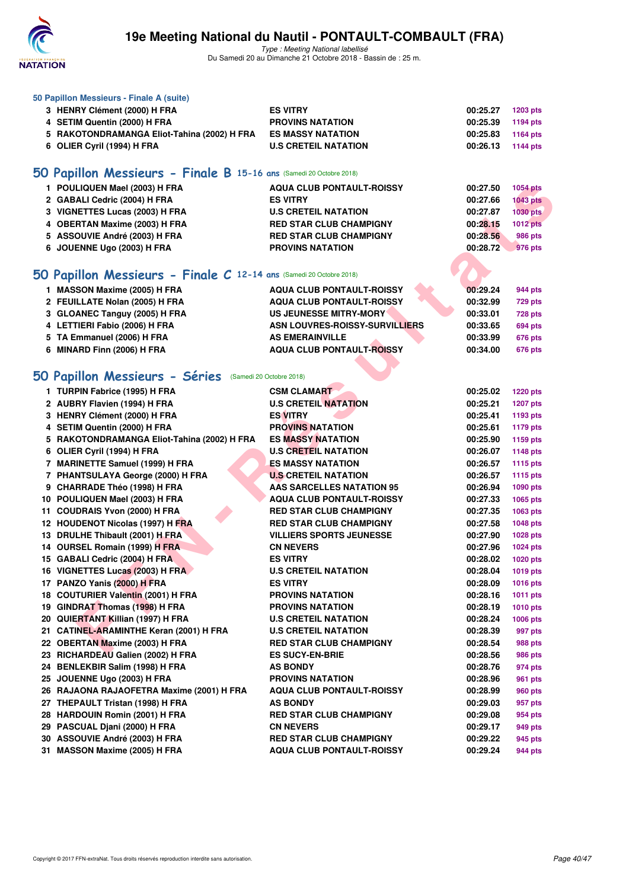### 50 Papillon Messieurs - Finale A (suite)

| | | | |
|---|---|---|---|
| 3 HENRY Clément (2000) H FRA | ES VITRY | 00:25.27 | 1203 pts |
| 4 SETIM Quentin (2000) H FRA | PROVINS NATATION | 00:25.39 | 1194 pts |
| 5 RAKOTONDRAMANGA Eliot-Tahina (2002) H FRA | ES MASSY NATATION | 00:25.83 | 1164 pts |
| 6 OLIER Cyril (1994) H FRA | U.S CRETEIL NATATION | 00:26.13 | 1144 pts |

## 50 Papillon Messieurs - Finale B 15-16 ans (Samedi 20 Octobre 2018)

| | | | |
|---|---|---|---|
| 1 POULIQUEN Mael (2003) H FRA | AQUA CLUB PONTAULT-ROISSY | 00:27.50 | 1054 pts |
| 2 GABALI Cedric (2004) H FRA | ES VITRY | 00:27.66 | 1043 pts |
| 3 VIGNETTES Lucas (2003) H FRA | U.S CRETEIL NATATION | 00:27.87 | 1030 pts |
| 4 OBERTAN Maxime (2003) H FRA | RED STAR CLUB CHAMPIGNY | 00:28.15 | 1012 pts |
| 5 ASSOUVIE André (2003) H FRA | RED STAR CLUB CHAMPIGNY | 00:28.56 | 986 pts |
| 6 JOUENNE Ugo (2003) H FRA | PROVINS NATATION | 00:28.72 | 976 pts |

## 50 Papillon Messieurs - Finale C 12-14 ans (Samedi 20 Octobre 2018)

| | | | |
|---|---|---|---|
| 1 MASSON Maxime (2005) H FRA | AQUA CLUB PONTAULT-ROISSY | 00:29.24 | 944 pts |
| 2 FEUILLATE Nolan (2005) H FRA | AQUA CLUB PONTAULT-ROISSY | 00:32.99 | 729 pts |
| 3 GLOANEC Tanguy (2005) H FRA | US JEUNESSE MITRY-MORY | 00:33.01 | 728 pts |
| 4 LETTIERI Fabio (2006) H FRA | ASN LOUVRES-ROISSY-SURVILLIERS | 00:33.65 | 694 pts |
| 5 TA Emmanuel (2006) H FRA | AS EMERAINVILLE | 00:33.99 | 676 pts |
| 6 MINARD Finn (2006) H FRA | AQUA CLUB PONTAULT-ROISSY | 00:34.00 | 676 pts |

## 50 Papillon Messieurs - Séries (Samedi 20 Octobre 2018)

| | | | |
|---|---|---|---|
| 1 TURPIN Fabrice (1995) H FRA | CSM CLAMART | 00:25.02 | 1220 pts |
| 2 AUBRY Flavien (1994) H FRA | U.S CRETEIL NATATION | 00:25.21 | 1207 pts |
| 3 HENRY Clément (2000) H FRA | ES VITRY | 00:25.41 | 1193 pts |
| 4 SETIM Quentin (2000) H FRA | PROVINS NATATION | 00:25.61 | 1179 pts |
| 5 RAKOTONDRAMANGA Eliot-Tahina (2002) H FRA | ES MASSY NATATION | 00:25.90 | 1159 pts |
| 6 OLIER Cyril (1994) H FRA | U.S CRETEIL NATATION | 00:26.07 | 1148 pts |
| 7 MARINETTE Samuel (1999) H FRA | ES MASSY NATATION | 00:26.57 | 1115 pts |
| 7 PHANTSULAYA George (2000) H FRA | U.S CRETEIL NATATION | 00:26.57 | 1115 pts |
| 9 CHARRADE Théo (1998) H FRA | AAS SARCELLES NATATION 95 | 00:26.94 | 1090 pts |
| 10 POULIQUEN Mael (2003) H FRA | AQUA CLUB PONTAULT-ROISSY | 00:27.33 | 1065 pts |
| 11 COUDRAIS Yvon (2000) H FRA | RED STAR CLUB CHAMPIGNY | 00:27.35 | 1063 pts |
| 12 HOUDENOT Nicolas (1997) H FRA | RED STAR CLUB CHAMPIGNY | 00:27.58 | 1048 pts |
| 13 DRULHE Thibault (2001) H FRA | VILLIERS SPORTS JEUNESSE | 00:27.90 | 1028 pts |
| 14 OURSEL Romain (1999) H FRA | CN NEVERS | 00:27.96 | 1024 pts |
| 15 GABALI Cedric (2004) H FRA | ES VITRY | 00:28.02 | 1020 pts |
| 16 VIGNETTES Lucas (2003) H FRA | U.S CRETEIL NATATION | 00:28.04 | 1019 pts |
| 17 PANZO Yanis (2000) H FRA | ES VITRY | 00:28.09 | 1016 pts |
| 18 COUTURIER Valentin (2001) H FRA | PROVINS NATATION | 00:28.16 | 1011 pts |
| 19 GINDRAT Thomas (1998) H FRA | PROVINS NATATION | 00:28.19 | 1010 pts |
| 20 QUIERTANT Killian (1997) H FRA | U.S CRETEIL NATATION | 00:28.24 | 1006 pts |
| 21 CATINEL-ARAMINTHE Keran (2001) H FRA | U.S CRETEIL NATATION | 00:28.39 | 997 pts |
| 22 OBERTAN Maxime (2003) H FRA | RED STAR CLUB CHAMPIGNY | 00:28.54 | 988 pts |
| 23 RICHARDEAU Galien (2002) H FRA | ES SUCY-EN-BRIE | 00:28.56 | 986 pts |
| 24 BENLEKBIR Salim (1998) H FRA | AS BONDY | 00:28.76 | 974 pts |
| 25 JOUENNE Ugo (2003) H FRA | PROVINS NATATION | 00:28.96 | 961 pts |
| 26 RAJAONA RAJAOFETRA Maxime (2001) H FRA | AQUA CLUB PONTAULT-ROISSY | 00:28.99 | 960 pts |
| 27 THEPAULT Tristan (1998) H FRA | AS BONDY | 00:29.03 | 957 pts |
| 28 HARDOUIN Romin (2001) H FRA | RED STAR CLUB CHAMPIGNY | 00:29.08 | 954 pts |
| 29 PASCUAL Djani (2000) H FRA | CN NEVERS | 00:29.17 | 949 pts |
| 30 ASSOUVIE André (2003) H FRA | RED STAR CLUB CHAMPIGNY | 00:29.22 | 945 pts |
| 31 MASSON Maxime (2005) H FRA | AQUA CLUB PONTAULT-ROISSY | 00:29.24 | 944 pts |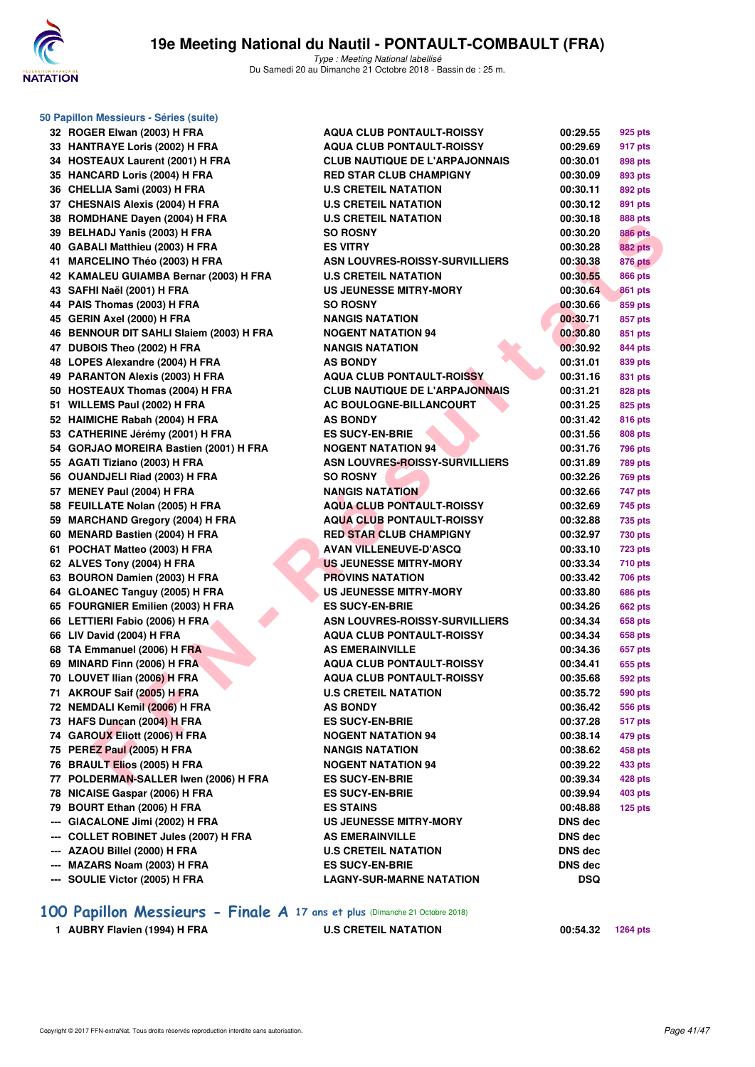# 19e Meeting National du Nautil - PONTAULT-COMBAULT (FRA)

*Type : Meeting National labellisé*
Du Samedi 20 au Dimanche 21 Octobre 2018 - Bassin de : 25 m.

### 50 Papillon Messieurs - Séries (suite)

| | | | | |
|---|---|---|---|---|
| 32 | ROGER Elwan (2003) H FRA | AQUA CLUB PONTAULT-ROISSY | 00:29.55 | 925 pts |
| 33 | HANTRAYE Loris (2002) H FRA | AQUA CLUB PONTAULT-ROISSY | 00:29.69 | 917 pts |
| 34 | HOSTEAUX Laurent (2001) H FRA | CLUB NAUTIQUE DE L'ARPAJONNAIS | 00:30.01 | 898 pts |
| 35 | HANCARD Loris (2004) H FRA | RED STAR CLUB CHAMPIGNY | 00:30.09 | 893 pts |
| 36 | CHELLIA Sami (2003) H FRA | U.S CRETEIL NATATION | 00:30.11 | 892 pts |
| 37 | CHESNAIS Alexis (2004) H FRA | U.S CRETEIL NATATION | 00:30.12 | 891 pts |
| 38 | ROMDHANE Dayen (2004) H FRA | U.S CRETEIL NATATION | 00:30.18 | 888 pts |
| 39 | BELHADJ Yanis (2003) H FRA | SO ROSNY | 00:30.20 | 886 pts |
| 40 | GABALI Matthieu (2003) H FRA | ES VITRY | 00:30.28 | 882 pts |
| 41 | MARCELINO Théo (2003) H FRA | ASN LOUVRES-ROISSY-SURVILLIERS | 00:30.38 | 876 pts |
| 42 | KAMALEU GUIAMBA Bernar (2003) H FRA | U.S CRETEIL NATATION | 00:30.55 | 866 pts |
| 43 | SAFHI Naël (2001) H FRA | US JEUNESSE MITRY-MORY | 00:30.64 | 861 pts |
| 44 | PAIS Thomas (2003) H FRA | SO ROSNY | 00:30.66 | 859 pts |
| 45 | GERIN Axel (2000) H FRA | NANGIS NATATION | 00:30.71 | 857 pts |
| 46 | BENNOUR DIT SAHLI Slaiem (2003) H FRA | NOGENT NATATION 94 | 00:30.80 | 851 pts |
| 47 | DUBOIS Theo (2002) H FRA | NANGIS NATATION | 00:30.92 | 844 pts |
| 48 | LOPES Alexandre (2004) H FRA | AS BONDY | 00:31.01 | 839 pts |
| 49 | PARANTON Alexis (2003) H FRA | AQUA CLUB PONTAULT-ROISSY | 00:31.16 | 831 pts |
| 50 | HOSTEAUX Thomas (2004) H FRA | CLUB NAUTIQUE DE L'ARPAJONNAIS | 00:31.21 | 828 pts |
| 51 | WILLEMS Paul (2002) H FRA | AC BOULOGNE-BILLANCOURT | 00:31.25 | 825 pts |
| 52 | HAIMICHE Rabah (2004) H FRA | AS BONDY | 00:31.42 | 816 pts |
| 53 | CATHERINE Jérémy (2001) H FRA | ES SUCY-EN-BRIE | 00:31.56 | 808 pts |
| 54 | GORJAO MOREIRA Bastien (2001) H FRA | NOGENT NATATION 94 | 00:31.76 | 796 pts |
| 55 | AGATI Tiziano (2003) H FRA | ASN LOUVRES-ROISSY-SURVILLIERS | 00:31.89 | 789 pts |
| 56 | OUANDJELI Riad (2003) H FRA | SO ROSNY | 00:32.26 | 769 pts |
| 57 | MENEY Paul (2004) H FRA | NANGIS NATATION | 00:32.66 | 747 pts |
| 58 | FEUILLATE Nolan (2005) H FRA | AQUA CLUB PONTAULT-ROISSY | 00:32.69 | 745 pts |
| 59 | MARCHAND Gregory (2004) H FRA | AQUA CLUB PONTAULT-ROISSY | 00:32.88 | 735 pts |
| 60 | MENARD Bastien (2004) H FRA | RED STAR CLUB CHAMPIGNY | 00:32.97 | 730 pts |
| 61 | POCHAT Matteo (2003) H FRA | AVAN VILLENEUVE-D'ASCQ | 00:33.10 | 723 pts |
| 62 | ALVES Tony (2004) H FRA | US JEUNESSE MITRY-MORY | 00:33.34 | 710 pts |
| 63 | BOURON Damien (2003) H FRA | PROVINS NATATION | 00:33.42 | 706 pts |
| 64 | GLOANEC Tanguy (2005) H FRA | US JEUNESSE MITRY-MORY | 00:33.80 | 686 pts |
| 65 | FOURGNIER Emilien (2003) H FRA | ES SUCY-EN-BRIE | 00:34.26 | 662 pts |
| 66 | LETTIERI Fabio (2006) H FRA | ASN LOUVRES-ROISSY-SURVILLIERS | 00:34.34 | 658 pts |
| 66 | LIV David (2004) H FRA | AQUA CLUB PONTAULT-ROISSY | 00:34.34 | 658 pts |
| 68 | TA Emmanuel (2006) H FRA | AS EMERAINVILLE | 00:34.36 | 657 pts |
| 69 | MINARD Finn (2006) H FRA | AQUA CLUB PONTAULT-ROISSY | 00:34.41 | 655 pts |
| 70 | LOUVET Ilian (2006) H FRA | AQUA CLUB PONTAULT-ROISSY | 00:35.68 | 592 pts |
| 71 | AKROUF Saif (2005) H FRA | U.S CRETEIL NATATION | 00:35.72 | 590 pts |
| 72 | NEMDALI Kemil (2006) H FRA | AS BONDY | 00:36.42 | 556 pts |
| 73 | HAFS Duncan (2004) H FRA | ES SUCY-EN-BRIE | 00:37.28 | 517 pts |
| 74 | GAROUX Eliott (2006) H FRA | NOGENT NATATION 94 | 00:38.14 | 479 pts |
| 75 | PEREZ Paul (2005) H FRA | NANGIS NATATION | 00:38.62 | 458 pts |
| 76 | BRAULT Elios (2005) H FRA | NOGENT NATATION 94 | 00:39.22 | 433 pts |
| 77 | POLDERMAN-SALLER Iwen (2006) H FRA | ES SUCY-EN-BRIE | 00:39.34 | 428 pts |
| 78 | NICAISE Gaspar (2006) H FRA | ES SUCY-EN-BRIE | 00:39.94 | 403 pts |
| 79 | BOURT Ethan (2006) H FRA | ES STAINS | 00:48.88 | 125 pts |
| --- | GIACALONE Jimi (2002) H FRA | US JEUNESSE MITRY-MORY | DNS dec | |
| --- | COLLET ROBINET Jules (2007) H FRA | AS EMERAINVILLE | DNS dec | |
| --- | AZAOU Billel (2000) H FRA | U.S CRETEIL NATATION | DNS dec | |
| --- | MAZARS Noam (2003) H FRA | ES SUCY-EN-BRIE | DNS dec | |
| --- | SOULIE Victor (2005) H FRA | LAGNY-SUR-MARNE NATATION | DSQ | |

## 100 Papillon Messieurs - Finale A 17 ans et plus (Dimanche 21 Octobre 2018)

| | | | | |
|---|---|---|---|---|
| 1 | AUBRY Flavien (1994) H FRA | U.S CRETEIL NATATION | 00:54.32 | 1264 pts |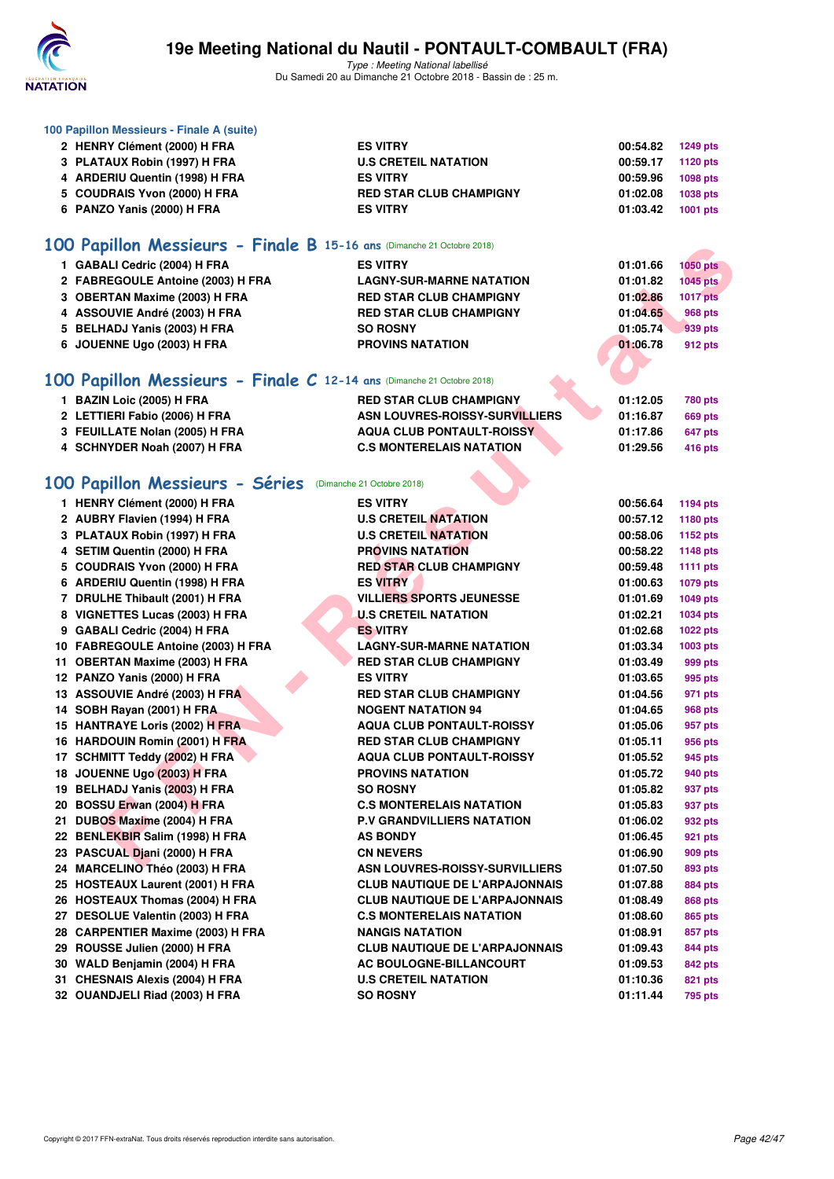## 100 Papillon Messieurs - Finale A (suite)

| | | | |
|---|---|---|---|
| 2 HENRY Clément (2000) H FRA | ES VITRY | 00:54.82 | 1249 pts |
| 3 PLATAUX Robin (1997) H FRA | U.S CRETEIL NATATION | 00:59.17 | 1120 pts |
| 4 ARDERIU Quentin (1998) H FRA | ES VITRY | 00:59.96 | 1098 pts |
| 5 COUDRAIS Yvon (2000) H FRA | RED STAR CLUB CHAMPIGNY | 01:02.08 | 1038 pts |
| 6 PANZO Yanis (2000) H FRA | ES VITRY | 01:03.42 | 1001 pts |

## 100 Papillon Messieurs - Finale B 15-16 ans (Dimanche 21 Octobre 2018)

| | | | |
|---|---|---|---|
| 1 GABALI Cedric (2004) H FRA | ES VITRY | 01:01.66 | 1050 pts |
| 2 FABREGOULE Antoine (2003) H FRA | LAGNY-SUR-MARNE NATATION | 01:01.82 | 1045 pts |
| 3 OBERTAN Maxime (2003) H FRA | RED STAR CLUB CHAMPIGNY | 01:02.86 | 1017 pts |
| 4 ASSOUVIE André (2003) H FRA | RED STAR CLUB CHAMPIGNY | 01:04.65 | 968 pts |
| 5 BELHADJ Yanis (2003) H FRA | SO ROSNY | 01:05.74 | 939 pts |
| 6 JOUENNE Ugo (2003) H FRA | PROVINS NATATION | 01:06.78 | 912 pts |

## 100 Papillon Messieurs - Finale C 12-14 ans (Dimanche 21 Octobre 2018)

| | | | |
|---|---|---|---|
| 1 BAZIN Loic (2005) H FRA | RED STAR CLUB CHAMPIGNY | 01:12.05 | 780 pts |
| 2 LETTIERI Fabio (2006) H FRA | ASN LOUVRES-ROISSY-SURVILLIERS | 01:16.87 | 669 pts |
| 3 FEUILLATE Nolan (2005) H FRA | AQUA CLUB PONTAULT-ROISSY | 01:17.86 | 647 pts |
| 4 SCHNYDER Noah (2007) H FRA | C.S MONTERELAIS NATATION | 01:29.56 | 416 pts |

## 100 Papillon Messieurs - Séries (Dimanche 21 Octobre 2018)

| | | | |
|---|---|---|---|
| 1 HENRY Clément (2000) H FRA | ES VITRY | 00:56.64 | 1194 pts |
| 2 AUBRY Flavien (1994) H FRA | U.S CRETEIL NATATION | 00:57.12 | 1180 pts |
| 3 PLATAUX Robin (1997) H FRA | U.S CRETEIL NATATION | 00:58.06 | 1152 pts |
| 4 SETIM Quentin (2000) H FRA | PROVINS NATATION | 00:58.22 | 1148 pts |
| 5 COUDRAIS Yvon (2000) H FRA | RED STAR CLUB CHAMPIGNY | 00:59.48 | 1111 pts |
| 6 ARDERIU Quentin (1998) H FRA | ES VITRY | 01:00.63 | 1079 pts |
| 7 DRULHE Thibault (2001) H FRA | VILLIERS SPORTS JEUNESSE | 01:01.69 | 1049 pts |
| 8 VIGNETTES Lucas (2003) H FRA | U.S CRETEIL NATATION | 01:02.21 | 1034 pts |
| 9 GABALI Cedric (2004) H FRA | ES VITRY | 01:02.68 | 1022 pts |
| 10 FABREGOULE Antoine (2003) H FRA | LAGNY-SUR-MARNE NATATION | 01:03.34 | 1003 pts |
| 11 OBERTAN Maxime (2003) H FRA | RED STAR CLUB CHAMPIGNY | 01:03.49 | 999 pts |
| 12 PANZO Yanis (2000) H FRA | ES VITRY | 01:03.65 | 995 pts |
| 13 ASSOUVIE André (2003) H FRA | RED STAR CLUB CHAMPIGNY | 01:04.56 | 971 pts |
| 14 SOBH Rayan (2001) H FRA | NOGENT NATATION 94 | 01:04.65 | 968 pts |
| 15 HANTRAYE Loris (2002) H FRA | AQUA CLUB PONTAULT-ROISSY | 01:05.06 | 957 pts |
| 16 HARDOUIN Romin (2001) H FRA | RED STAR CLUB CHAMPIGNY | 01:05.11 | 956 pts |
| 17 SCHMITT Teddy (2002) H FRA | AQUA CLUB PONTAULT-ROISSY | 01:05.52 | 945 pts |
| 18 JOUENNE Ugo (2003) H FRA | PROVINS NATATION | 01:05.72 | 940 pts |
| 19 BELHADJ Yanis (2003) H FRA | SO ROSNY | 01:05.82 | 937 pts |
| 20 BOSSU Erwan (2004) H FRA | C.S MONTERELAIS NATATION | 01:05.83 | 937 pts |
| 21 DUBOS Maxime (2004) H FRA | P.V GRANDVILLIERS NATATION | 01:06.02 | 932 pts |
| 22 BENLEKBIR Salim (1998) H FRA | AS BONDY | 01:06.45 | 921 pts |
| 23 PASCUAL Djani (2000) H FRA | CN NEVERS | 01:06.90 | 909 pts |
| 24 MARCELINO Théo (2003) H FRA | ASN LOUVRES-ROISSY-SURVILLIERS | 01:07.50 | 893 pts |
| 25 HOSTEAUX Laurent (2001) H FRA | CLUB NAUTIQUE DE L'ARPAJONNAIS | 01:07.88 | 884 pts |
| 26 HOSTEAUX Thomas (2004) H FRA | CLUB NAUTIQUE DE L'ARPAJONNAIS | 01:08.49 | 868 pts |
| 27 DESOLUE Valentin (2003) H FRA | C.S MONTERELAIS NATATION | 01:08.60 | 865 pts |
| 28 CARPENTIER Maxime (2003) H FRA | NANGIS NATATION | 01:08.91 | 857 pts |
| 29 ROUSSE Julien (2000) H FRA | CLUB NAUTIQUE DE L'ARPAJONNAIS | 01:09.43 | 844 pts |
| 30 WALD Benjamin (2004) H FRA | AC BOULOGNE-BILLANCOURT | 01:09.53 | 842 pts |
| 31 CHESNAIS Alexis (2004) H FRA | U.S CRETEIL NATATION | 01:10.36 | 821 pts |
| 32 OUANDJELI Riad (2003) H FRA | SO ROSNY | 01:11.44 | 795 pts |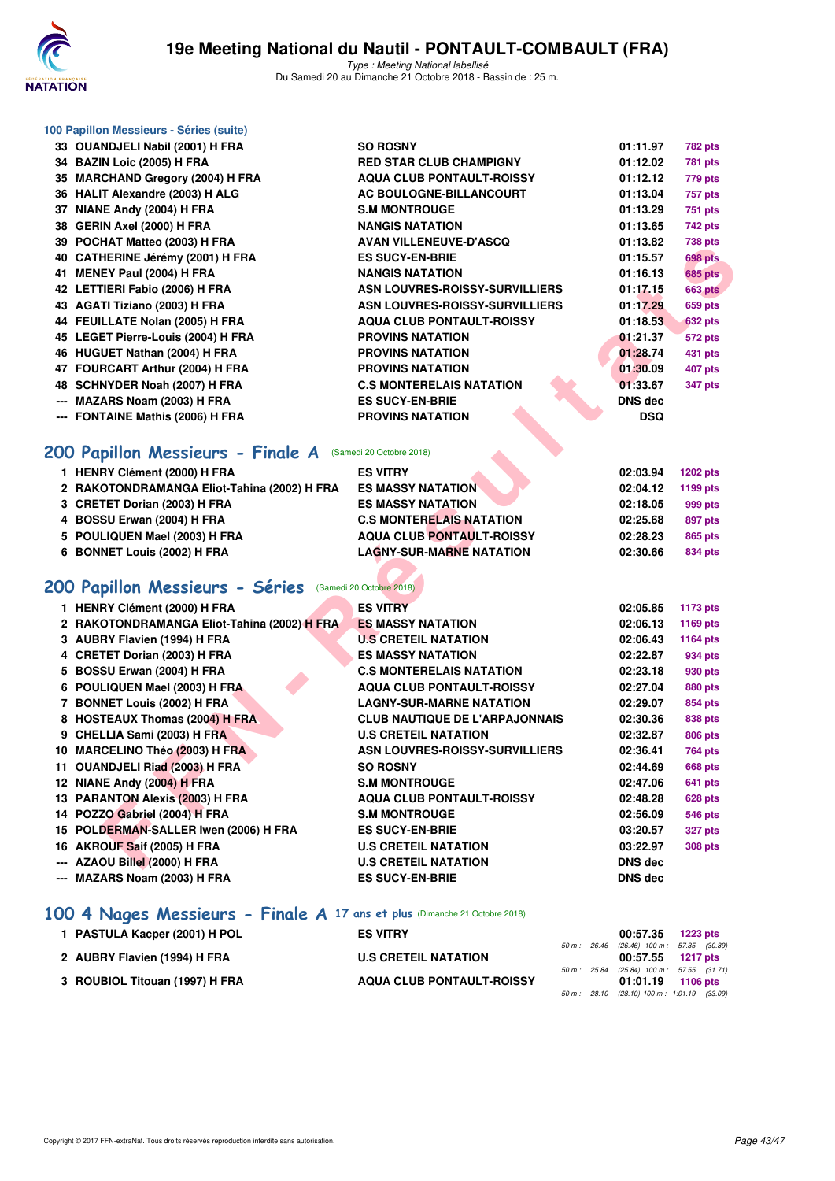### 100 Papillon Messieurs - Séries (suite)

| | | | | |
|---|---|---|---|---|
| 33 | OUANDJELI Nabil (2001) H FRA | SO ROSNY | 01:11.97 | 782 pts |
| 34 | BAZIN Loic (2005) H FRA | RED STAR CLUB CHAMPIGNY | 01:12.02 | 781 pts |
| 35 | MARCHAND Gregory (2004) H FRA | AQUA CLUB PONTAULT-ROISSY | 01:12.12 | 779 pts |
| 36 | HALIT Alexandre (2003) H ALG | AC BOULOGNE-BILLANCOURT | 01:13.04 | 757 pts |
| 37 | NIANE Andy (2004) H FRA | S.M MONTROUGE | 01:13.29 | 751 pts |
| 38 | GERIN Axel (2000) H FRA | NANGIS NATATION | 01:13.65 | 742 pts |
| 39 | POCHAT Matteo (2003) H FRA | AVAN VILLENEUVE-D'ASCQ | 01:13.82 | 738 pts |
| 40 | CATHERINE Jérémy (2001) H FRA | ES SUCY-EN-BRIE | 01:15.57 | 698 pts |
| 41 | MENEY Paul (2004) H FRA | NANGIS NATATION | 01:16.13 | 685 pts |
| 42 | LETTIERI Fabio (2006) H FRA | ASN LOUVRES-ROISSY-SURVILLIERS | 01:17.15 | 663 pts |
| 43 | AGATI Tiziano (2003) H FRA | ASN LOUVRES-ROISSY-SURVILLIERS | 01:17.29 | 659 pts |
| 44 | FEUILLATE Nolan (2005) H FRA | AQUA CLUB PONTAULT-ROISSY | 01:18.53 | 632 pts |
| 45 | LEGET Pierre-Louis (2004) H FRA | PROVINS NATATION | 01:21.37 | 572 pts |
| 46 | HUGUET Nathan (2004) H FRA | PROVINS NATATION | 01:28.74 | 431 pts |
| 47 | FOURCART Arthur (2004) H FRA | PROVINS NATATION | 01:30.09 | 407 pts |
| 48 | SCHNYDER Noah (2007) H FRA | C.S MONTERELAIS NATATION | 01:33.67 | 347 pts |
| --- | MAZARS Noam (2003) H FRA | ES SUCY-EN-BRIE | DNS dec | |
| --- | FONTAINE Mathis (2006) H FRA | PROVINS NATATION | DSQ | |

## 200 Papillon Messieurs - Finale A (Samedi 20 Octobre 2018)

| | | | | |
|---|---|---|---|---|
| 1 | HENRY Clément (2000) H FRA | ES VITRY | 02:03.94 | 1202 pts |
| 2 | RAKOTONDRAMANGA Eliot-Tahina (2002) H FRA | ES MASSY NATATION | 02:04.12 | 1199 pts |
| 3 | CRETET Dorian (2003) H FRA | ES MASSY NATATION | 02:18.05 | 999 pts |
| 4 | BOSSU Erwan (2004) H FRA | C.S MONTERELAIS NATATION | 02:25.68 | 897 pts |
| 5 | POULIQUEN Mael (2003) H FRA | AQUA CLUB PONTAULT-ROISSY | 02:28.23 | 865 pts |
| 6 | BONNET Louis (2002) H FRA | LAGNY-SUR-MARNE NATATION | 02:30.66 | 834 pts |

## 200 Papillon Messieurs - Séries (Samedi 20 Octobre 2018)

| | | | | |
|---|---|---|---|---|
| 1 | HENRY Clément (2000) H FRA | ES VITRY | 02:05.85 | 1173 pts |
| 2 | RAKOTONDRAMANGA Eliot-Tahina (2002) H FRA | ES MASSY NATATION | 02:06.13 | 1169 pts |
| 3 | AUBRY Flavien (1994) H FRA | U.S CRETEIL NATATION | 02:06.43 | 1164 pts |
| 4 | CRETET Dorian (2003) H FRA | ES MASSY NATATION | 02:22.87 | 934 pts |
| 5 | BOSSU Erwan (2004) H FRA | C.S MONTERELAIS NATATION | 02:23.18 | 930 pts |
| 6 | POULIQUEN Mael (2003) H FRA | AQUA CLUB PONTAULT-ROISSY | 02:27.04 | 880 pts |
| 7 | BONNET Louis (2002) H FRA | LAGNY-SUR-MARNE NATATION | 02:29.07 | 854 pts |
| 8 | HOSTEAUX Thomas (2004) H FRA | CLUB NAUTIQUE DE L'ARPAJONNAIS | 02:30.36 | 838 pts |
| 9 | CHELLIA Sami (2003) H FRA | U.S CRETEIL NATATION | 02:32.87 | 806 pts |
| 10 | MARCELINO Théo (2003) H FRA | ASN LOUVRES-ROISSY-SURVILLIERS | 02:36.41 | 764 pts |
| 11 | OUANDJELI Riad (2003) H FRA | SO ROSNY | 02:44.69 | 668 pts |
| 12 | NIANE Andy (2004) H FRA | S.M MONTROUGE | 02:47.06 | 641 pts |
| 13 | PARANTON Alexis (2003) H FRA | AQUA CLUB PONTAULT-ROISSY | 02:48.28 | 628 pts |
| 14 | POZZO Gabriel (2004) H FRA | S.M MONTROUGE | 02:56.09 | 546 pts |
| 15 | POLDERMAN-SALLER Iwen (2006) H FRA | ES SUCY-EN-BRIE | 03:20.57 | 327 pts |
| 16 | AKROUF Saif (2005) H FRA | U.S CRETEIL NATATION | 03:22.97 | 308 pts |
| --- | AZAOU Billel (2000) H FRA | U.S CRETEIL NATATION | DNS dec | |
| --- | MAZARS Noam (2003) H FRA | ES SUCY-EN-BRIE | DNS dec | |

## 100 4 Nages Messieurs - Finale A 17 ans et plus (Dimanche 21 Octobre 2018)

| | | | | | |
|---|---|---|---|---|---|
| 1 | PASTULA Kacper (2001) H POL | ES VITRY | 00:57.35 | 1223 pts | 50 m : 26.46 (26.46) 100 m : 57.35 (30.89) |
| 2 | AUBRY Flavien (1994) H FRA | U.S CRETEIL NATATION | 00:57.55 | 1217 pts | 50 m : 25.84 (25.84) 100 m : 57.55 (31.71) |
| 3 | ROUBIOL Titouan (1997) H FRA | AQUA CLUB PONTAULT-ROISSY | 01:01.19 | 1106 pts | 50 m : 28.10 (28.10) 100 m : 1:01.19 (33.09) |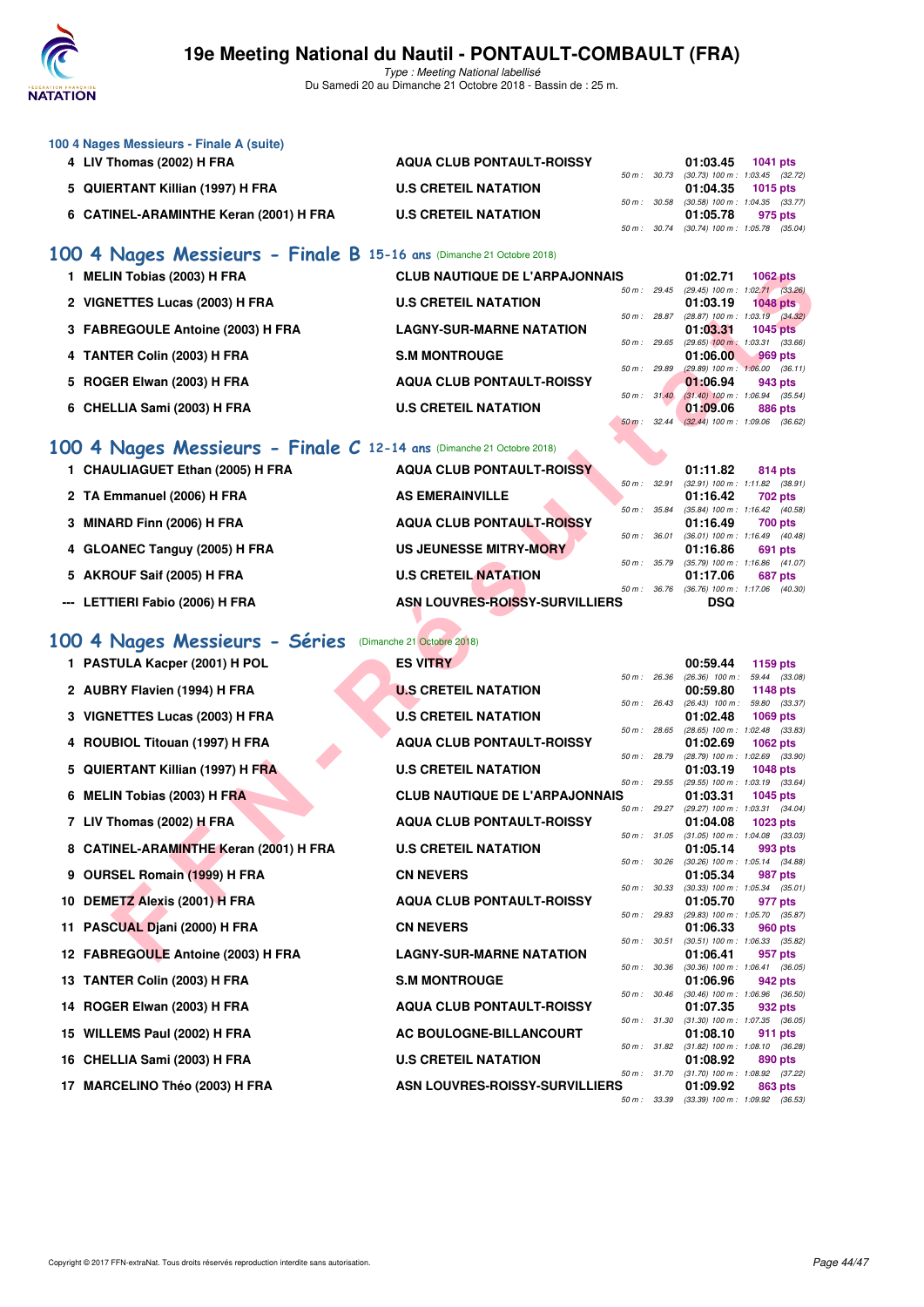## 19e Meeting National du Nautil - PONTAULT-COMBAULT (FRA)

*Type : Meeting National labellisé*
Du Samedi 20 au Dimanche 21 Octobre 2018 - Bassin de : 25 m.

### 100 4 Nages Messieurs - Finale A (suite)

| | Nom | Club | Temps | Points | Splits |
|---|---|---|---|---|---|
| 4 | LIV Thomas (2002) H FRA | AQUA CLUB PONTAULT-ROISSY | 01:03.45 | 1041 pts | 50 m : 30.73 (30.73) 100 m : 1:03.45 (32.72) |
| 5 | QUIERTANT Killian (1997) H FRA | U.S CRETEIL NATATION | 01:04.35 | 1015 pts | 50 m : 30.58 (30.58) 100 m : 1:04.35 (33.77) |
| 6 | CATINEL-ARAMINTHE Keran (2001) H FRA | U.S CRETEIL NATATION | 01:05.78 | 975 pts | 50 m : 30.74 (30.74) 100 m : 1:05.78 (35.04) |

### 100 4 Nages Messieurs - Finale B 15-16 ans (Dimanche 21 Octobre 2018)

| | Nom | Club | Temps | Points | Splits |
|---|---|---|---|---|---|
| 1 | MELIN Tobias (2003) H FRA | CLUB NAUTIQUE DE L'ARPAJONNAIS | 01:02.71 | 1062 pts | 50 m : 29.45 (29.45) 100 m : 1:02.71 (33.26) |
| 2 | VIGNETTES Lucas (2003) H FRA | U.S CRETEIL NATATION | 01:03.19 | 1048 pts | 50 m : 28.87 (28.87) 100 m : 1:03.19 (34.32) |
| 3 | FABREGOULE Antoine (2003) H FRA | LAGNY-SUR-MARNE NATATION | 01:03.31 | 1045 pts | 50 m : 29.65 (29.65) 100 m : 1:03.31 (33.66) |
| 4 | TANTER Colin (2003) H FRA | S.M MONTROUGE | 01:06.00 | 969 pts | 50 m : 29.89 (29.89) 100 m : 1:06.00 (36.11) |
| 5 | ROGER Elwan (2003) H FRA | AQUA CLUB PONTAULT-ROISSY | 01:06.94 | 943 pts | 50 m : 31.40 (31.40) 100 m : 1:06.94 (35.54) |
| 6 | CHELLIA Sami (2003) H FRA | U.S CRETEIL NATATION | 01:09.06 | 886 pts | 50 m : 32.44 (32.44) 100 m : 1:09.06 (36.62) |

### 100 4 Nages Messieurs - Finale C 12-14 ans (Dimanche 21 Octobre 2018)

| | Nom | Club | Temps | Points | Splits |
|---|---|---|---|---|---|
| 1 | CHAULIAGUET Ethan (2005) H FRA | AQUA CLUB PONTAULT-ROISSY | 01:11.82 | 814 pts | 50 m : 32.91 (32.91) 100 m : 1:11.82 (38.91) |
| 2 | TA Emmanuel (2006) H FRA | AS EMERAINVILLE | 01:16.42 | 702 pts | 50 m : 35.84 (35.84) 100 m : 1:16.42 (40.58) |
| 3 | MINARD Finn (2006) H FRA | AQUA CLUB PONTAULT-ROISSY | 01:16.49 | 700 pts | 50 m : 36.01 (36.01) 100 m : 1:16.49 (40.48) |
| 4 | GLOANEC Tanguy (2005) H FRA | US JEUNESSE MITRY-MORY | 01:16.86 | 691 pts | 50 m : 35.79 (35.79) 100 m : 1:16.86 (41.07) |
| 5 | AKROUF Saif (2005) H FRA | U.S CRETEIL NATATION | 01:17.06 | 687 pts | 50 m : 36.76 (36.76) 100 m : 1:17.06 (40.30) |
| --- | LETTIERI Fabio (2006) H FRA | ASN LOUVRES-ROISSY-SURVILLIERS | DSQ | | |

### 100 4 Nages Messieurs - Séries (Dimanche 21 Octobre 2018)

| | Nom | Club | Temps | Points | Splits |
|---|---|---|---|---|---|
| 1 | PASTULA Kacper (2001) H POL | ES VITRY | 00:59.44 | 1159 pts | 50 m : 26.36 (26.36) 100 m : 59.44 (33.08) |
| 2 | AUBRY Flavien (1994) H FRA | U.S CRETEIL NATATION | 00:59.80 | 1148 pts | 50 m : 26.43 (26.43) 100 m : 59.80 (33.37) |
| 3 | VIGNETTES Lucas (2003) H FRA | U.S CRETEIL NATATION | 01:02.48 | 1069 pts | 50 m : 28.65 (28.65) 100 m : 1:02.48 (33.83) |
| 4 | ROUBIOL Titouan (1997) H FRA | AQUA CLUB PONTAULT-ROISSY | 01:02.69 | 1062 pts | 50 m : 28.79 (28.79) 100 m : 1:02.69 (33.90) |
| 5 | QUIERTANT Killian (1997) H FRA | U.S CRETEIL NATATION | 01:03.19 | 1048 pts | 50 m : 29.55 (29.55) 100 m : 1:03.19 (33.64) |
| 6 | MELIN Tobias (2003) H FRA | CLUB NAUTIQUE DE L'ARPAJONNAIS | 01:03.31 | 1045 pts | 50 m : 29.27 (29.27) 100 m : 1:03.31 (34.04) |
| 7 | LIV Thomas (2002) H FRA | AQUA CLUB PONTAULT-ROISSY | 01:04.08 | 1023 pts | 50 m : 31.05 (31.05) 100 m : 1:04.08 (33.03) |
| 8 | CATINEL-ARAMINTHE Keran (2001) H FRA | U.S CRETEIL NATATION | 01:05.14 | 993 pts | 50 m : 30.26 (30.26) 100 m : 1:05.14 (34.88) |
| 9 | OURSEL Romain (1999) H FRA | CN NEVERS | 01:05.34 | 987 pts | 50 m : 30.33 (30.33) 100 m : 1:05.34 (35.01) |
| 10 | DEMETZ Alexis (2001) H FRA | AQUA CLUB PONTAULT-ROISSY | 01:05.70 | 977 pts | 50 m : 29.83 (29.83) 100 m : 1:05.70 (35.87) |
| 11 | PASCUAL Djani (2000) H FRA | CN NEVERS | 01:06.33 | 960 pts | 50 m : 30.51 (30.51) 100 m : 1:06.33 (35.82) |
| 12 | FABREGOULE Antoine (2003) H FRA | LAGNY-SUR-MARNE NATATION | 01:06.41 | 957 pts | 50 m : 30.36 (30.36) 100 m : 1:06.41 (36.05) |
| 13 | TANTER Colin (2003) H FRA | S.M MONTROUGE | 01:06.96 | 942 pts | 50 m : 30.46 (30.46) 100 m : 1:06.96 (36.50) |
| 14 | ROGER Elwan (2003) H FRA | AQUA CLUB PONTAULT-ROISSY | 01:07.35 | 932 pts | 50 m : 31.30 (31.30) 100 m : 1:07.35 (36.05) |
| 15 | WILLEMS Paul (2002) H FRA | AC BOULOGNE-BILLANCOURT | 01:08.10 | 911 pts | 50 m : 31.82 (31.82) 100 m : 1:08.10 (36.28) |
| 16 | CHELLIA Sami (2003) H FRA | U.S CRETEIL NATATION | 01:08.92 | 890 pts | 50 m : 31.70 (31.70) 100 m : 1:08.92 (37.22) |
| 17 | MARCELINO Théo (2003) H FRA | ASN LOUVRES-ROISSY-SURVILLIERS | 01:09.92 | 863 pts | 50 m : 33.39 (33.39) 100 m : 1:09.92 (36.53) |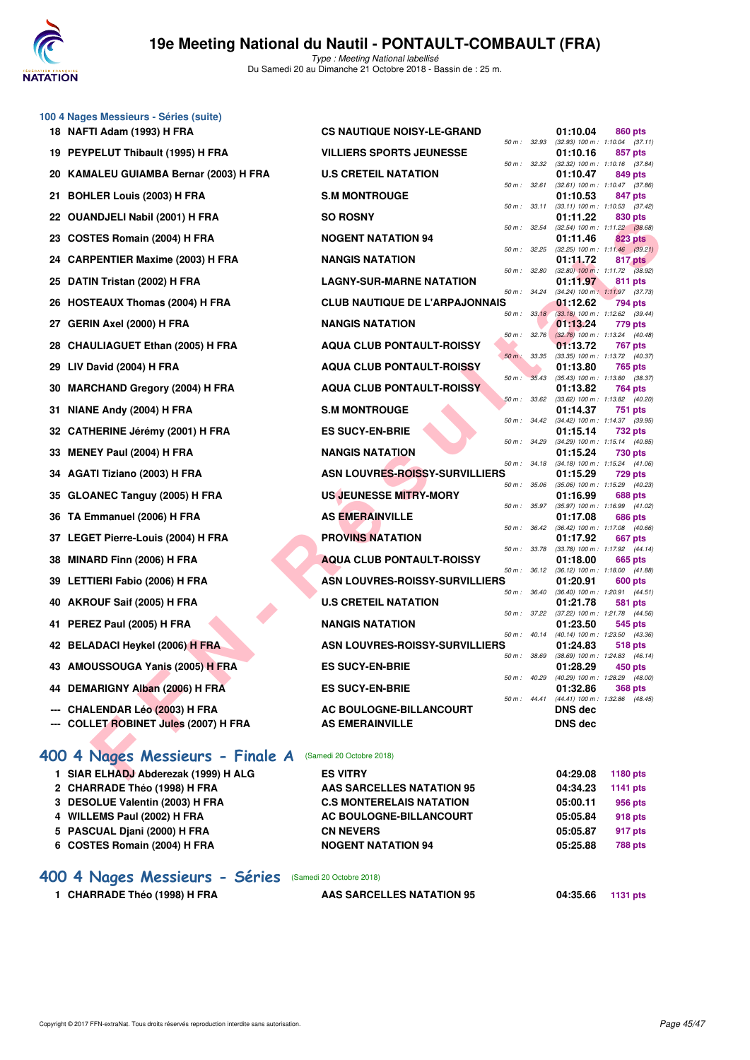## 100 4 Nages Messieurs - Séries (suite)

| Rang | Nom | Club | Temps | Points | Splits |
|---|---|---|---|---|---|
| 18 | NAFTI Adam (1993) H FRA | CS NAUTIQUE NOISY-LE-GRAND | 01:10.04 | 860 pts | 50 m : 32.93 (32.93) 100 m : 1:10.04 (37.11) |
| 19 | PEYPELUT Thibault (1995) H FRA | VILLIERS SPORTS JEUNESSE | 01:10.16 | 857 pts | 50 m : 32.32 (32.32) 100 m : 1:10.16 (37.84) |
| 20 | KAMALEU GUIAMBA Bernar (2003) H FRA | U.S CRETEIL NATATION | 01:10.47 | 849 pts | 50 m : 32.61 (32.61) 100 m : 1:10.47 (37.86) |
| 21 | BOHLER Louis (2003) H FRA | S.M MONTROUGE | 01:10.53 | 847 pts | 50 m : 33.11 (33.11) 100 m : 1:10.53 (37.42) |
| 22 | OUANDJELI Nabil (2001) H FRA | SO ROSNY | 01:11.22 | 830 pts | 50 m : 32.54 (32.54) 100 m : 1:11.22 (38.68) |
| 23 | COSTES Romain (2004) H FRA | NOGENT NATATION 94 | 01:11.46 | 823 pts | 50 m : 32.25 (32.25) 100 m : 1:11.46 (39.21) |
| 24 | CARPENTIER Maxime (2003) H FRA | NANGIS NATATION | 01:11.72 | 817 pts | 50 m : 32.80 (32.80) 100 m : 1:11.72 (38.92) |
| 25 | DATIN Tristan (2002) H FRA | LAGNY-SUR-MARNE NATATION | 01:11.97 | 811 pts | 50 m : 34.24 (34.24) 100 m : 1:11.97 (37.73) |
| 26 | HOSTEAUX Thomas (2004) H FRA | CLUB NAUTIQUE DE L'ARPAJONNAIS | 01:12.62 | 794 pts | 50 m : 33.18 (33.18) 100 m : 1:12.62 (39.44) |
| 27 | GERIN Axel (2000) H FRA | NANGIS NATATION | 01:13.24 | 779 pts | 50 m : 32.76 (32.76) 100 m : 1:13.24 (40.48) |
| 28 | CHAULIAGUET Ethan (2005) H FRA | AQUA CLUB PONTAULT-ROISSY | 01:13.72 | 767 pts | 50 m : 33.35 (33.35) 100 m : 1:13.72 (40.37) |
| 29 | LIV David (2004) H FRA | AQUA CLUB PONTAULT-ROISSY | 01:13.80 | 765 pts | 50 m : 35.43 (35.43) 100 m : 1:13.80 (38.37) |
| 30 | MARCHAND Gregory (2004) H FRA | AQUA CLUB PONTAULT-ROISSY | 01:13.82 | 764 pts | 50 m : 33.62 (33.62) 100 m : 1:13.82 (40.20) |
| 31 | NIANE Andy (2004) H FRA | S.M MONTROUGE | 01:14.37 | 751 pts | 50 m : 34.42 (34.42) 100 m : 1:14.37 (39.95) |
| 32 | CATHERINE Jérémy (2001) H FRA | ES SUCY-EN-BRIE | 01:15.14 | 732 pts | 50 m : 34.29 (34.29) 100 m : 1:15.14 (40.85) |
| 33 | MENEY Paul (2004) H FRA | NANGIS NATATION | 01:15.24 | 730 pts | 50 m : 34.18 (34.18) 100 m : 1:15.24 (41.06) |
| 34 | AGATI Tiziano (2003) H FRA | ASN LOUVRES-ROISSY-SURVILLIERS | 01:15.29 | 729 pts | 50 m : 35.06 (35.06) 100 m : 1:15.29 (40.23) |
| 35 | GLOANEC Tanguy (2005) H FRA | US JEUNESSE MITRY-MORY | 01:16.99 | 688 pts | 50 m : 35.97 (35.97) 100 m : 1:16.99 (41.02) |
| 36 | TA Emmanuel (2006) H FRA | AS EMERAINVILLE | 01:17.08 | 686 pts | 50 m : 36.42 (36.42) 100 m : 1:17.08 (40.66) |
| 37 | LEGET Pierre-Louis (2004) H FRA | PROVINS NATATION | 01:17.92 | 667 pts | 50 m : 33.78 (33.78) 100 m : 1:17.92 (44.14) |
| 38 | MINARD Finn (2006) H FRA | AQUA CLUB PONTAULT-ROISSY | 01:18.00 | 665 pts | 50 m : 36.12 (36.12) 100 m : 1:18.00 (41.88) |
| 39 | LETTIERI Fabio (2006) H FRA | ASN LOUVRES-ROISSY-SURVILLIERS | 01:20.91 | 600 pts | 50 m : 36.40 (36.40) 100 m : 1:20.91 (44.51) |
| 40 | AKROUF Saif (2005) H FRA | U.S CRETEIL NATATION | 01:21.78 | 581 pts | 50 m : 37.22 (37.22) 100 m : 1:21.78 (44.56) |
| 41 | PEREZ Paul (2005) H FRA | NANGIS NATATION | 01:23.50 | 545 pts | 50 m : 40.14 (40.14) 100 m : 1:23.50 (43.36) |
| 42 | BELADACI Heykel (2006) H FRA | ASN LOUVRES-ROISSY-SURVILLIERS | 01:24.83 | 518 pts | 50 m : 38.69 (38.69) 100 m : 1:24.83 (46.14) |
| 43 | AMOUSSOUGA Yanis (2005) H FRA | ES SUCY-EN-BRIE | 01:28.29 | 450 pts | 50 m : 40.29 (40.29) 100 m : 1:28.29 (48.00) |
| 44 | DEMARIGNY Alban (2006) H FRA | ES SUCY-EN-BRIE | 01:32.86 | 368 pts | 50 m : 44.41 (44.41) 100 m : 1:32.86 (48.45) |
| --- | CHALENDAR Léo (2003) H FRA | AC BOULOGNE-BILLANCOURT | DNS dec | | |
| --- | COLLET ROBINET Jules (2007) H FRA | AS EMERAINVILLE | DNS dec | | |

## 400 4 Nages Messieurs - Finale A (Samedi 20 Octobre 2018)

| Rang | Nom | Club | Temps | Points |
|---|---|---|---|---|
| 1 | SIAR ELHADJ Abderezak (1999) H ALG | ES VITRY | 04:29.08 | 1180 pts |
| 2 | CHARRADE Théo (1998) H FRA | AAS SARCELLES NATATION 95 | 04:34.23 | 1141 pts |
| 3 | DESOLUE Valentin (2003) H FRA | C.S MONTERELAIS NATATION | 05:00.11 | 956 pts |
| 4 | WILLEMS Paul (2002) H FRA | AC BOULOGNE-BILLANCOURT | 05:05.84 | 918 pts |
| 5 | PASCUAL Djani (2000) H FRA | CN NEVERS | 05:05.87 | 917 pts |
| 6 | COSTES Romain (2004) H FRA | NOGENT NATATION 94 | 05:25.88 | 788 pts |

## 400 4 Nages Messieurs - Séries (Samedi 20 Octobre 2018)

| Rang | Nom | Club | Temps | Points |
|---|---|---|---|---|
| 1 | CHARRADE Théo (1998) H FRA | AAS SARCELLES NATATION 95 | 04:35.66 | 1131 pts |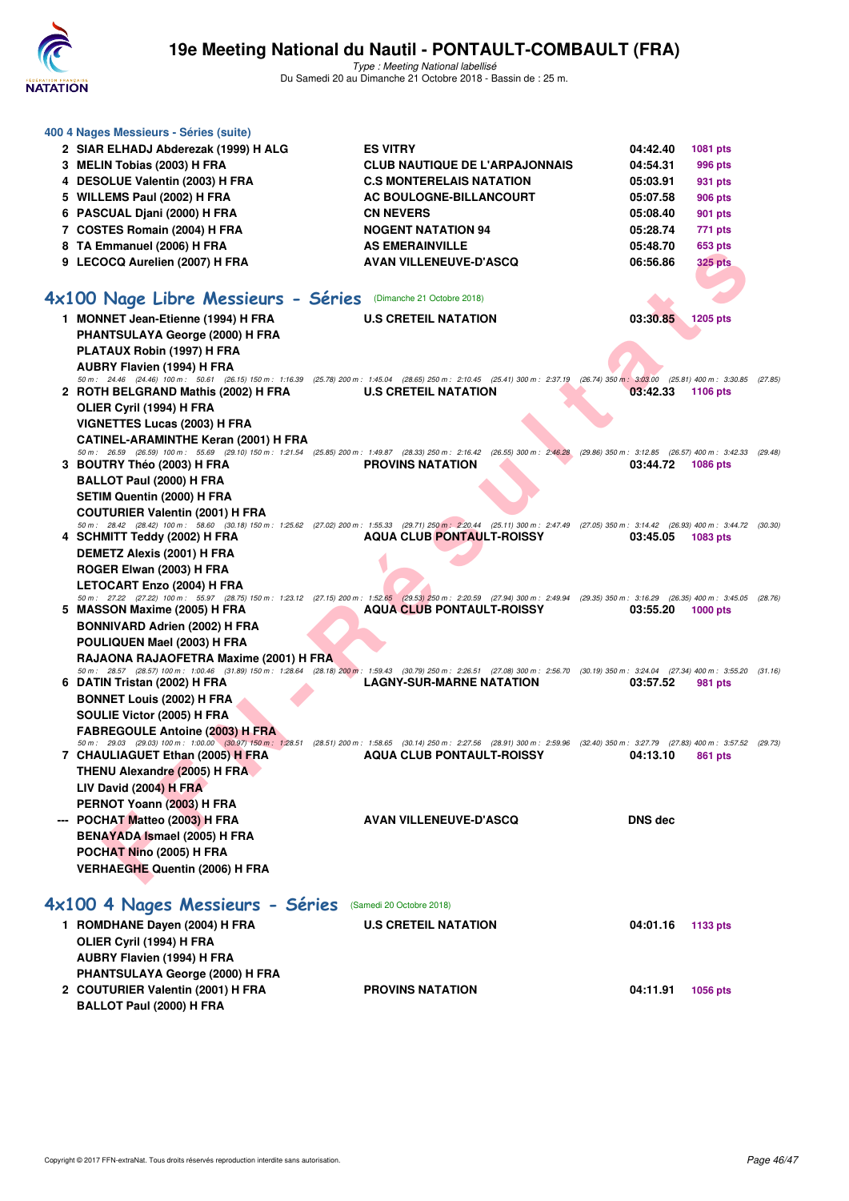### 400 4 Nages Messieurs - Séries (suite)

| | | | | |
|---|---|---|---|---|
| 2 | SIAR ELHADJ Abderezak (1999) H ALG | ES VITRY | 04:42.40 | 1081 pts |
| 3 | MELIN Tobias (2003) H FRA | CLUB NAUTIQUE DE L'ARPAJONNAIS | 04:54.31 | 996 pts |
| 4 | DESOLUE Valentin (2003) H FRA | C.S MONTERELAIS NATATION | 05:03.91 | 931 pts |
| 5 | WILLEMS Paul (2002) H FRA | AC BOULOGNE-BILLANCOURT | 05:07.58 | 906 pts |
| 6 | PASCUAL Djani (2000) H FRA | CN NEVERS | 05:08.40 | 901 pts |
| 7 | COSTES Romain (2004) H FRA | NOGENT NATATION 94 | 05:28.74 | 771 pts |
| 8 | TA Emmanuel (2006) H FRA | AS EMERAINVILLE | 05:48.70 | 653 pts |
| 9 | LECOCQ Aurelien (2007) H FRA | AVAN VILLENEUVE-D'ASCQ | 06:56.86 | 325 pts |

## 4x100 Nage Libre Messieurs - Séries (Dimanche 21 Octobre 2018)

| | | | | |
|---|---|---|---|---|
| 1 | MONNET Jean-Etienne (1994) H FRA<br>PHANTSULAYA George (2000) H FRA<br>PLATAUX Robin (1997) H FRA<br>AUBRY Flavien (1994) H FRA | U.S CRETEIL NATATION | 03:30.85 | 1205 pts |

50 m : 24.46 (24.46) 100 m : 50.61 (26.15) 150 m : 1:16.39 (25.78) 200 m : 1:45.04 (28.65) 250 m : 2:10.45 (25.41) 300 m : 2:37.19 (26.74) 350 m : 3:03.00 (25.81) 400 m : 3:30.85 (27.85)

| | | | | |
|---|---|---|---|---|
| 2 | ROTH BELGRAND Mathis (2002) H FRA<br>OLIER Cyril (1994) H FRA<br>VIGNETTES Lucas (2003) H FRA<br>CATINEL-ARAMINTHE Keran (2001) H FRA | U.S CRETEIL NATATION | 03:42.33 | 1106 pts |

50 m : 26.59 (26.59) 100 m : 55.69 (29.10) 150 m : 1:21.54 (25.85) 200 m : 1:49.87 (28.33) 250 m : 2:16.42 (26.55) 300 m : 2:46.28 (29.86) 350 m : 3:12.85 (26.57) 400 m : 3:42.33 (29.48)

| | | | | |
|---|---|---|---|---|
| 3 | BOUTRY Théo (2003) H FRA<br>BALLOT Paul (2000) H FRA<br>SETIM Quentin (2000) H FRA<br>COUTURIER Valentin (2001) H FRA | PROVINS NATATION | 03:44.72 | 1086 pts |

50 m : 28.42 (28.42) 100 m : 58.60 (30.18) 150 m : 1:25.62 (27.02) 200 m : 1:55.33 (29.71) 250 m : 2:20.44 (25.11) 300 m : 2:47.49 (27.05) 350 m : 3:14.42 (26.93) 400 m : 3:44.72 (30.30)

| | | | | |
|---|---|---|---|---|
| 4 | SCHMITT Teddy (2002) H FRA<br>DEMETZ Alexis (2001) H FRA<br>ROGER Elwan (2003) H FRA<br>LETOCART Enzo (2004) H FRA | AQUA CLUB PONTAULT-ROISSY | 03:45.05 | 1083 pts |

50 m : 27.22 (27.22) 100 m : 55.97 (28.75) 150 m : 1:23.12 (27.15) 200 m : 1:52.65 (29.53) 250 m : 2:20.59 (27.94) 300 m : 2:49.94 (29.35) 350 m : 3:16.29 (26.35) 400 m : 3:45.05 (28.76)

| | | | | |
|---|---|---|---|---|
| 5 | MASSON Maxime (2005) H FRA<br>BONNIVARD Adrien (2002) H FRA<br>POULIQUEN Mael (2003) H FRA<br>RAJAONA RAJAOFETRA Maxime (2001) H FRA | AQUA CLUB PONTAULT-ROISSY | 03:55.20 | 1000 pts |

50 m : 28.57 (28.57) 100 m : 1:00.46 (31.89) 150 m : 1:28.64 (28.18) 200 m : 1:59.43 (30.79) 250 m : 2:26.51 (27.08) 300 m : 2:56.70 (30.19) 350 m : 3:24.04 (27.34) 400 m : 3:55.20 (31.16)

| | | | | |
|---|---|---|---|---|
| 6 | DATIN Tristan (2002) H FRA<br>BONNET Louis (2002) H FRA<br>SOULIE Victor (2005) H FRA<br>FABREGOULE Antoine (2003) H FRA | LAGNY-SUR-MARNE NATATION | 03:57.52 | 981 pts |

50 m : 29.03 (29.03) 100 m : 1:00.00 (30.97) 150 m : 1:28.51 (28.51) 200 m : 1:58.65 (30.14) 250 m : 2:27.56 (28.91) 300 m : 2:59.96 (32.40) 350 m : 3:27.79 (27.83) 400 m : 3:57.52 (29.73)

| | | | | |
|---|---|---|---|---|
| 7 | CHAULIAGUET Ethan (2005) H FRA<br>THENU Alexandre (2005) H FRA<br>LIV David (2004) H FRA<br>PERNOT Yoann (2003) H FRA | AQUA CLUB PONTAULT-ROISSY | 04:13.10 | 861 pts |
| --- | POCHAT Matteo (2003) H FRA<br>BENAYADA Ismael (2005) H FRA<br>POCHAT Nino (2005) H FRA<br>VERHAEGHE Quentin (2006) H FRA | AVAN VILLENEUVE-D'ASCQ | DNS dec | |

## 4x100 4 Nages Messieurs - Séries (Samedi 20 Octobre 2018)

| | | | | |
|---|---|---|---|---|
| 1 | ROMDHANE Dayen (2004) H FRA<br>OLIER Cyril (1994) H FRA<br>AUBRY Flavien (1994) H FRA<br>PHANTSULAYA George (2000) H FRA | U.S CRETEIL NATATION | 04:01.16 | 1133 pts |
| 2 | COUTURIER Valentin (2001) H FRA<br>BALLOT Paul (2000) H FRA | PROVINS NATATION | 04:11.91 | 1056 pts |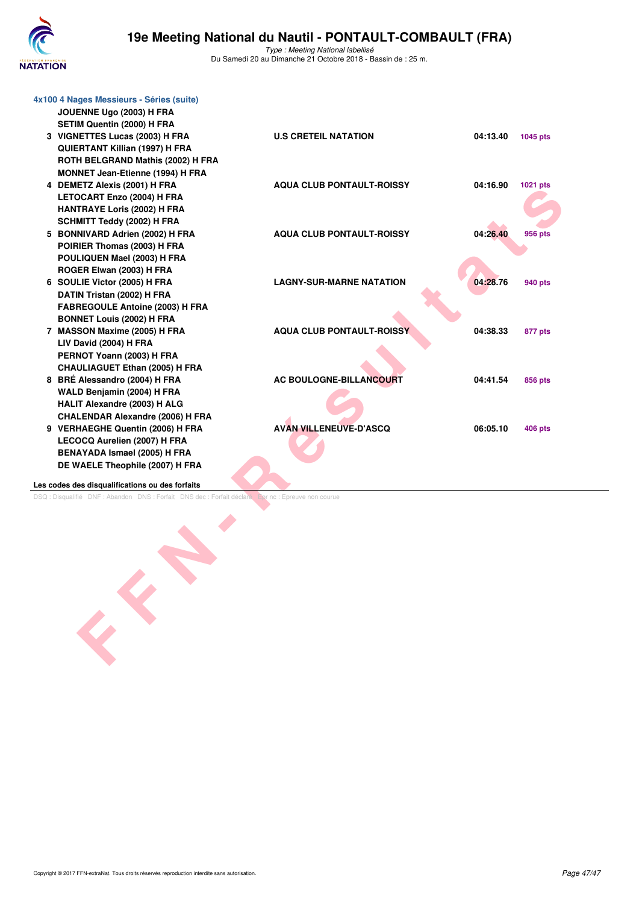### 4x100 4 Nages Messieurs - Séries (suite)

| | | | | |
|---|---|---|---|---|
| | JOUENNE Ugo (2003) H FRA | | | |
| | SETIM Quentin (2000) H FRA | | | |
| 3 | VIGNETTES Lucas (2003) H FRA | U.S CRETEIL NATATION | 04:13.40 | 1045 pts |
| | QUIERTANT Killian (1997) H FRA | | | |
| | ROTH BELGRAND Mathis (2002) H FRA | | | |
| | MONNET Jean-Etienne (1994) H FRA | | | |
| 4 | DEMETZ Alexis (2001) H FRA | AQUA CLUB PONTAULT-ROISSY | 04:16.90 | 1021 pts |
| | LETOCART Enzo (2004) H FRA | | | |
| | HANTRAYE Loris (2002) H FRA | | | |
| | SCHMITT Teddy (2002) H FRA | | | |
| 5 | BONNIVARD Adrien (2002) H FRA | AQUA CLUB PONTAULT-ROISSY | 04:26.40 | 956 pts |
| | POIRIER Thomas (2003) H FRA | | | |
| | POULIQUEN Mael (2003) H FRA | | | |
| | ROGER Elwan (2003) H FRA | | | |
| 6 | SOULIE Victor (2005) H FRA | LAGNY-SUR-MARNE NATATION | 04:28.76 | 940 pts |
| | DATIN Tristan (2002) H FRA | | | |
| | FABREGOULE Antoine (2003) H FRA | | | |
| | BONNET Louis (2002) H FRA | | | |
| 7 | MASSON Maxime (2005) H FRA | AQUA CLUB PONTAULT-ROISSY | 04:38.33 | 877 pts |
| | LIV David (2004) H FRA | | | |
| | PERNOT Yoann (2003) H FRA | | | |
| | CHAULIAGUET Ethan (2005) H FRA | | | |
| 8 | BRÉ Alessandro (2004) H FRA | AC BOULOGNE-BILLANCOURT | 04:41.54 | 856 pts |
| | WALD Benjamin (2004) H FRA | | | |
| | HALIT Alexandre (2003) H ALG | | | |
| | CHALENDAR Alexandre (2006) H FRA | | | |
| 9 | VERHAEGHE Quentin (2006) H FRA | AVAN VILLENEUVE-D'ASCQ | 06:05.10 | 406 pts |
| | LECOCQ Aurelien (2007) H FRA | | | |
| | BENAYADA Ismael (2005) H FRA | | | |
| | DE WAELE Theophile (2007) H FRA | | | |

**Les codes des disqualifications ou des forfaits**

DSQ : Disqualifié DNF : Abandon DNS : Forfait DNS dec : Forfait déclaré Epr nc : Epreuve non courue